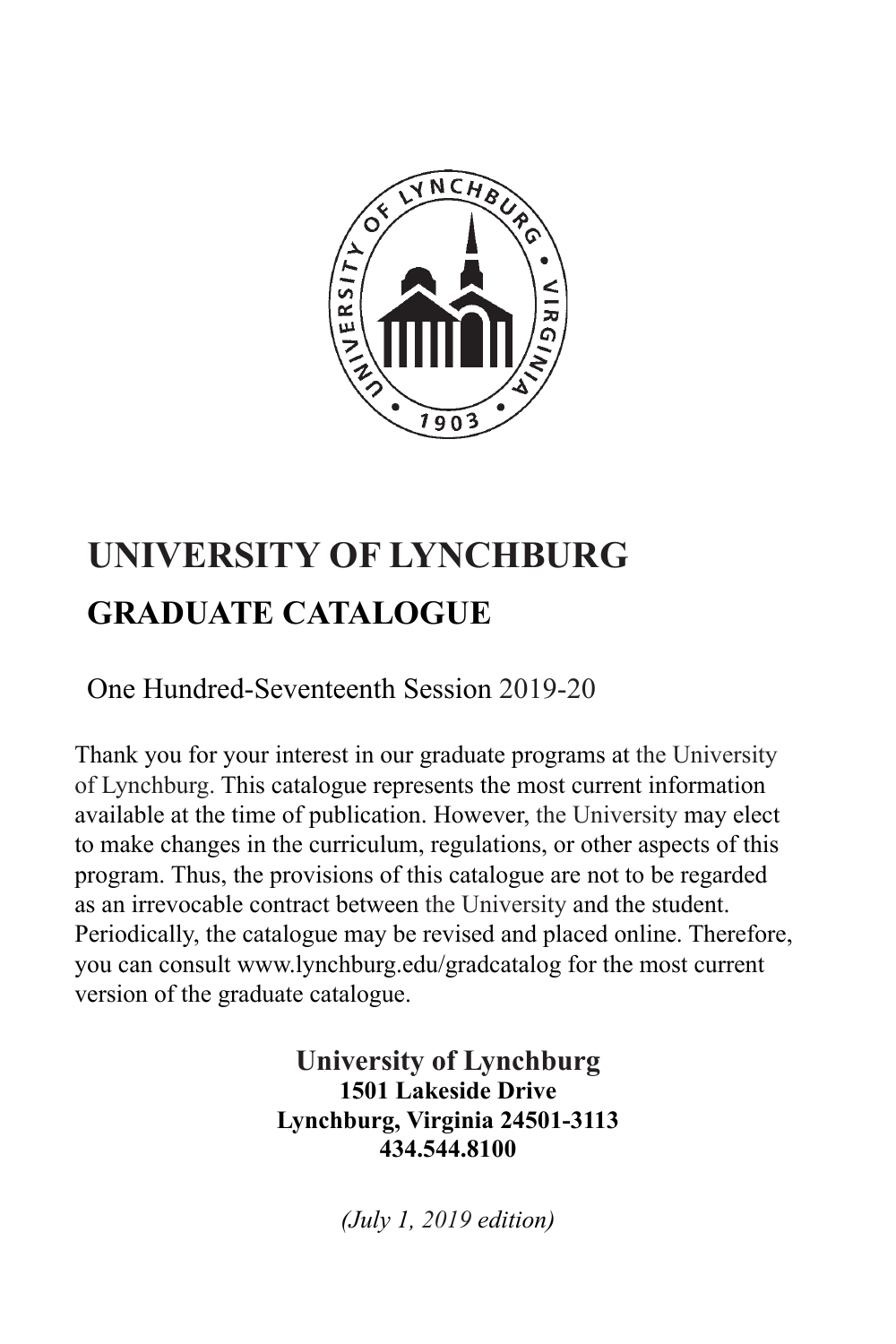# UNIVERSITY OF LYNCHBURG

## GRADUATE CATALOGUE

One Hundred-Seventeenth Session 2019-20

Thank you for your interest in our graduate programs at the University of Lynchburg. This catalogue represents the most current information available at the time of publication. However, the University may elect to make changes in the curriculum, regulations, or other aspects of this program. Thus, the provisions of this catalogue are not to be regarded as an irrevocable contract between the University and the student. Periodically, the catalogue may be revised and placed online. Therefore, you can consult www.lynchburg.edu/gradcatalog for the most current version of the graduate catalogue.

**University of Lynchburg**
**1501 Lakeside Drive**
**Lynchburg, Virginia 24501-3113**
**434.544.8100**

*(July 1, 2019 edition)*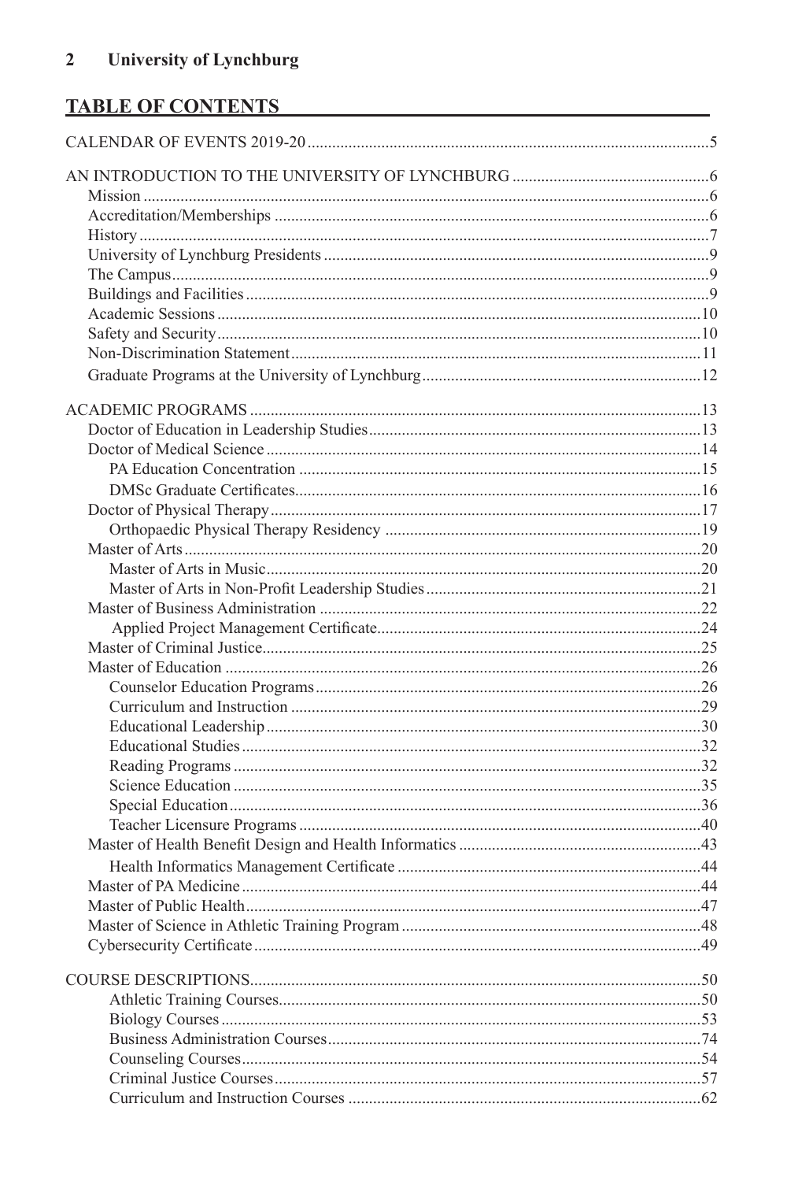## TABLE OF CONTENTS

CALENDAR OF EVENTS 2019-20 ....... 5

AN INTRODUCTION TO THE UNIVERSITY OF LYNCHBURG ....... 6

- Mission ....... 6
- Accreditation/Memberships ....... 6
- History ....... 7
- University of Lynchburg Presidents ....... 9
- The Campus ....... 9
- Buildings and Facilities ....... 9
- Academic Sessions ....... 10
- Safety and Security ....... 10
- Non-Discrimination Statement ....... 11
- Graduate Programs at the University of Lynchburg ....... 12

ACADEMIC PROGRAMS ....... 13

- Doctor of Education in Leadership Studies ....... 13
- Doctor of Medical Science ....... 14
  - PA Education Concentration ....... 15
  - DMSc Graduate Certificates ....... 16
- Doctor of Physical Therapy ....... 17
  - Orthopaedic Physical Therapy Residency ....... 19
- Master of Arts ....... 20
  - Master of Arts in Music ....... 20
  - Master of Arts in Non-Profit Leadership Studies ....... 21
- Master of Business Administration ....... 22
  - Applied Project Management Certificate ....... 24
- Master of Criminal Justice ....... 25
- Master of Education ....... 26
  - Counselor Education Programs ....... 26
  - Curriculum and Instruction ....... 29
  - Educational Leadership ....... 30
  - Educational Studies ....... 32
  - Reading Programs ....... 32
  - Science Education ....... 35
  - Special Education ....... 36
  - Teacher Licensure Programs ....... 40
- Master of Health Benefit Design and Health Informatics ....... 43
  - Health Informatics Management Certificate ....... 44
- Master of PA Medicine ....... 44
- Master of Public Health ....... 47
- Master of Science in Athletic Training Program ....... 48
- Cybersecurity Certificate ....... 49

COURSE DESCRIPTIONS ....... 50

- Athletic Training Courses ....... 50
- Biology Courses ....... 53
- Business Administration Courses ....... 74
- Counseling Courses ....... 54
- Criminal Justice Courses ....... 57
- Curriculum and Instruction Courses ....... 62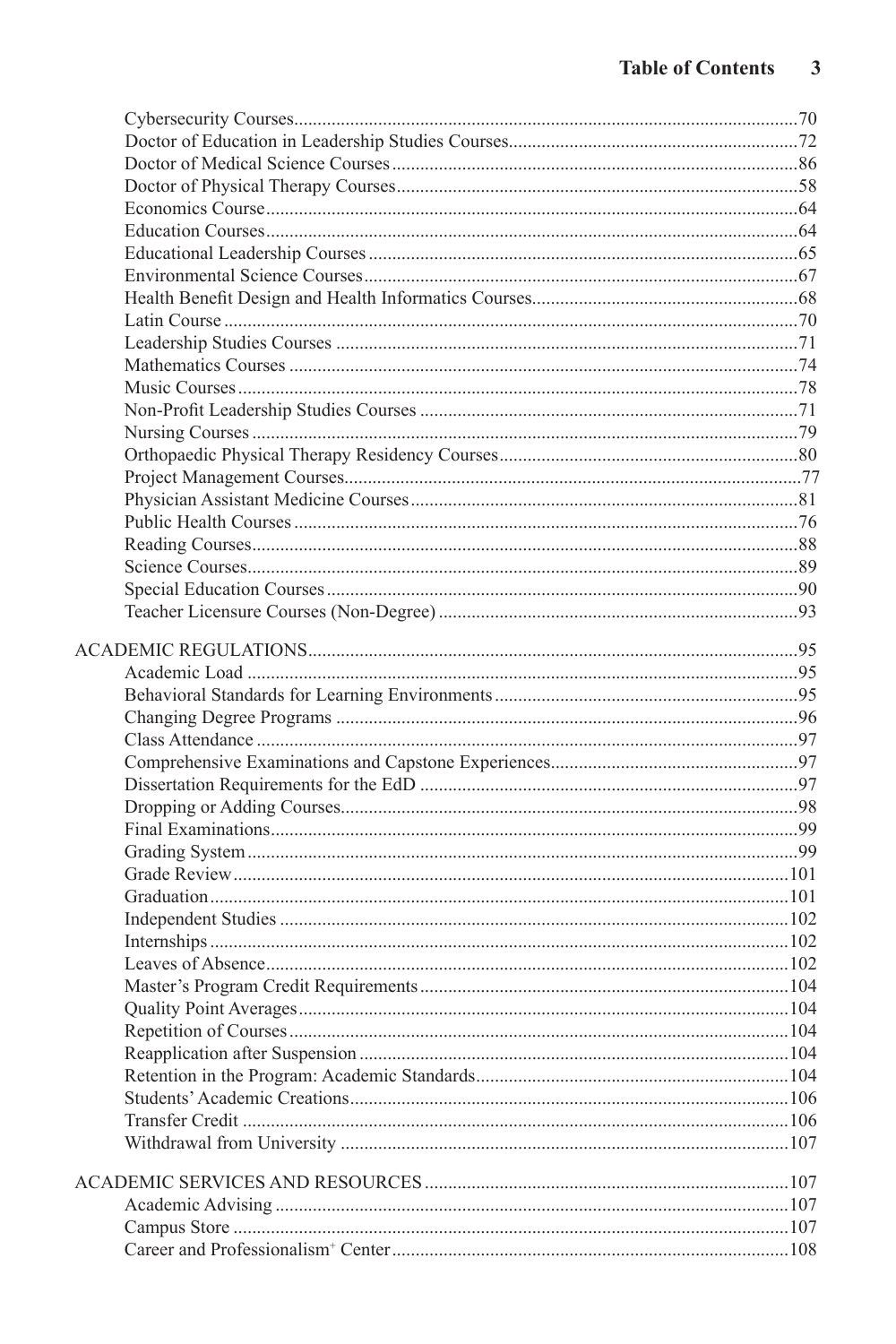- Cybersecurity Courses ... 70
- Doctor of Education in Leadership Studies Courses ... 72
- Doctor of Medical Science Courses ... 86
- Doctor of Physical Therapy Courses ... 58
- Economics Course ... 64
- Education Courses ... 64
- Educational Leadership Courses ... 65
- Environmental Science Courses ... 67
- Health Benefit Design and Health Informatics Courses ... 68
- Latin Course ... 70
- Leadership Studies Courses ... 71
- Mathematics Courses ... 74
- Music Courses ... 78
- Non-Profit Leadership Studies Courses ... 71
- Nursing Courses ... 79
- Orthopaedic Physical Therapy Residency Courses ... 80
- Project Management Courses ... 77
- Physician Assistant Medicine Courses ... 81
- Public Health Courses ... 76
- Reading Courses ... 88
- Science Courses ... 89
- Special Education Courses ... 90
- Teacher Licensure Courses (Non-Degree) ... 93

ACADEMIC REGULATIONS ... 95

- Academic Load ... 95
- Behavioral Standards for Learning Environments ... 95
- Changing Degree Programs ... 96
- Class Attendance ... 97
- Comprehensive Examinations and Capstone Experiences ... 97
- Dissertation Requirements for the EdD ... 97
- Dropping or Adding Courses ... 98
- Final Examinations ... 99
- Grading System ... 99
- Grade Review ... 101
- Graduation ... 101
- Independent Studies ... 102
- Internships ... 102
- Leaves of Absence ... 102
- Master's Program Credit Requirements ... 104
- Quality Point Averages ... 104
- Repetition of Courses ... 104
- Reapplication after Suspension ... 104
- Retention in the Program: Academic Standards ... 104
- Students' Academic Creations ... 106
- Transfer Credit ... 106
- Withdrawal from University ... 107

ACADEMIC SERVICES AND RESOURCES ... 107

- Academic Advising ... 107
- Campus Store ... 107
- Career and Professionalism+ Center ... 108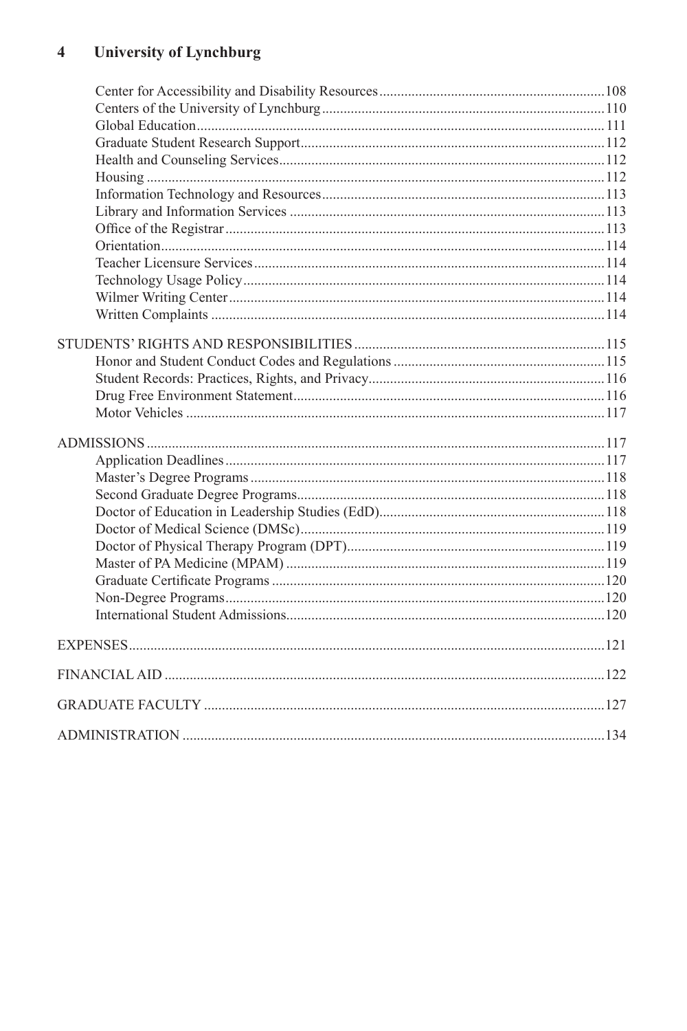Center for Accessibility and Disability Resources ............................................................ 108
Centers of the University of Lynchburg ............................................................................ 110
Global Education ............................................................................................................... 111
Graduate Student Research Support .................................................................................. 112
Health and Counseling Services ......................................................................................... 112
Housing .............................................................................................................................. 112
Information Technology and Resources ............................................................................ 113
Library and Information Services ..................................................................................... 113
Office of the Registrar ....................................................................................................... 113
Orientation ......................................................................................................................... 114
Teacher Licensure Services ............................................................................................... 114
Technology Usage Policy .................................................................................................. 114
Wilmer Writing Center ...................................................................................................... 114
Written Complaints ........................................................................................................... 114

STUDENTS' RIGHTS AND RESPONSIBILITIES ................................................................... 115
Honor and Student Conduct Codes and Regulations ......................................................... 115
Student Records: Practices, Rights, and Privacy ................................................................ 116
Drug Free Environment Statement .................................................................................... 116
Motor Vehicles .................................................................................................................. 117

ADMISSIONS ............................................................................................................................ 117
Application Deadlines ....................................................................................................... 117
Master's Degree Programs ................................................................................................. 118
Second Graduate Degree Programs .................................................................................... 118
Doctor of Education in Leadership Studies (EdD) ............................................................. 118
Doctor of Medical Science (DMSc) ................................................................................... 119
Doctor of Physical Therapy Program (DPT) ...................................................................... 119
Master of PA Medicine (MPAM) ....................................................................................... 119
Graduate Certificate Programs ........................................................................................... 120
Non-Degree Programs ........................................................................................................ 120
International Student Admissions ...................................................................................... 120

EXPENSES ................................................................................................................................. 121

FINANCIAL AID ....................................................................................................................... 122

GRADUATE FACULTY ............................................................................................................ 127

ADMINISTRATION .................................................................................................................. 134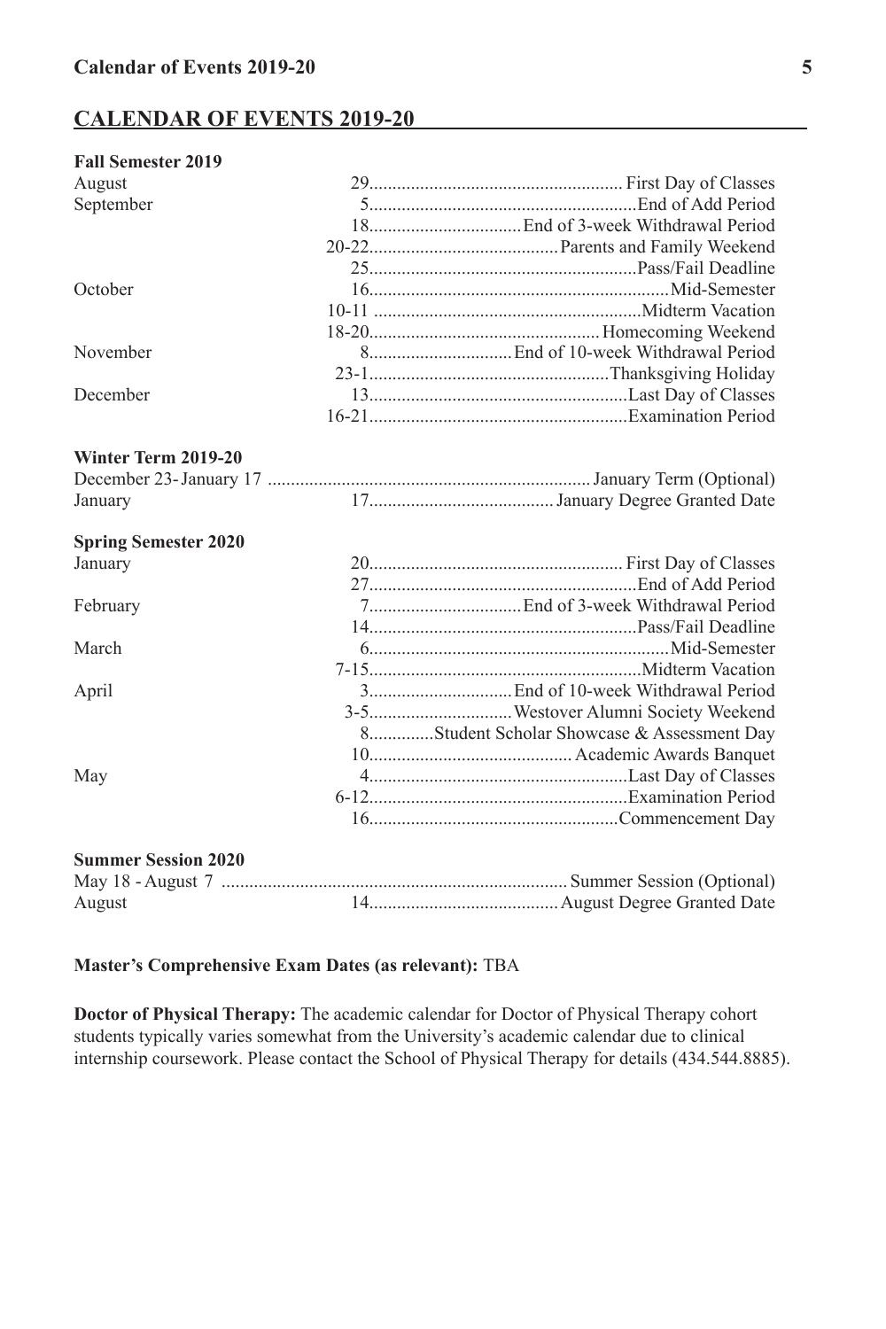## CALENDAR OF EVENTS 2019-20

### Fall Semester 2019

| | | |
|---|---|---|
| August | 29 | First Day of Classes |
| September | 5 | End of Add Period |
| | 18 | End of 3-week Withdrawal Period |
| | 20-22 | Parents and Family Weekend |
| | 25 | Pass/Fail Deadline |
| October | 16 | Mid-Semester |
| | 10-11 | Midterm Vacation |
| | 18-20 | Homecoming Weekend |
| November | 8 | End of 10-week Withdrawal Period |
| | 23-1 | Thanksgiving Holiday |
| December | 13 | Last Day of Classes |
| | 16-21 | Examination Period |

### Winter Term 2019-20

| | | |
|---|---|---|
| December 23- January 17 | | January Term (Optional) |
| January | 17 | January Degree Granted Date |

### Spring Semester 2020

| | | |
|---|---|---|
| January | 20 | First Day of Classes |
| | 27 | End of Add Period |
| February | 7 | End of 3-week Withdrawal Period |
| | 14 | Pass/Fail Deadline |
| March | 6 | Mid-Semester |
| | 7-15 | Midterm Vacation |
| April | 3 | End of 10-week Withdrawal Period |
| | 3-5 | Westover Alumni Society Weekend |
| | 8 | Student Scholar Showcase & Assessment Day |
| | 10 | Academic Awards Banquet |
| May | 4 | Last Day of Classes |
| | 6-12 | Examination Period |
| | 16 | Commencement Day |

### Summer Session 2020

| | | |
|---|---|---|
| May 18 - August 7 | | Summer Session (Optional) |
| August | 14 | August Degree Granted Date |

**Master's Comprehensive Exam Dates (as relevant):** TBA

**Doctor of Physical Therapy:** The academic calendar for Doctor of Physical Therapy cohort students typically varies somewhat from the University's academic calendar due to clinical internship coursework. Please contact the School of Physical Therapy for details (434.544.8885).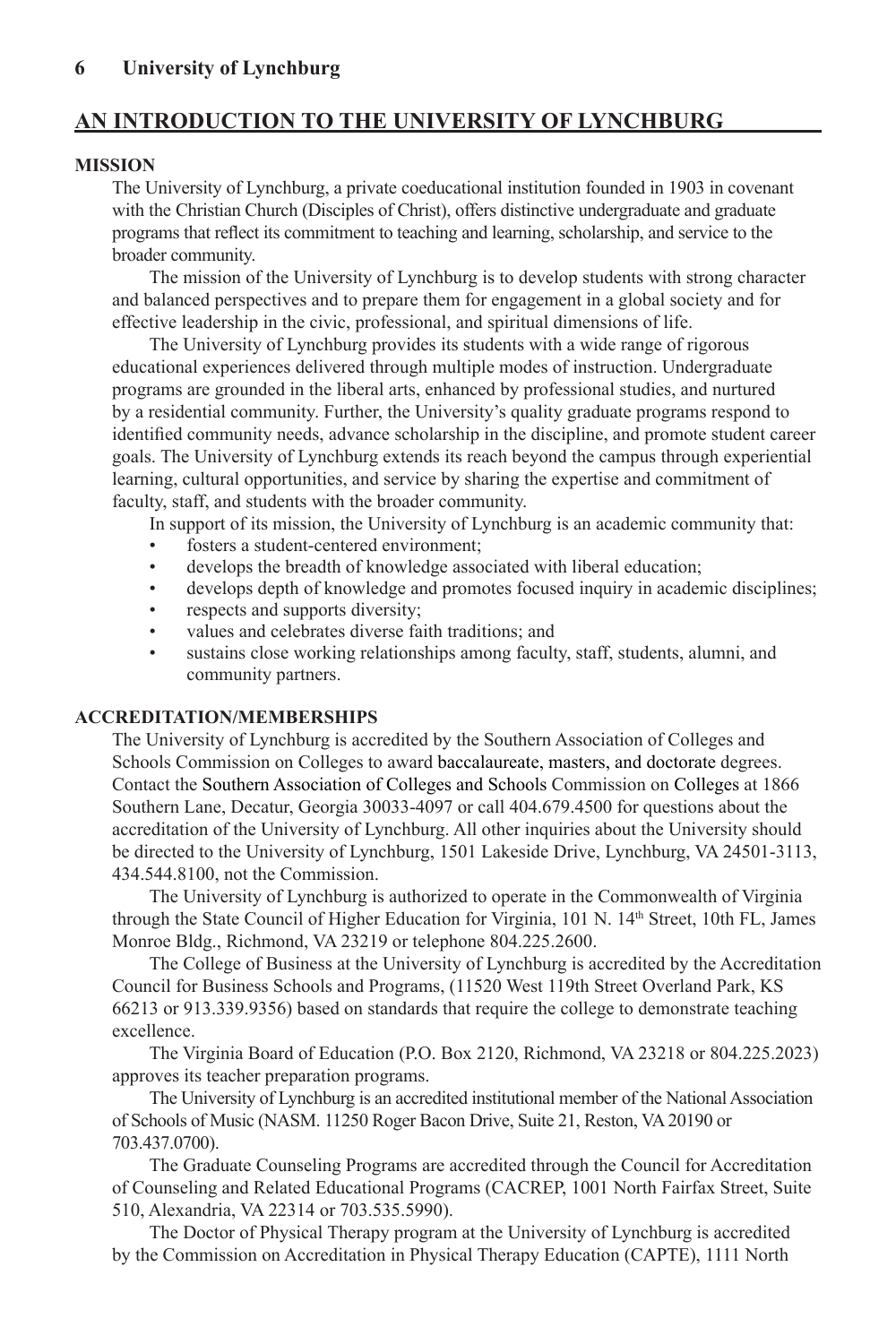# AN INTRODUCTION TO THE UNIVERSITY OF LYNCHBURG

## MISSION

The University of Lynchburg, a private coeducational institution founded in 1903 in covenant with the Christian Church (Disciples of Christ), offers distinctive undergraduate and graduate programs that reflect its commitment to teaching and learning, scholarship, and service to the broader community.

The mission of the University of Lynchburg is to develop students with strong character and balanced perspectives and to prepare them for engagement in a global society and for effective leadership in the civic, professional, and spiritual dimensions of life.

The University of Lynchburg provides its students with a wide range of rigorous educational experiences delivered through multiple modes of instruction. Undergraduate programs are grounded in the liberal arts, enhanced by professional studies, and nurtured by a residential community. Further, the University's quality graduate programs respond to identified community needs, advance scholarship in the discipline, and promote student career goals. The University of Lynchburg extends its reach beyond the campus through experiential learning, cultural opportunities, and service by sharing the expertise and commitment of faculty, staff, and students with the broader community.

In support of its mission, the University of Lynchburg is an academic community that:

- fosters a student-centered environment;
- develops the breadth of knowledge associated with liberal education;
- develops depth of knowledge and promotes focused inquiry in academic disciplines;
- respects and supports diversity;
- values and celebrates diverse faith traditions; and
- sustains close working relationships among faculty, staff, students, alumni, and community partners.

## ACCREDITATION/MEMBERSHIPS

The University of Lynchburg is accredited by the Southern Association of Colleges and Schools Commission on Colleges to award baccalaureate, masters, and doctorate degrees. Contact the Southern Association of Colleges and Schools Commission on Colleges at 1866 Southern Lane, Decatur, Georgia 30033-4097 or call 404.679.4500 for questions about the accreditation of the University of Lynchburg. All other inquiries about the University should be directed to the University of Lynchburg, 1501 Lakeside Drive, Lynchburg, VA 24501-3113, 434.544.8100, not the Commission.

The University of Lynchburg is authorized to operate in the Commonwealth of Virginia through the State Council of Higher Education for Virginia, 101 N. 14th Street, 10th FL, James Monroe Bldg., Richmond, VA 23219 or telephone 804.225.2600.

The College of Business at the University of Lynchburg is accredited by the Accreditation Council for Business Schools and Programs, (11520 West 119th Street Overland Park, KS 66213 or 913.339.9356) based on standards that require the college to demonstrate teaching excellence.

The Virginia Board of Education (P.O. Box 2120, Richmond, VA 23218 or 804.225.2023) approves its teacher preparation programs.

The University of Lynchburg is an accredited institutional member of the National Association of Schools of Music (NASM. 11250 Roger Bacon Drive, Suite 21, Reston, VA 20190 or 703.437.0700).

The Graduate Counseling Programs are accredited through the Council for Accreditation of Counseling and Related Educational Programs (CACREP, 1001 North Fairfax Street, Suite 510, Alexandria, VA 22314 or 703.535.5990).

The Doctor of Physical Therapy program at the University of Lynchburg is accredited by the Commission on Accreditation in Physical Therapy Education (CAPTE), 1111 North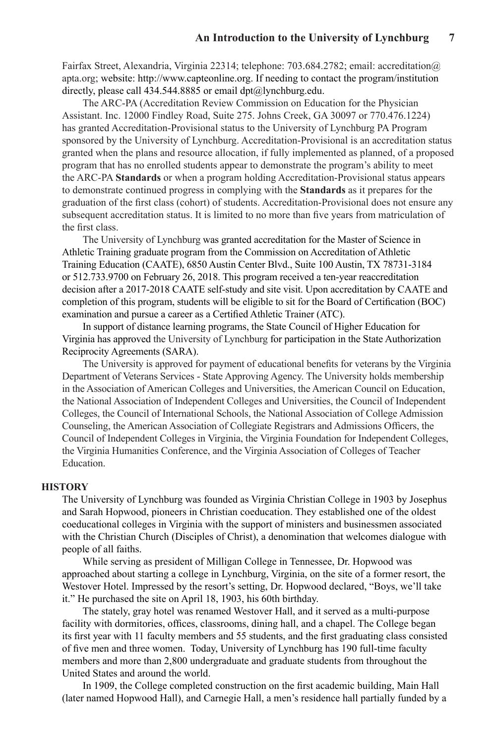Fairfax Street, Alexandria, Virginia 22314; telephone: 703.684.2782; email: accreditation@apta.org; website: http://www.capteonline.org. If needing to contact the program/institution directly, please call 434.544.8885 or email dpt@lynchburg.edu.

The ARC-PA (Accreditation Review Commission on Education for the Physician Assistant. Inc. 12000 Findley Road, Suite 275. Johns Creek, GA 30097 or 770.476.1224) has granted Accreditation-Provisional status to the University of Lynchburg PA Program sponsored by the University of Lynchburg. Accreditation-Provisional is an accreditation status granted when the plans and resource allocation, if fully implemented as planned, of a proposed program that has no enrolled students appear to demonstrate the program's ability to meet the ARC-PA **Standards** or when a program holding Accreditation-Provisional status appears to demonstrate continued progress in complying with the **Standards** as it prepares for the graduation of the first class (cohort) of students. Accreditation-Provisional does not ensure any subsequent accreditation status. It is limited to no more than five years from matriculation of the first class.

The University of Lynchburg was granted accreditation for the Master of Science in Athletic Training graduate program from the Commission on Accreditation of Athletic Training Education (CAATE), 6850 Austin Center Blvd., Suite 100 Austin, TX 78731-3184 or 512.733.9700 on February 26, 2018. This program received a ten-year reaccreditation decision after a 2017-2018 CAATE self-study and site visit. Upon accreditation by CAATE and completion of this program, students will be eligible to sit for the Board of Certification (BOC) examination and pursue a career as a Certified Athletic Trainer (ATC).

In support of distance learning programs, the State Council of Higher Education for Virginia has approved the University of Lynchburg for participation in the State Authorization Reciprocity Agreements (SARA).

The University is approved for payment of educational benefits for veterans by the Virginia Department of Veterans Services - State Approving Agency. The University holds membership in the Association of American Colleges and Universities, the American Council on Education, the National Association of Independent Colleges and Universities, the Council of Independent Colleges, the Council of International Schools, the National Association of College Admission Counseling, the American Association of Collegiate Registrars and Admissions Officers, the Council of Independent Colleges in Virginia, the Virginia Foundation for Independent Colleges, the Virginia Humanities Conference, and the Virginia Association of Colleges of Teacher Education.

## HISTORY

The University of Lynchburg was founded as Virginia Christian College in 1903 by Josephus and Sarah Hopwood, pioneers in Christian coeducation. They established one of the oldest coeducational colleges in Virginia with the support of ministers and businessmen associated with the Christian Church (Disciples of Christ), a denomination that welcomes dialogue with people of all faiths.

While serving as president of Milligan College in Tennessee, Dr. Hopwood was approached about starting a college in Lynchburg, Virginia, on the site of a former resort, the Westover Hotel. Impressed by the resort's setting, Dr. Hopwood declared, "Boys, we'll take it." He purchased the site on April 18, 1903, his 60th birthday.

The stately, gray hotel was renamed Westover Hall, and it served as a multi-purpose facility with dormitories, offices, classrooms, dining hall, and a chapel. The College began its first year with 11 faculty members and 55 students, and the first graduating class consisted of five men and three women. Today, University of Lynchburg has 190 full-time faculty members and more than 2,800 undergraduate and graduate students from throughout the United States and around the world.

In 1909, the College completed construction on the first academic building, Main Hall (later named Hopwood Hall), and Carnegie Hall, a men's residence hall partially funded by a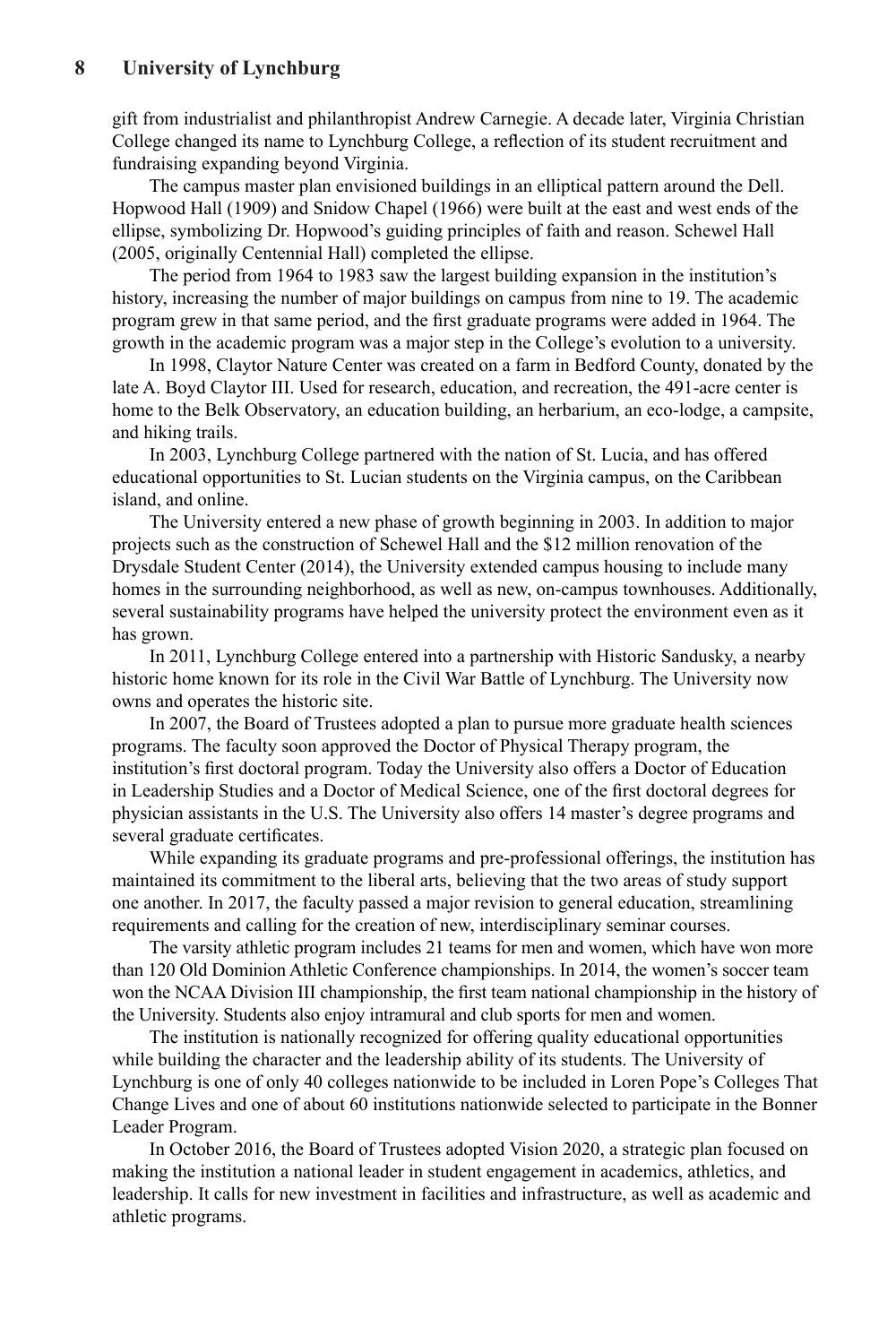gift from industrialist and philanthropist Andrew Carnegie. A decade later, Virginia Christian College changed its name to Lynchburg College, a reflection of its student recruitment and fundraising expanding beyond Virginia.

The campus master plan envisioned buildings in an elliptical pattern around the Dell. Hopwood Hall (1909) and Snidow Chapel (1966) were built at the east and west ends of the ellipse, symbolizing Dr. Hopwood's guiding principles of faith and reason. Schewel Hall (2005, originally Centennial Hall) completed the ellipse.

The period from 1964 to 1983 saw the largest building expansion in the institution's history, increasing the number of major buildings on campus from nine to 19. The academic program grew in that same period, and the first graduate programs were added in 1964. The growth in the academic program was a major step in the College's evolution to a university.

In 1998, Claytor Nature Center was created on a farm in Bedford County, donated by the late A. Boyd Claytor III. Used for research, education, and recreation, the 491-acre center is home to the Belk Observatory, an education building, an herbarium, an eco-lodge, a campsite, and hiking trails.

In 2003, Lynchburg College partnered with the nation of St. Lucia, and has offered educational opportunities to St. Lucian students on the Virginia campus, on the Caribbean island, and online.

The University entered a new phase of growth beginning in 2003. In addition to major projects such as the construction of Schewel Hall and the $12 million renovation of the Drysdale Student Center (2014), the University extended campus housing to include many homes in the surrounding neighborhood, as well as new, on-campus townhouses. Additionally, several sustainability programs have helped the university protect the environment even as it has grown.

In 2011, Lynchburg College entered into a partnership with Historic Sandusky, a nearby historic home known for its role in the Civil War Battle of Lynchburg. The University now owns and operates the historic site.

In 2007, the Board of Trustees adopted a plan to pursue more graduate health sciences programs. The faculty soon approved the Doctor of Physical Therapy program, the institution's first doctoral program. Today the University also offers a Doctor of Education in Leadership Studies and a Doctor of Medical Science, one of the first doctoral degrees for physician assistants in the U.S. The University also offers 14 master's degree programs and several graduate certificates.

While expanding its graduate programs and pre-professional offerings, the institution has maintained its commitment to the liberal arts, believing that the two areas of study support one another. In 2017, the faculty passed a major revision to general education, streamlining requirements and calling for the creation of new, interdisciplinary seminar courses.

The varsity athletic program includes 21 teams for men and women, which have won more than 120 Old Dominion Athletic Conference championships. In 2014, the women's soccer team won the NCAA Division III championship, the first team national championship in the history of the University. Students also enjoy intramural and club sports for men and women.

The institution is nationally recognized for offering quality educational opportunities while building the character and the leadership ability of its students. The University of Lynchburg is one of only 40 colleges nationwide to be included in Loren Pope's Colleges That Change Lives and one of about 60 institutions nationwide selected to participate in the Bonner Leader Program.

In October 2016, the Board of Trustees adopted Vision 2020, a strategic plan focused on making the institution a national leader in student engagement in academics, athletics, and leadership. It calls for new investment in facilities and infrastructure, as well as academic and athletic programs.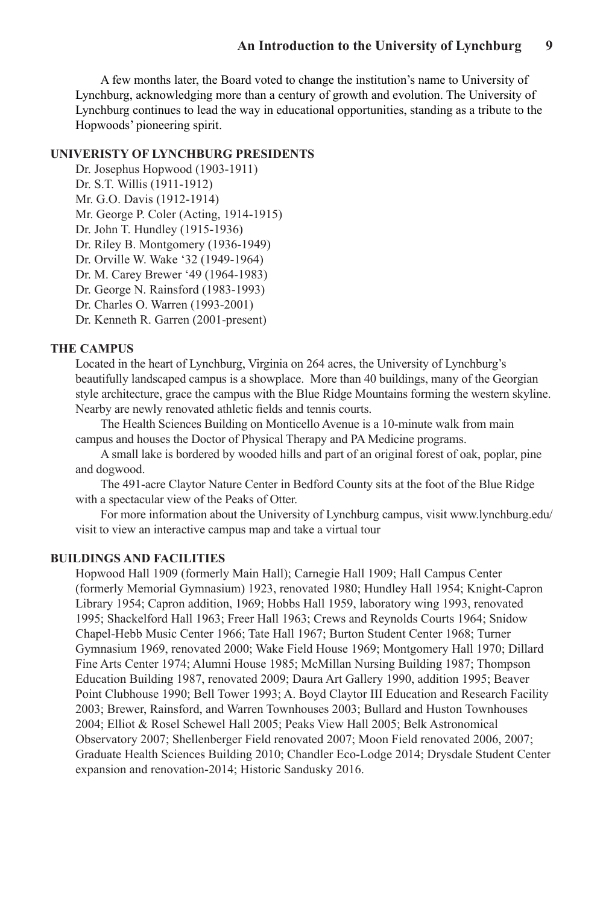A few months later, the Board voted to change the institution's name to University of Lynchburg, acknowledging more than a century of growth and evolution. The University of Lynchburg continues to lead the way in educational opportunities, standing as a tribute to the Hopwoods' pioneering spirit.

## UNIVERISTY OF LYNCHBURG PRESIDENTS

Dr. Josephus Hopwood (1903-1911)
Dr. S.T. Willis (1911-1912)
Mr. G.O. Davis (1912-1914)
Mr. George P. Coler (Acting, 1914-1915)
Dr. John T. Hundley (1915-1936)
Dr. Riley B. Montgomery (1936-1949)
Dr. Orville W. Wake '32 (1949-1964)
Dr. M. Carey Brewer '49 (1964-1983)
Dr. George N. Rainsford (1983-1993)
Dr. Charles O. Warren (1993-2001)
Dr. Kenneth R. Garren (2001-present)

## THE CAMPUS

Located in the heart of Lynchburg, Virginia on 264 acres, the University of Lynchburg's beautifully landscaped campus is a showplace. More than 40 buildings, many of the Georgian style architecture, grace the campus with the Blue Ridge Mountains forming the western skyline. Nearby are newly renovated athletic fields and tennis courts.

The Health Sciences Building on Monticello Avenue is a 10-minute walk from main campus and houses the Doctor of Physical Therapy and PA Medicine programs.

A small lake is bordered by wooded hills and part of an original forest of oak, poplar, pine and dogwood.

The 491-acre Claytor Nature Center in Bedford County sits at the foot of the Blue Ridge with a spectacular view of the Peaks of Otter.

For more information about the University of Lynchburg campus, visit www.lynchburg.edu/visit to view an interactive campus map and take a virtual tour

## BUILDINGS AND FACILITIES

Hopwood Hall 1909 (formerly Main Hall); Carnegie Hall 1909; Hall Campus Center (formerly Memorial Gymnasium) 1923, renovated 1980; Hundley Hall 1954; Knight-Capron Library 1954; Capron addition, 1969; Hobbs Hall 1959, laboratory wing 1993, renovated 1995; Shackelford Hall 1963; Freer Hall 1963; Crews and Reynolds Courts 1964; Snidow Chapel-Hebb Music Center 1966; Tate Hall 1967; Burton Student Center 1968; Turner Gymnasium 1969, renovated 2000; Wake Field House 1969; Montgomery Hall 1970; Dillard Fine Arts Center 1974; Alumni House 1985; McMillan Nursing Building 1987; Thompson Education Building 1987, renovated 2009; Daura Art Gallery 1990, addition 1995; Beaver Point Clubhouse 1990; Bell Tower 1993; A. Boyd Claytor III Education and Research Facility 2003; Brewer, Rainsford, and Warren Townhouses 2003; Bullard and Huston Townhouses 2004; Elliot & Rosel Schewel Hall 2005; Peaks View Hall 2005; Belk Astronomical Observatory 2007; Shellenberger Field renovated 2007; Moon Field renovated 2006, 2007; Graduate Health Sciences Building 2010; Chandler Eco-Lodge 2014; Drysdale Student Center expansion and renovation-2014; Historic Sandusky 2016.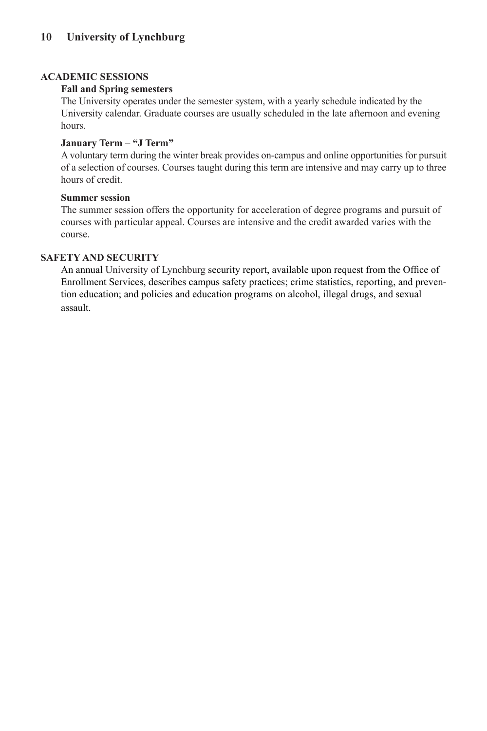## ACADEMIC SESSIONS

### Fall and Spring semesters

The University operates under the semester system, with a yearly schedule indicated by the University calendar. Graduate courses are usually scheduled in the late afternoon and evening hours.

### January Term – "J Term"

A voluntary term during the winter break provides on-campus and online opportunities for pursuit of a selection of courses. Courses taught during this term are intensive and may carry up to three hours of credit.

### Summer session

The summer session offers the opportunity for acceleration of degree programs and pursuit of courses with particular appeal. Courses are intensive and the credit awarded varies with the course.

## SAFETY AND SECURITY

An annual University of Lynchburg security report, available upon request from the Office of Enrollment Services, describes campus safety practices; crime statistics, reporting, and prevention education; and policies and education programs on alcohol, illegal drugs, and sexual assault.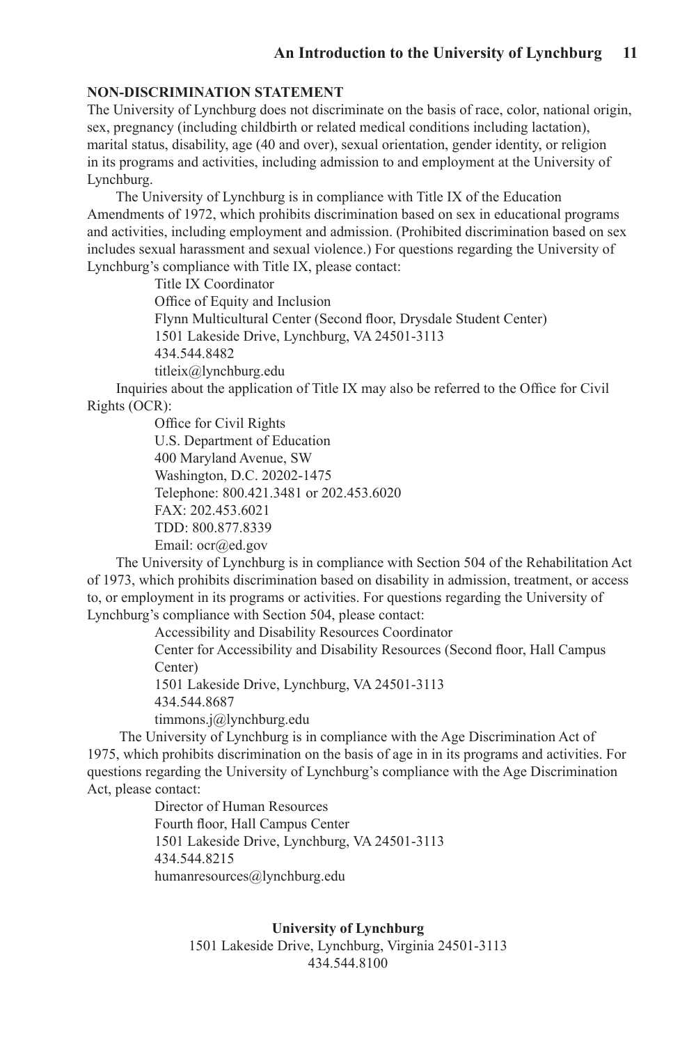## NON-DISCRIMINATION STATEMENT

The University of Lynchburg does not discriminate on the basis of race, color, national origin, sex, pregnancy (including childbirth or related medical conditions including lactation), marital status, disability, age (40 and over), sexual orientation, gender identity, or religion in its programs and activities, including admission to and employment at the University of Lynchburg.

The University of Lynchburg is in compliance with Title IX of the Education Amendments of 1972, which prohibits discrimination based on sex in educational programs and activities, including employment and admission. (Prohibited discrimination based on sex includes sexual harassment and sexual violence.) For questions regarding the University of Lynchburg's compliance with Title IX, please contact:

Title IX Coordinator
Office of Equity and Inclusion
Flynn Multicultural Center (Second floor, Drysdale Student Center)
1501 Lakeside Drive, Lynchburg, VA 24501-3113
434.544.8482
titleix@lynchburg.edu

Inquiries about the application of Title IX may also be referred to the Office for Civil Rights (OCR):

Office for Civil Rights
U.S. Department of Education
400 Maryland Avenue, SW
Washington, D.C. 20202-1475
Telephone: 800.421.3481 or 202.453.6020
FAX: 202.453.6021
TDD: 800.877.8339
Email: ocr@ed.gov

The University of Lynchburg is in compliance with Section 504 of the Rehabilitation Act of 1973, which prohibits discrimination based on disability in admission, treatment, or access to, or employment in its programs or activities. For questions regarding the University of Lynchburg's compliance with Section 504, please contact:

Accessibility and Disability Resources Coordinator
Center for Accessibility and Disability Resources (Second floor, Hall Campus Center)
1501 Lakeside Drive, Lynchburg, VA 24501-3113
434.544.8687
timmons.j@lynchburg.edu

The University of Lynchburg is in compliance with the Age Discrimination Act of 1975, which prohibits discrimination on the basis of age in in its programs and activities. For questions regarding the University of Lynchburg's compliance with the Age Discrimination Act, please contact:

Director of Human Resources
Fourth floor, Hall Campus Center
1501 Lakeside Drive, Lynchburg, VA 24501-3113
434.544.8215
humanresources@lynchburg.edu

**University of Lynchburg**
1501 Lakeside Drive, Lynchburg, Virginia 24501-3113
434.544.8100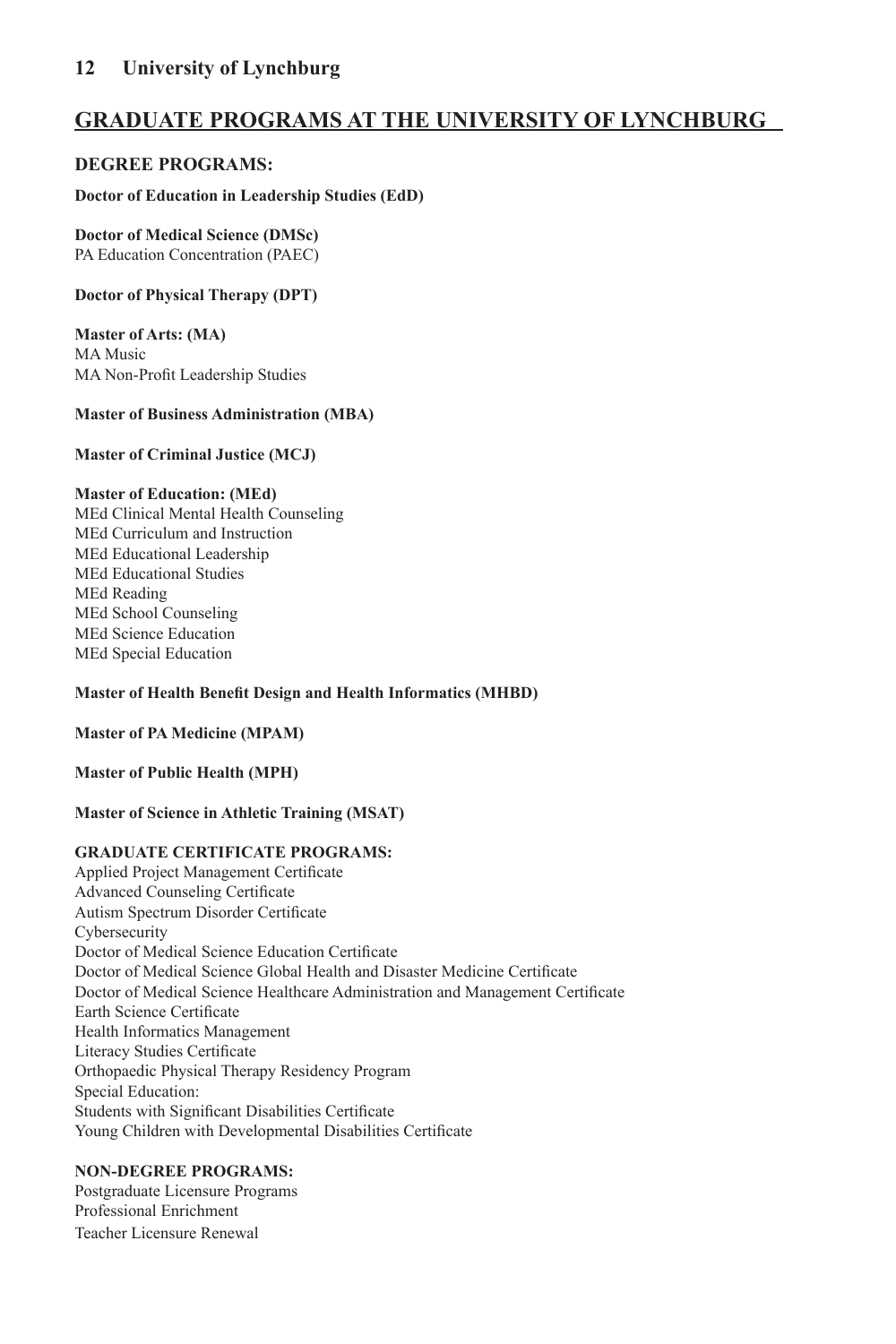## GRADUATE PROGRAMS AT THE UNIVERSITY OF LYNCHBURG

### DEGREE PROGRAMS:

**Doctor of Education in Leadership Studies (EdD)**

**Doctor of Medical Science (DMSc)**
PA Education Concentration (PAEC)

**Doctor of Physical Therapy (DPT)**

**Master of Arts: (MA)**
MA Music
MA Non-Profit Leadership Studies

**Master of Business Administration (MBA)**

**Master of Criminal Justice (MCJ)**

**Master of Education: (MEd)**
MEd Clinical Mental Health Counseling
MEd Curriculum and Instruction
MEd Educational Leadership
MEd Educational Studies
MEd Reading
MEd School Counseling
MEd Science Education
MEd Special Education

**Master of Health Benefit Design and Health Informatics (MHBD)**

**Master of PA Medicine (MPAM)**

**Master of Public Health (MPH)**

**Master of Science in Athletic Training (MSAT)**

### GRADUATE CERTIFICATE PROGRAMS:

Applied Project Management Certificate
Advanced Counseling Certificate
Autism Spectrum Disorder Certificate
Cybersecurity
Doctor of Medical Science Education Certificate
Doctor of Medical Science Global Health and Disaster Medicine Certificate
Doctor of Medical Science Healthcare Administration and Management Certificate
Earth Science Certificate
Health Informatics Management
Literacy Studies Certificate
Orthopaedic Physical Therapy Residency Program
Special Education:
Students with Significant Disabilities Certificate
Young Children with Developmental Disabilities Certificate

### NON-DEGREE PROGRAMS:

Postgraduate Licensure Programs
Professional Enrichment
Teacher Licensure Renewal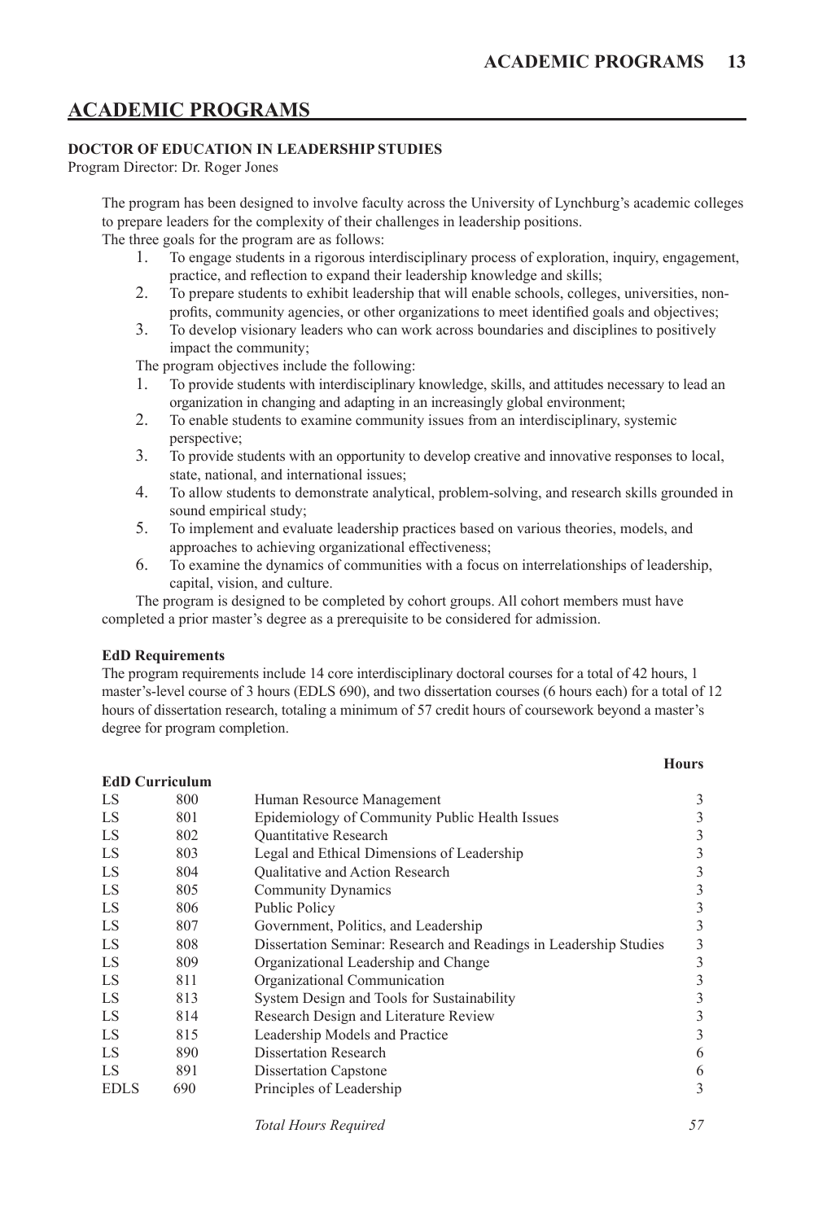# ACADEMIC PROGRAMS

### DOCTOR OF EDUCATION IN LEADERSHIP STUDIES

Program Director: Dr. Roger Jones

The program has been designed to involve faculty across the University of Lynchburg's academic colleges to prepare leaders for the complexity of their challenges in leadership positions.

The three goals for the program are as follows:

1. To engage students in a rigorous interdisciplinary process of exploration, inquiry, engagement, practice, and reflection to expand their leadership knowledge and skills;
2. To prepare students to exhibit leadership that will enable schools, colleges, universities, non-profits, community agencies, or other organizations to meet identified goals and objectives;
3. To develop visionary leaders who can work across boundaries and disciplines to positively impact the community;

The program objectives include the following:

1. To provide students with interdisciplinary knowledge, skills, and attitudes necessary to lead an organization in changing and adapting in an increasingly global environment;
2. To enable students to examine community issues from an interdisciplinary, systemic perspective;
3. To provide students with an opportunity to develop creative and innovative responses to local, state, national, and international issues;
4. To allow students to demonstrate analytical, problem-solving, and research skills grounded in sound empirical study;
5. To implement and evaluate leadership practices based on various theories, models, and approaches to achieving organizational effectiveness;
6. To examine the dynamics of communities with a focus on interrelationships of leadership, capital, vision, and culture.

The program is designed to be completed by cohort groups. All cohort members must have completed a prior master's degree as a prerequisite to be considered for admission.

**EdD Requirements**

The program requirements include 14 core interdisciplinary doctoral courses for a total of 42 hours, 1 master's-level course of 3 hours (EDLS 690), and two dissertation courses (6 hours each) for a total of 12 hours of dissertation research, totaling a minimum of 57 credit hours of coursework beyond a master's degree for program completion.

**EdD Curriculum**

| | | | Hours |
|---|---|---|---|
| LS | 800 | Human Resource Management | 3 |
| LS | 801 | Epidemiology of Community Public Health Issues | 3 |
| LS | 802 | Quantitative Research | 3 |
| LS | 803 | Legal and Ethical Dimensions of Leadership | 3 |
| LS | 804 | Qualitative and Action Research | 3 |
| LS | 805 | Community Dynamics | 3 |
| LS | 806 | Public Policy | 3 |
| LS | 807 | Government, Politics, and Leadership | 3 |
| LS | 808 | Dissertation Seminar: Research and Readings in Leadership Studies | 3 |
| LS | 809 | Organizational Leadership and Change | 3 |
| LS | 811 | Organizational Communication | 3 |
| LS | 813 | System Design and Tools for Sustainability | 3 |
| LS | 814 | Research Design and Literature Review | 3 |
| LS | 815 | Leadership Models and Practice | 3 |
| LS | 890 | Dissertation Research | 6 |
| LS | 891 | Dissertation Capstone | 6 |
| EDLS | 690 | Principles of Leadership | 3 |
| | | *Total Hours Required* | *57* |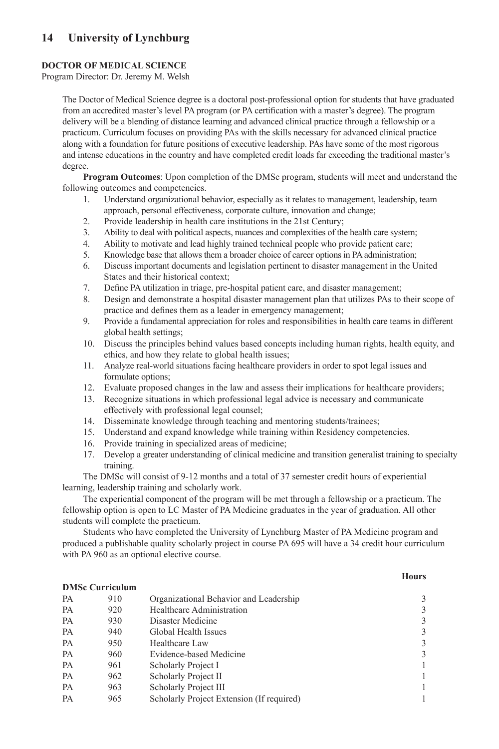## DOCTOR OF MEDICAL SCIENCE

Program Director: Dr. Jeremy M. Welsh

The Doctor of Medical Science degree is a doctoral post-professional option for students that have graduated from an accredited master's level PA program (or PA certification with a master's degree). The program delivery will be a blending of distance learning and advanced clinical practice through a fellowship or a practicum. Curriculum focuses on providing PAs with the skills necessary for advanced clinical practice along with a foundation for future positions of executive leadership. PAs have some of the most rigorous and intense educations in the country and have completed credit loads far exceeding the traditional master's degree.

**Program Outcomes**: Upon completion of the DMSc program, students will meet and understand the following outcomes and competencies.

1. Understand organizational behavior, especially as it relates to management, leadership, team approach, personal effectiveness, corporate culture, innovation and change;
2. Provide leadership in health care institutions in the 21st Century;
3. Ability to deal with political aspects, nuances and complexities of the health care system;
4. Ability to motivate and lead highly trained technical people who provide patient care;
5. Knowledge base that allows them a broader choice of career options in PA administration;
6. Discuss important documents and legislation pertinent to disaster management in the United States and their historical context;
7. Define PA utilization in triage, pre-hospital patient care, and disaster management;
8. Design and demonstrate a hospital disaster management plan that utilizes PAs to their scope of practice and defines them as a leader in emergency management;
9. Provide a fundamental appreciation for roles and responsibilities in health care teams in different global health settings;
10. Discuss the principles behind values based concepts including human rights, health equity, and ethics, and how they relate to global health issues;
11. Analyze real-world situations facing healthcare providers in order to spot legal issues and formulate options;
12. Evaluate proposed changes in the law and assess their implications for healthcare providers;
13. Recognize situations in which professional legal advice is necessary and communicate effectively with professional legal counsel;
14. Disseminate knowledge through teaching and mentoring students/trainees;
15. Understand and expand knowledge while training within Residency competencies.
16. Provide training in specialized areas of medicine;
17. Develop a greater understanding of clinical medicine and transition generalist training to specialty training.

The DMSc will consist of 9-12 months and a total of 37 semester credit hours of experiential learning, leadership training and scholarly work.

The experiential component of the program will be met through a fellowship or a practicum. The fellowship option is open to LC Master of PA Medicine graduates in the year of graduation. All other students will complete the practicum.

Students who have completed the University of Lynchburg Master of PA Medicine program and produced a publishable quality scholarly project in course PA 695 will have a 34 credit hour curriculum with PA 960 as an optional elective course.

**DMSc Curriculum**

| | | | Hours |
|---|---|---|---|
| PA | 910 | Organizational Behavior and Leadership | 3 |
| PA | 920 | Healthcare Administration | 3 |
| PA | 930 | Disaster Medicine | 3 |
| PA | 940 | Global Health Issues | 3 |
| PA | 950 | Healthcare Law | 3 |
| PA | 960 | Evidence-based Medicine | 3 |
| PA | 961 | Scholarly Project I | 1 |
| PA | 962 | Scholarly Project II | 1 |
| PA | 963 | Scholarly Project III | 1 |
| PA | 965 | Scholarly Project Extension (If required) | 1 |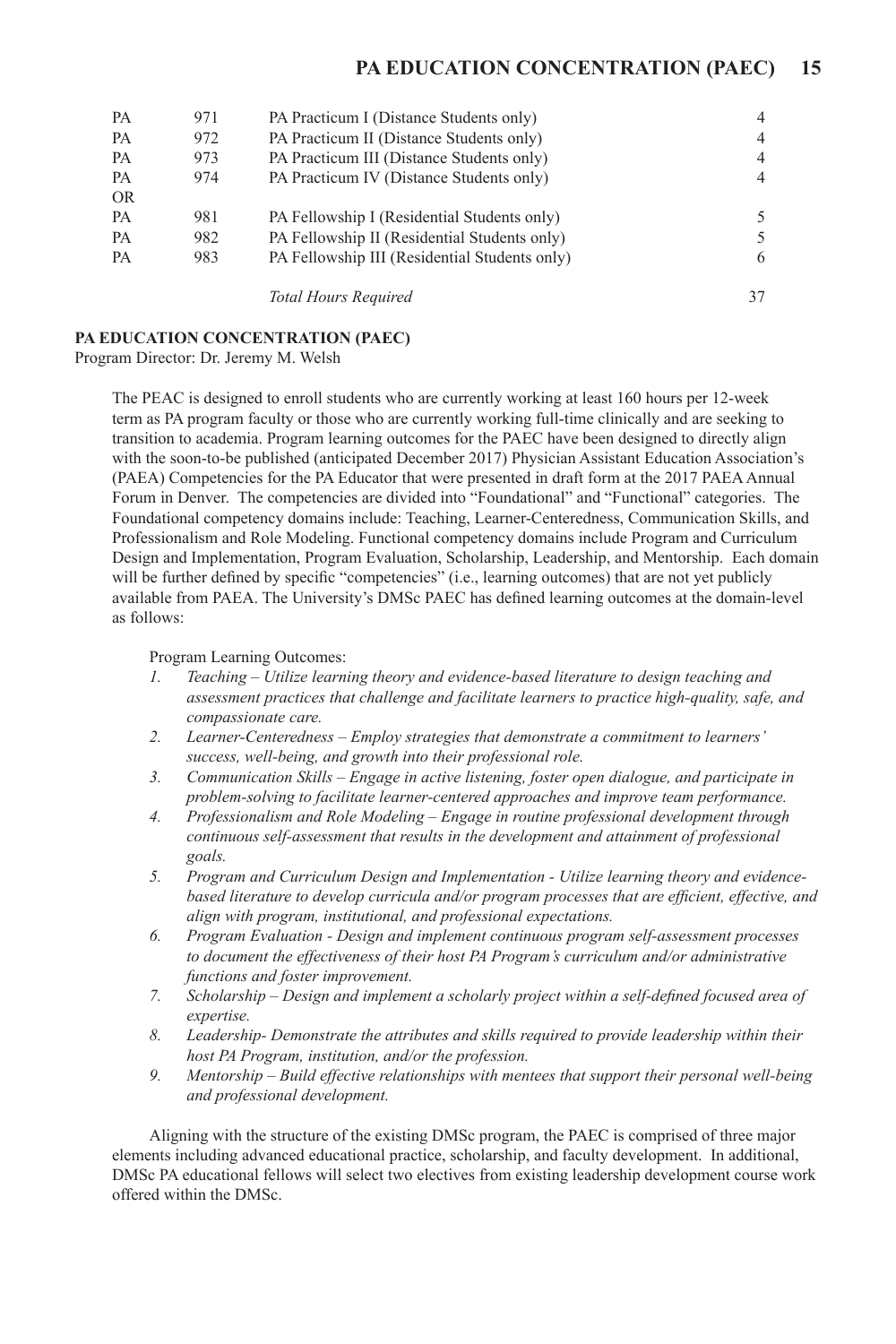| | | | |
|---|---|---|---|
| PA | 971 | PA Practicum I (Distance Students only) | 4 |
| PA | 972 | PA Practicum II (Distance Students only) | 4 |
| PA | 973 | PA Practicum III (Distance Students only) | 4 |
| PA | 974 | PA Practicum IV (Distance Students only) | 4 |
| OR | | | |
| PA | 981 | PA Fellowship I (Residential Students only) | 5 |
| PA | 982 | PA Fellowship II (Residential Students only) | 5 |
| PA | 983 | PA Fellowship III (Residential Students only) | 6 |
| | | *Total Hours Required* | 37 |

## PA EDUCATION CONCENTRATION (PAEC)

Program Director: Dr. Jeremy M. Welsh

The PEAC is designed to enroll students who are currently working at least 160 hours per 12-week term as PA program faculty or those who are currently working full-time clinically and are seeking to transition to academia. Program learning outcomes for the PAEC have been designed to directly align with the soon-to-be published (anticipated December 2017) Physician Assistant Education Association's (PAEA) Competencies for the PA Educator that were presented in draft form at the 2017 PAEA Annual Forum in Denver. The competencies are divided into "Foundational" and "Functional" categories. The Foundational competency domains include: Teaching, Learner-Centeredness, Communication Skills, and Professionalism and Role Modeling. Functional competency domains include Program and Curriculum Design and Implementation, Program Evaluation, Scholarship, Leadership, and Mentorship. Each domain will be further defined by specific "competencies" (i.e., learning outcomes) that are not yet publicly available from PAEA. The University's DMSc PAEC has defined learning outcomes at the domain-level as follows:

Program Learning Outcomes:

1. *Teaching – Utilize learning theory and evidence-based literature to design teaching and assessment practices that challenge and facilitate learners to practice high-quality, safe, and compassionate care.*
2. *Learner-Centeredness – Employ strategies that demonstrate a commitment to learners' success, well-being, and growth into their professional role.*
3. *Communication Skills – Engage in active listening, foster open dialogue, and participate in problem-solving to facilitate learner-centered approaches and improve team performance.*
4. *Professionalism and Role Modeling – Engage in routine professional development through continuous self-assessment that results in the development and attainment of professional goals.*
5. *Program and Curriculum Design and Implementation - Utilize learning theory and evidence-based literature to develop curricula and/or program processes that are efficient, effective, and align with program, institutional, and professional expectations.*
6. *Program Evaluation - Design and implement continuous program self-assessment processes to document the effectiveness of their host PA Program's curriculum and/or administrative functions and foster improvement.*
7. *Scholarship – Design and implement a scholarly project within a self-defined focused area of expertise.*
8. *Leadership- Demonstrate the attributes and skills required to provide leadership within their host PA Program, institution, and/or the profession.*
9. *Mentorship – Build effective relationships with mentees that support their personal well-being and professional development.*

Aligning with the structure of the existing DMSc program, the PAEC is comprised of three major elements including advanced educational practice, scholarship, and faculty development. In additional, DMSc PA educational fellows will select two electives from existing leadership development course work offered within the DMSc.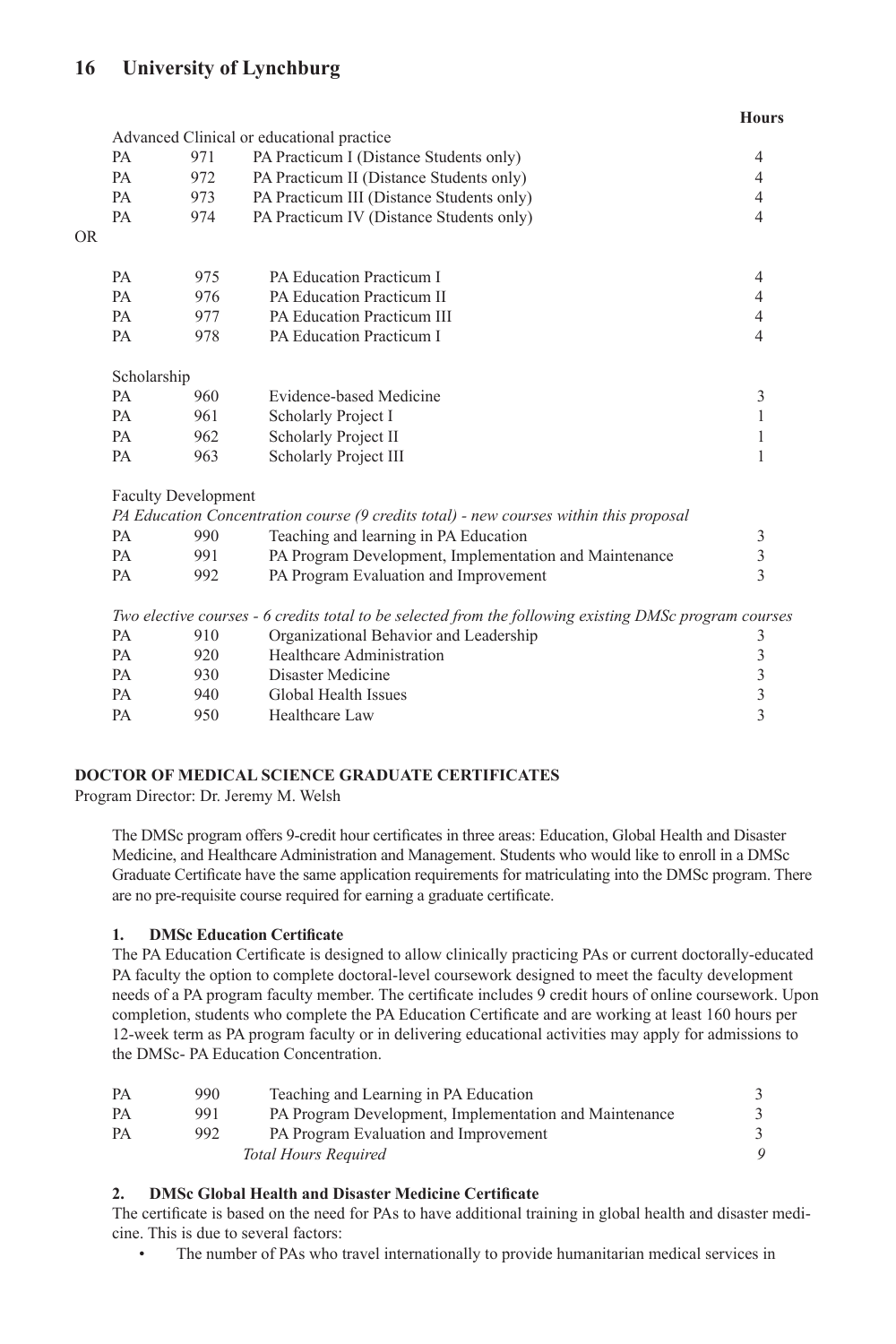| | | | Hours |
|---|---|---|---|
| Advanced Clinical or educational practice | | | |
| PA | 971 | PA Practicum I (Distance Students only) | 4 |
| PA | 972 | PA Practicum II (Distance Students only) | 4 |
| PA | 973 | PA Practicum III (Distance Students only) | 4 |
| PA | 974 | PA Practicum IV (Distance Students only) | 4 |
| OR | | | |
| PA | 975 | PA Education Practicum I | 4 |
| PA | 976 | PA Education Practicum II | 4 |
| PA | 977 | PA Education Practicum III | 4 |
| PA | 978 | PA Education Practicum I | 4 |
| Scholarship | | | |
| PA | 960 | Evidence-based Medicine | 3 |
| PA | 961 | Scholarly Project I | 1 |
| PA | 962 | Scholarly Project II | 1 |
| PA | 963 | Scholarly Project III | 1 |
| Faculty Development | | | |
| *PA Education Concentration course (9 credits total) - new courses within this proposal* | | | |
| PA | 990 | Teaching and learning in PA Education | 3 |
| PA | 991 | PA Program Development, Implementation and Maintenance | 3 |
| PA | 992 | PA Program Evaluation and Improvement | 3 |
| *Two elective courses - 6 credits total to be selected from the following existing DMSc program courses* | | | |
| PA | 910 | Organizational Behavior and Leadership | 3 |
| PA | 920 | Healthcare Administration | 3 |
| PA | 930 | Disaster Medicine | 3 |
| PA | 940 | Global Health Issues | 3 |
| PA | 950 | Healthcare Law | 3 |

## DOCTOR OF MEDICAL SCIENCE GRADUATE CERTIFICATES

Program Director: Dr. Jeremy M. Welsh

The DMSc program offers 9-credit hour certificates in three areas: Education, Global Health and Disaster Medicine, and Healthcare Administration and Management. Students who would like to enroll in a DMSc Graduate Certificate have the same application requirements for matriculating into the DMSc program. There are no pre-requisite course required for earning a graduate certificate.

### 1. DMSc Education Certificate

The PA Education Certificate is designed to allow clinically practicing PAs or current doctorally-educated PA faculty the option to complete doctoral-level coursework designed to meet the faculty development needs of a PA program faculty member. The certificate includes 9 credit hours of online coursework. Upon completion, students who complete the PA Education Certificate and are working at least 160 hours per 12-week term as PA program faculty or in delivering educational activities may apply for admissions to the DMSc- PA Education Concentration.

| | | | |
|---|---|---|---|
| PA | 990 | Teaching and Learning in PA Education | 3 |
| PA | 991 | PA Program Development, Implementation and Maintenance | 3 |
| PA | 992 | PA Program Evaluation and Improvement | 3 |
| | | *Total Hours Required* | *9* |

### 2. DMSc Global Health and Disaster Medicine Certificate

The certificate is based on the need for PAs to have additional training in global health and disaster medicine. This is due to several factors:

- The number of PAs who travel internationally to provide humanitarian medical services in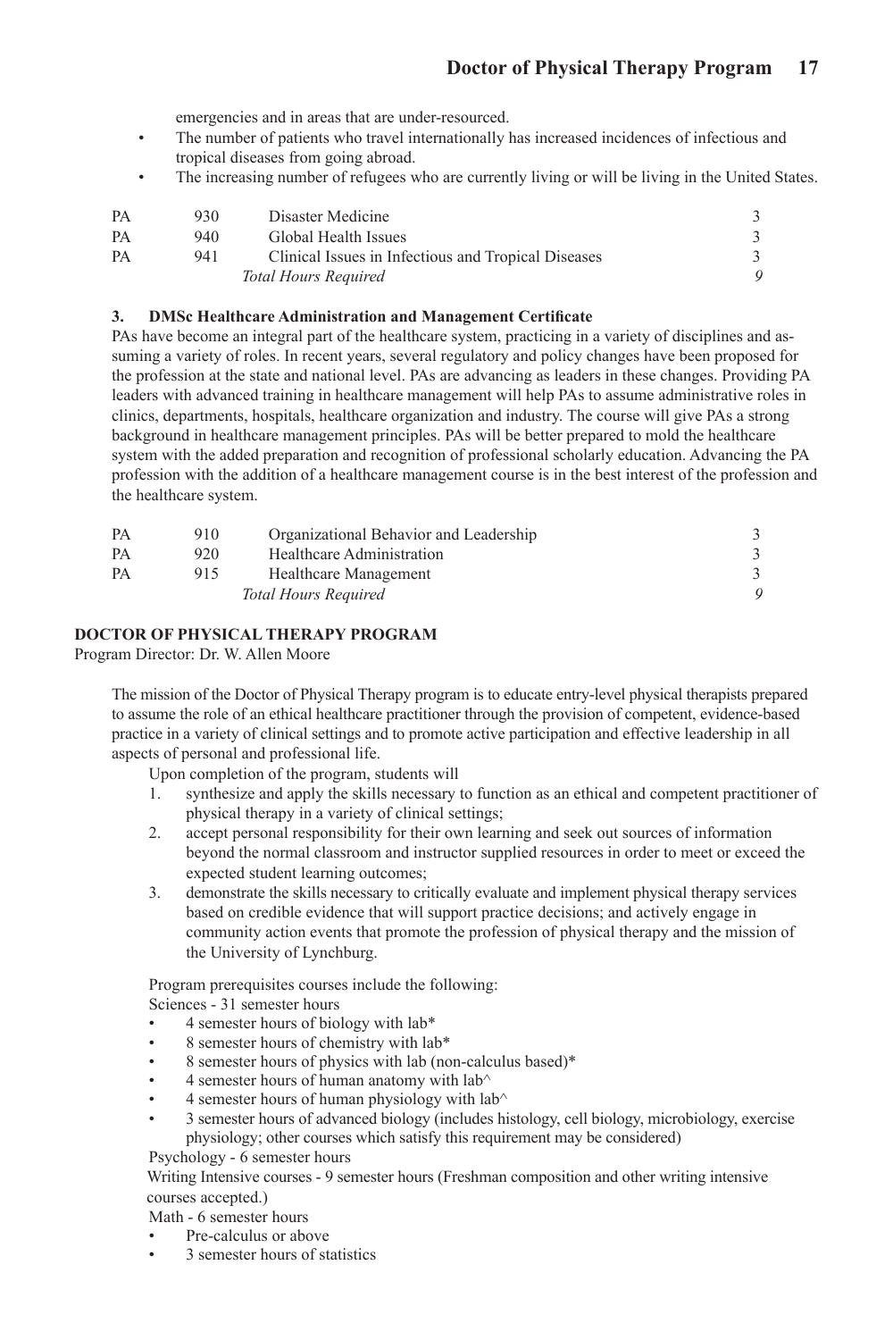emergencies and in areas that are under-resourced.

- The number of patients who travel internationally has increased incidences of infectious and tropical diseases from going abroad.
- The increasing number of refugees who are currently living or will be living in the United States.

| | | | |
|---|---|---|---|
| PA | 930 | Disaster Medicine | 3 |
| PA | 940 | Global Health Issues | 3 |
| PA | 941 | Clinical Issues in Infectious and Tropical Diseases | 3 |
| | | *Total Hours Required* | *9* |

**3. DMSc Healthcare Administration and Management Certificate**

PAs have become an integral part of the healthcare system, practicing in a variety of disciplines and assuming a variety of roles. In recent years, several regulatory and policy changes have been proposed for the profession at the state and national level. PAs are advancing as leaders in these changes. Providing PA leaders with advanced training in healthcare management will help PAs to assume administrative roles in clinics, departments, hospitals, healthcare organization and industry. The course will give PAs a strong background in healthcare management principles. PAs will be better prepared to mold the healthcare system with the added preparation and recognition of professional scholarly education. Advancing the PA profession with the addition of a healthcare management course is in the best interest of the profession and the healthcare system.

| | | | |
|---|---|---|---|
| PA | 910 | Organizational Behavior and Leadership | 3 |
| PA | 920 | Healthcare Administration | 3 |
| PA | 915 | Healthcare Management | 3 |
| | | *Total Hours Required* | *9* |

## DOCTOR OF PHYSICAL THERAPY PROGRAM

Program Director: Dr. W. Allen Moore

The mission of the Doctor of Physical Therapy program is to educate entry-level physical therapists prepared to assume the role of an ethical healthcare practitioner through the provision of competent, evidence-based practice in a variety of clinical settings and to promote active participation and effective leadership in all aspects of personal and professional life.

Upon completion of the program, students will

1. synthesize and apply the skills necessary to function as an ethical and competent practitioner of physical therapy in a variety of clinical settings;
2. accept personal responsibility for their own learning and seek out sources of information beyond the normal classroom and instructor supplied resources in order to meet or exceed the expected student learning outcomes;
3. demonstrate the skills necessary to critically evaluate and implement physical therapy services based on credible evidence that will support practice decisions; and actively engage in community action events that promote the profession of physical therapy and the mission of the University of Lynchburg.

Program prerequisites courses include the following:

Sciences - 31 semester hours

- 4 semester hours of biology with lab*
- 8 semester hours of chemistry with lab*
- 8 semester hours of physics with lab (non-calculus based)*
- 4 semester hours of human anatomy with lab^
- 4 semester hours of human physiology with lab^
- 3 semester hours of advanced biology (includes histology, cell biology, microbiology, exercise physiology; other courses which satisfy this requirement may be considered)

Psychology - 6 semester hours

Writing Intensive courses - 9 semester hours (Freshman composition and other writing intensive courses accepted.)

Math - 6 semester hours

- Pre-calculus or above
- 3 semester hours of statistics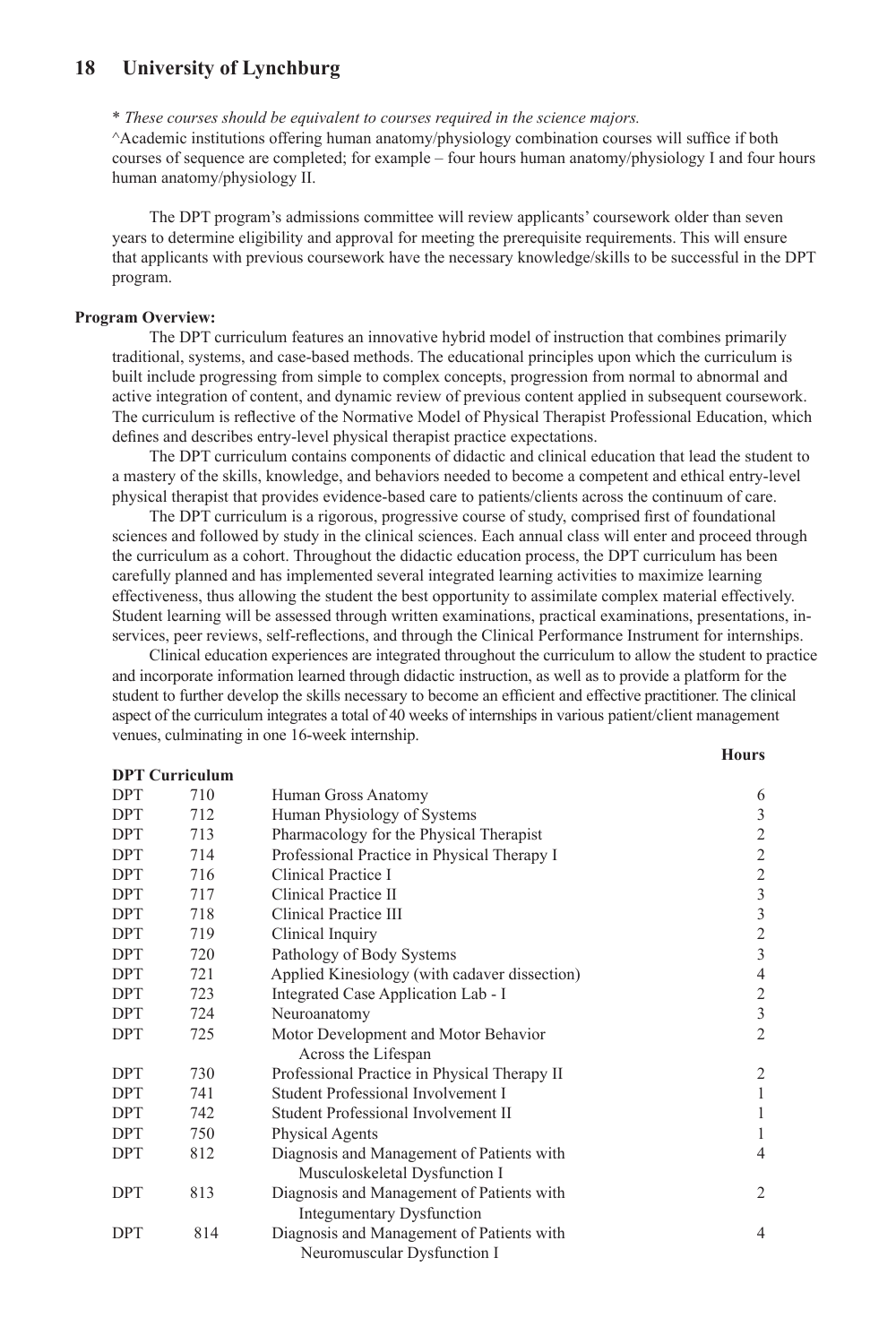\* *These courses should be equivalent to courses required in the science majors.*
^Academic institutions offering human anatomy/physiology combination courses will suffice if both courses of sequence are completed; for example – four hours human anatomy/physiology I and four hours human anatomy/physiology II.

The DPT program's admissions committee will review applicants' coursework older than seven years to determine eligibility and approval for meeting the prerequisite requirements. This will ensure that applicants with previous coursework have the necessary knowledge/skills to be successful in the DPT program.

**Program Overview:**

The DPT curriculum features an innovative hybrid model of instruction that combines primarily traditional, systems, and case-based methods. The educational principles upon which the curriculum is built include progressing from simple to complex concepts, progression from normal to abnormal and active integration of content, and dynamic review of previous content applied in subsequent coursework. The curriculum is reflective of the Normative Model of Physical Therapist Professional Education, which defines and describes entry-level physical therapist practice expectations.

The DPT curriculum contains components of didactic and clinical education that lead the student to a mastery of the skills, knowledge, and behaviors needed to become a competent and ethical entry-level physical therapist that provides evidence-based care to patients/clients across the continuum of care.

The DPT curriculum is a rigorous, progressive course of study, comprised first of foundational sciences and followed by study in the clinical sciences. Each annual class will enter and proceed through the curriculum as a cohort. Throughout the didactic education process, the DPT curriculum has been carefully planned and has implemented several integrated learning activities to maximize learning effectiveness, thus allowing the student the best opportunity to assimilate complex material effectively. Student learning will be assessed through written examinations, practical examinations, presentations, in-services, peer reviews, self-reflections, and through the Clinical Performance Instrument for internships.

Clinical education experiences are integrated throughout the curriculum to allow the student to practice and incorporate information learned through didactic instruction, as well as to provide a platform for the student to further develop the skills necessary to become an efficient and effective practitioner. The clinical aspect of the curriculum integrates a total of 40 weeks of internships in various patient/client management venues, culminating in one 16-week internship.

**DPT Curriculum**

| | | | **Hours** |
|---|---|---|---|
| DPT | 710 | Human Gross Anatomy | 6 |
| DPT | 712 | Human Physiology of Systems | 3 |
| DPT | 713 | Pharmacology for the Physical Therapist | 2 |
| DPT | 714 | Professional Practice in Physical Therapy I | 2 |
| DPT | 716 | Clinical Practice I | 2 |
| DPT | 717 | Clinical Practice II | 3 |
| DPT | 718 | Clinical Practice III | 3 |
| DPT | 719 | Clinical Inquiry | 2 |
| DPT | 720 | Pathology of Body Systems | 3 |
| DPT | 721 | Applied Kinesiology (with cadaver dissection) | 4 |
| DPT | 723 | Integrated Case Application Lab - I | 2 |
| DPT | 724 | Neuroanatomy | 3 |
| DPT | 725 | Motor Development and Motor Behavior Across the Lifespan | 2 |
| DPT | 730 | Professional Practice in Physical Therapy II | 2 |
| DPT | 741 | Student Professional Involvement I | 1 |
| DPT | 742 | Student Professional Involvement II | 1 |
| DPT | 750 | Physical Agents | 1 |
| DPT | 812 | Diagnosis and Management of Patients with Musculoskeletal Dysfunction I | 4 |
| DPT | 813 | Diagnosis and Management of Patients with Integumentary Dysfunction | 2 |
| DPT | 814 | Diagnosis and Management of Patients with Neuromuscular Dysfunction I | 4 |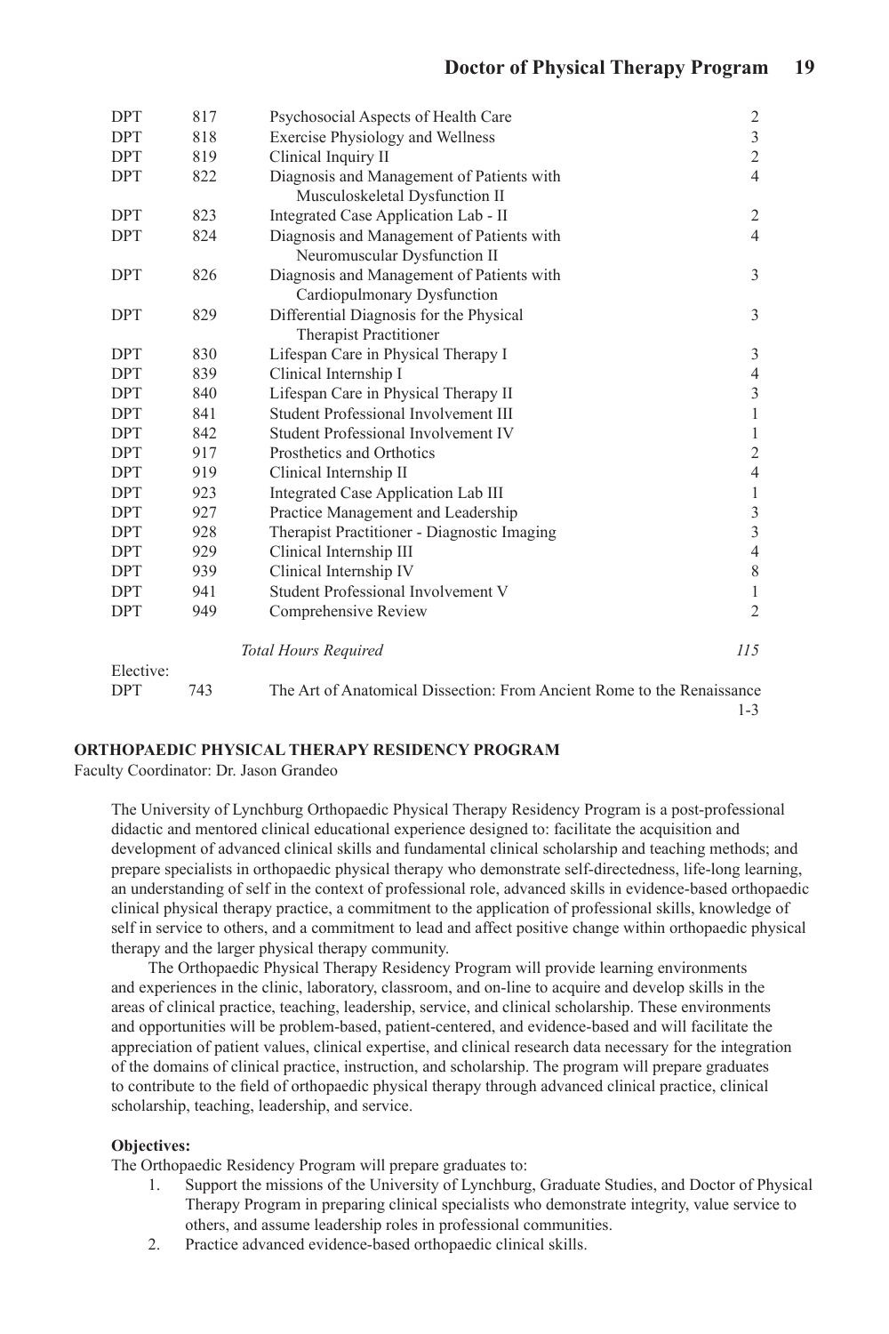| | | | |
|---|---|---|---|
| DPT | 817 | Psychosocial Aspects of Health Care | 2 |
| DPT | 818 | Exercise Physiology and Wellness | 3 |
| DPT | 819 | Clinical Inquiry II | 2 |
| DPT | 822 | Diagnosis and Management of Patients with Musculoskeletal Dysfunction II | 4 |
| DPT | 823 | Integrated Case Application Lab - II | 2 |
| DPT | 824 | Diagnosis and Management of Patients with Neuromuscular Dysfunction II | 4 |
| DPT | 826 | Diagnosis and Management of Patients with Cardiopulmonary Dysfunction | 3 |
| DPT | 829 | Differential Diagnosis for the Physical Therapist Practitioner | 3 |
| DPT | 830 | Lifespan Care in Physical Therapy I | 3 |
| DPT | 839 | Clinical Internship I | 4 |
| DPT | 840 | Lifespan Care in Physical Therapy II | 3 |
| DPT | 841 | Student Professional Involvement III | 1 |
| DPT | 842 | Student Professional Involvement IV | 1 |
| DPT | 917 | Prosthetics and Orthotics | 2 |
| DPT | 919 | Clinical Internship II | 4 |
| DPT | 923 | Integrated Case Application Lab III | 1 |
| DPT | 927 | Practice Management and Leadership | 3 |
| DPT | 928 | Therapist Practitioner - Diagnostic Imaging | 3 |
| DPT | 929 | Clinical Internship III | 4 |
| DPT | 939 | Clinical Internship IV | 8 |
| DPT | 941 | Student Professional Involvement V | 1 |
| DPT | 949 | Comprehensive Review | 2 |
| | | *Total Hours Required* | *115* |
| Elective: | | | |
| DPT | 743 | The Art of Anatomical Dissection: From Ancient Rome to the Renaissance | 1-3 |

## ORTHOPAEDIC PHYSICAL THERAPY RESIDENCY PROGRAM

Faculty Coordinator: Dr. Jason Grandeo

The University of Lynchburg Orthopaedic Physical Therapy Residency Program is a post-professional didactic and mentored clinical educational experience designed to: facilitate the acquisition and development of advanced clinical skills and fundamental clinical scholarship and teaching methods; and prepare specialists in orthopaedic physical therapy who demonstrate self-directedness, life-long learning, an understanding of self in the context of professional role, advanced skills in evidence-based orthopaedic clinical physical therapy practice, a commitment to the application of professional skills, knowledge of self in service to others, and a commitment to lead and affect positive change within orthopaedic physical therapy and the larger physical therapy community.

The Orthopaedic Physical Therapy Residency Program will provide learning environments and experiences in the clinic, laboratory, classroom, and on-line to acquire and develop skills in the areas of clinical practice, teaching, leadership, service, and clinical scholarship. These environments and opportunities will be problem-based, patient-centered, and evidence-based and will facilitate the appreciation of patient values, clinical expertise, and clinical research data necessary for the integration of the domains of clinical practice, instruction, and scholarship. The program will prepare graduates to contribute to the field of orthopaedic physical therapy through advanced clinical practice, clinical scholarship, teaching, leadership, and service.

**Objectives:**

The Orthopaedic Residency Program will prepare graduates to:

1. Support the missions of the University of Lynchburg, Graduate Studies, and Doctor of Physical Therapy Program in preparing clinical specialists who demonstrate integrity, value service to others, and assume leadership roles in professional communities.
2. Practice advanced evidence-based orthopaedic clinical skills.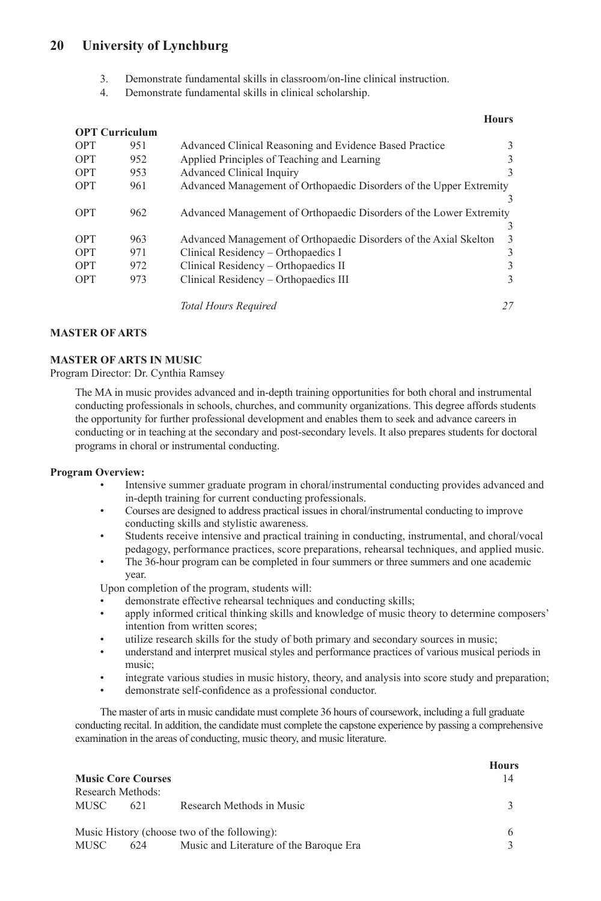3. Demonstrate fundamental skills in classroom/on-line clinical instruction.
4. Demonstrate fundamental skills in clinical scholarship.

**OPT Curriculum**

| | | | Hours |
|---|---|---|---|
| OPT | 951 | Advanced Clinical Reasoning and Evidence Based Practice | 3 |
| OPT | 952 | Applied Principles of Teaching and Learning | 3 |
| OPT | 953 | Advanced Clinical Inquiry | 3 |
| OPT | 961 | Advanced Management of Orthopaedic Disorders of the Upper Extremity | 3 |
| OPT | 962 | Advanced Management of Orthopaedic Disorders of the Lower Extremity | 3 |
| OPT | 963 | Advanced Management of Orthopaedic Disorders of the Axial Skelton | 3 |
| OPT | 971 | Clinical Residency – Orthopaedics I | 3 |
| OPT | 972 | Clinical Residency – Orthopaedics II | 3 |
| OPT | 973 | Clinical Residency – Orthopaedics III | 3 |
| | | *Total Hours Required* | *27* |

## MASTER OF ARTS

### MASTER OF ARTS IN MUSIC

Program Director: Dr. Cynthia Ramsey

The MA in music provides advanced and in-depth training opportunities for both choral and instrumental conducting professionals in schools, churches, and community organizations. This degree affords students the opportunity for further professional development and enables them to seek and advance careers in conducting or in teaching at the secondary and post-secondary levels. It also prepares students for doctoral programs in choral or instrumental conducting.

**Program Overview:**

- Intensive summer graduate program in choral/instrumental conducting provides advanced and in-depth training for current conducting professionals.
- Courses are designed to address practical issues in choral/instrumental conducting to improve conducting skills and stylistic awareness.
- Students receive intensive and practical training in conducting, instrumental, and choral/vocal pedagogy, performance practices, score preparations, rehearsal techniques, and applied music.
- The 36-hour program can be completed in four summers or three summers and one academic year.

Upon completion of the program, students will:

- demonstrate effective rehearsal techniques and conducting skills;
- apply informed critical thinking skills and knowledge of music theory to determine composers' intention from written scores;
- utilize research skills for the study of both primary and secondary sources in music;
- understand and interpret musical styles and performance practices of various musical periods in music;
- integrate various studies in music history, theory, and analysis into score study and preparation;
- demonstrate self-confidence as a professional conductor.

The master of arts in music candidate must complete 36 hours of coursework, including a full graduate conducting recital. In addition, the candidate must complete the capstone experience by passing a comprehensive examination in the areas of conducting, music theory, and music literature.

| | | | Hours |
|---|---|---|---|
| **Music Core Courses** | | | 14 |
| Research Methods: | | | |
| MUSC | 621 | Research Methods in Music | 3 |
| Music History (choose two of the following): | | | 6 |
| MUSC | 624 | Music and Literature of the Baroque Era | 3 |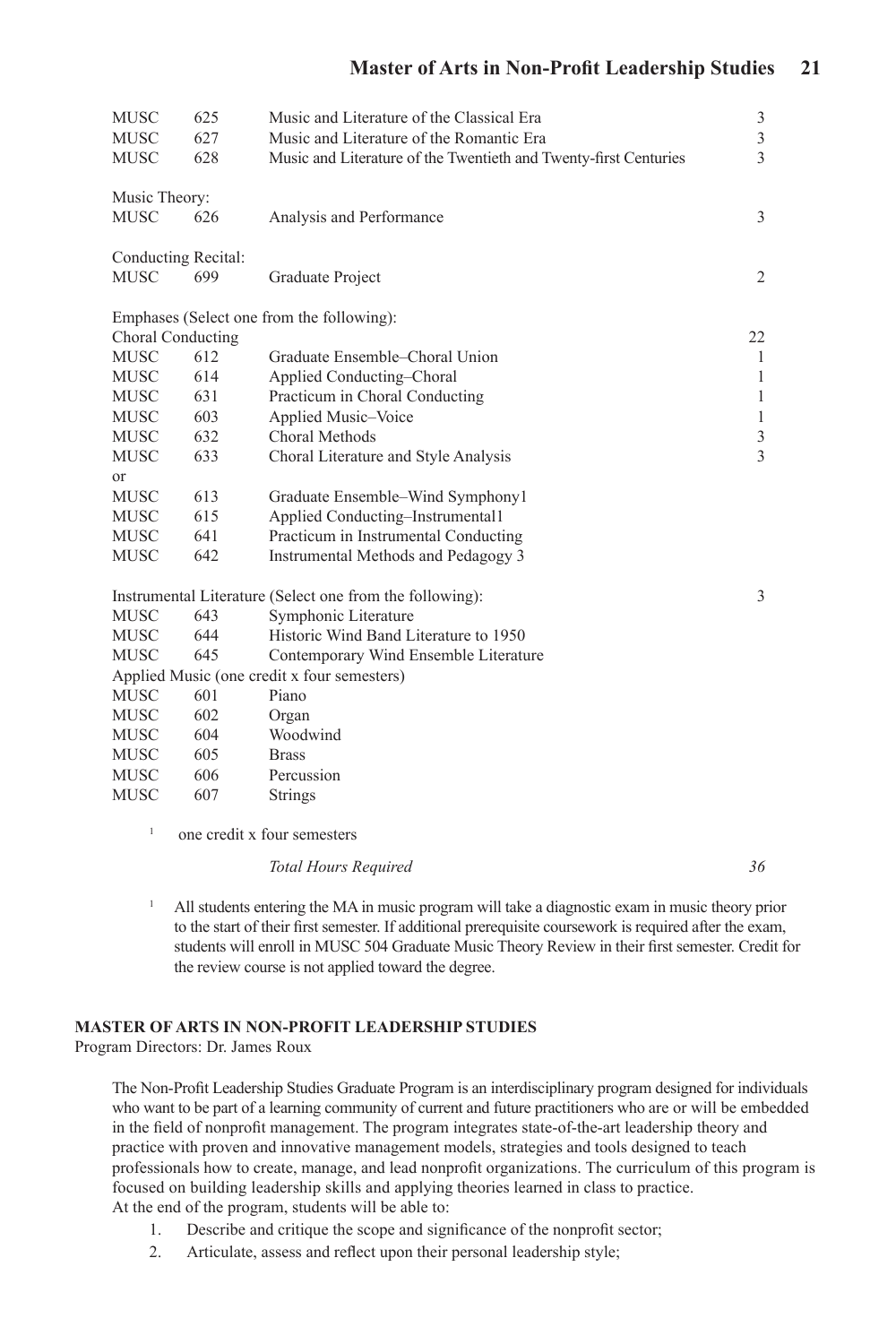| | | | |
|---|---|---|---|
| MUSC | 625 | Music and Literature of the Classical Era | 3 |
| MUSC | 627 | Music and Literature of the Romantic Era | 3 |
| MUSC | 628 | Music and Literature of the Twentieth and Twenty-first Centuries | 3 |
| Music Theory: | | | |
| MUSC | 626 | Analysis and Performance | 3 |
| Conducting Recital: | | | |
| MUSC | 699 | Graduate Project | 2 |
| Emphases (Select one from the following): | | | |
| Choral Conducting | | | 22 |
| MUSC | 612 | Graduate Ensemble–Choral Union | 1 |
| MUSC | 614 | Applied Conducting–Choral | 1 |
| MUSC | 631 | Practicum in Choral Conducting | 1 |
| MUSC | 603 | Applied Music–Voice | 1 |
| MUSC | 632 | Choral Methods | 3 |
| MUSC | 633 | Choral Literature and Style Analysis | 3 |
| or | | | |
| MUSC | 613 | Graduate Ensemble–Wind Symphony1 | |
| MUSC | 615 | Applied Conducting–Instrumental1 | |
| MUSC | 641 | Practicum in Instrumental Conducting | |
| MUSC | 642 | Instrumental Methods and Pedagogy 3 | |
| Instrumental Literature (Select one from the following): | | | 3 |
| MUSC | 643 | Symphonic Literature | |
| MUSC | 644 | Historic Wind Band Literature to 1950 | |
| MUSC | 645 | Contemporary Wind Ensemble Literature | |
| Applied Music (one credit x four semesters) | | | |
| MUSC | 601 | Piano | |
| MUSC | 602 | Organ | |
| MUSC | 604 | Woodwind | |
| MUSC | 605 | Brass | |
| MUSC | 606 | Percussion | |
| MUSC | 607 | Strings | |

[1] one credit x four semesters

*Total Hours Required* *36*

[1] All students entering the MA in music program will take a diagnostic exam in music theory prior to the start of their first semester. If additional prerequisite coursework is required after the exam, students will enroll in MUSC 504 Graduate Music Theory Review in their first semester. Credit for the review course is not applied toward the degree.

## MASTER OF ARTS IN NON-PROFIT LEADERSHIP STUDIES

Program Directors: Dr. James Roux

The Non-Profit Leadership Studies Graduate Program is an interdisciplinary program designed for individuals who want to be part of a learning community of current and future practitioners who are or will be embedded in the field of nonprofit management. The program integrates state-of-the-art leadership theory and practice with proven and innovative management models, strategies and tools designed to teach professionals how to create, manage, and lead nonprofit organizations. The curriculum of this program is focused on building leadership skills and applying theories learned in class to practice.
At the end of the program, students will be able to:

1. Describe and critique the scope and significance of the nonprofit sector;
2. Articulate, assess and reflect upon their personal leadership style;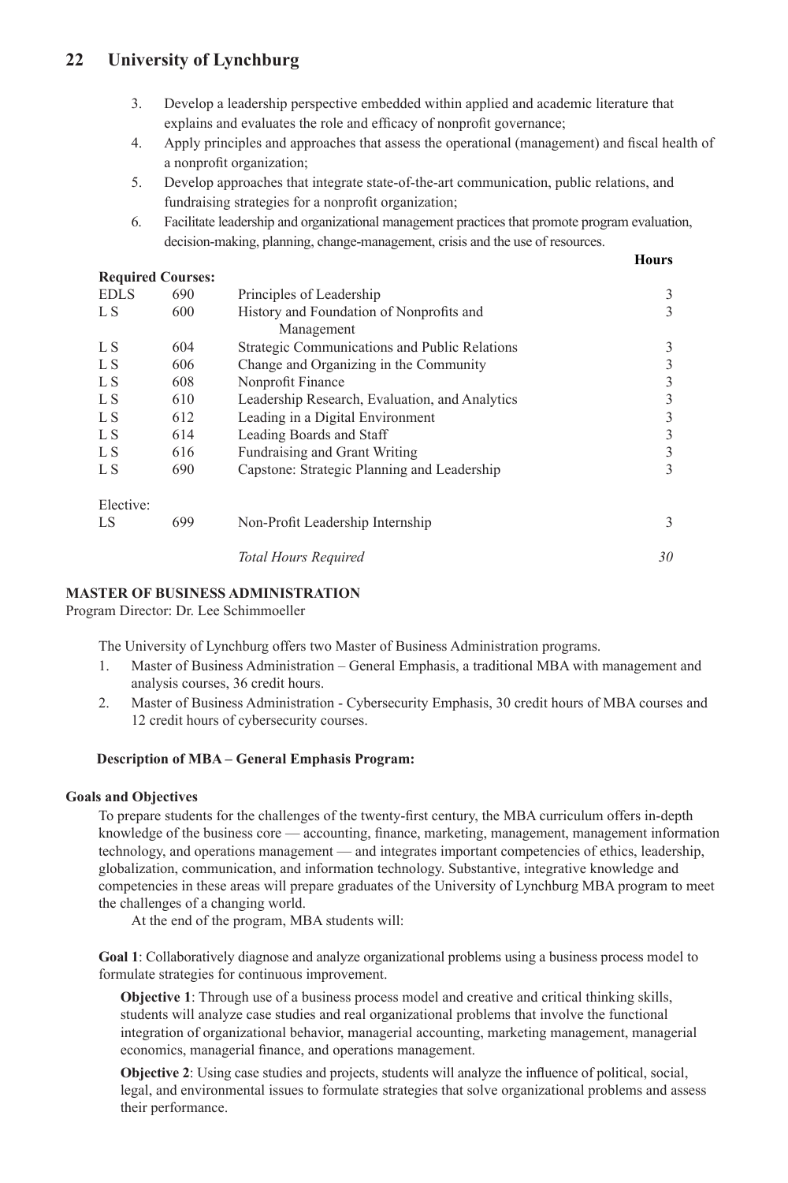3. Develop a leadership perspective embedded within applied and academic literature that explains and evaluates the role and efficacy of nonprofit governance;
4. Apply principles and approaches that assess the operational (management) and fiscal health of a nonprofit organization;
5. Develop approaches that integrate state-of-the-art communication, public relations, and fundraising strategies for a nonprofit organization;
6. Facilitate leadership and organizational management practices that promote program evaluation, decision-making, planning, change-management, crisis and the use of resources.

| | | | Hours |
|---|---|---|---|
| **Required Courses:** | | | |
| EDLS | 690 | Principles of Leadership | 3 |
| L S | 600 | History and Foundation of Nonprofits and Management | 3 |
| L S | 604 | Strategic Communications and Public Relations | 3 |
| L S | 606 | Change and Organizing in the Community | 3 |
| L S | 608 | Nonprofit Finance | 3 |
| L S | 610 | Leadership Research, Evaluation, and Analytics | 3 |
| L S | 612 | Leading in a Digital Environment | 3 |
| L S | 614 | Leading Boards and Staff | 3 |
| L S | 616 | Fundraising and Grant Writing | 3 |
| L S | 690 | Capstone: Strategic Planning and Leadership | 3 |
| Elective: | | | |
| LS | 699 | Non-Profit Leadership Internship | 3 |
| | | *Total Hours Required* | *30* |

## MASTER OF BUSINESS ADMINISTRATION

Program Director: Dr. Lee Schimmoeller

The University of Lynchburg offers two Master of Business Administration programs.

1. Master of Business Administration – General Emphasis, a traditional MBA with management and analysis courses, 36 credit hours.
2. Master of Business Administration - Cybersecurity Emphasis, 30 credit hours of MBA courses and 12 credit hours of cybersecurity courses.

### Description of MBA – General Emphasis Program:

#### Goals and Objectives

To prepare students for the challenges of the twenty-first century, the MBA curriculum offers in-depth knowledge of the business core — accounting, finance, marketing, management, management information technology, and operations management — and integrates important competencies of ethics, leadership, globalization, communication, and information technology. Substantive, integrative knowledge and competencies in these areas will prepare graduates of the University of Lynchburg MBA program to meet the challenges of a changing world.

At the end of the program, MBA students will:

**Goal 1**: Collaboratively diagnose and analyze organizational problems using a business process model to formulate strategies for continuous improvement.

**Objective 1**: Through use of a business process model and creative and critical thinking skills, students will analyze case studies and real organizational problems that involve the functional integration of organizational behavior, managerial accounting, marketing management, managerial economics, managerial finance, and operations management.

**Objective 2**: Using case studies and projects, students will analyze the influence of political, social, legal, and environmental issues to formulate strategies that solve organizational problems and assess their performance.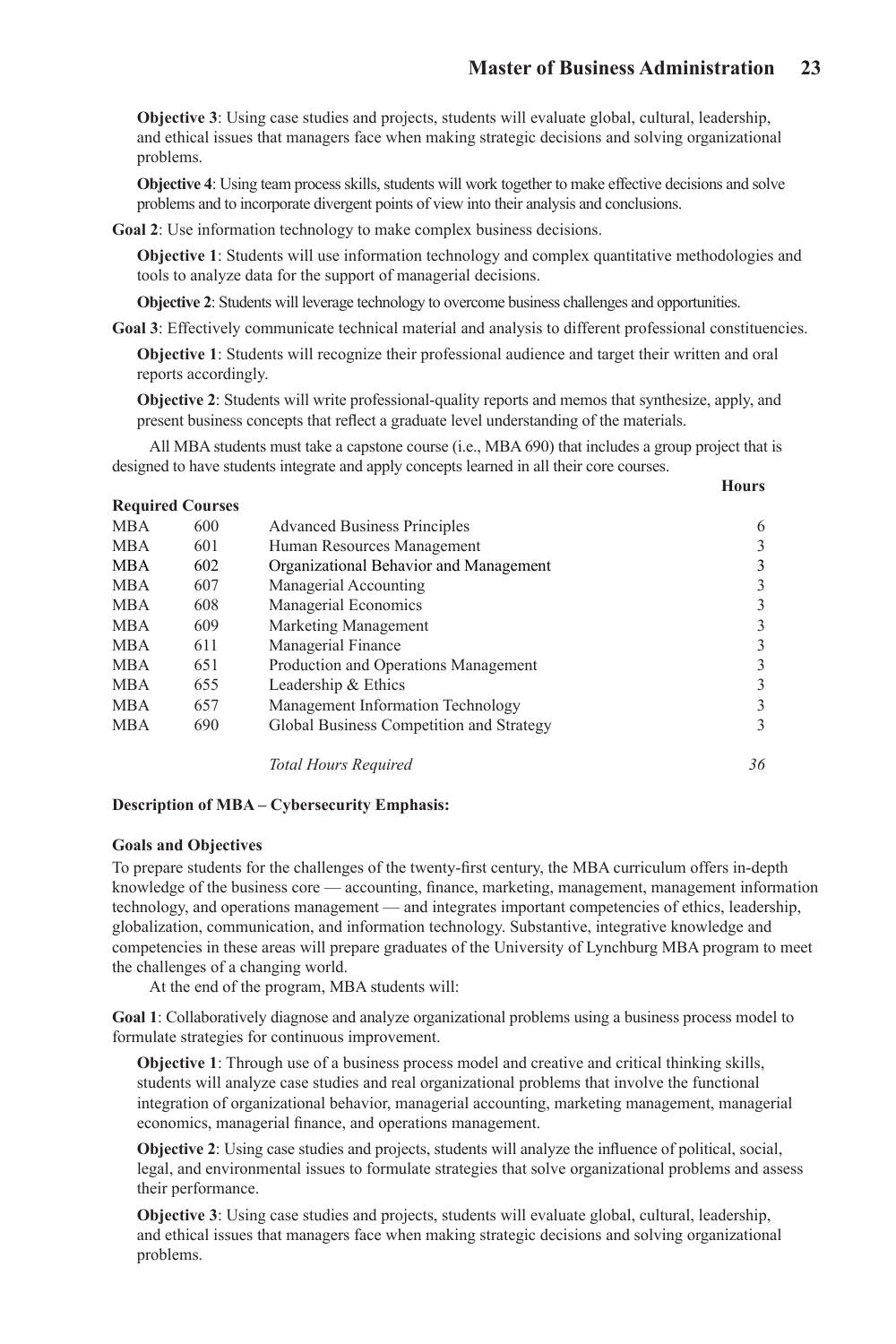**Objective 3**: Using case studies and projects, students will evaluate global, cultural, leadership, and ethical issues that managers face when making strategic decisions and solving organizational problems.

**Objective 4**: Using team process skills, students will work together to make effective decisions and solve problems and to incorporate divergent points of view into their analysis and conclusions.

**Goal 2**: Use information technology to make complex business decisions.

**Objective 1**: Students will use information technology and complex quantitative methodologies and tools to analyze data for the support of managerial decisions.

**Objective 2**: Students will leverage technology to overcome business challenges and opportunities.

**Goal 3**: Effectively communicate technical material and analysis to different professional constituencies.

**Objective 1**: Students will recognize their professional audience and target their written and oral reports accordingly.

**Objective 2**: Students will write professional-quality reports and memos that synthesize, apply, and present business concepts that reflect a graduate level understanding of the materials.

All MBA students must take a capstone course (i.e., MBA 690) that includes a group project that is designed to have students integrate and apply concepts learned in all their core courses.

| **Required Courses** | | | **Hours** |
|---|---|---|---|
| MBA | 600 | Advanced Business Principles | 6 |
| MBA | 601 | Human Resources Management | 3 |
| MBA | 602 | Organizational Behavior and Management | 3 |
| MBA | 607 | Managerial Accounting | 3 |
| MBA | 608 | Managerial Economics | 3 |
| MBA | 609 | Marketing Management | 3 |
| MBA | 611 | Managerial Finance | 3 |
| MBA | 651 | Production and Operations Management | 3 |
| MBA | 655 | Leadership & Ethics | 3 |
| MBA | 657 | Management Information Technology | 3 |
| MBA | 690 | Global Business Competition and Strategy | 3 |
| | | *Total Hours Required* | *36* |

**Description of MBA – Cybersecurity Emphasis:**

**Goals and Objectives**

To prepare students for the challenges of the twenty-first century, the MBA curriculum offers in-depth knowledge of the business core — accounting, finance, marketing, management, management information technology, and operations management — and integrates important competencies of ethics, leadership, globalization, communication, and information technology. Substantive, integrative knowledge and competencies in these areas will prepare graduates of the University of Lynchburg MBA program to meet the challenges of a changing world.

At the end of the program, MBA students will:

**Goal 1**: Collaboratively diagnose and analyze organizational problems using a business process model to formulate strategies for continuous improvement.

**Objective 1**: Through use of a business process model and creative and critical thinking skills, students will analyze case studies and real organizational problems that involve the functional integration of organizational behavior, managerial accounting, marketing management, managerial economics, managerial finance, and operations management.

**Objective 2**: Using case studies and projects, students will analyze the influence of political, social, legal, and environmental issues to formulate strategies that solve organizational problems and assess their performance.

**Objective 3**: Using case studies and projects, students will evaluate global, cultural, leadership, and ethical issues that managers face when making strategic decisions and solving organizational problems.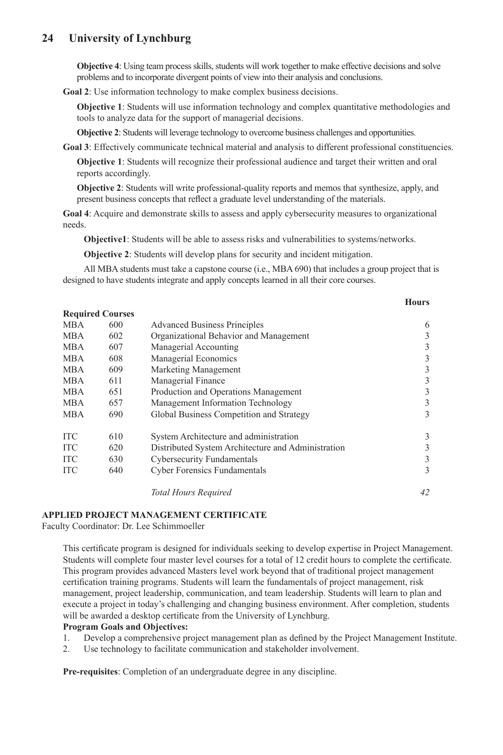**Objective 4**: Using team process skills, students will work together to make effective decisions and solve problems and to incorporate divergent points of view into their analysis and conclusions.

**Goal 2**: Use information technology to make complex business decisions.

**Objective 1**: Students will use information technology and complex quantitative methodologies and tools to analyze data for the support of managerial decisions.

**Objective 2**: Students will leverage technology to overcome business challenges and opportunities.

**Goal 3**: Effectively communicate technical material and analysis to different professional constituencies.

**Objective 1**: Students will recognize their professional audience and target their written and oral reports accordingly.

**Objective 2**: Students will write professional-quality reports and memos that synthesize, apply, and present business concepts that reflect a graduate level understanding of the materials.

**Goal 4**: Acquire and demonstrate skills to assess and apply cybersecurity measures to organizational needs.

**Objective1**: Students will be able to assess risks and vulnerabilities to systems/networks.

**Objective 2**: Students will develop plans for security and incident mitigation.

All MBA students must take a capstone course (i.e., MBA 690) that includes a group project that is designed to have students integrate and apply concepts learned in all their core courses.

| **Required Courses** | | | **Hours** |
|---|---|---|---|
| MBA | 600 | Advanced Business Principles | 6 |
| MBA | 602 | Organizational Behavior and Management | 3 |
| MBA | 607 | Managerial Accounting | 3 |
| MBA | 608 | Managerial Economics | 3 |
| MBA | 609 | Marketing Management | 3 |
| MBA | 611 | Managerial Finance | 3 |
| MBA | 651 | Production and Operations Management | 3 |
| MBA | 657 | Management Information Technology | 3 |
| MBA | 690 | Global Business Competition and Strategy | 3 |
| ITC | 610 | System Architecture and administration | 3 |
| ITC | 620 | Distributed System Architecture and Administration | 3 |
| ITC | 630 | Cybersecurity Fundamentals | 3 |
| ITC | 640 | Cyber Forensics Fundamentals | 3 |
| | | *Total Hours Required* | *42* |

**APPLIED PROJECT MANAGEMENT CERTIFICATE**

Faculty Coordinator: Dr. Lee Schimmoeller

This certificate program is designed for individuals seeking to develop expertise in Project Management. Students will complete four master level courses for a total of 12 credit hours to complete the certificate. This program provides advanced Masters level work beyond that of traditional project management certification training programs. Students will learn the fundamentals of project management, risk management, project leadership, communication, and team leadership. Students will learn to plan and execute a project in today's challenging and changing business environment. After completion, students will be awarded a desktop certificate from the University of Lynchburg.

**Program Goals and Objectives:**

1. Develop a comprehensive project management plan as defined by the Project Management Institute.
2. Use technology to facilitate communication and stakeholder involvement.

**Pre-requisites**: Completion of an undergraduate degree in any discipline.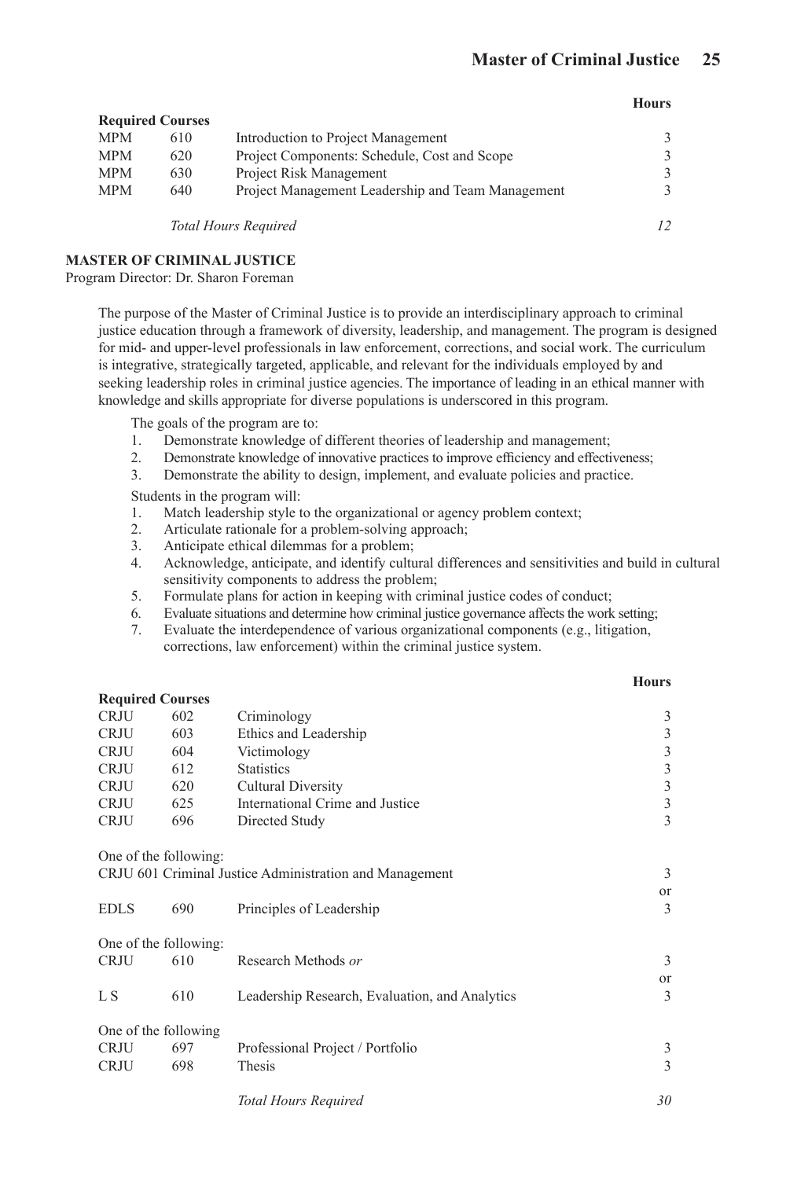| Required Courses | | | Hours |
|---|---|---|---|
| MPM | 610 | Introduction to Project Management | 3 |
| MPM | 620 | Project Components: Schedule, Cost and Scope | 3 |
| MPM | 630 | Project Risk Management | 3 |
| MPM | 640 | Project Management Leadership and Team Management | 3 |
| | | *Total Hours Required* | *12* |

## MASTER OF CRIMINAL JUSTICE

Program Director: Dr. Sharon Foreman

The purpose of the Master of Criminal Justice is to provide an interdisciplinary approach to criminal justice education through a framework of diversity, leadership, and management. The program is designed for mid- and upper-level professionals in law enforcement, corrections, and social work. The curriculum is integrative, strategically targeted, applicable, and relevant for the individuals employed by and seeking leadership roles in criminal justice agencies. The importance of leading in an ethical manner with knowledge and skills appropriate for diverse populations is underscored in this program.

The goals of the program are to:

1. Demonstrate knowledge of different theories of leadership and management;
2. Demonstrate knowledge of innovative practices to improve efficiency and effectiveness;
3. Demonstrate the ability to design, implement, and evaluate policies and practice.

Students in the program will:

1. Match leadership style to the organizational or agency problem context;
2. Articulate rationale for a problem-solving approach;
3. Anticipate ethical dilemmas for a problem;
4. Acknowledge, anticipate, and identify cultural differences and sensitivities and build in cultural sensitivity components to address the problem;
5. Formulate plans for action in keeping with criminal justice codes of conduct;
6. Evaluate situations and determine how criminal justice governance affects the work setting;
7. Evaluate the interdependence of various organizational components (e.g., litigation, corrections, law enforcement) within the criminal justice system.

| Required Courses | | | Hours |
|---|---|---|---|
| CRJU | 602 | Criminology | 3 |
| CRJU | 603 | Ethics and Leadership | 3 |
| CRJU | 604 | Victimology | 3 |
| CRJU | 612 | Statistics | 3 |
| CRJU | 620 | Cultural Diversity | 3 |
| CRJU | 625 | International Crime and Justice | 3 |
| CRJU | 696 | Directed Study | 3 |
| One of the following: | | | |
| CRJU 601 Criminal Justice Administration and Management | | | 3 |
| | | | or |
| EDLS | 690 | Principles of Leadership | 3 |
| One of the following: | | | |
| CRJU | 610 | Research Methods *or* | 3 |
| | | | or |
| L S | 610 | Leadership Research, Evaluation, and Analytics | 3 |
| One of the following | | | |
| CRJU | 697 | Professional Project / Portfolio | 3 |
| CRJU | 698 | Thesis | 3 |
| | | *Total Hours Required* | *30* |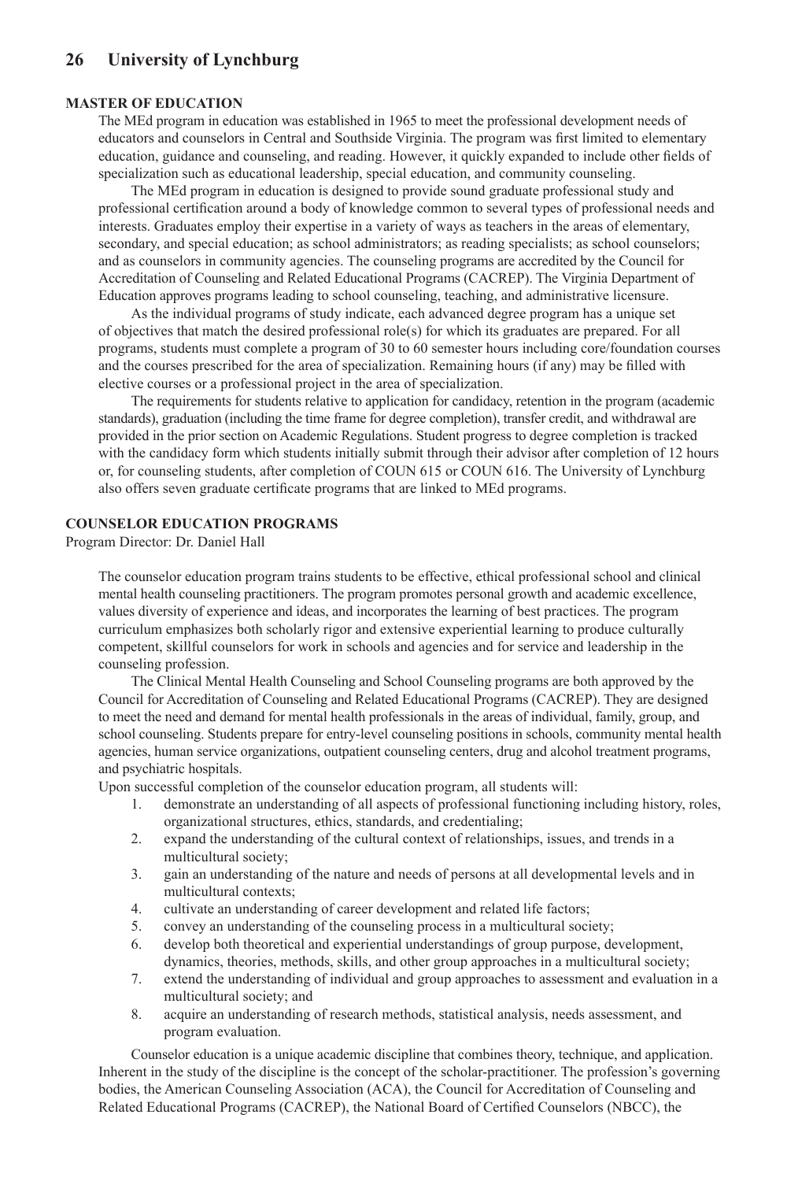## MASTER OF EDUCATION

The MEd program in education was established in 1965 to meet the professional development needs of educators and counselors in Central and Southside Virginia. The program was first limited to elementary education, guidance and counseling, and reading. However, it quickly expanded to include other fields of specialization such as educational leadership, special education, and community counseling.

The MEd program in education is designed to provide sound graduate professional study and professional certification around a body of knowledge common to several types of professional needs and interests. Graduates employ their expertise in a variety of ways as teachers in the areas of elementary, secondary, and special education; as school administrators; as reading specialists; as school counselors; and as counselors in community agencies. The counseling programs are accredited by the Council for Accreditation of Counseling and Related Educational Programs (CACREP). The Virginia Department of Education approves programs leading to school counseling, teaching, and administrative licensure.

As the individual programs of study indicate, each advanced degree program has a unique set of objectives that match the desired professional role(s) for which its graduates are prepared. For all programs, students must complete a program of 30 to 60 semester hours including core/foundation courses and the courses prescribed for the area of specialization. Remaining hours (if any) may be filled with elective courses or a professional project in the area of specialization.

The requirements for students relative to application for candidacy, retention in the program (academic standards), graduation (including the time frame for degree completion), transfer credit, and withdrawal are provided in the prior section on Academic Regulations. Student progress to degree completion is tracked with the candidacy form which students initially submit through their advisor after completion of 12 hours or, for counseling students, after completion of COUN 615 or COUN 616. The University of Lynchburg also offers seven graduate certificate programs that are linked to MEd programs.

## COUNSELOR EDUCATION PROGRAMS

Program Director: Dr. Daniel Hall

The counselor education program trains students to be effective, ethical professional school and clinical mental health counseling practitioners. The program promotes personal growth and academic excellence, values diversity of experience and ideas, and incorporates the learning of best practices. The program curriculum emphasizes both scholarly rigor and extensive experiential learning to produce culturally competent, skillful counselors for work in schools and agencies and for service and leadership in the counseling profession.

The Clinical Mental Health Counseling and School Counseling programs are both approved by the Council for Accreditation of Counseling and Related Educational Programs (CACREP). They are designed to meet the need and demand for mental health professionals in the areas of individual, family, group, and school counseling. Students prepare for entry-level counseling positions in schools, community mental health agencies, human service organizations, outpatient counseling centers, drug and alcohol treatment programs, and psychiatric hospitals.

Upon successful completion of the counselor education program, all students will:

1. demonstrate an understanding of all aspects of professional functioning including history, roles, organizational structures, ethics, standards, and credentialing;
2. expand the understanding of the cultural context of relationships, issues, and trends in a multicultural society;
3. gain an understanding of the nature and needs of persons at all developmental levels and in multicultural contexts;
4. cultivate an understanding of career development and related life factors;
5. convey an understanding of the counseling process in a multicultural society;
6. develop both theoretical and experiential understandings of group purpose, development, dynamics, theories, methods, skills, and other group approaches in a multicultural society;
7. extend the understanding of individual and group approaches to assessment and evaluation in a multicultural society; and
8. acquire an understanding of research methods, statistical analysis, needs assessment, and program evaluation.

Counselor education is a unique academic discipline that combines theory, technique, and application. Inherent in the study of the discipline is the concept of the scholar-practitioner. The profession's governing bodies, the American Counseling Association (ACA), the Council for Accreditation of Counseling and Related Educational Programs (CACREP), the National Board of Certified Counselors (NBCC), the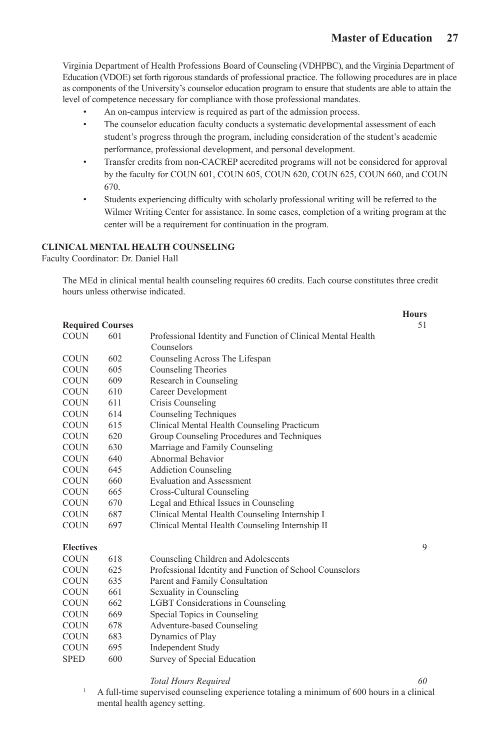Virginia Department of Health Professions Board of Counseling (VDHPBC), and the Virginia Department of Education (VDOE) set forth rigorous standards of professional practice. The following procedures are in place as components of the University's counselor education program to ensure that students are able to attain the level of competence necessary for compliance with those professional mandates.

- An on-campus interview is required as part of the admission process.
- The counselor education faculty conducts a systematic developmental assessment of each student's progress through the program, including consideration of the student's academic performance, professional development, and personal development.
- Transfer credits from non-CACREP accredited programs will not be considered for approval by the faculty for COUN 601, COUN 605, COUN 620, COUN 625, COUN 660, and COUN 670.
- Students experiencing difficulty with scholarly professional writing will be referred to the Wilmer Writing Center for assistance. In some cases, completion of a writing program at the center will be a requirement for continuation in the program.

**CLINICAL MENTAL HEALTH COUNSELING**

Faculty Coordinator: Dr. Daniel Hall

The MEd in clinical mental health counseling requires 60 credits. Each course constitutes three credit hours unless otherwise indicated.

| | | | Hours |
|---|---|---|---|
| **Required Courses** | | | 51 |
| COUN | 601 | Professional Identity and Function of Clinical Mental Health Counselors | |
| COUN | 602 | Counseling Across The Lifespan | |
| COUN | 605 | Counseling Theories | |
| COUN | 609 | Research in Counseling | |
| COUN | 610 | Career Development | |
| COUN | 611 | Crisis Counseling | |
| COUN | 614 | Counseling Techniques | |
| COUN | 615 | Clinical Mental Health Counseling Practicum | |
| COUN | 620 | Group Counseling Procedures and Techniques | |
| COUN | 630 | Marriage and Family Counseling | |
| COUN | 640 | Abnormal Behavior | |
| COUN | 645 | Addiction Counseling | |
| COUN | 660 | Evaluation and Assessment | |
| COUN | 665 | Cross-Cultural Counseling | |
| COUN | 670 | Legal and Ethical Issues in Counseling | |
| COUN | 687 | Clinical Mental Health Counseling Internship I | |
| COUN | 697 | Clinical Mental Health Counseling Internship II | |
| **Electives** | | | 9 |
| COUN | 618 | Counseling Children and Adolescents | |
| COUN | 625 | Professional Identity and Function of School Counselors | |
| COUN | 635 | Parent and Family Consultation | |
| COUN | 661 | Sexuality in Counseling | |
| COUN | 662 | LGBT Considerations in Counseling | |
| COUN | 669 | Special Topics in Counseling | |
| COUN | 678 | Adventure-based Counseling | |
| COUN | 683 | Dynamics of Play | |
| COUN | 695 | Independent Study | |
| SPED | 600 | Survey of Special Education | |
| | | *Total Hours Required* | *60* |

[1] A full-time supervised counseling experience totaling a minimum of 600 hours in a clinical mental health agency setting.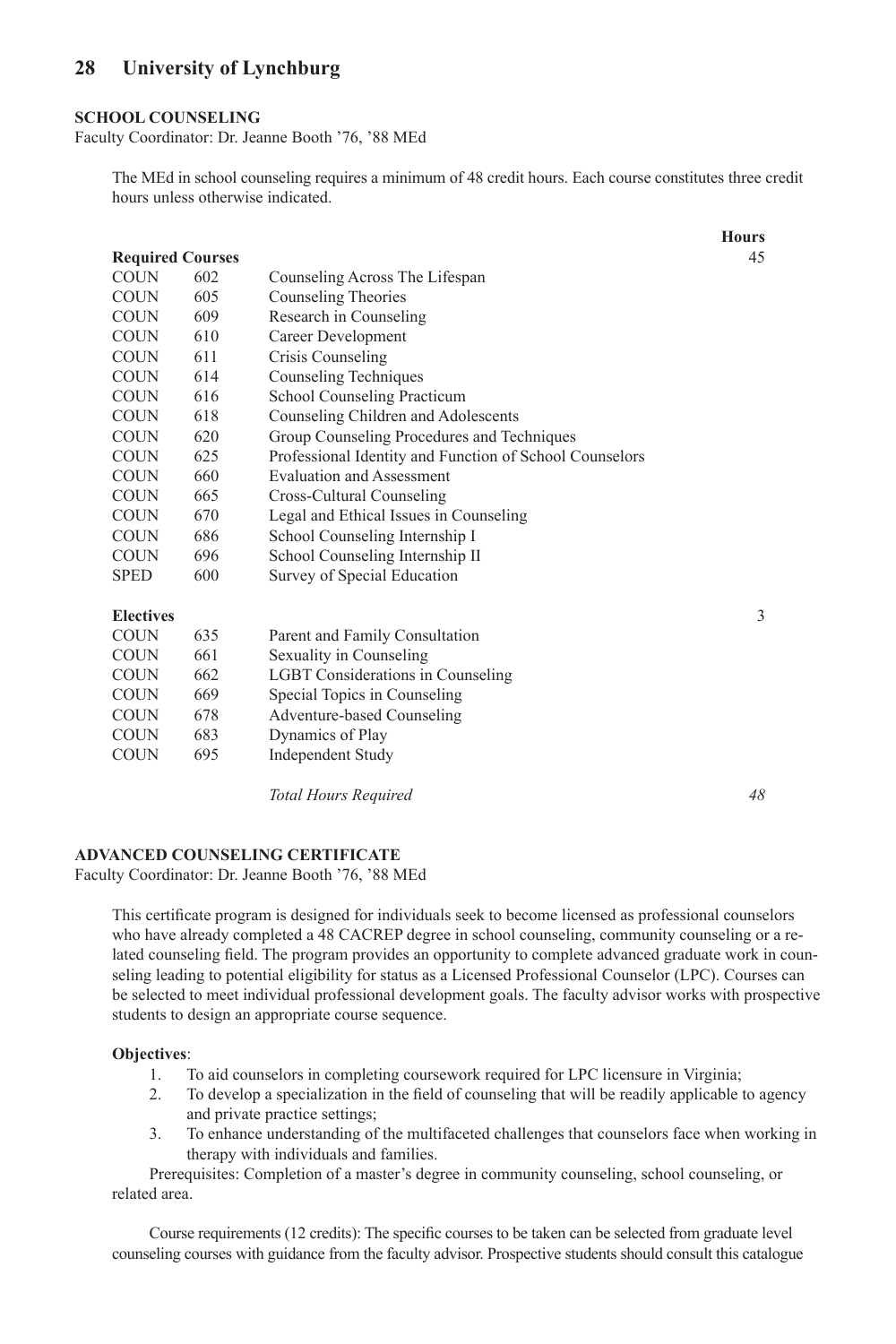## SCHOOL COUNSELING

Faculty Coordinator: Dr. Jeanne Booth '76, '88 MEd

The MEd in school counseling requires a minimum of 48 credit hours. Each course constitutes three credit hours unless otherwise indicated.

| | | | Hours |
|---|---|---|---|
| **Required Courses** | | | 45 |
| COUN | 602 | Counseling Across The Lifespan | |
| COUN | 605 | Counseling Theories | |
| COUN | 609 | Research in Counseling | |
| COUN | 610 | Career Development | |
| COUN | 611 | Crisis Counseling | |
| COUN | 614 | Counseling Techniques | |
| COUN | 616 | School Counseling Practicum | |
| COUN | 618 | Counseling Children and Adolescents | |
| COUN | 620 | Group Counseling Procedures and Techniques | |
| COUN | 625 | Professional Identity and Function of School Counselors | |
| COUN | 660 | Evaluation and Assessment | |
| COUN | 665 | Cross-Cultural Counseling | |
| COUN | 670 | Legal and Ethical Issues in Counseling | |
| COUN | 686 | School Counseling Internship I | |
| COUN | 696 | School Counseling Internship II | |
| SPED | 600 | Survey of Special Education | |
| **Electives** | | | 3 |
| COUN | 635 | Parent and Family Consultation | |
| COUN | 661 | Sexuality in Counseling | |
| COUN | 662 | LGBT Considerations in Counseling | |
| COUN | 669 | Special Topics in Counseling | |
| COUN | 678 | Adventure-based Counseling | |
| COUN | 683 | Dynamics of Play | |
| COUN | 695 | Independent Study | |
| | | *Total Hours Required* | *48* |

## ADVANCED COUNSELING CERTIFICATE

Faculty Coordinator: Dr. Jeanne Booth '76, '88 MEd

This certificate program is designed for individuals seek to become licensed as professional counselors who have already completed a 48 CACREP degree in school counseling, community counseling or a related counseling field. The program provides an opportunity to complete advanced graduate work in counseling leading to potential eligibility for status as a Licensed Professional Counselor (LPC). Courses can be selected to meet individual professional development goals. The faculty advisor works with prospective students to design an appropriate course sequence.

**Objectives**:

1. To aid counselors in completing coursework required for LPC licensure in Virginia;
2. To develop a specialization in the field of counseling that will be readily applicable to agency and private practice settings;
3. To enhance understanding of the multifaceted challenges that counselors face when working in therapy with individuals and families.

Prerequisites: Completion of a master's degree in community counseling, school counseling, or related area.

Course requirements (12 credits): The specific courses to be taken can be selected from graduate level counseling courses with guidance from the faculty advisor. Prospective students should consult this catalogue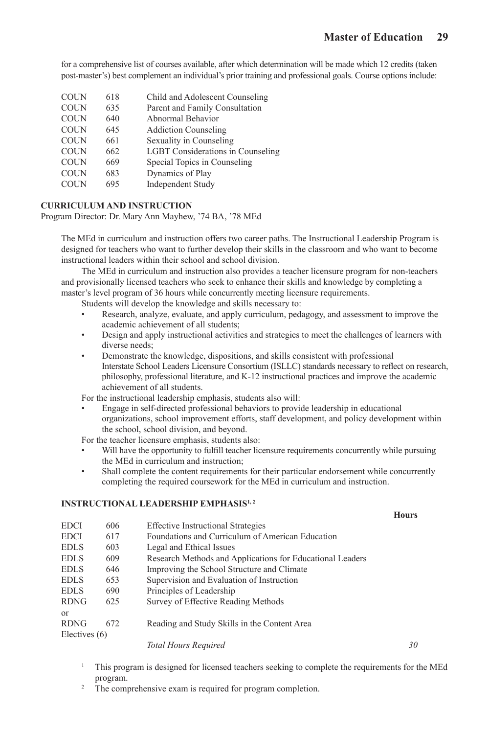for a comprehensive list of courses available, after which determination will be made which 12 credits (taken post-master's) best complement an individual's prior training and professional goals. Course options include:

| | | |
|---|---|---|
| COUN | 618 | Child and Adolescent Counseling |
| COUN | 635 | Parent and Family Consultation |
| COUN | 640 | Abnormal Behavior |
| COUN | 645 | Addiction Counseling |
| COUN | 661 | Sexuality in Counseling |
| COUN | 662 | LGBT Considerations in Counseling |
| COUN | 669 | Special Topics in Counseling |
| COUN | 683 | Dynamics of Play |
| COUN | 695 | Independent Study |

### CURRICULUM AND INSTRUCTION

Program Director: Dr. Mary Ann Mayhew, '74 BA, '78 MEd

The MEd in curriculum and instruction offers two career paths. The Instructional Leadership Program is designed for teachers who want to further develop their skills in the classroom and who want to become instructional leaders within their school and school division.

The MEd in curriculum and instruction also provides a teacher licensure program for non-teachers and provisionally licensed teachers who seek to enhance their skills and knowledge by completing a master's level program of 36 hours while concurrently meeting licensure requirements.

Students will develop the knowledge and skills necessary to:

- Research, analyze, evaluate, and apply curriculum, pedagogy, and assessment to improve the academic achievement of all students;
- Design and apply instructional activities and strategies to meet the challenges of learners with diverse needs;
- Demonstrate the knowledge, dispositions, and skills consistent with professional Interstate School Leaders Licensure Consortium (ISLLC) standards necessary to reflect on research, philosophy, professional literature, and K-12 instructional practices and improve the academic achievement of all students.

For the instructional leadership emphasis, students also will:

- Engage in self-directed professional behaviors to provide leadership in educational organizations, school improvement efforts, staff development, and policy development within the school, school division, and beyond.

For the teacher licensure emphasis, students also:

- Will have the opportunity to fulfill teacher licensure requirements concurrently while pursuing the MEd in curriculum and instruction;
- Shall complete the content requirements for their particular endorsement while concurrently completing the required coursework for the MEd in curriculum and instruction.

#### INSTRUCTIONAL LEADERSHIP EMPHASIS[1, 2]

| | | | Hours |
|---|---|---|---|
| EDCI | 606 | Effective Instructional Strategies | |
| EDCI | 617 | Foundations and Curriculum of American Education | |
| EDLS | 603 | Legal and Ethical Issues | |
| EDLS | 609 | Research Methods and Applications for Educational Leaders | |
| EDLS | 646 | Improving the School Structure and Climate | |
| EDLS | 653 | Supervision and Evaluation of Instruction | |
| EDLS | 690 | Principles of Leadership | |
| RDNG | 625 | Survey of Effective Reading Methods | |
| or | | | |
| RDNG | 672 | Reading and Study Skills in the Content Area | |
| Electives (6) | | | |
| | | *Total Hours Required* | *30* |

[1] This program is designed for licensed teachers seeking to complete the requirements for the MEd program.

[2] The comprehensive exam is required for program completion.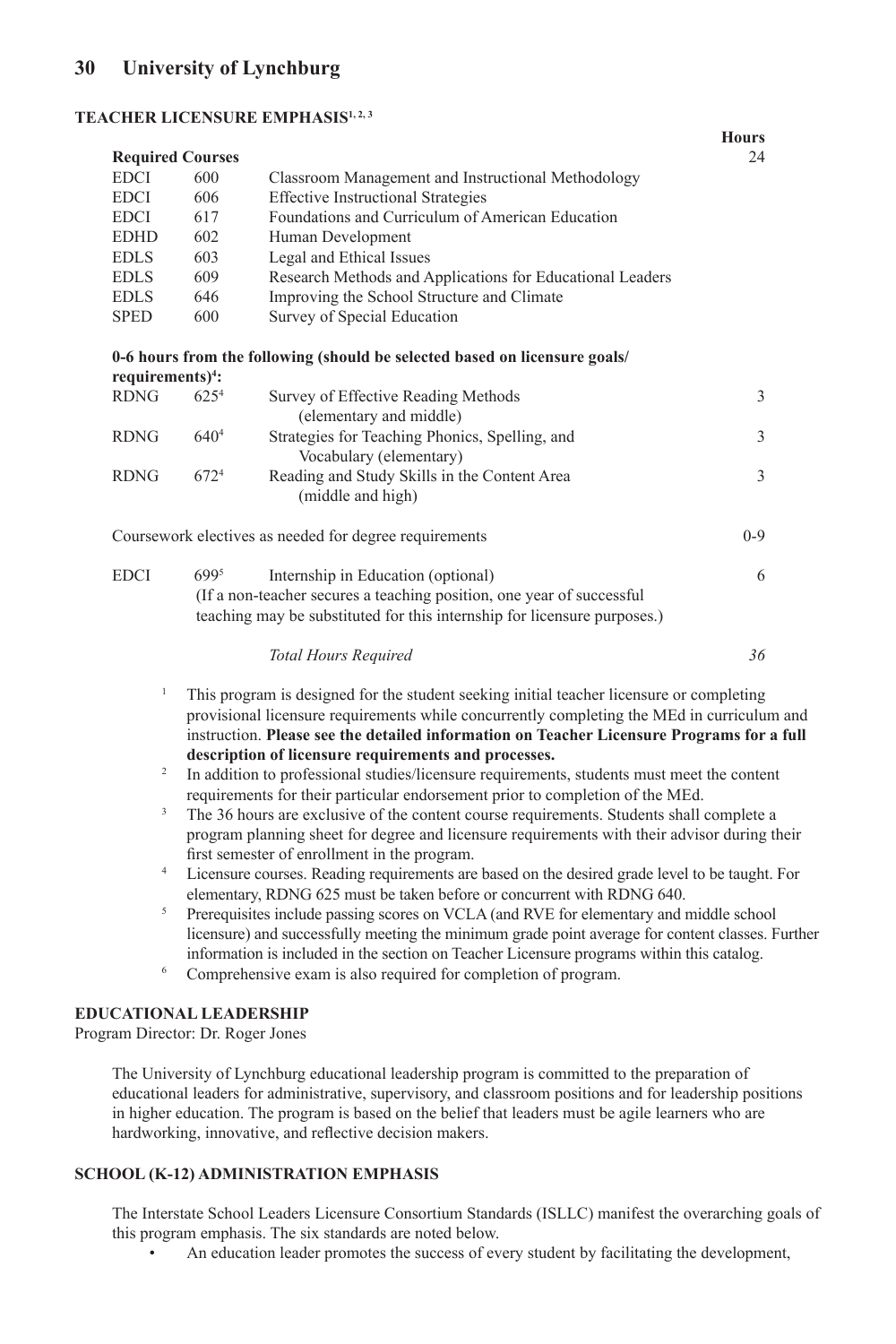### TEACHER LICENSURE EMPHASIS[1, 2, 3]

| | | | Hours |
|---|---|---|---|
| **Required Courses** | | | 24 |
| EDCI | 600 | Classroom Management and Instructional Methodology | |
| EDCI | 606 | Effective Instructional Strategies | |
| EDCI | 617 | Foundations and Curriculum of American Education | |
| EDHD | 602 | Human Development | |
| EDLS | 603 | Legal and Ethical Issues | |
| EDLS | 609 | Research Methods and Applications for Educational Leaders | |
| EDLS | 646 | Improving the School Structure and Climate | |
| SPED | 600 | Survey of Special Education | |
| **0-6 hours from the following (should be selected based on licensure goals/ requirements)[4]:** | | | |
| RDNG | 625[4] | Survey of Effective Reading Methods (elementary and middle) | 3 |
| RDNG | 640[4] | Strategies for Teaching Phonics, Spelling, and Vocabulary (elementary) | 3 |
| RDNG | 672[4] | Reading and Study Skills in the Content Area (middle and high) | 3 |
| Coursework electives as needed for degree requirements | | | 0-9 |
| EDCI | 699[5] | Internship in Education (optional) (If a non-teacher secures a teaching position, one year of successful teaching may be substituted for this internship for licensure purposes.) | 6 |
| | | *Total Hours Required* | *36* |

[1] This program is designed for the student seeking initial teacher licensure or completing provisional licensure requirements while concurrently completing the MEd in curriculum and instruction. **Please see the detailed information on Teacher Licensure Programs for a full description of licensure requirements and processes.**

[2] In addition to professional studies/licensure requirements, students must meet the content requirements for their particular endorsement prior to completion of the MEd.

[3] The 36 hours are exclusive of the content course requirements. Students shall complete a program planning sheet for degree and licensure requirements with their advisor during their first semester of enrollment in the program.

[4] Licensure courses. Reading requirements are based on the desired grade level to be taught. For elementary, RDNG 625 must be taken before or concurrent with RDNG 640.

[5] Prerequisites include passing scores on VCLA (and RVE for elementary and middle school licensure) and successfully meeting the minimum grade point average for content classes. Further information is included in the section on Teacher Licensure programs within this catalog.

[6] Comprehensive exam is also required for completion of program.

### EDUCATIONAL LEADERSHIP

Program Director: Dr. Roger Jones

The University of Lynchburg educational leadership program is committed to the preparation of educational leaders for administrative, supervisory, and classroom positions and for leadership positions in higher education. The program is based on the belief that leaders must be agile learners who are hardworking, innovative, and reflective decision makers.

### SCHOOL (K-12) ADMINISTRATION EMPHASIS

The Interstate School Leaders Licensure Consortium Standards (ISLLC) manifest the overarching goals of this program emphasis. The six standards are noted below.

- An education leader promotes the success of every student by facilitating the development,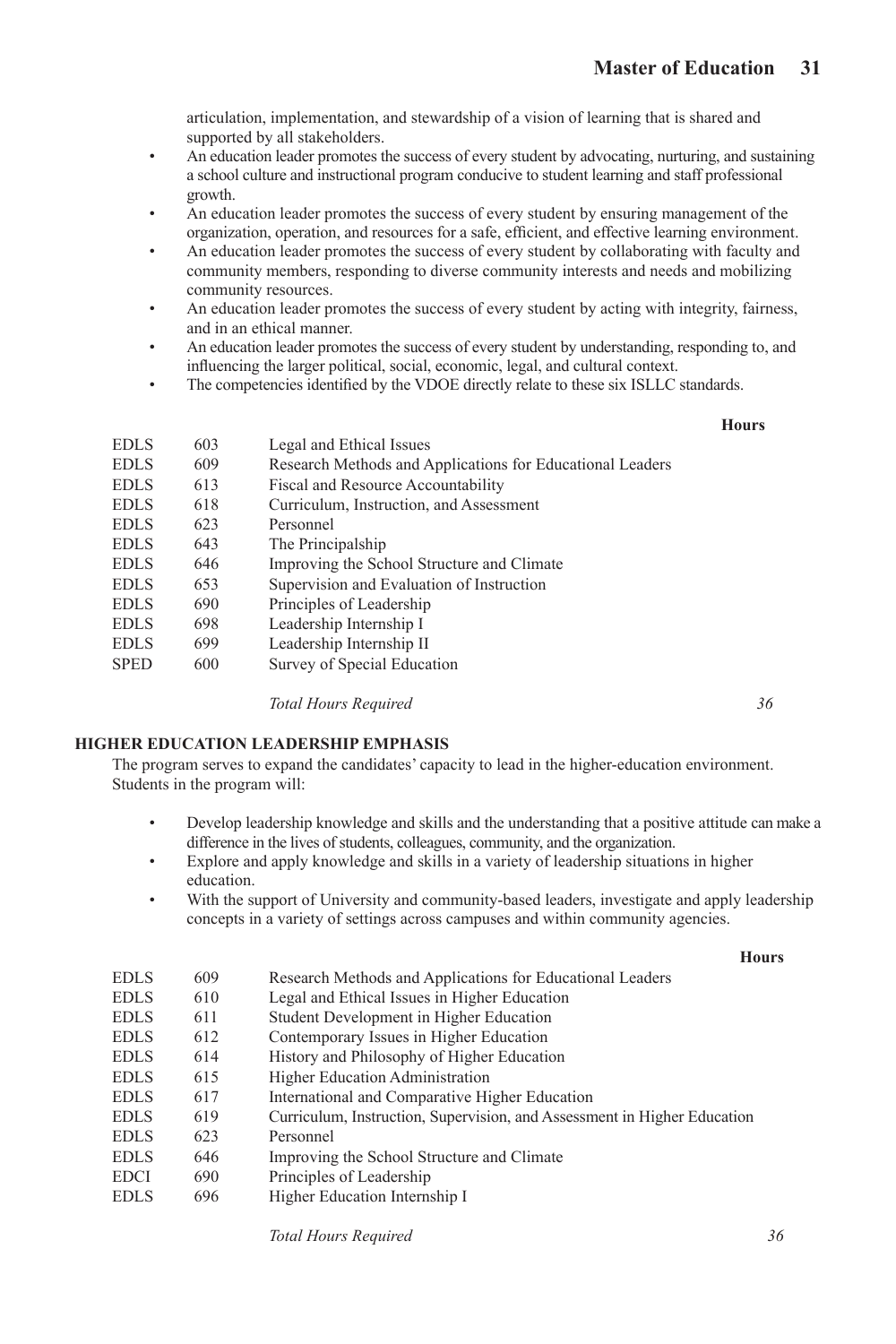articulation, implementation, and stewardship of a vision of learning that is shared and supported by all stakeholders.

- An education leader promotes the success of every student by advocating, nurturing, and sustaining a school culture and instructional program conducive to student learning and staff professional growth.
- An education leader promotes the success of every student by ensuring management of the organization, operation, and resources for a safe, efficient, and effective learning environment.
- An education leader promotes the success of every student by collaborating with faculty and community members, responding to diverse community interests and needs and mobilizing community resources.
- An education leader promotes the success of every student by acting with integrity, fairness, and in an ethical manner.
- An education leader promotes the success of every student by understanding, responding to, and influencing the larger political, social, economic, legal, and cultural context.
- The competencies identified by the VDOE directly relate to these six ISLLC standards.

| | | | Hours |
|---|---|---|---|
| EDLS | 603 | Legal and Ethical Issues | |
| EDLS | 609 | Research Methods and Applications for Educational Leaders | |
| EDLS | 613 | Fiscal and Resource Accountability | |
| EDLS | 618 | Curriculum, Instruction, and Assessment | |
| EDLS | 623 | Personnel | |
| EDLS | 643 | The Principalship | |
| EDLS | 646 | Improving the School Structure and Climate | |
| EDLS | 653 | Supervision and Evaluation of Instruction | |
| EDLS | 690 | Principles of Leadership | |
| EDLS | 698 | Leadership Internship I | |
| EDLS | 699 | Leadership Internship II | |
| SPED | 600 | Survey of Special Education | |
| | | *Total Hours Required* | *36* |

**HIGHER EDUCATION LEADERSHIP EMPHASIS**

The program serves to expand the candidates' capacity to lead in the higher-education environment. Students in the program will:

- Develop leadership knowledge and skills and the understanding that a positive attitude can make a difference in the lives of students, colleagues, community, and the organization.
- Explore and apply knowledge and skills in a variety of leadership situations in higher education.
- With the support of University and community-based leaders, investigate and apply leadership concepts in a variety of settings across campuses and within community agencies.

| | | | Hours |
|---|---|---|---|
| EDLS | 609 | Research Methods and Applications for Educational Leaders | |
| EDLS | 610 | Legal and Ethical Issues in Higher Education | |
| EDLS | 611 | Student Development in Higher Education | |
| EDLS | 612 | Contemporary Issues in Higher Education | |
| EDLS | 614 | History and Philosophy of Higher Education | |
| EDLS | 615 | Higher Education Administration | |
| EDLS | 617 | International and Comparative Higher Education | |
| EDLS | 619 | Curriculum, Instruction, Supervision, and Assessment in Higher Education | |
| EDLS | 623 | Personnel | |
| EDLS | 646 | Improving the School Structure and Climate | |
| EDCI | 690 | Principles of Leadership | |
| EDLS | 696 | Higher Education Internship I | |
| | | *Total Hours Required* | *36* |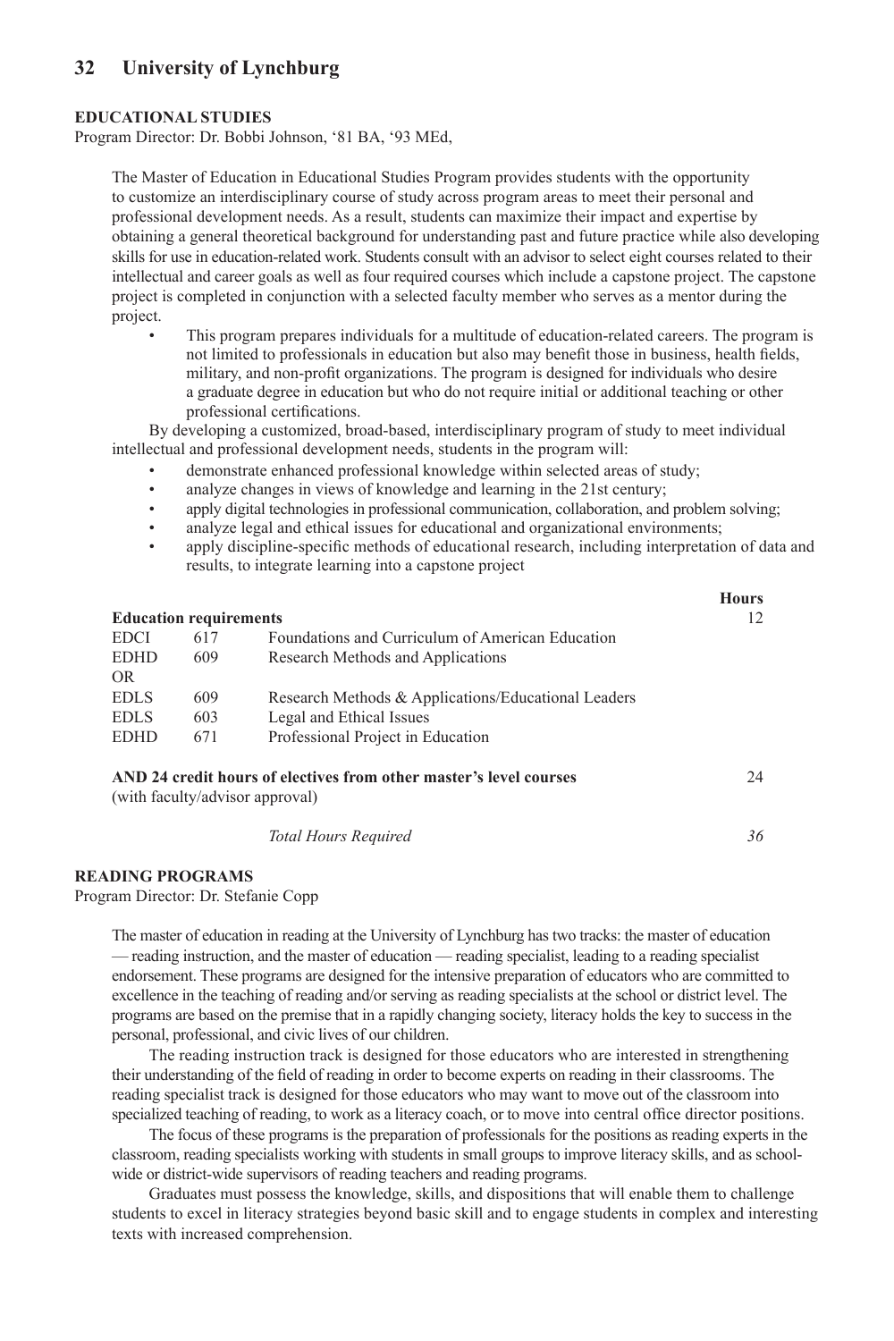## EDUCATIONAL STUDIES

Program Director: Dr. Bobbi Johnson, '81 BA, '93 MEd,

The Master of Education in Educational Studies Program provides students with the opportunity to customize an interdisciplinary course of study across program areas to meet their personal and professional development needs. As a result, students can maximize their impact and expertise by obtaining a general theoretical background for understanding past and future practice while also developing skills for use in education-related work. Students consult with an advisor to select eight courses related to their intellectual and career goals as well as four required courses which include a capstone project. The capstone project is completed in conjunction with a selected faculty member who serves as a mentor during the project.

- This program prepares individuals for a multitude of education-related careers. The program is not limited to professionals in education but also may benefit those in business, health fields, military, and non-profit organizations. The program is designed for individuals who desire a graduate degree in education but who do not require initial or additional teaching or other professional certifications.

By developing a customized, broad-based, interdisciplinary program of study to meet individual intellectual and professional development needs, students in the program will:

- demonstrate enhanced professional knowledge within selected areas of study;
- analyze changes in views of knowledge and learning in the 21st century;
- apply digital technologies in professional communication, collaboration, and problem solving;
- analyze legal and ethical issues for educational and organizational environments;
- apply discipline-specific methods of educational research, including interpretation of data and results, to integrate learning into a capstone project

| | | | Hours |
|---|---|---|---|
| **Education requirements** | | | 12 |
| EDCI | 617 | Foundations and Curriculum of American Education | |
| EDHD | 609 | Research Methods and Applications | |
| OR | | | |
| EDLS | 609 | Research Methods & Applications/Educational Leaders | |
| EDLS | 603 | Legal and Ethical Issues | |
| EDHD | 671 | Professional Project in Education | |
| **AND 24 credit hours of electives from other master's level courses** (with faculty/advisor approval) | | | 24 |
| | | *Total Hours Required* | *36* |

## READING PROGRAMS

Program Director: Dr. Stefanie Copp

The master of education in reading at the University of Lynchburg has two tracks: the master of education — reading instruction, and the master of education — reading specialist, leading to a reading specialist endorsement. These programs are designed for the intensive preparation of educators who are committed to excellence in the teaching of reading and/or serving as reading specialists at the school or district level. The programs are based on the premise that in a rapidly changing society, literacy holds the key to success in the personal, professional, and civic lives of our children.

The reading instruction track is designed for those educators who are interested in strengthening their understanding of the field of reading in order to become experts on reading in their classrooms. The reading specialist track is designed for those educators who may want to move out of the classroom into specialized teaching of reading, to work as a literacy coach, or to move into central office director positions.

The focus of these programs is the preparation of professionals for the positions as reading experts in the classroom, reading specialists working with students in small groups to improve literacy skills, and as school-wide or district-wide supervisors of reading teachers and reading programs.

Graduates must possess the knowledge, skills, and dispositions that will enable them to challenge students to excel in literacy strategies beyond basic skill and to engage students in complex and interesting texts with increased comprehension.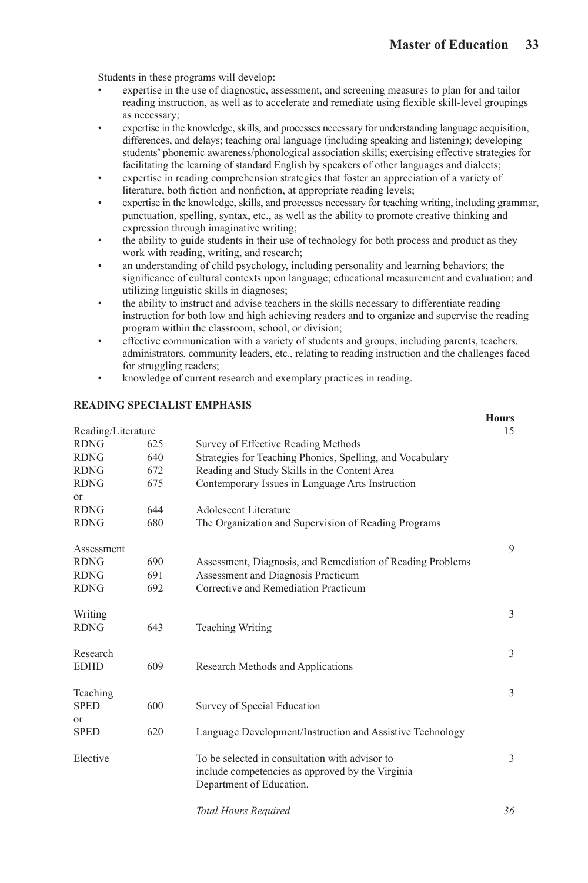Students in these programs will develop:

- expertise in the use of diagnostic, assessment, and screening measures to plan for and tailor reading instruction, as well as to accelerate and remediate using flexible skill-level groupings as necessary;
- expertise in the knowledge, skills, and processes necessary for understanding language acquisition, differences, and delays; teaching oral language (including speaking and listening); developing students' phonemic awareness/phonological association skills; exercising effective strategies for facilitating the learning of standard English by speakers of other languages and dialects;
- expertise in reading comprehension strategies that foster an appreciation of a variety of literature, both fiction and nonfiction, at appropriate reading levels;
- expertise in the knowledge, skills, and processes necessary for teaching writing, including grammar, punctuation, spelling, syntax, etc., as well as the ability to promote creative thinking and expression through imaginative writing;
- the ability to guide students in their use of technology for both process and product as they work with reading, writing, and research;
- an understanding of child psychology, including personality and learning behaviors; the significance of cultural contexts upon language; educational measurement and evaluation; and utilizing linguistic skills in diagnoses;
- the ability to instruct and advise teachers in the skills necessary to differentiate reading instruction for both low and high achieving readers and to organize and supervise the reading program within the classroom, school, or division;
- effective communication with a variety of students and groups, including parents, teachers, administrators, community leaders, etc., relating to reading instruction and the challenges faced for struggling readers;
- knowledge of current research and exemplary practices in reading.

**READING SPECIALIST EMPHASIS**

| | | | Hours |
|---|---|---|---|
| Reading/Literature | | | 15 |
| RDNG | 625 | Survey of Effective Reading Methods | |
| RDNG | 640 | Strategies for Teaching Phonics, Spelling, and Vocabulary | |
| RDNG | 672 | Reading and Study Skills in the Content Area | |
| RDNG | 675 | Contemporary Issues in Language Arts Instruction | |
| or | | | |
| RDNG | 644 | Adolescent Literature | |
| RDNG | 680 | The Organization and Supervision of Reading Programs | |
| Assessment | | | 9 |
| RDNG | 690 | Assessment, Diagnosis, and Remediation of Reading Problems | |
| RDNG | 691 | Assessment and Diagnosis Practicum | |
| RDNG | 692 | Corrective and Remediation Practicum | |
| Writing | | | 3 |
| RDNG | 643 | Teaching Writing | |
| Research | | | 3 |
| EDHD | 609 | Research Methods and Applications | |
| Teaching | | | 3 |
| SPED | 600 | Survey of Special Education | |
| or | | | |
| SPED | 620 | Language Development/Instruction and Assistive Technology | |
| Elective | | To be selected in consultation with advisor to include competencies as approved by the Virginia Department of Education. | 3 |
| | | *Total Hours Required* | *36* |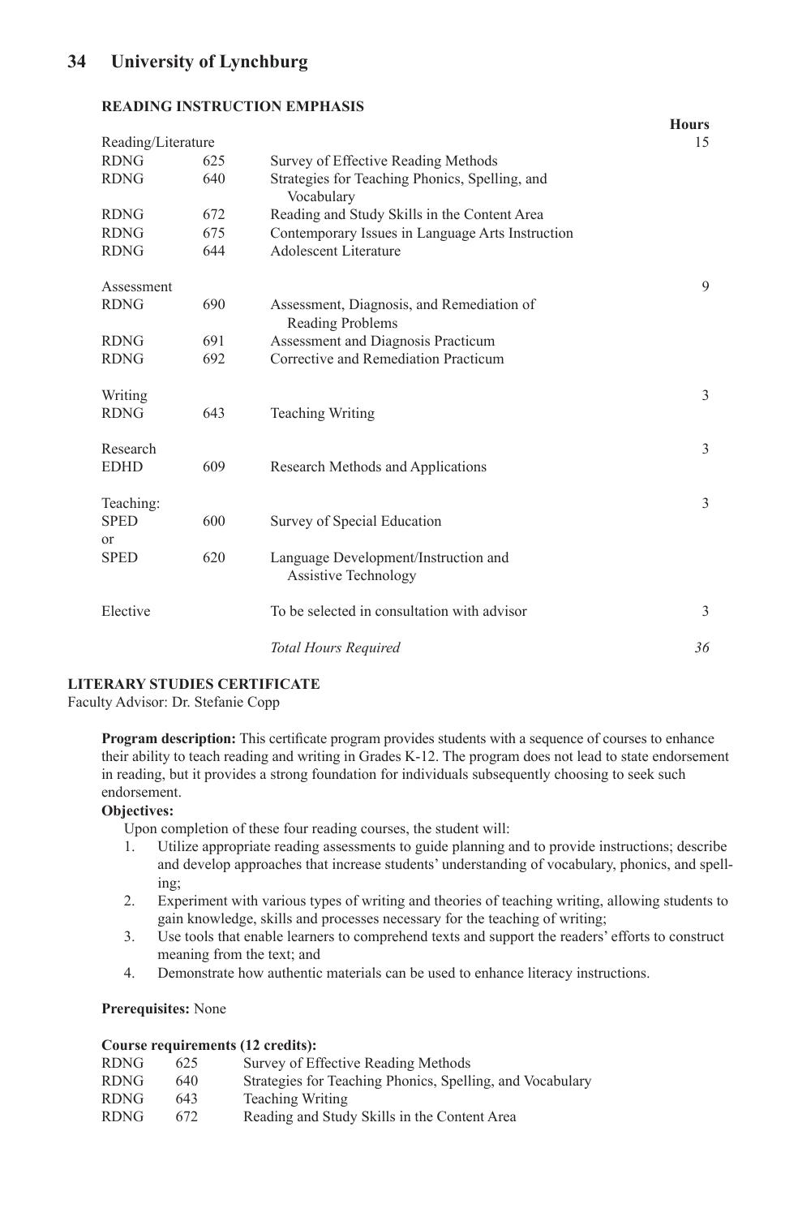## READING INSTRUCTION EMPHASIS

| | | | Hours |
|---|---|---|---|
| Reading/Literature | | | 15 |
| RDNG | 625 | Survey of Effective Reading Methods | |
| RDNG | 640 | Strategies for Teaching Phonics, Spelling, and Vocabulary | |
| RDNG | 672 | Reading and Study Skills in the Content Area | |
| RDNG | 675 | Contemporary Issues in Language Arts Instruction | |
| RDNG | 644 | Adolescent Literature | |
| Assessment | | | 9 |
| RDNG | 690 | Assessment, Diagnosis, and Remediation of Reading Problems | |
| RDNG | 691 | Assessment and Diagnosis Practicum | |
| RDNG | 692 | Corrective and Remediation Practicum | |
| Writing | | | 3 |
| RDNG | 643 | Teaching Writing | |
| Research | | | 3 |
| EDHD | 609 | Research Methods and Applications | |
| Teaching: | | | 3 |
| SPED | 600 | Survey of Special Education | |
| or | | | |
| SPED | 620 | Language Development/Instruction and Assistive Technology | |
| Elective | | To be selected in consultation with advisor | 3 |
| | | *Total Hours Required* | *36* |

## LITERARY STUDIES CERTIFICATE

Faculty Advisor: Dr. Stefanie Copp

**Program description:** This certificate program provides students with a sequence of courses to enhance their ability to teach reading and writing in Grades K-12. The program does not lead to state endorsement in reading, but it provides a strong foundation for individuals subsequently choosing to seek such endorsement.

**Objectives:**

Upon completion of these four reading courses, the student will:

1. Utilize appropriate reading assessments to guide planning and to provide instructions; describe and develop approaches that increase students' understanding of vocabulary, phonics, and spelling;
2. Experiment with various types of writing and theories of teaching writing, allowing students to gain knowledge, skills and processes necessary for the teaching of writing;
3. Use tools that enable learners to comprehend texts and support the readers' efforts to construct meaning from the text; and
4. Demonstrate how authentic materials can be used to enhance literacy instructions.

**Prerequisites:** None

**Course requirements (12 credits):**

| | | |
|---|---|---|
| RDNG | 625 | Survey of Effective Reading Methods |
| RDNG | 640 | Strategies for Teaching Phonics, Spelling, and Vocabulary |
| RDNG | 643 | Teaching Writing |
| RDNG | 672 | Reading and Study Skills in the Content Area |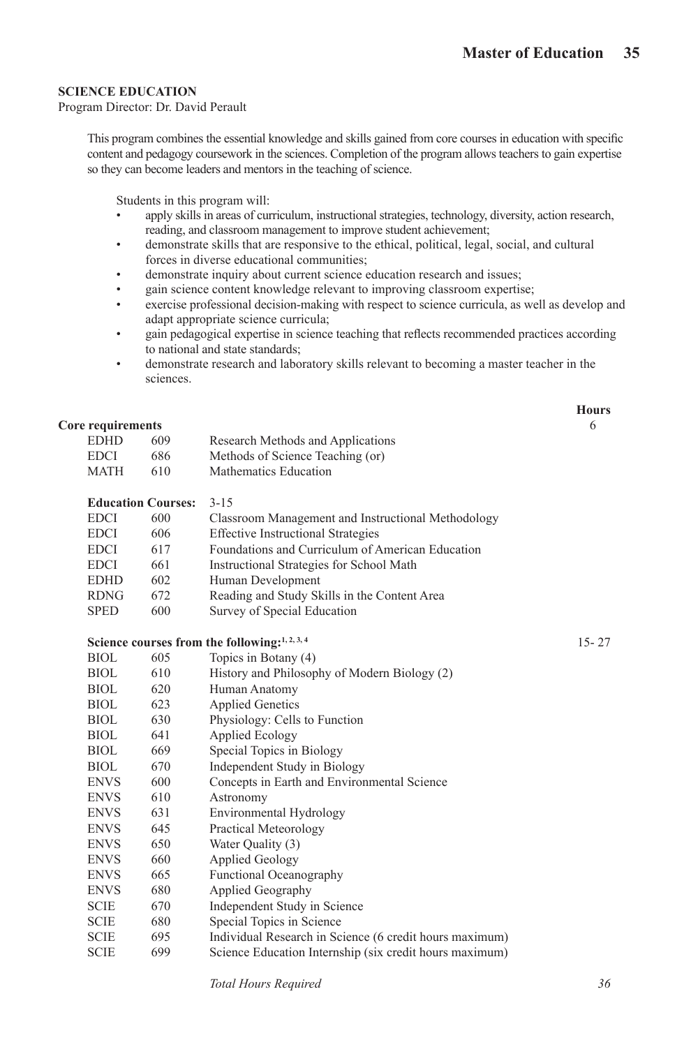## SCIENCE EDUCATION

Program Director: Dr. David Perault

This program combines the essential knowledge and skills gained from core courses in education with specific content and pedagogy coursework in the sciences. Completion of the program allows teachers to gain expertise so they can become leaders and mentors in the teaching of science.

Students in this program will:

- apply skills in areas of curriculum, instructional strategies, technology, diversity, action research, reading, and classroom management to improve student achievement;
- demonstrate skills that are responsive to the ethical, political, legal, social, and cultural forces in diverse educational communities;
- demonstrate inquiry about current science education research and issues;
- gain science content knowledge relevant to improving classroom expertise;
- exercise professional decision-making with respect to science curricula, as well as develop and adapt appropriate science curricula;
- gain pedagogical expertise in science teaching that reflects recommended practices according to national and state standards;
- demonstrate research and laboratory skills relevant to becoming a master teacher in the sciences.

| | | | Hours |
|---|---|---|---|
| **Core requirements** | | | 6 |
| EDHD | 609 | Research Methods and Applications | |
| EDCI | 686 | Methods of Science Teaching (or) | |
| MATH | 610 | Mathematics Education | |
| **Education Courses:** | | 3-15 | |
| EDCI | 600 | Classroom Management and Instructional Methodology | |
| EDCI | 606 | Effective Instructional Strategies | |
| EDCI | 617 | Foundations and Curriculum of American Education | |
| EDCI | 661 | Instructional Strategies for School Math | |
| EDHD | 602 | Human Development | |
| RDNG | 672 | Reading and Study Skills in the Content Area | |
| SPED | 600 | Survey of Special Education | |
| **Science courses from the following:** [1, 2, 3, 4] | | | 15- 27 |
| BIOL | 605 | Topics in Botany (4) | |
| BIOL | 610 | History and Philosophy of Modern Biology (2) | |
| BIOL | 620 | Human Anatomy | |
| BIOL | 623 | Applied Genetics | |
| BIOL | 630 | Physiology: Cells to Function | |
| BIOL | 641 | Applied Ecology | |
| BIOL | 669 | Special Topics in Biology | |
| BIOL | 670 | Independent Study in Biology | |
| ENVS | 600 | Concepts in Earth and Environmental Science | |
| ENVS | 610 | Astronomy | |
| ENVS | 631 | Environmental Hydrology | |
| ENVS | 645 | Practical Meteorology | |
| ENVS | 650 | Water Quality (3) | |
| ENVS | 660 | Applied Geology | |
| ENVS | 665 | Functional Oceanography | |
| ENVS | 680 | Applied Geography | |
| SCIE | 670 | Independent Study in Science | |
| SCIE | 680 | Special Topics in Science | |
| SCIE | 695 | Individual Research in Science (6 credit hours maximum) | |
| SCIE | 699 | Science Education Internship (six credit hours maximum) | |
| | | *Total Hours Required* | *36* |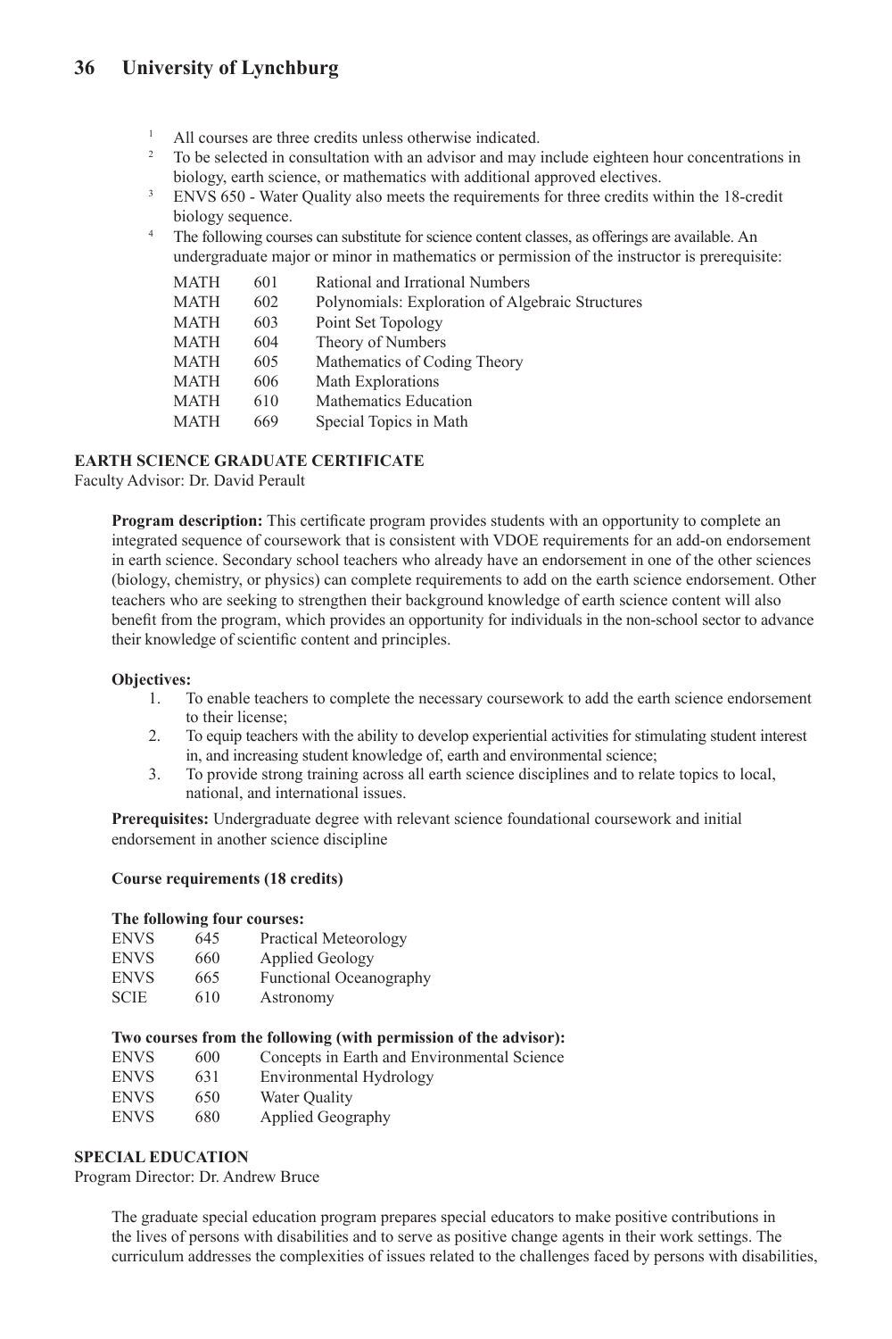[1] All courses are three credits unless otherwise indicated.

[2] To be selected in consultation with an advisor and may include eighteen hour concentrations in biology, earth science, or mathematics with additional approved electives.

[3] ENVS 650 - Water Quality also meets the requirements for three credits within the 18-credit biology sequence.

[4] The following courses can substitute for science content classes, as offerings are available. An undergraduate major or minor in mathematics or permission of the instructor is prerequisite:

| | | |
|---|---|---|
| MATH | 601 | Rational and Irrational Numbers |
| MATH | 602 | Polynomials: Exploration of Algebraic Structures |
| MATH | 603 | Point Set Topology |
| MATH | 604 | Theory of Numbers |
| MATH | 605 | Mathematics of Coding Theory |
| MATH | 606 | Math Explorations |
| MATH | 610 | Mathematics Education |
| MATH | 669 | Special Topics in Math |

## EARTH SCIENCE GRADUATE CERTIFICATE

Faculty Advisor: Dr. David Perault

**Program description:** This certificate program provides students with an opportunity to complete an integrated sequence of coursework that is consistent with VDOE requirements for an add-on endorsement in earth science. Secondary school teachers who already have an endorsement in one of the other sciences (biology, chemistry, or physics) can complete requirements to add on the earth science endorsement. Other teachers who are seeking to strengthen their background knowledge of earth science content will also benefit from the program, which provides an opportunity for individuals in the non-school sector to advance their knowledge of scientific content and principles.

**Objectives:**

1. To enable teachers to complete the necessary coursework to add the earth science endorsement to their license;
2. To equip teachers with the ability to develop experiential activities for stimulating student interest in, and increasing student knowledge of, earth and environmental science;
3. To provide strong training across all earth science disciplines and to relate topics to local, national, and international issues.

**Prerequisites:** Undergraduate degree with relevant science foundational coursework and initial endorsement in another science discipline

**Course requirements (18 credits)**

**The following four courses:**

| | | |
|---|---|---|
| ENVS | 645 | Practical Meteorology |
| ENVS | 660 | Applied Geology |
| ENVS | 665 | Functional Oceanography |
| SCIE | 610 | Astronomy |

**Two courses from the following (with permission of the advisor):**

| | | |
|---|---|---|
| ENVS | 600 | Concepts in Earth and Environmental Science |
| ENVS | 631 | Environmental Hydrology |
| ENVS | 650 | Water Quality |
| ENVS | 680 | Applied Geography |

## SPECIAL EDUCATION

Program Director: Dr. Andrew Bruce

The graduate special education program prepares special educators to make positive contributions in the lives of persons with disabilities and to serve as positive change agents in their work settings. The curriculum addresses the complexities of issues related to the challenges faced by persons with disabilities,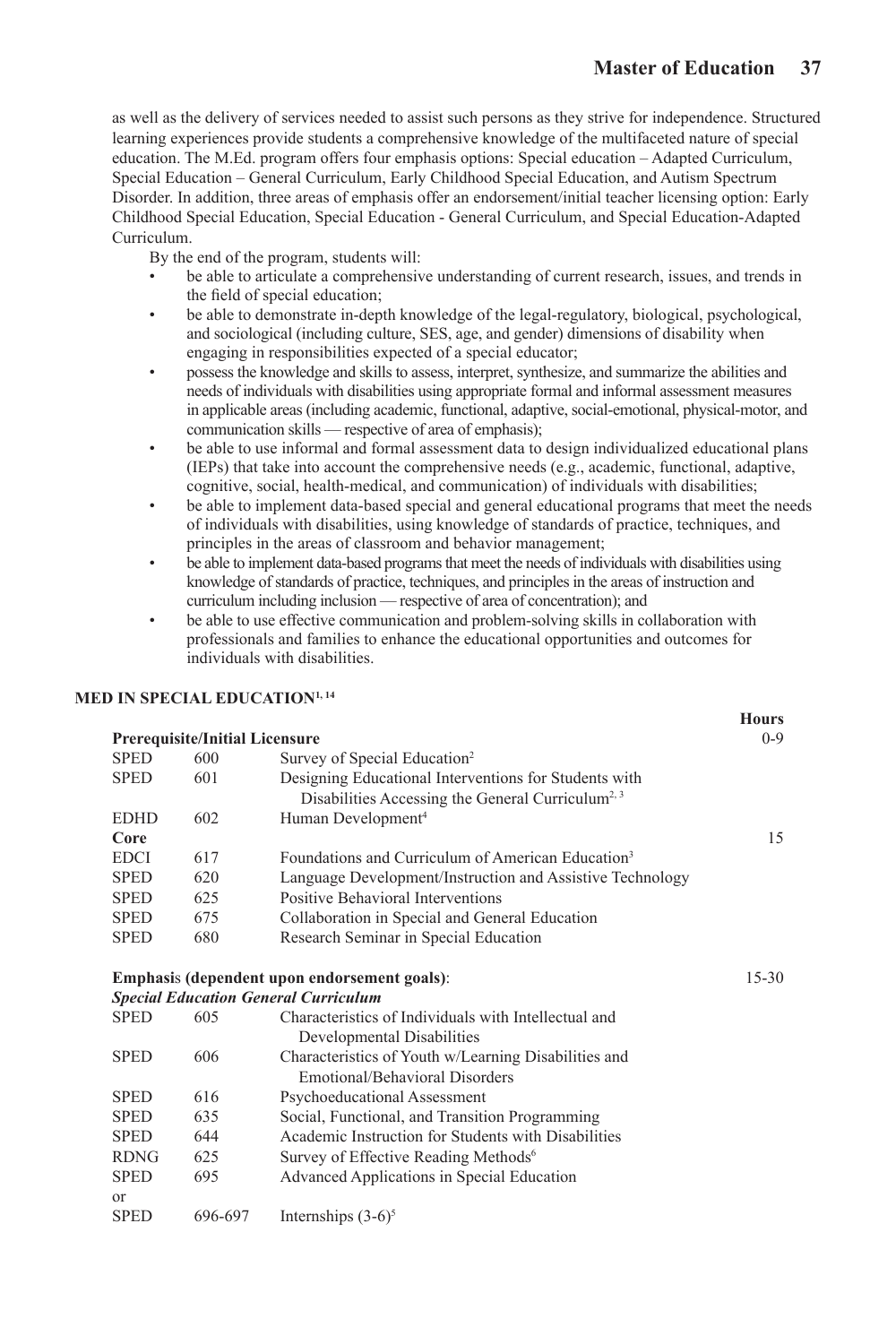as well as the delivery of services needed to assist such persons as they strive for independence. Structured learning experiences provide students a comprehensive knowledge of the multifaceted nature of special education. The M.Ed. program offers four emphasis options: Special education – Adapted Curriculum, Special Education – General Curriculum, Early Childhood Special Education, and Autism Spectrum Disorder. In addition, three areas of emphasis offer an endorsement/initial teacher licensing option: Early Childhood Special Education, Special Education - General Curriculum, and Special Education-Adapted Curriculum.

By the end of the program, students will:

- be able to articulate a comprehensive understanding of current research, issues, and trends in the field of special education;
- be able to demonstrate in-depth knowledge of the legal-regulatory, biological, psychological, and sociological (including culture, SES, age, and gender) dimensions of disability when engaging in responsibilities expected of a special educator;
- possess the knowledge and skills to assess, interpret, synthesize, and summarize the abilities and needs of individuals with disabilities using appropriate formal and informal assessment measures in applicable areas (including academic, functional, adaptive, social-emotional, physical-motor, and communication skills — respective of area of emphasis);
- be able to use informal and formal assessment data to design individualized educational plans (IEPs) that take into account the comprehensive needs (e.g., academic, functional, adaptive, cognitive, social, health-medical, and communication) of individuals with disabilities;
- be able to implement data-based special and general educational programs that meet the needs of individuals with disabilities, using knowledge of standards of practice, techniques, and principles in the areas of classroom and behavior management;
- be able to implement data-based programs that meet the needs of individuals with disabilities using knowledge of standards of practice, techniques, and principles in the areas of instruction and curriculum including inclusion — respective of area of concentration); and
- be able to use effective communication and problem-solving skills in collaboration with professionals and families to enhance the educational opportunities and outcomes for individuals with disabilities.

### MED IN SPECIAL EDUCATION[1, 14]

| | | | Hours |
|---|---|---|---|
| **Prerequisite/Initial Licensure** | | | 0-9 |
| SPED | 600 | Survey of Special Education[2] | |
| SPED | 601 | Designing Educational Interventions for Students with Disabilities Accessing the General Curriculum[2, 3] | |
| EDHD | 602 | Human Development[4] | |
| **Core** | | | 15 |
| EDCI | 617 | Foundations and Curriculum of American Education[3] | |
| SPED | 620 | Language Development/Instruction and Assistive Technology | |
| SPED | 625 | Positive Behavioral Interventions | |
| SPED | 675 | Collaboration in Special and General Education | |
| SPED | 680 | Research Seminar in Special Education | |
| **Emphasis (dependent upon endorsement goals)**: | | | 15-30 |
| ***Special Education General Curriculum*** | | | |
| SPED | 605 | Characteristics of Individuals with Intellectual and Developmental Disabilities | |
| SPED | 606 | Characteristics of Youth w/Learning Disabilities and Emotional/Behavioral Disorders | |
| SPED | 616 | Psychoeducational Assessment | |
| SPED | 635 | Social, Functional, and Transition Programming | |
| SPED | 644 | Academic Instruction for Students with Disabilities | |
| RDNG | 625 | Survey of Effective Reading Methods[6] | |
| SPED | 695 | Advanced Applications in Special Education | |
| or | | | |
| SPED | 696-697 | Internships (3-6)[5] | |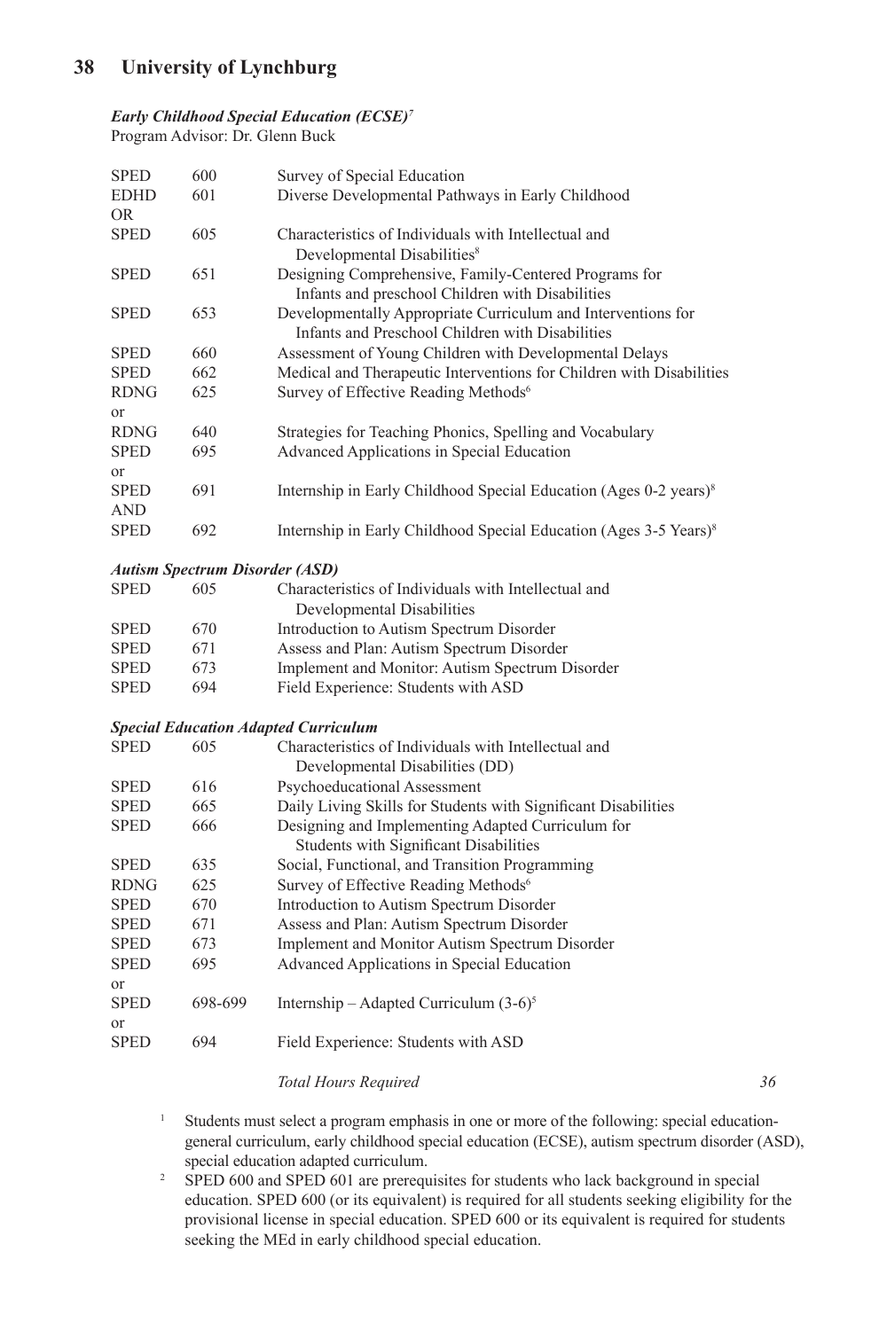### *Early Childhood Special Education (ECSE)*[7]

Program Advisor: Dr. Glenn Buck

| | | |
|---|---|---|
| SPED | 600 | Survey of Special Education |
| EDHD | 601 | Diverse Developmental Pathways in Early Childhood |
| OR | | |
| SPED | 605 | Characteristics of Individuals with Intellectual and Developmental Disabilities[8] |
| SPED | 651 | Designing Comprehensive, Family-Centered Programs for Infants and preschool Children with Disabilities |
| SPED | 653 | Developmentally Appropriate Curriculum and Interventions for Infants and Preschool Children with Disabilities |
| SPED | 660 | Assessment of Young Children with Developmental Delays |
| SPED | 662 | Medical and Therapeutic Interventions for Children with Disabilities |
| RDNG | 625 | Survey of Effective Reading Methods[6] |
| or | | |
| RDNG | 640 | Strategies for Teaching Phonics, Spelling and Vocabulary |
| SPED | 695 | Advanced Applications in Special Education |
| or | | |
| SPED | 691 | Internship in Early Childhood Special Education (Ages 0-2 years)[8] |
| AND | | |
| SPED | 692 | Internship in Early Childhood Special Education (Ages 3-5 Years)[8] |

### *Autism Spectrum Disorder (ASD)*

| | | |
|---|---|---|
| SPED | 605 | Characteristics of Individuals with Intellectual and Developmental Disabilities |
| SPED | 670 | Introduction to Autism Spectrum Disorder |
| SPED | 671 | Assess and Plan: Autism Spectrum Disorder |
| SPED | 673 | Implement and Monitor: Autism Spectrum Disorder |
| SPED | 694 | Field Experience: Students with ASD |

### *Special Education Adapted Curriculum*

| | | |
|---|---|---|
| SPED | 605 | Characteristics of Individuals with Intellectual and Developmental Disabilities (DD) |
| SPED | 616 | Psychoeducational Assessment |
| SPED | 665 | Daily Living Skills for Students with Significant Disabilities |
| SPED | 666 | Designing and Implementing Adapted Curriculum for Students with Significant Disabilities |
| SPED | 635 | Social, Functional, and Transition Programming |
| RDNG | 625 | Survey of Effective Reading Methods[6] |
| SPED | 670 | Introduction to Autism Spectrum Disorder |
| SPED | 671 | Assess and Plan: Autism Spectrum Disorder |
| SPED | 673 | Implement and Monitor Autism Spectrum Disorder |
| SPED | 695 | Advanced Applications in Special Education |
| or | | |
| SPED | 698-699 | Internship – Adapted Curriculum (3-6)[5] |
| or | | |
| SPED | 694 | Field Experience: Students with ASD |

*Total Hours Required* 36

[1] Students must select a program emphasis in one or more of the following: special education-general curriculum, early childhood special education (ECSE), autism spectrum disorder (ASD), special education adapted curriculum.

[2] SPED 600 and SPED 601 are prerequisites for students who lack background in special education. SPED 600 (or its equivalent) is required for all students seeking eligibility for the provisional license in special education. SPED 600 or its equivalent is required for students seeking the MEd in early childhood special education.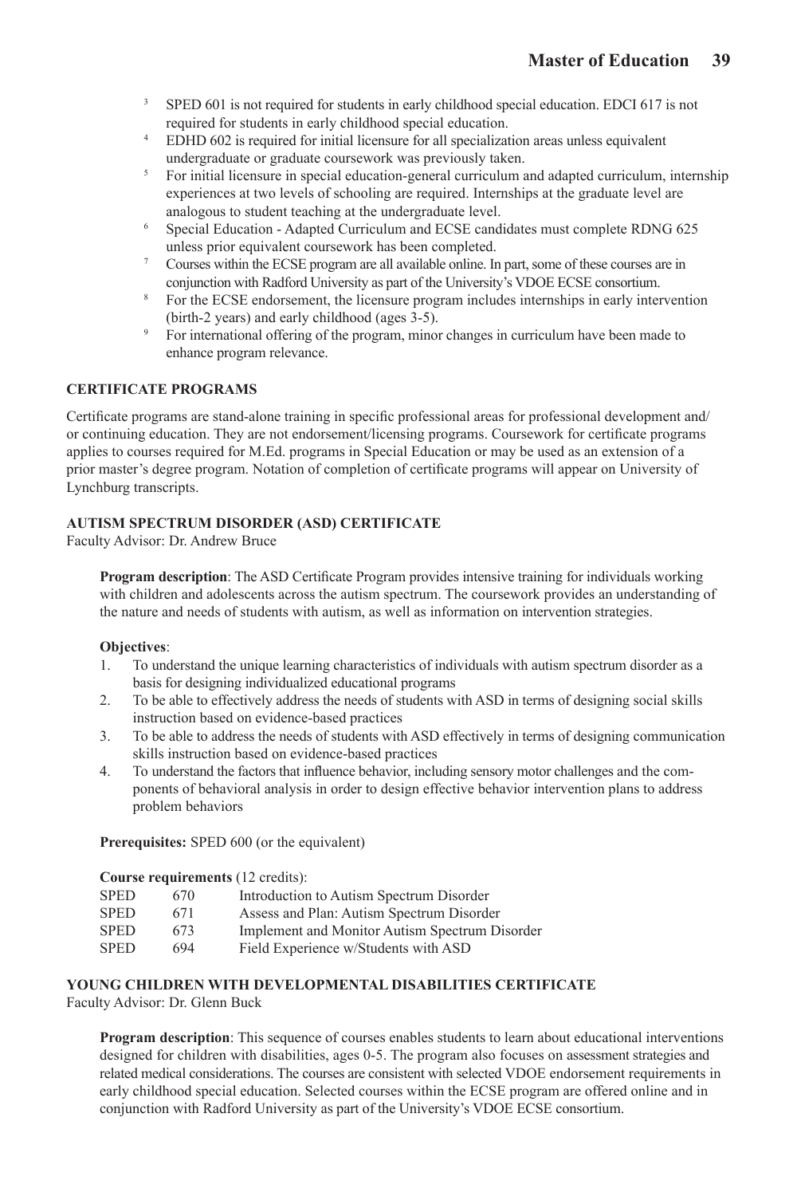[3] SPED 601 is not required for students in early childhood special education. EDCI 617 is not required for students in early childhood special education.

[4] EDHD 602 is required for initial licensure for all specialization areas unless equivalent undergraduate or graduate coursework was previously taken.

[5] For initial licensure in special education-general curriculum and adapted curriculum, internship experiences at two levels of schooling are required. Internships at the graduate level are analogous to student teaching at the undergraduate level.

[6] Special Education - Adapted Curriculum and ECSE candidates must complete RDNG 625 unless prior equivalent coursework has been completed.

[7] Courses within the ECSE program are all available online. In part, some of these courses are in conjunction with Radford University as part of the University's VDOE ECSE consortium.

[8] For the ECSE endorsement, the licensure program includes internships in early intervention (birth-2 years) and early childhood (ages 3-5).

[9] For international offering of the program, minor changes in curriculum have been made to enhance program relevance.

## CERTIFICATE PROGRAMS

Certificate programs are stand-alone training in specific professional areas for professional development and/or continuing education. They are not endorsement/licensing programs. Coursework for certificate programs applies to courses required for M.Ed. programs in Special Education or may be used as an extension of a prior master's degree program. Notation of completion of certificate programs will appear on University of Lynchburg transcripts.

### AUTISM SPECTRUM DISORDER (ASD) CERTIFICATE

Faculty Advisor: Dr. Andrew Bruce

**Program description**: The ASD Certificate Program provides intensive training for individuals working with children and adolescents across the autism spectrum. The coursework provides an understanding of the nature and needs of students with autism, as well as information on intervention strategies.

**Objectives**:

1. To understand the unique learning characteristics of individuals with autism spectrum disorder as a basis for designing individualized educational programs
2. To be able to effectively address the needs of students with ASD in terms of designing social skills instruction based on evidence-based practices
3. To be able to address the needs of students with ASD effectively in terms of designing communication skills instruction based on evidence-based practices
4. To understand the factors that influence behavior, including sensory motor challenges and the components of behavioral analysis in order to design effective behavior intervention plans to address problem behaviors

**Prerequisites:** SPED 600 (or the equivalent)

**Course requirements** (12 credits):

| | | |
|---|---|---|
| SPED | 670 | Introduction to Autism Spectrum Disorder |
| SPED | 671 | Assess and Plan: Autism Spectrum Disorder |
| SPED | 673 | Implement and Monitor Autism Spectrum Disorder |
| SPED | 694 | Field Experience w/Students with ASD |

### YOUNG CHILDREN WITH DEVELOPMENTAL DISABILITIES CERTIFICATE

Faculty Advisor: Dr. Glenn Buck

**Program description**: This sequence of courses enables students to learn about educational interventions designed for children with disabilities, ages 0-5. The program also focuses on assessment strategies and related medical considerations. The courses are consistent with selected VDOE endorsement requirements in early childhood special education. Selected courses within the ECSE program are offered online and in conjunction with Radford University as part of the University's VDOE ECSE consortium.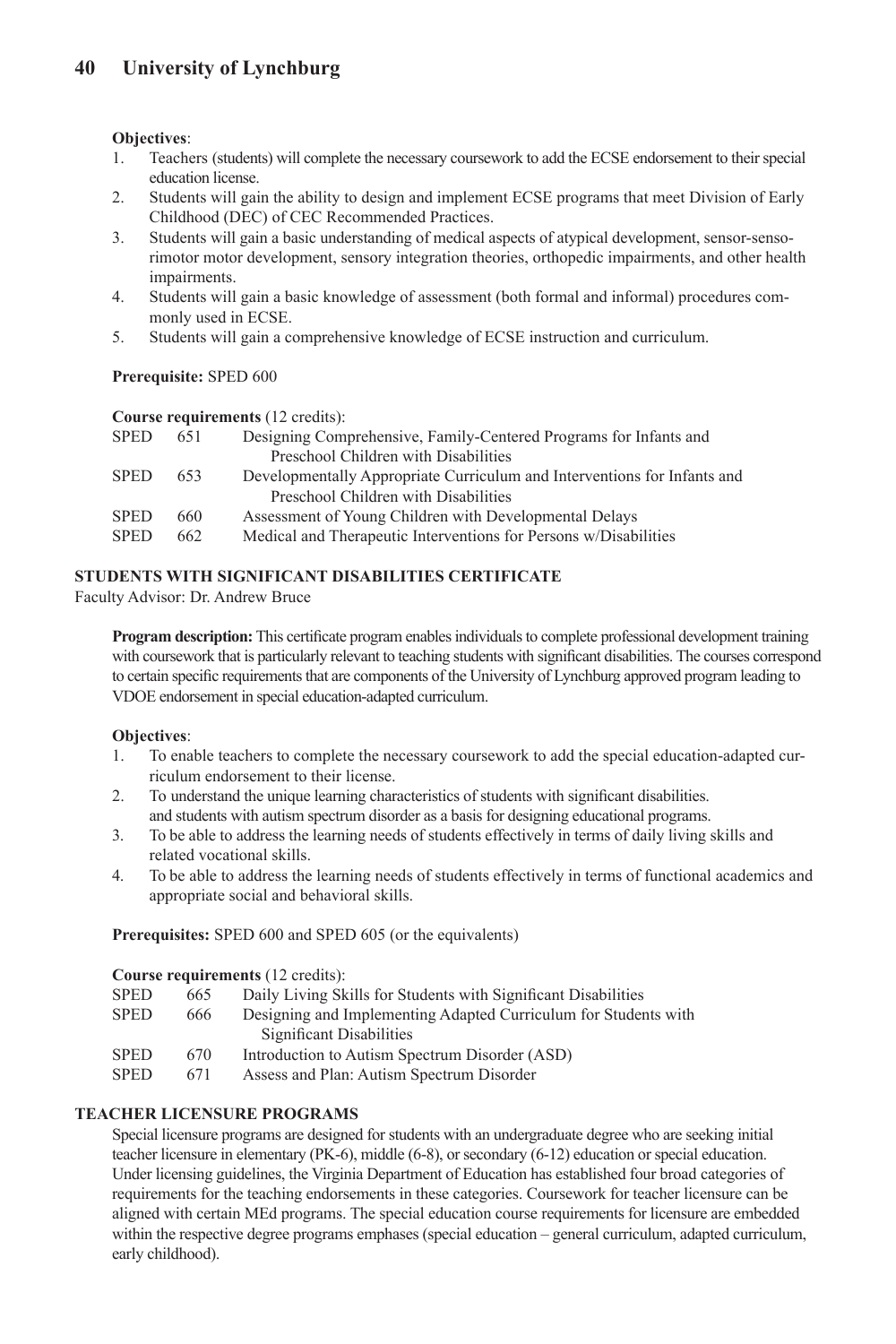**Objectives**:

1. Teachers (students) will complete the necessary coursework to add the ECSE endorsement to their special education license.
2. Students will gain the ability to design and implement ECSE programs that meet Division of Early Childhood (DEC) of CEC Recommended Practices.
3. Students will gain a basic understanding of medical aspects of atypical development, sensor-sensorimotor motor development, sensory integration theories, orthopedic impairments, and other health impairments.
4. Students will gain a basic knowledge of assessment (both formal and informal) procedures commonly used in ECSE.
5. Students will gain a comprehensive knowledge of ECSE instruction and curriculum.

**Prerequisite:** SPED 600

**Course requirements** (12 credits):

| | | |
|---|---|---|
| SPED | 651 | Designing Comprehensive, Family-Centered Programs for Infants and Preschool Children with Disabilities |
| SPED | 653 | Developmentally Appropriate Curriculum and Interventions for Infants and Preschool Children with Disabilities |
| SPED | 660 | Assessment of Young Children with Developmental Delays |
| SPED | 662 | Medical and Therapeutic Interventions for Persons w/Disabilities |

## STUDENTS WITH SIGNIFICANT DISABILITIES CERTIFICATE

Faculty Advisor: Dr. Andrew Bruce

**Program description:** This certificate program enables individuals to complete professional development training with coursework that is particularly relevant to teaching students with significant disabilities. The courses correspond to certain specific requirements that are components of the University of Lynchburg approved program leading to VDOE endorsement in special education-adapted curriculum.

**Objectives**:

1. To enable teachers to complete the necessary coursework to add the special education-adapted curriculum endorsement to their license.
2. To understand the unique learning characteristics of students with significant disabilities. and students with autism spectrum disorder as a basis for designing educational programs.
3. To be able to address the learning needs of students effectively in terms of daily living skills and related vocational skills.
4. To be able to address the learning needs of students effectively in terms of functional academics and appropriate social and behavioral skills.

**Prerequisites:** SPED 600 and SPED 605 (or the equivalents)

**Course requirements** (12 credits):

| | | |
|---|---|---|
| SPED | 665 | Daily Living Skills for Students with Significant Disabilities |
| SPED | 666 | Designing and Implementing Adapted Curriculum for Students with Significant Disabilities |
| SPED | 670 | Introduction to Autism Spectrum Disorder (ASD) |
| SPED | 671 | Assess and Plan: Autism Spectrum Disorder |

## TEACHER LICENSURE PROGRAMS

Special licensure programs are designed for students with an undergraduate degree who are seeking initial teacher licensure in elementary (PK-6), middle (6-8), or secondary (6-12) education or special education. Under licensing guidelines, the Virginia Department of Education has established four broad categories of requirements for the teaching endorsements in these categories. Coursework for teacher licensure can be aligned with certain MEd programs. The special education course requirements for licensure are embedded within the respective degree programs emphases (special education – general curriculum, adapted curriculum, early childhood).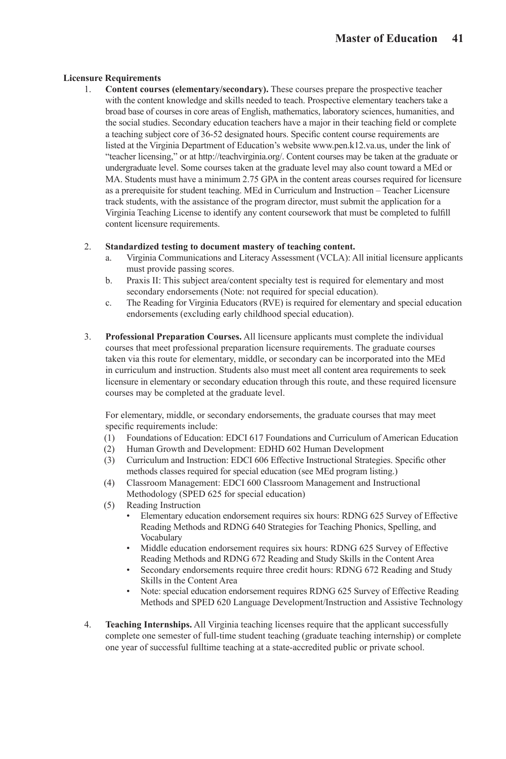**Licensure Requirements**

1. **Content courses (elementary/secondary).** These courses prepare the prospective teacher with the content knowledge and skills needed to teach. Prospective elementary teachers take a broad base of courses in core areas of English, mathematics, laboratory sciences, humanities, and the social studies. Secondary education teachers have a major in their teaching field or complete a teaching subject core of 36-52 designated hours. Specific content course requirements are listed at the Virginia Department of Education's website www.pen.k12.va.us, under the link of "teacher licensing," or at http://teachvirginia.org/. Content courses may be taken at the graduate or undergraduate level. Some courses taken at the graduate level may also count toward a MEd or MA. Students must have a minimum 2.75 GPA in the content areas courses required for licensure as a prerequisite for student teaching. MEd in Curriculum and Instruction – Teacher Licensure track students, with the assistance of the program director, must submit the application for a Virginia Teaching License to identify any content coursework that must be completed to fulfill content licensure requirements.

2. **Standardized testing to document mastery of teaching content.**
   a. Virginia Communications and Literacy Assessment (VCLA): All initial licensure applicants must provide passing scores.
   b. Praxis II: This subject area/content specialty test is required for elementary and most secondary endorsements (Note: not required for special education).
   c. The Reading for Virginia Educators (RVE) is required for elementary and special education endorsements (excluding early childhood special education).

3. **Professional Preparation Courses.** All licensure applicants must complete the individual courses that meet professional preparation licensure requirements. The graduate courses taken via this route for elementary, middle, or secondary can be incorporated into the MEd in curriculum and instruction. Students also must meet all content area requirements to seek licensure in elementary or secondary education through this route, and these required licensure courses may be completed at the graduate level.

   For elementary, middle, or secondary endorsements, the graduate courses that may meet specific requirements include:
   (1) Foundations of Education: EDCI 617 Foundations and Curriculum of American Education
   (2) Human Growth and Development: EDHD 602 Human Development
   (3) Curriculum and Instruction: EDCI 606 Effective Instructional Strategies. Specific other methods classes required for special education (see MEd program listing.)
   (4) Classroom Management: EDCI 600 Classroom Management and Instructional Methodology (SPED 625 for special education)
   (5) Reading Instruction
   - Elementary education endorsement requires six hours: RDNG 625 Survey of Effective Reading Methods and RDNG 640 Strategies for Teaching Phonics, Spelling, and Vocabulary
   - Middle education endorsement requires six hours: RDNG 625 Survey of Effective Reading Methods and RDNG 672 Reading and Study Skills in the Content Area
   - Secondary endorsements require three credit hours: RDNG 672 Reading and Study Skills in the Content Area
   - Note: special education endorsement requires RDNG 625 Survey of Effective Reading Methods and SPED 620 Language Development/Instruction and Assistive Technology

4. **Teaching Internships.** All Virginia teaching licenses require that the applicant successfully complete one semester of full-time student teaching (graduate teaching internship) or complete one year of successful fulltime teaching at a state-accredited public or private school.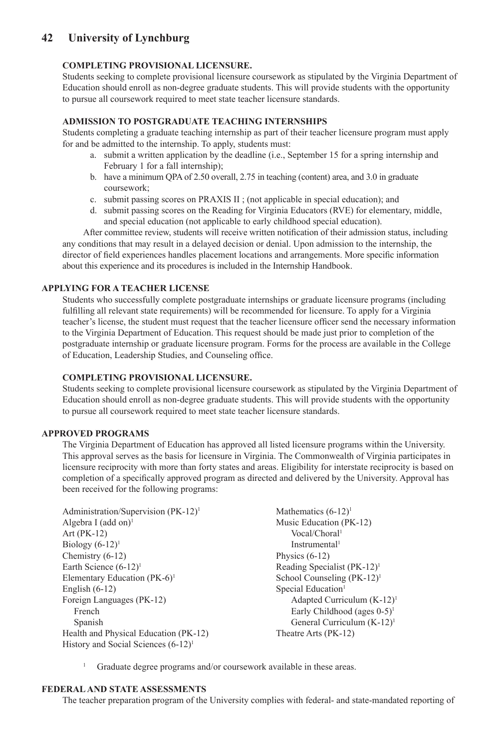#### COMPLETING PROVISIONAL LICENSURE.

Students seeking to complete provisional licensure coursework as stipulated by the Virginia Department of Education should enroll as non-degree graduate students. This will provide students with the opportunity to pursue all coursework required to meet state teacher licensure standards.

#### ADMISSION TO POSTGRADUATE TEACHING INTERNSHIPS

Students completing a graduate teaching internship as part of their teacher licensure program must apply for and be admitted to the internship. To apply, students must:

a. submit a written application by the deadline (i.e., September 15 for a spring internship and February 1 for a fall internship);
b. have a minimum QPA of 2.50 overall, 2.75 in teaching (content) area, and 3.0 in graduate coursework;
c. submit passing scores on PRAXIS II ; (not applicable in special education); and
d. submit passing scores on the Reading for Virginia Educators (RVE) for elementary, middle, and special education (not applicable to early childhood special education).

After committee review, students will receive written notification of their admission status, including any conditions that may result in a delayed decision or denial. Upon admission to the internship, the director of field experiences handles placement locations and arrangements. More specific information about this experience and its procedures is included in the Internship Handbook.

### APPLYING FOR A TEACHER LICENSE

Students who successfully complete postgraduate internships or graduate licensure programs (including fulfilling all relevant state requirements) will be recommended for licensure. To apply for a Virginia teacher's license, the student must request that the teacher licensure officer send the necessary information to the Virginia Department of Education. This request should be made just prior to completion of the postgraduate internship or graduate licensure program. Forms for the process are available in the College of Education, Leadership Studies, and Counseling office.

#### COMPLETING PROVISIONAL LICENSURE.

Students seeking to complete provisional licensure coursework as stipulated by the Virginia Department of Education should enroll as non-degree graduate students. This will provide students with the opportunity to pursue all coursework required to meet state teacher licensure standards.

### APPROVED PROGRAMS

The Virginia Department of Education has approved all listed licensure programs within the University. This approval serves as the basis for licensure in Virginia. The Commonwealth of Virginia participates in licensure reciprocity with more than forty states and areas. Eligibility for interstate reciprocity is based on completion of a specifically approved program as directed and delivered by the University. Approval has been received for the following programs:

- Administration/Supervision (PK-12)[1]
- Algebra I (add on)[1]
- Art (PK-12)
- Biology (6-12)[1]
- Chemistry (6-12)
- Earth Science (6-12)[1]
- Elementary Education (PK-6)[1]
- English (6-12)
- Foreign Languages (PK-12)
  - French
  - Spanish
- Health and Physical Education (PK-12)
- History and Social Sciences (6-12)[1]
- Mathematics (6-12)[1]
- Music Education (PK-12)
  - Vocal/Choral[1]
  - Instrumental[1]
- Physics (6-12)
- Reading Specialist (PK-12)[1]
- School Counseling (PK-12)[1]
- Special Education[1]
  - Adapted Curriculum (K-12)[1]
  - Early Childhood (ages 0-5)[1]
  - General Curriculum (K-12)[1]
- Theatre Arts (PK-12)

[1] Graduate degree programs and/or coursework available in these areas.

### FEDERAL AND STATE ASSESSMENTS

The teacher preparation program of the University complies with federal- and state-mandated reporting of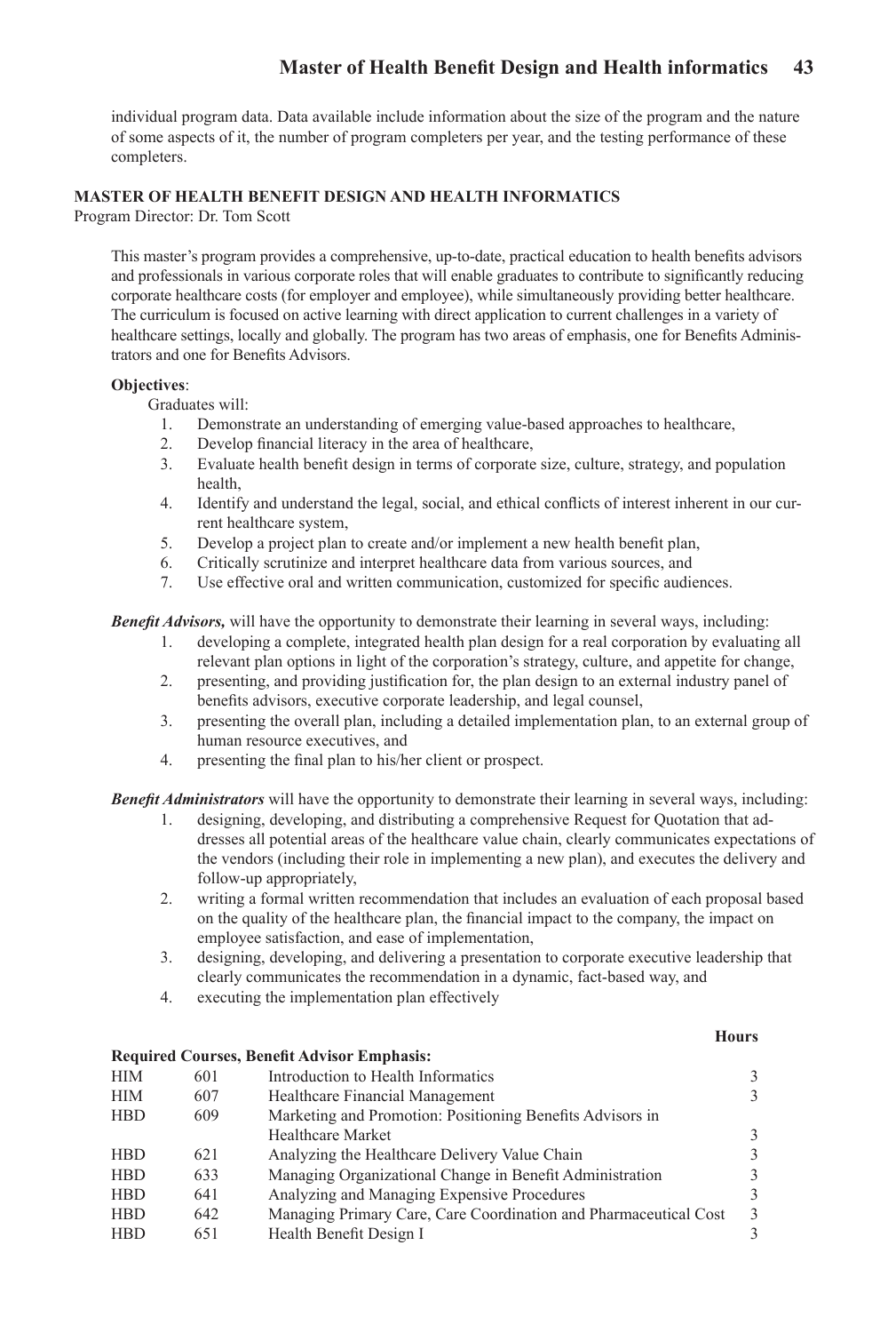individual program data. Data available include information about the size of the program and the nature of some aspects of it, the number of program completers per year, and the testing performance of these completers.

## MASTER OF HEALTH BENEFIT DESIGN AND HEALTH INFORMATICS

Program Director: Dr. Tom Scott

This master's program provides a comprehensive, up-to-date, practical education to health benefits advisors and professionals in various corporate roles that will enable graduates to contribute to significantly reducing corporate healthcare costs (for employer and employee), while simultaneously providing better healthcare. The curriculum is focused on active learning with direct application to current challenges in a variety of healthcare settings, locally and globally. The program has two areas of emphasis, one for Benefits Administrators and one for Benefits Advisors.

**Objectives**:

Graduates will:

1. Demonstrate an understanding of emerging value-based approaches to healthcare,
2. Develop financial literacy in the area of healthcare,
3. Evaluate health benefit design in terms of corporate size, culture, strategy, and population health,
4. Identify and understand the legal, social, and ethical conflicts of interest inherent in our current healthcare system,
5. Develop a project plan to create and/or implement a new health benefit plan,
6. Critically scrutinize and interpret healthcare data from various sources, and
7. Use effective oral and written communication, customized for specific audiences.

***Benefit Advisors,*** will have the opportunity to demonstrate their learning in several ways, including:

1. developing a complete, integrated health plan design for a real corporation by evaluating all relevant plan options in light of the corporation's strategy, culture, and appetite for change,
2. presenting, and providing justification for, the plan design to an external industry panel of benefits advisors, executive corporate leadership, and legal counsel,
3. presenting the overall plan, including a detailed implementation plan, to an external group of human resource executives, and
4. presenting the final plan to his/her client or prospect.

***Benefit Administrators*** will have the opportunity to demonstrate their learning in several ways, including:

1. designing, developing, and distributing a comprehensive Request for Quotation that addresses all potential areas of the healthcare value chain, clearly communicates expectations of the vendors (including their role in implementing a new plan), and executes the delivery and follow-up appropriately,
2. writing a formal written recommendation that includes an evaluation of each proposal based on the quality of the healthcare plan, the financial impact to the company, the impact on employee satisfaction, and ease of implementation,
3. designing, developing, and delivering a presentation to corporate executive leadership that clearly communicates the recommendation in a dynamic, fact-based way, and
4. executing the implementation plan effectively

**Required Courses, Benefit Advisor Emphasis:**

| | | | **Hours** |
|---|---|---|---|
| HIM | 601 | Introduction to Health Informatics | 3 |
| HIM | 607 | Healthcare Financial Management | 3 |
| HBD | 609 | Marketing and Promotion: Positioning Benefits Advisors in Healthcare Market | 3 |
| HBD | 621 | Analyzing the Healthcare Delivery Value Chain | 3 |
| HBD | 633 | Managing Organizational Change in Benefit Administration | 3 |
| HBD | 641 | Analyzing and Managing Expensive Procedures | 3 |
| HBD | 642 | Managing Primary Care, Care Coordination and Pharmaceutical Cost | 3 |
| HBD | 651 | Health Benefit Design I | 3 |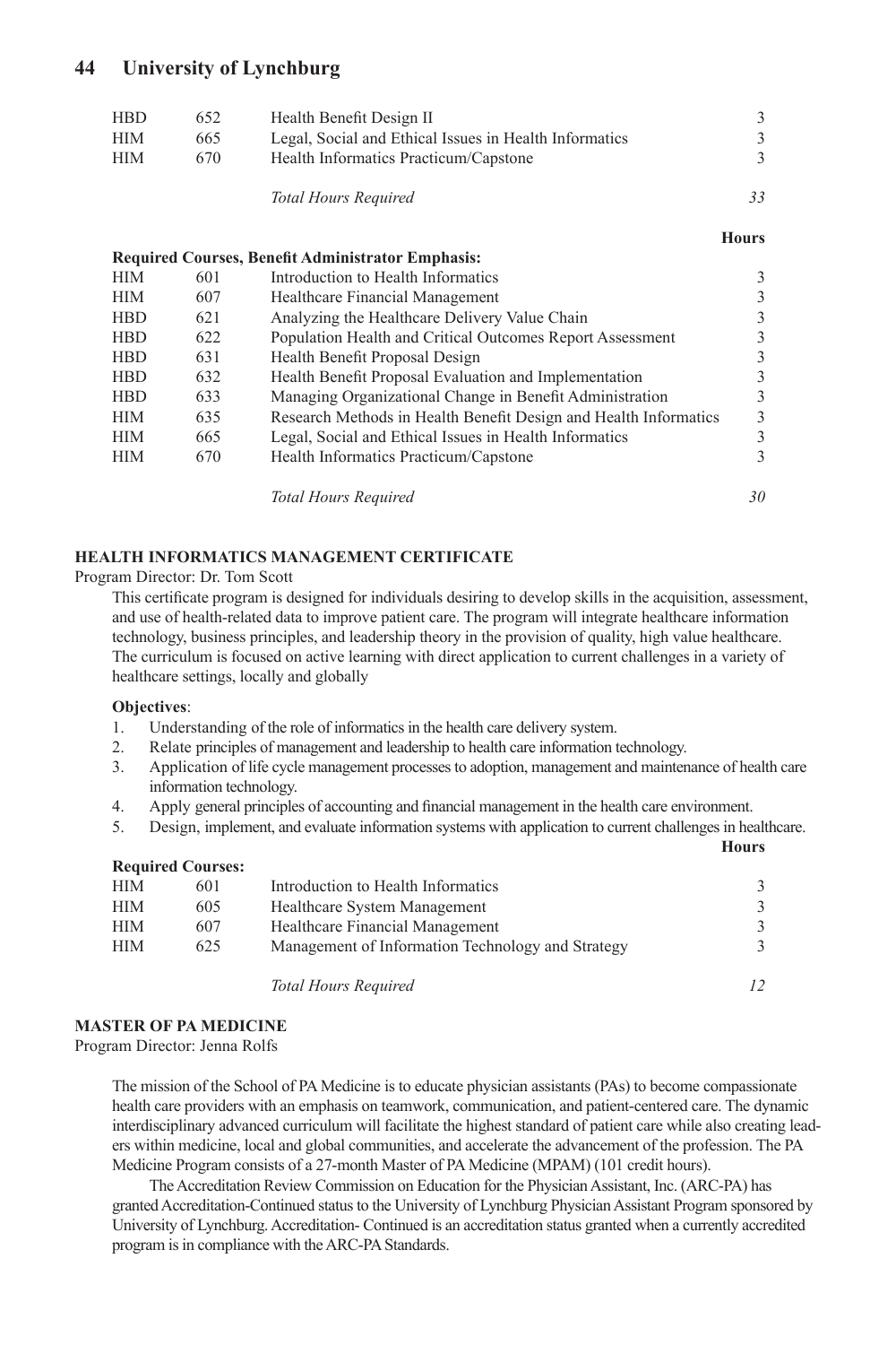| | | | |
|---|---|---|---|
| HBD | 652 | Health Benefit Design II | 3 |
| HIM | 665 | Legal, Social and Ethical Issues in Health Informatics | 3 |
| HIM | 670 | Health Informatics Practicum/Capstone | 3 |
| | | *Total Hours Required* | *33* |

**Required Courses, Benefit Administrator Emphasis:**

| | | | Hours |
|---|---|---|---|
| HIM | 601 | Introduction to Health Informatics | 3 |
| HIM | 607 | Healthcare Financial Management | 3 |
| HBD | 621 | Analyzing the Healthcare Delivery Value Chain | 3 |
| HBD | 622 | Population Health and Critical Outcomes Report Assessment | 3 |
| HBD | 631 | Health Benefit Proposal Design | 3 |
| HBD | 632 | Health Benefit Proposal Evaluation and Implementation | 3 |
| HBD | 633 | Managing Organizational Change in Benefit Administration | 3 |
| HIM | 635 | Research Methods in Health Benefit Design and Health Informatics | 3 |
| HIM | 665 | Legal, Social and Ethical Issues in Health Informatics | 3 |
| HIM | 670 | Health Informatics Practicum/Capstone | 3 |
| | | *Total Hours Required* | *30* |

### HEALTH INFORMATICS MANAGEMENT CERTIFICATE

Program Director: Dr. Tom Scott

This certificate program is designed for individuals desiring to develop skills in the acquisition, assessment, and use of health-related data to improve patient care. The program will integrate healthcare information technology, business principles, and leadership theory in the provision of quality, high value healthcare. The curriculum is focused on active learning with direct application to current challenges in a variety of healthcare settings, locally and globally

**Objectives**:

1. Understanding of the role of informatics in the health care delivery system.
2. Relate principles of management and leadership to health care information technology.
3. Application of life cycle management processes to adoption, management and maintenance of health care information technology.
4. Apply general principles of accounting and financial management in the health care environment.
5. Design, implement, and evaluate information systems with application to current challenges in healthcare.

**Required Courses:**

| | | | Hours |
|---|---|---|---|
| HIM | 601 | Introduction to Health Informatics | 3 |
| HIM | 605 | Healthcare System Management | 3 |
| HIM | 607 | Healthcare Financial Management | 3 |
| HIM | 625 | Management of Information Technology and Strategy | 3 |
| | | *Total Hours Required* | *12* |

### MASTER OF PA MEDICINE

Program Director: Jenna Rolfs

The mission of the School of PA Medicine is to educate physician assistants (PAs) to become compassionate health care providers with an emphasis on teamwork, communication, and patient-centered care. The dynamic interdisciplinary advanced curriculum will facilitate the highest standard of patient care while also creating leaders within medicine, local and global communities, and accelerate the advancement of the profession. The PA Medicine Program consists of a 27-month Master of PA Medicine (MPAM) (101 credit hours).

The Accreditation Review Commission on Education for the Physician Assistant, Inc. (ARC-PA) has granted Accreditation-Continued status to the University of Lynchburg Physician Assistant Program sponsored by University of Lynchburg. Accreditation- Continued is an accreditation status granted when a currently accredited program is in compliance with the ARC-PA Standards.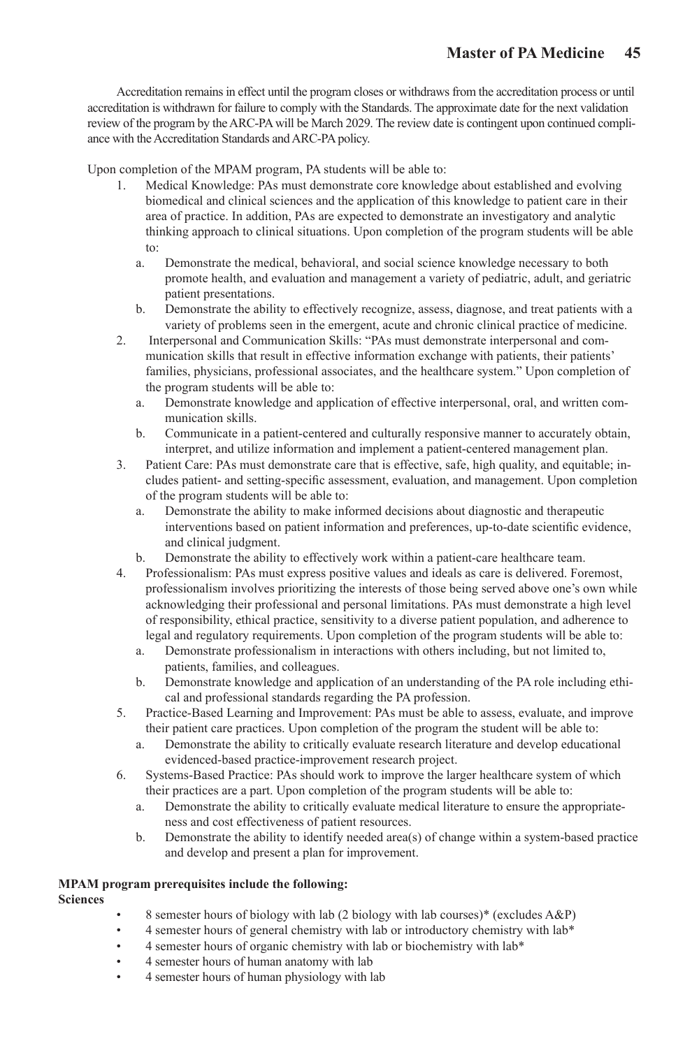Accreditation remains in effect until the program closes or withdraws from the accreditation process or until accreditation is withdrawn for failure to comply with the Standards. The approximate date for the next validation review of the program by the ARC-PA will be March 2029. The review date is contingent upon continued compliance with the Accreditation Standards and ARC-PA policy.

Upon completion of the MPAM program, PA students will be able to:

1. Medical Knowledge: PAs must demonstrate core knowledge about established and evolving biomedical and clinical sciences and the application of this knowledge to patient care in their area of practice. In addition, PAs are expected to demonstrate an investigatory and analytic thinking approach to clinical situations. Upon completion of the program students will be able to:
   a. Demonstrate the medical, behavioral, and social science knowledge necessary to both promote health, and evaluation and management a variety of pediatric, adult, and geriatric patient presentations.
   b. Demonstrate the ability to effectively recognize, assess, diagnose, and treat patients with a variety of problems seen in the emergent, acute and chronic clinical practice of medicine.
2. Interpersonal and Communication Skills: "PAs must demonstrate interpersonal and communication skills that result in effective information exchange with patients, their patients' families, physicians, professional associates, and the healthcare system." Upon completion of the program students will be able to:
   a. Demonstrate knowledge and application of effective interpersonal, oral, and written communication skills.
   b. Communicate in a patient-centered and culturally responsive manner to accurately obtain, interpret, and utilize information and implement a patient-centered management plan.
3. Patient Care: PAs must demonstrate care that is effective, safe, high quality, and equitable; includes patient- and setting-specific assessment, evaluation, and management. Upon completion of the program students will be able to:
   a. Demonstrate the ability to make informed decisions about diagnostic and therapeutic interventions based on patient information and preferences, up-to-date scientific evidence, and clinical judgment.
   b. Demonstrate the ability to effectively work within a patient-care healthcare team.
4. Professionalism: PAs must express positive values and ideals as care is delivered. Foremost, professionalism involves prioritizing the interests of those being served above one's own while acknowledging their professional and personal limitations. PAs must demonstrate a high level of responsibility, ethical practice, sensitivity to a diverse patient population, and adherence to legal and regulatory requirements. Upon completion of the program students will be able to:
   a. Demonstrate professionalism in interactions with others including, but not limited to, patients, families, and colleagues.
   b. Demonstrate knowledge and application of an understanding of the PA role including ethical and professional standards regarding the PA profession.
5. Practice-Based Learning and Improvement: PAs must be able to assess, evaluate, and improve their patient care practices. Upon completion of the program the student will be able to:
   a. Demonstrate the ability to critically evaluate research literature and develop educational evidenced-based practice-improvement research project.
6. Systems-Based Practice: PAs should work to improve the larger healthcare system of which their practices are a part. Upon completion of the program students will be able to:
   a. Demonstrate the ability to critically evaluate medical literature to ensure the appropriateness and cost effectiveness of patient resources.
   b. Demonstrate the ability to identify needed area(s) of change within a system-based practice and develop and present a plan for improvement.

**MPAM program prerequisites include the following:**
**Sciences**

- 8 semester hours of biology with lab (2 biology with lab courses)* (excludes A&P)
- 4 semester hours of general chemistry with lab or introductory chemistry with lab*
- 4 semester hours of organic chemistry with lab or biochemistry with lab*
- 4 semester hours of human anatomy with lab
- 4 semester hours of human physiology with lab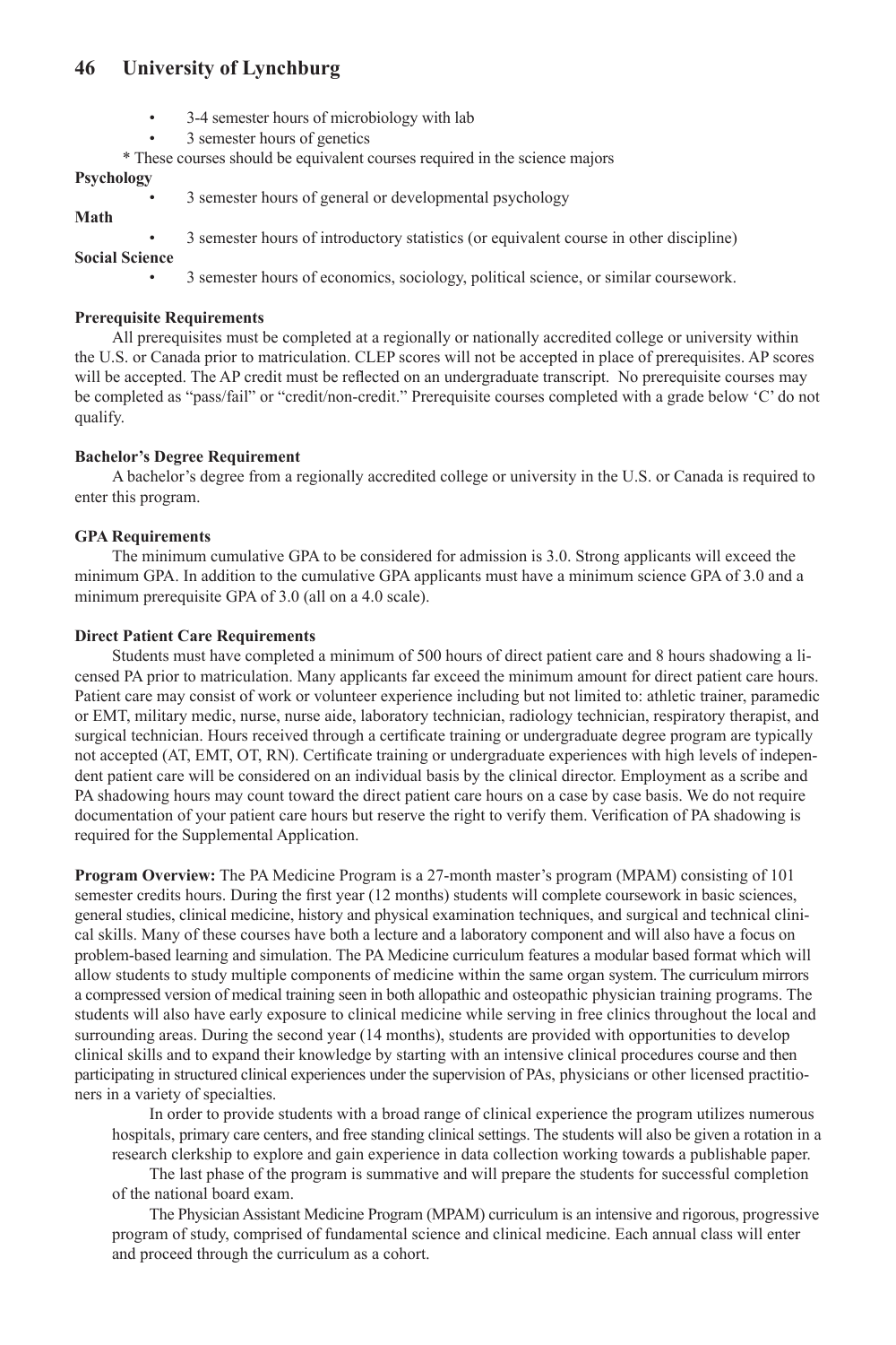- 3-4 semester hours of microbiology with lab
- 3 semester hours of genetics

\* These courses should be equivalent courses required in the science majors

**Psychology**

- 3 semester hours of general or developmental psychology

**Math**

- 3 semester hours of introductory statistics (or equivalent course in other discipline)

**Social Science**

- 3 semester hours of economics, sociology, political science, or similar coursework.

**Prerequisite Requirements**

All prerequisites must be completed at a regionally or nationally accredited college or university within the U.S. or Canada prior to matriculation. CLEP scores will not be accepted in place of prerequisites. AP scores will be accepted. The AP credit must be reflected on an undergraduate transcript. No prerequisite courses may be completed as "pass/fail" or "credit/non-credit." Prerequisite courses completed with a grade below 'C' do not qualify.

**Bachelor's Degree Requirement**

A bachelor's degree from a regionally accredited college or university in the U.S. or Canada is required to enter this program.

**GPA Requirements**

The minimum cumulative GPA to be considered for admission is 3.0. Strong applicants will exceed the minimum GPA. In addition to the cumulative GPA applicants must have a minimum science GPA of 3.0 and a minimum prerequisite GPA of 3.0 (all on a 4.0 scale).

**Direct Patient Care Requirements**

Students must have completed a minimum of 500 hours of direct patient care and 8 hours shadowing a licensed PA prior to matriculation. Many applicants far exceed the minimum amount for direct patient care hours. Patient care may consist of work or volunteer experience including but not limited to: athletic trainer, paramedic or EMT, military medic, nurse, nurse aide, laboratory technician, radiology technician, respiratory therapist, and surgical technician. Hours received through a certificate training or undergraduate degree program are typically not accepted (AT, EMT, OT, RN). Certificate training or undergraduate experiences with high levels of independent patient care will be considered on an individual basis by the clinical director. Employment as a scribe and PA shadowing hours may count toward the direct patient care hours on a case by case basis. We do not require documentation of your patient care hours but reserve the right to verify them. Verification of PA shadowing is required for the Supplemental Application.

**Program Overview:** The PA Medicine Program is a 27-month master's program (MPAM) consisting of 101 semester credits hours. During the first year (12 months) students will complete coursework in basic sciences, general studies, clinical medicine, history and physical examination techniques, and surgical and technical clinical skills. Many of these courses have both a lecture and a laboratory component and will also have a focus on problem-based learning and simulation. The PA Medicine curriculum features a modular based format which will allow students to study multiple components of medicine within the same organ system. The curriculum mirrors a compressed version of medical training seen in both allopathic and osteopathic physician training programs. The students will also have early exposure to clinical medicine while serving in free clinics throughout the local and surrounding areas. During the second year (14 months), students are provided with opportunities to develop clinical skills and to expand their knowledge by starting with an intensive clinical procedures course and then participating in structured clinical experiences under the supervision of PAs, physicians or other licensed practitioners in a variety of specialties.

In order to provide students with a broad range of clinical experience the program utilizes numerous hospitals, primary care centers, and free standing clinical settings. The students will also be given a rotation in a research clerkship to explore and gain experience in data collection working towards a publishable paper.

The last phase of the program is summative and will prepare the students for successful completion of the national board exam.

The Physician Assistant Medicine Program (MPAM) curriculum is an intensive and rigorous, progressive program of study, comprised of fundamental science and clinical medicine. Each annual class will enter and proceed through the curriculum as a cohort.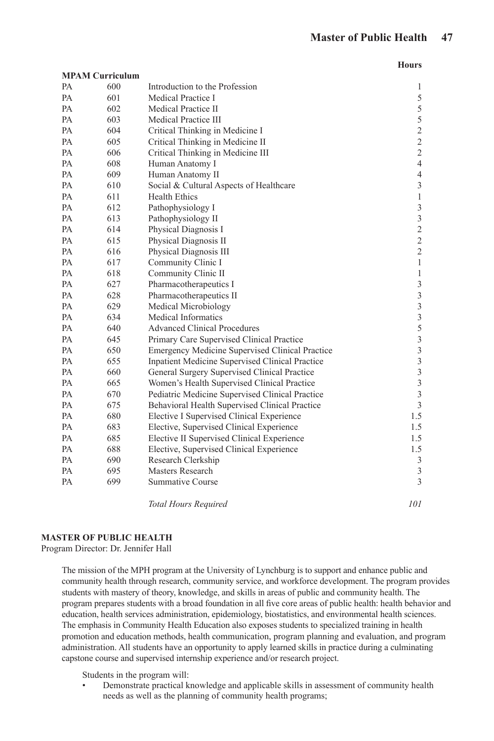**MPAM Curriculum**

| | | | Hours |
|---|---|---|---|
| PA | 600 | Introduction to the Profession | 1 |
| PA | 601 | Medical Practice I | 5 |
| PA | 602 | Medical Practice II | 5 |
| PA | 603 | Medical Practice III | 5 |
| PA | 604 | Critical Thinking in Medicine I | 2 |
| PA | 605 | Critical Thinking in Medicine II | 2 |
| PA | 606 | Critical Thinking in Medicine III | 2 |
| PA | 608 | Human Anatomy I | 4 |
| PA | 609 | Human Anatomy II | 4 |
| PA | 610 | Social & Cultural Aspects of Healthcare | 3 |
| PA | 611 | Health Ethics | 1 |
| PA | 612 | Pathophysiology I | 3 |
| PA | 613 | Pathophysiology II | 3 |
| PA | 614 | Physical Diagnosis I | 2 |
| PA | 615 | Physical Diagnosis II | 2 |
| PA | 616 | Physical Diagnosis III | 2 |
| PA | 617 | Community Clinic I | 1 |
| PA | 618 | Community Clinic II | 1 |
| PA | 627 | Pharmacotherapeutics I | 3 |
| PA | 628 | Pharmacotherapeutics II | 3 |
| PA | 629 | Medical Microbiology | 3 |
| PA | 634 | Medical Informatics | 3 |
| PA | 640 | Advanced Clinical Procedures | 5 |
| PA | 645 | Primary Care Supervised Clinical Practice | 3 |
| PA | 650 | Emergency Medicine Supervised Clinical Practice | 3 |
| PA | 655 | Inpatient Medicine Supervised Clinical Practice | 3 |
| PA | 660 | General Surgery Supervised Clinical Practice | 3 |
| PA | 665 | Women's Health Supervised Clinical Practice | 3 |
| PA | 670 | Pediatric Medicine Supervised Clinical Practice | 3 |
| PA | 675 | Behavioral Health Supervised Clinical Practice | 3 |
| PA | 680 | Elective I Supervised Clinical Experience | 1.5 |
| PA | 683 | Elective, Supervised Clinical Experience | 1.5 |
| PA | 685 | Elective II Supervised Clinical Experience | 1.5 |
| PA | 688 | Elective, Supervised Clinical Experience | 1.5 |
| PA | 690 | Research Clerkship | 3 |
| PA | 695 | Masters Research | 3 |
| PA | 699 | Summative Course | 3 |
| | | *Total Hours Required* | *101* |

## MASTER OF PUBLIC HEALTH

Program Director: Dr. Jennifer Hall

The mission of the MPH program at the University of Lynchburg is to support and enhance public and community health through research, community service, and workforce development. The program provides students with mastery of theory, knowledge, and skills in areas of public and community health. The program prepares students with a broad foundation in all five core areas of public health: health behavior and education, health services administration, epidemiology, biostatistics, and environmental health sciences. The emphasis in Community Health Education also exposes students to specialized training in health promotion and education methods, health communication, program planning and evaluation, and program administration. All students have an opportunity to apply learned skills in practice during a culminating capstone course and supervised internship experience and/or research project.

Students in the program will:

- Demonstrate practical knowledge and applicable skills in assessment of community health needs as well as the planning of community health programs;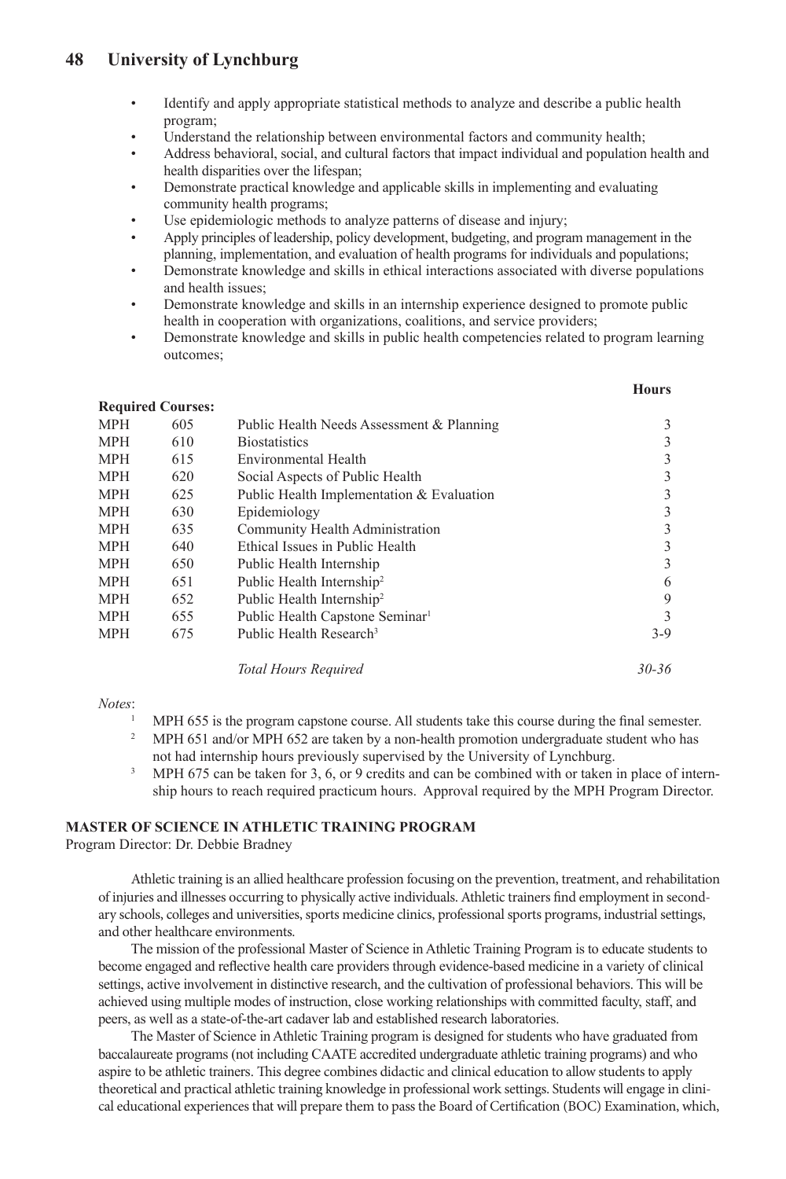- Identify and apply appropriate statistical methods to analyze and describe a public health program;
- Understand the relationship between environmental factors and community health;
- Address behavioral, social, and cultural factors that impact individual and population health and health disparities over the lifespan;
- Demonstrate practical knowledge and applicable skills in implementing and evaluating community health programs;
- Use epidemiologic methods to analyze patterns of disease and injury;
- Apply principles of leadership, policy development, budgeting, and program management in the planning, implementation, and evaluation of health programs for individuals and populations;
- Demonstrate knowledge and skills in ethical interactions associated with diverse populations and health issues;
- Demonstrate knowledge and skills in an internship experience designed to promote public health in cooperation with organizations, coalitions, and service providers;
- Demonstrate knowledge and skills in public health competencies related to program learning outcomes;

| **Required Courses:** | | | **Hours** |
|---|---|---|---|
| MPH | 605 | Public Health Needs Assessment & Planning | 3 |
| MPH | 610 | Biostatistics | 3 |
| MPH | 615 | Environmental Health | 3 |
| MPH | 620 | Social Aspects of Public Health | 3 |
| MPH | 625 | Public Health Implementation & Evaluation | 3 |
| MPH | 630 | Epidemiology | 3 |
| MPH | 635 | Community Health Administration | 3 |
| MPH | 640 | Ethical Issues in Public Health | 3 |
| MPH | 650 | Public Health Internship | 3 |
| MPH | 651 | Public Health Internship[2] | 6 |
| MPH | 652 | Public Health Internship[2] | 9 |
| MPH | 655 | Public Health Capstone Seminar[1] | 3 |
| MPH | 675 | Public Health Research[3] | 3-9 |
| | | *Total Hours Required* | *30-36* |

*Notes*:

[1] MPH 655 is the program capstone course. All students take this course during the final semester.

[2] MPH 651 and/or MPH 652 are taken by a non-health promotion undergraduate student who has not had internship hours previously supervised by the University of Lynchburg.

[3] MPH 675 can be taken for 3, 6, or 9 credits and can be combined with or taken in place of internship hours to reach required practicum hours. Approval required by the MPH Program Director.

## MASTER OF SCIENCE IN ATHLETIC TRAINING PROGRAM

Program Director: Dr. Debbie Bradney

Athletic training is an allied healthcare profession focusing on the prevention, treatment, and rehabilitation of injuries and illnesses occurring to physically active individuals. Athletic trainers find employment in secondary schools, colleges and universities, sports medicine clinics, professional sports programs, industrial settings, and other healthcare environments.

The mission of the professional Master of Science in Athletic Training Program is to educate students to become engaged and reflective health care providers through evidence-based medicine in a variety of clinical settings, active involvement in distinctive research, and the cultivation of professional behaviors. This will be achieved using multiple modes of instruction, close working relationships with committed faculty, staff, and peers, as well as a state-of-the-art cadaver lab and established research laboratories.

The Master of Science in Athletic Training program is designed for students who have graduated from baccalaureate programs (not including CAATE accredited undergraduate athletic training programs) and who aspire to be athletic trainers. This degree combines didactic and clinical education to allow students to apply theoretical and practical athletic training knowledge in professional work settings. Students will engage in clinical educational experiences that will prepare them to pass the Board of Certification (BOC) Examination, which,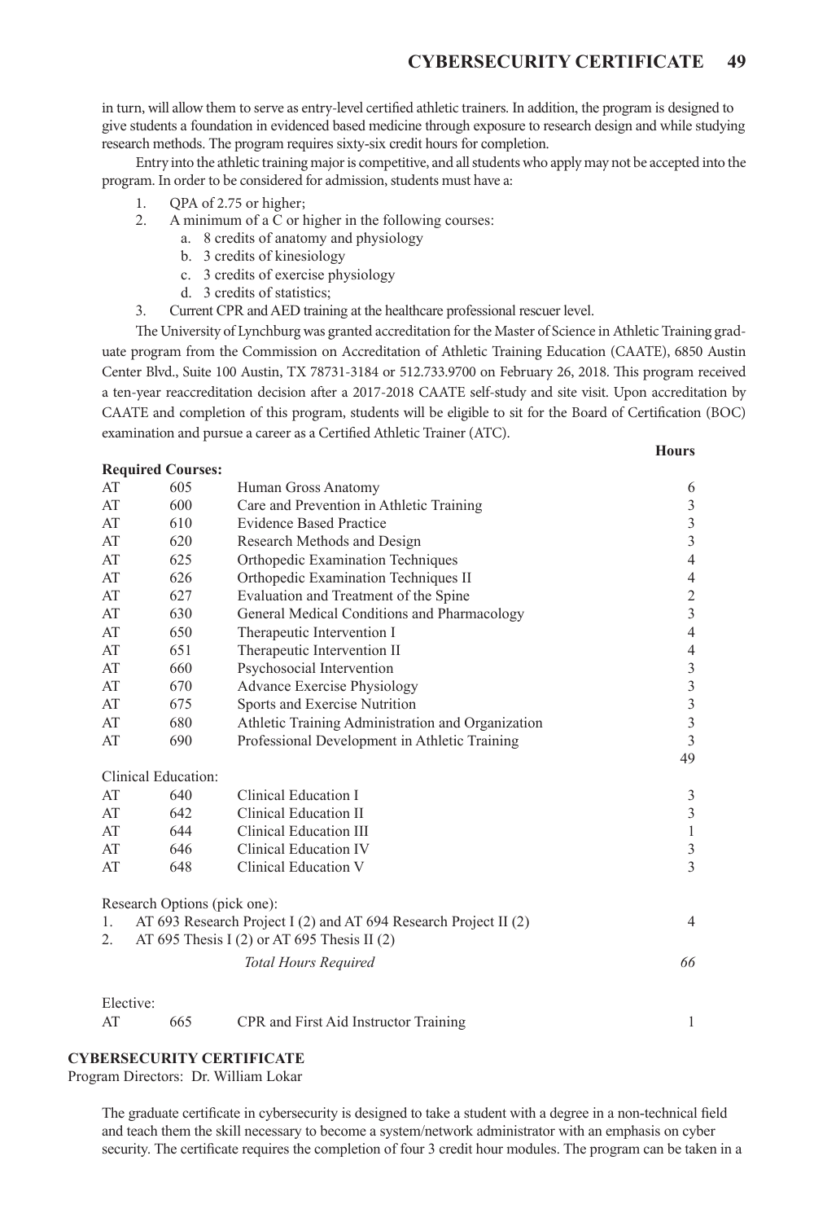in turn, will allow them to serve as entry-level certified athletic trainers. In addition, the program is designed to give students a foundation in evidenced based medicine through exposure to research design and while studying research methods. The program requires sixty-six credit hours for completion.

Entry into the athletic training major is competitive, and all students who apply may not be accepted into the program. In order to be considered for admission, students must have a:

1. QPA of 2.75 or higher;
2. A minimum of a C or higher in the following courses:
   a. 8 credits of anatomy and physiology
   b. 3 credits of kinesiology
   c. 3 credits of exercise physiology
   d. 3 credits of statistics;
3. Current CPR and AED training at the healthcare professional rescuer level.

The University of Lynchburg was granted accreditation for the Master of Science in Athletic Training graduate program from the Commission on Accreditation of Athletic Training Education (CAATE), 6850 Austin Center Blvd., Suite 100 Austin, TX 78731-3184 or 512.733.9700 on February 26, 2018. This program received a ten-year reaccreditation decision after a 2017-2018 CAATE self-study and site visit. Upon accreditation by CAATE and completion of this program, students will be eligible to sit for the Board of Certification (BOC) examination and pursue a career as a Certified Athletic Trainer (ATC).

| | | | Hours |
|---|---|---|---|
| **Required Courses:** | | | |
| AT | 605 | Human Gross Anatomy | 6 |
| AT | 600 | Care and Prevention in Athletic Training | 3 |
| AT | 610 | Evidence Based Practice | 3 |
| AT | 620 | Research Methods and Design | 3 |
| AT | 625 | Orthopedic Examination Techniques | 4 |
| AT | 626 | Orthopedic Examination Techniques II | 4 |
| AT | 627 | Evaluation and Treatment of the Spine | 2 |
| AT | 630 | General Medical Conditions and Pharmacology | 3 |
| AT | 650 | Therapeutic Intervention I | 4 |
| AT | 651 | Therapeutic Intervention II | 4 |
| AT | 660 | Psychosocial Intervention | 3 |
| AT | 670 | Advance Exercise Physiology | 3 |
| AT | 675 | Sports and Exercise Nutrition | 3 |
| AT | 680 | Athletic Training Administration and Organization | 3 |
| AT | 690 | Professional Development in Athletic Training | 3 |
| | | | 49 |
| Clinical Education: | | | |
| AT | 640 | Clinical Education I | 3 |
| AT | 642 | Clinical Education II | 3 |
| AT | 644 | Clinical Education III | 1 |
| AT | 646 | Clinical Education IV | 3 |
| AT | 648 | Clinical Education V | 3 |
| Research Options (pick one): | | | |
| 1. | AT 693 Research Project I (2) and AT 694 Research Project II (2) | | 4 |
| 2. | AT 695 Thesis I (2) or AT 695 Thesis II (2) | | |
| | | *Total Hours Required* | *66* |
| Elective: | | | |
| AT | 665 | CPR and First Aid Instructor Training | 1 |

## CYBERSECURITY CERTIFICATE

Program Directors: Dr. William Lokar

The graduate certificate in cybersecurity is designed to take a student with a degree in a non-technical field and teach them the skill necessary to become a system/network administrator with an emphasis on cyber security. The certificate requires the completion of four 3 credit hour modules. The program can be taken in a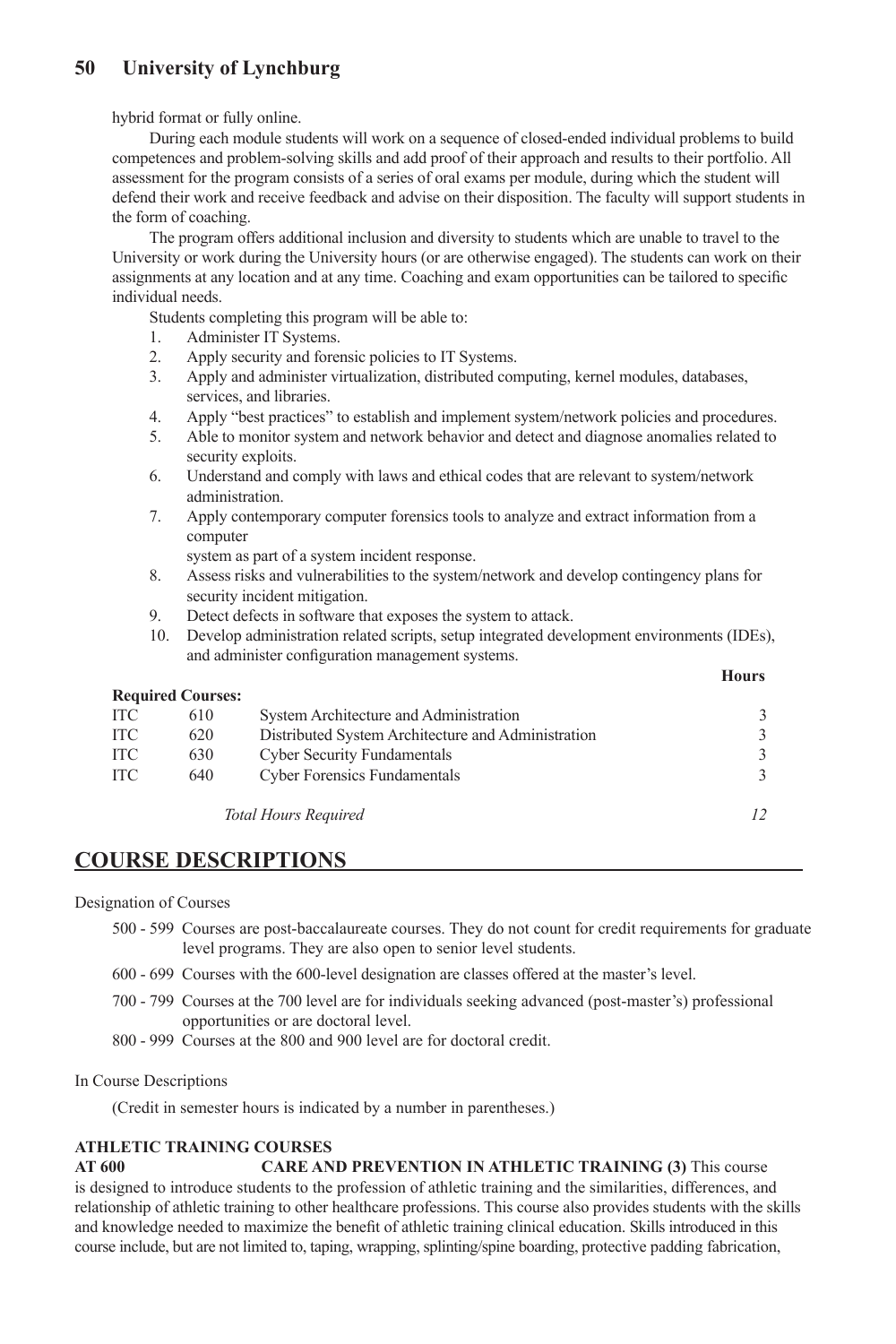hybrid format or fully online.

During each module students will work on a sequence of closed-ended individual problems to build competences and problem-solving skills and add proof of their approach and results to their portfolio. All assessment for the program consists of a series of oral exams per module, during which the student will defend their work and receive feedback and advise on their disposition. The faculty will support students in the form of coaching.

The program offers additional inclusion and diversity to students which are unable to travel to the University or work during the University hours (or are otherwise engaged). The students can work on their assignments at any location and at any time. Coaching and exam opportunities can be tailored to specific individual needs.

Students completing this program will be able to:

1. Administer IT Systems.
2. Apply security and forensic policies to IT Systems.
3. Apply and administer virtualization, distributed computing, kernel modules, databases, services, and libraries.
4. Apply "best practices" to establish and implement system/network policies and procedures.
5. Able to monitor system and network behavior and detect and diagnose anomalies related to security exploits.
6. Understand and comply with laws and ethical codes that are relevant to system/network administration.
7. Apply contemporary computer forensics tools to analyze and extract information from a computer
   system as part of a system incident response.
8. Assess risks and vulnerabilities to the system/network and develop contingency plans for security incident mitigation.
9. Detect defects in software that exposes the system to attack.
10. Develop administration related scripts, setup integrated development environments (IDEs), and administer configuration management systems.

| **Required Courses:** | | | **Hours** |
|---|---|---|---|
| ITC | 610 | System Architecture and Administration | 3 |
| ITC | 620 | Distributed System Architecture and Administration | 3 |
| ITC | 630 | Cyber Security Fundamentals | 3 |
| ITC | 640 | Cyber Forensics Fundamentals | 3 |
| | | *Total Hours Required* | *12* |

## COURSE DESCRIPTIONS

Designation of Courses

- 500 - 599 Courses are post-baccalaureate courses. They do not count for credit requirements for graduate level programs. They are also open to senior level students.
- 600 - 699 Courses with the 600-level designation are classes offered at the master's level.
- 700 - 799 Courses at the 700 level are for individuals seeking advanced (post-master's) professional opportunities or are doctoral level.
- 800 - 999 Courses at the 800 and 900 level are for doctoral credit.

In Course Descriptions

(Credit in semester hours is indicated by a number in parentheses.)

### ATHLETIC TRAINING COURSES

**AT 600 CARE AND PREVENTION IN ATHLETIC TRAINING (3)** This course is designed to introduce students to the profession of athletic training and the similarities, differences, and relationship of athletic training to other healthcare professions. This course also provides students with the skills and knowledge needed to maximize the benefit of athletic training clinical education. Skills introduced in this course include, but are not limited to, taping, wrapping, splinting/spine boarding, protective padding fabrication,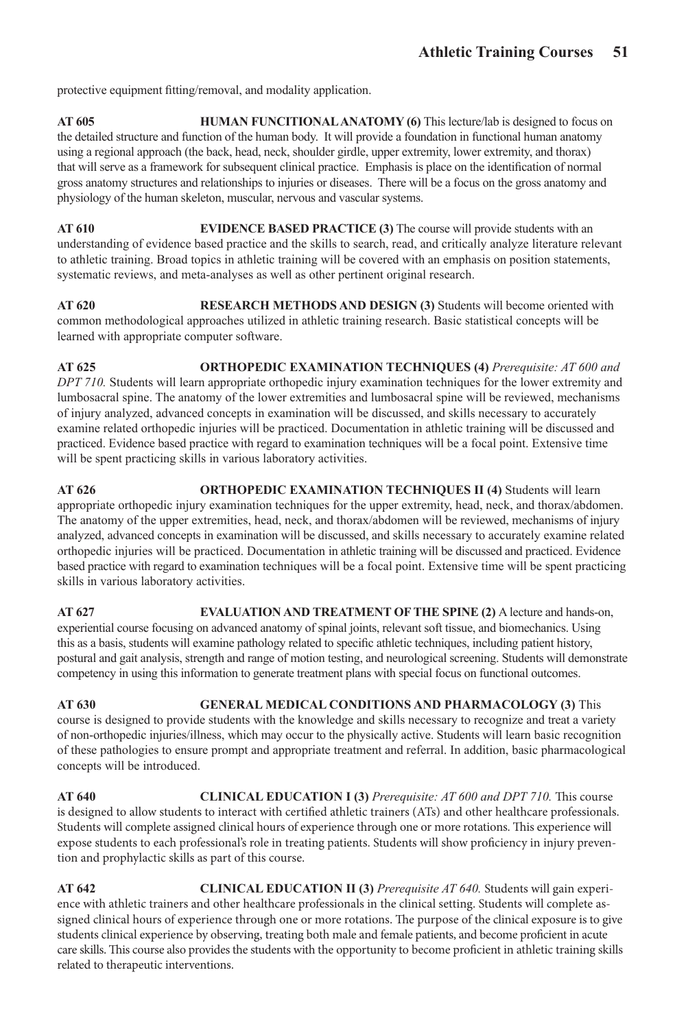protective equipment fitting/removal, and modality application.

**AT 605 HUMAN FUNCITIONAL ANATOMY (6)** This lecture/lab is designed to focus on the detailed structure and function of the human body. It will provide a foundation in functional human anatomy using a regional approach (the back, head, neck, shoulder girdle, upper extremity, lower extremity, and thorax) that will serve as a framework for subsequent clinical practice. Emphasis is place on the identification of normal gross anatomy structures and relationships to injuries or diseases. There will be a focus on the gross anatomy and physiology of the human skeleton, muscular, nervous and vascular systems.

**AT 610 EVIDENCE BASED PRACTICE (3)** The course will provide students with an understanding of evidence based practice and the skills to search, read, and critically analyze literature relevant to athletic training. Broad topics in athletic training will be covered with an emphasis on position statements, systematic reviews, and meta-analyses as well as other pertinent original research.

**AT 620 RESEARCH METHODS AND DESIGN (3)** Students will become oriented with common methodological approaches utilized in athletic training research. Basic statistical concepts will be learned with appropriate computer software.

**AT 625 ORTHOPEDIC EXAMINATION TECHNIQUES (4)** *Prerequisite: AT 600 and DPT 710.* Students will learn appropriate orthopedic injury examination techniques for the lower extremity and lumbosacral spine. The anatomy of the lower extremities and lumbosacral spine will be reviewed, mechanisms of injury analyzed, advanced concepts in examination will be discussed, and skills necessary to accurately examine related orthopedic injuries will be practiced. Documentation in athletic training will be discussed and practiced. Evidence based practice with regard to examination techniques will be a focal point. Extensive time will be spent practicing skills in various laboratory activities.

**AT 626 ORTHOPEDIC EXAMINATION TECHNIQUES II (4)** Students will learn appropriate orthopedic injury examination techniques for the upper extremity, head, neck, and thorax/abdomen. The anatomy of the upper extremities, head, neck, and thorax/abdomen will be reviewed, mechanisms of injury analyzed, advanced concepts in examination will be discussed, and skills necessary to accurately examine related orthopedic injuries will be practiced. Documentation in athletic training will be discussed and practiced. Evidence based practice with regard to examination techniques will be a focal point. Extensive time will be spent practicing skills in various laboratory activities.

**AT 627 EVALUATION AND TREATMENT OF THE SPINE (2)** A lecture and hands-on, experiential course focusing on advanced anatomy of spinal joints, relevant soft tissue, and biomechanics. Using this as a basis, students will examine pathology related to specific athletic techniques, including patient history, postural and gait analysis, strength and range of motion testing, and neurological screening. Students will demonstrate competency in using this information to generate treatment plans with special focus on functional outcomes.

**AT 630 GENERAL MEDICAL CONDITIONS AND PHARMACOLOGY (3)** This course is designed to provide students with the knowledge and skills necessary to recognize and treat a variety of non-orthopedic injuries/illness, which may occur to the physically active. Students will learn basic recognition of these pathologies to ensure prompt and appropriate treatment and referral. In addition, basic pharmacological concepts will be introduced.

**AT 640 CLINICAL EDUCATION I (3)** *Prerequisite: AT 600 and DPT 710.* This course is designed to allow students to interact with certified athletic trainers (ATs) and other healthcare professionals. Students will complete assigned clinical hours of experience through one or more rotations. This experience will expose students to each professional's role in treating patients. Students will show proficiency in injury prevention and prophylactic skills as part of this course.

**AT 642 CLINICAL EDUCATION II (3)** *Prerequisite AT 640.* Students will gain experience with athletic trainers and other healthcare professionals in the clinical setting. Students will complete assigned clinical hours of experience through one or more rotations. The purpose of the clinical exposure is to give students clinical experience by observing, treating both male and female patients, and become proficient in acute care skills. This course also provides the students with the opportunity to become proficient in athletic training skills related to therapeutic interventions.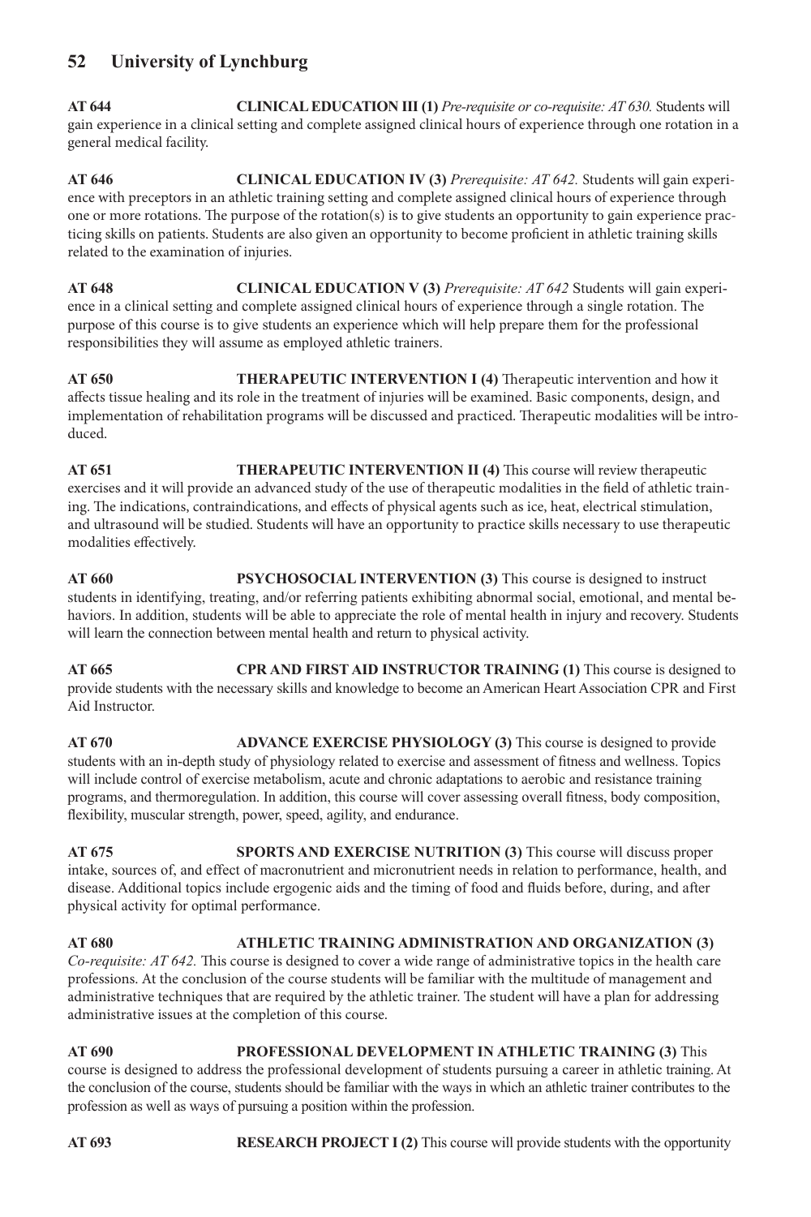**AT 644 CLINICAL EDUCATION III (1)** *Pre-requisite or co-requisite: AT 630.* Students will gain experience in a clinical setting and complete assigned clinical hours of experience through one rotation in a general medical facility.

**AT 646 CLINICAL EDUCATION IV (3)** *Prerequisite: AT 642.* Students will gain experience with preceptors in an athletic training setting and complete assigned clinical hours of experience through one or more rotations. The purpose of the rotation(s) is to give students an opportunity to gain experience practicing skills on patients. Students are also given an opportunity to become proficient in athletic training skills related to the examination of injuries.

**AT 648 CLINICAL EDUCATION V (3)** *Prerequisite: AT 642* Students will gain experience in a clinical setting and complete assigned clinical hours of experience through a single rotation. The purpose of this course is to give students an experience which will help prepare them for the professional responsibilities they will assume as employed athletic trainers.

**AT 650 THERAPEUTIC INTERVENTION I (4)** Therapeutic intervention and how it affects tissue healing and its role in the treatment of injuries will be examined. Basic components, design, and implementation of rehabilitation programs will be discussed and practiced. Therapeutic modalities will be introduced.

**AT 651 THERAPEUTIC INTERVENTION II (4)** This course will review therapeutic exercises and it will provide an advanced study of the use of therapeutic modalities in the field of athletic training. The indications, contraindications, and effects of physical agents such as ice, heat, electrical stimulation, and ultrasound will be studied. Students will have an opportunity to practice skills necessary to use therapeutic modalities effectively.

**AT 660 PSYCHOSOCIAL INTERVENTION (3)** This course is designed to instruct students in identifying, treating, and/or referring patients exhibiting abnormal social, emotional, and mental behaviors. In addition, students will be able to appreciate the role of mental health in injury and recovery. Students will learn the connection between mental health and return to physical activity.

**AT 665 CPR AND FIRST AID INSTRUCTOR TRAINING (1)** This course is designed to provide students with the necessary skills and knowledge to become an American Heart Association CPR and First Aid Instructor.

**AT 670 ADVANCE EXERCISE PHYSIOLOGY (3)** This course is designed to provide students with an in-depth study of physiology related to exercise and assessment of fitness and wellness. Topics will include control of exercise metabolism, acute and chronic adaptations to aerobic and resistance training programs, and thermoregulation. In addition, this course will cover assessing overall fitness, body composition, flexibility, muscular strength, power, speed, agility, and endurance.

**AT 675 SPORTS AND EXERCISE NUTRITION (3)** This course will discuss proper intake, sources of, and effect of macronutrient and micronutrient needs in relation to performance, health, and disease. Additional topics include ergogenic aids and the timing of food and fluids before, during, and after physical activity for optimal performance.

**AT 680 ATHLETIC TRAINING ADMINISTRATION AND ORGANIZATION (3)** *Co-requisite: AT 642.* This course is designed to cover a wide range of administrative topics in the health care professions. At the conclusion of the course students will be familiar with the multitude of management and administrative techniques that are required by the athletic trainer. The student will have a plan for addressing administrative issues at the completion of this course.

**AT 690 PROFESSIONAL DEVELOPMENT IN ATHLETIC TRAINING (3)** This course is designed to address the professional development of students pursuing a career in athletic training. At the conclusion of the course, students should be familiar with the ways in which an athletic trainer contributes to the profession as well as ways of pursuing a position within the profession.

**AT 693 RESEARCH PROJECT I (2)** This course will provide students with the opportunity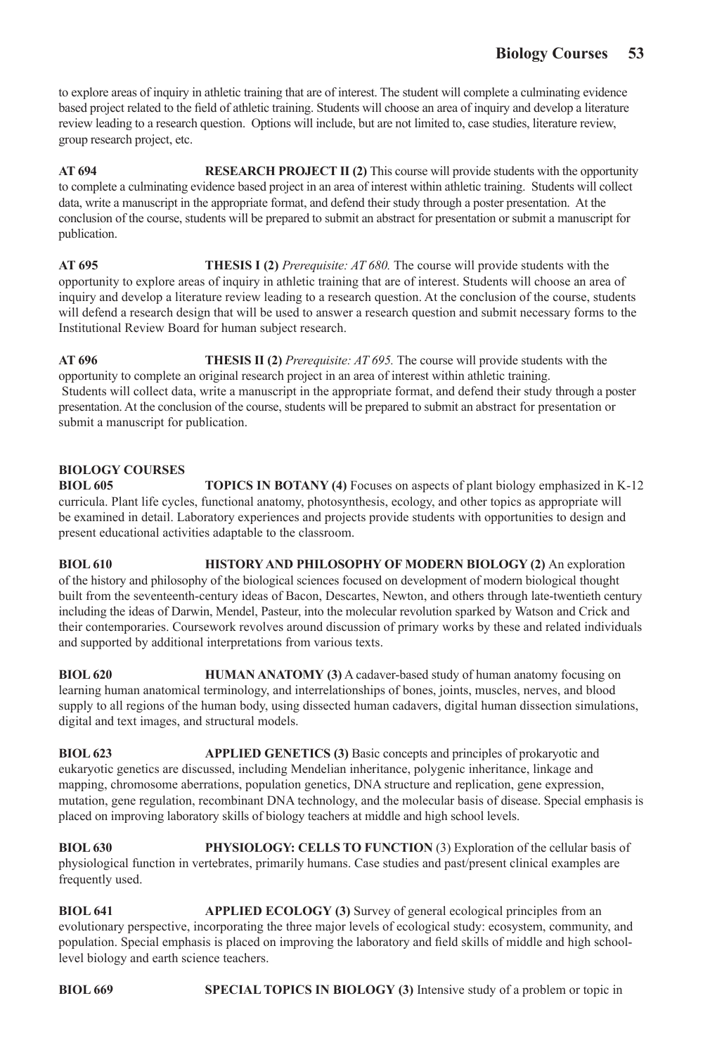to explore areas of inquiry in athletic training that are of interest. The student will complete a culminating evidence based project related to the field of athletic training. Students will choose an area of inquiry and develop a literature review leading to a research question. Options will include, but are not limited to, case studies, literature review, group research project, etc.

**AT 694** **RESEARCH PROJECT II (2)** This course will provide students with the opportunity to complete a culminating evidence based project in an area of interest within athletic training. Students will collect data, write a manuscript in the appropriate format, and defend their study through a poster presentation. At the conclusion of the course, students will be prepared to submit an abstract for presentation or submit a manuscript for publication.

**AT 695** **THESIS I (2)** *Prerequisite: AT 680.* The course will provide students with the opportunity to explore areas of inquiry in athletic training that are of interest. Students will choose an area of inquiry and develop a literature review leading to a research question. At the conclusion of the course, students will defend a research design that will be used to answer a research question and submit necessary forms to the Institutional Review Board for human subject research.

**AT 696** **THESIS II (2)** *Prerequisite: AT 695.* The course will provide students with the opportunity to complete an original research project in an area of interest within athletic training. Students will collect data, write a manuscript in the appropriate format, and defend their study through a poster presentation. At the conclusion of the course, students will be prepared to submit an abstract for presentation or submit a manuscript for publication.

## BIOLOGY COURSES

**BIOL 605** **TOPICS IN BOTANY (4)** Focuses on aspects of plant biology emphasized in K-12 curricula. Plant life cycles, functional anatomy, photosynthesis, ecology, and other topics as appropriate will be examined in detail. Laboratory experiences and projects provide students with opportunities to design and present educational activities adaptable to the classroom.

**BIOL 610** **HISTORY AND PHILOSOPHY OF MODERN BIOLOGY (2)** An exploration of the history and philosophy of the biological sciences focused on development of modern biological thought built from the seventeenth-century ideas of Bacon, Descartes, Newton, and others through late-twentieth century including the ideas of Darwin, Mendel, Pasteur, into the molecular revolution sparked by Watson and Crick and their contemporaries. Coursework revolves around discussion of primary works by these and related individuals and supported by additional interpretations from various texts.

**BIOL 620** **HUMAN ANATOMY (3)** A cadaver-based study of human anatomy focusing on learning human anatomical terminology, and interrelationships of bones, joints, muscles, nerves, and blood supply to all regions of the human body, using dissected human cadavers, digital human dissection simulations, digital and text images, and structural models.

**BIOL 623** **APPLIED GENETICS (3)** Basic concepts and principles of prokaryotic and eukaryotic genetics are discussed, including Mendelian inheritance, polygenic inheritance, linkage and mapping, chromosome aberrations, population genetics, DNA structure and replication, gene expression, mutation, gene regulation, recombinant DNA technology, and the molecular basis of disease. Special emphasis is placed on improving laboratory skills of biology teachers at middle and high school levels.

**BIOL 630** **PHYSIOLOGY: CELLS TO FUNCTION** (3) Exploration of the cellular basis of physiological function in vertebrates, primarily humans. Case studies and past/present clinical examples are frequently used.

**BIOL 641** **APPLIED ECOLOGY (3)** Survey of general ecological principles from an evolutionary perspective, incorporating the three major levels of ecological study: ecosystem, community, and population. Special emphasis is placed on improving the laboratory and field skills of middle and high school-level biology and earth science teachers.

**BIOL 669** **SPECIAL TOPICS IN BIOLOGY (3)** Intensive study of a problem or topic in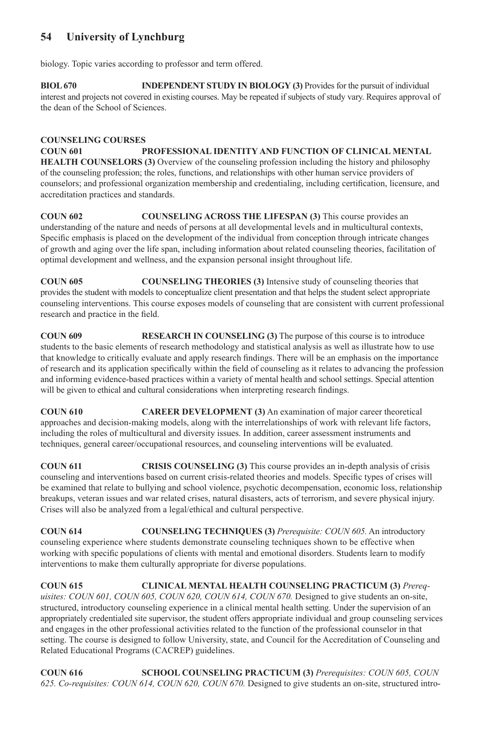biology. Topic varies according to professor and term offered.

**BIOL 670 INDEPENDENT STUDY IN BIOLOGY (3)** Provides for the pursuit of individual interest and projects not covered in existing courses. May be repeated if subjects of study vary. Requires approval of the dean of the School of Sciences.

## COUNSELING COURSES

**COUN 601 PROFESSIONAL IDENTITY AND FUNCTION OF CLINICAL MENTAL HEALTH COUNSELORS (3)** Overview of the counseling profession including the history and philosophy of the counseling profession; the roles, functions, and relationships with other human service providers of counselors; and professional organization membership and credentialing, including certification, licensure, and accreditation practices and standards.

**COUN 602 COUNSELING ACROSS THE LIFESPAN (3)** This course provides an understanding of the nature and needs of persons at all developmental levels and in multicultural contexts, Specific emphasis is placed on the development of the individual from conception through intricate changes of growth and aging over the life span, including information about related counseling theories, facilitation of optimal development and wellness, and the expansion personal insight throughout life.

**COUN 605 COUNSELING THEORIES (3)** Intensive study of counseling theories that provides the student with models to conceptualize client presentation and that helps the student select appropriate counseling interventions. This course exposes models of counseling that are consistent with current professional research and practice in the field.

**COUN 609 RESEARCH IN COUNSELING (3)** The purpose of this course is to introduce students to the basic elements of research methodology and statistical analysis as well as illustrate how to use that knowledge to critically evaluate and apply research findings. There will be an emphasis on the importance of research and its application specifically within the field of counseling as it relates to advancing the profession and informing evidence-based practices within a variety of mental health and school settings. Special attention will be given to ethical and cultural considerations when interpreting research findings.

**COUN 610 CAREER DEVELOPMENT (3)** An examination of major career theoretical approaches and decision-making models, along with the interrelationships of work with relevant life factors, including the roles of multicultural and diversity issues. In addition, career assessment instruments and techniques, general career/occupational resources, and counseling interventions will be evaluated.

**COUN 611 CRISIS COUNSELING (3)** This course provides an in-depth analysis of crisis counseling and interventions based on current crisis-related theories and models. Specific types of crises will be examined that relate to bullying and school violence, psychotic decompensation, economic loss, relationship breakups, veteran issues and war related crises, natural disasters, acts of terrorism, and severe physical injury. Crises will also be analyzed from a legal/ethical and cultural perspective.

**COUN 614 COUNSELING TECHNIQUES (3)** *Prerequisite: COUN 605.* An introductory counseling experience where students demonstrate counseling techniques shown to be effective when working with specific populations of clients with mental and emotional disorders. Students learn to modify interventions to make them culturally appropriate for diverse populations.

**COUN 615 CLINICAL MENTAL HEALTH COUNSELING PRACTICUM (3)** *Prerequisites: COUN 601, COUN 605, COUN 620, COUN 614, COUN 670.* Designed to give students an on-site, structured, introductory counseling experience in a clinical mental health setting. Under the supervision of an appropriately credentialed site supervisor, the student offers appropriate individual and group counseling services and engages in the other professional activities related to the function of the professional counselor in that setting. The course is designed to follow University, state, and Council for the Accreditation of Counseling and Related Educational Programs (CACREP) guidelines.

**COUN 616 SCHOOL COUNSELING PRACTICUM (3)** *Prerequisites: COUN 605, COUN 625. Co-requisites: COUN 614, COUN 620, COUN 670.* Designed to give students an on-site, structured intro-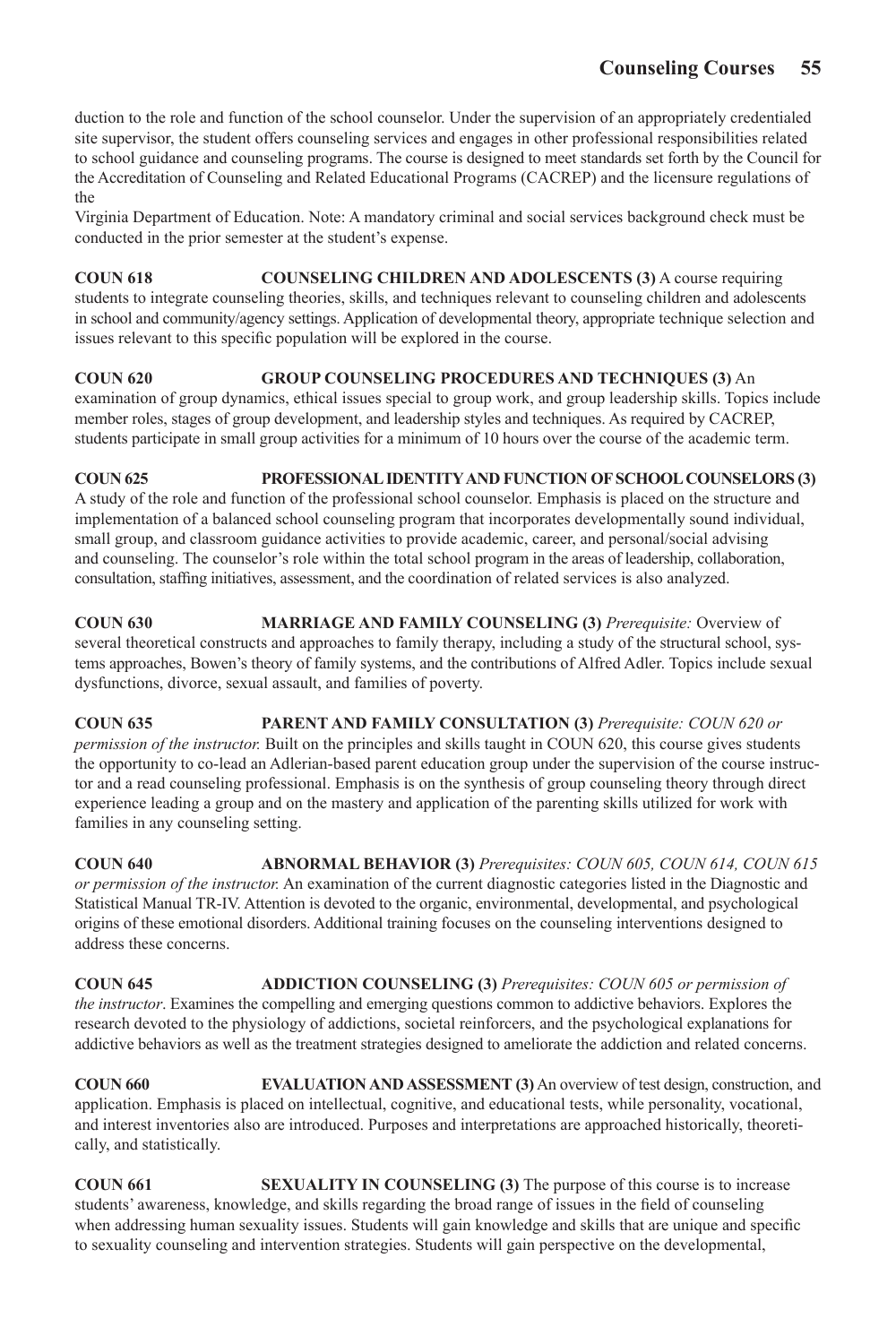duction to the role and function of the school counselor. Under the supervision of an appropriately credentialed site supervisor, the student offers counseling services and engages in other professional responsibilities related to school guidance and counseling programs. The course is designed to meet standards set forth by the Council for the Accreditation of Counseling and Related Educational Programs (CACREP) and the licensure regulations of the

Virginia Department of Education. Note: A mandatory criminal and social services background check must be conducted in the prior semester at the student's expense.

**COUN 618 COUNSELING CHILDREN AND ADOLESCENTS (3)** A course requiring students to integrate counseling theories, skills, and techniques relevant to counseling children and adolescents in school and community/agency settings. Application of developmental theory, appropriate technique selection and issues relevant to this specific population will be explored in the course.

**COUN 620 GROUP COUNSELING PROCEDURES AND TECHNIQUES (3)** An examination of group dynamics, ethical issues special to group work, and group leadership skills. Topics include member roles, stages of group development, and leadership styles and techniques. As required by CACREP, students participate in small group activities for a minimum of 10 hours over the course of the academic term.

**COUN 625 PROFESSIONAL IDENTITY AND FUNCTION OF SCHOOL COUNSELORS (3)** A study of the role and function of the professional school counselor. Emphasis is placed on the structure and implementation of a balanced school counseling program that incorporates developmentally sound individual, small group, and classroom guidance activities to provide academic, career, and personal/social advising and counseling. The counselor's role within the total school program in the areas of leadership, collaboration, consultation, staffing initiatives, assessment, and the coordination of related services is also analyzed.

**COUN 630 MARRIAGE AND FAMILY COUNSELING (3)** *Prerequisite:* Overview of several theoretical constructs and approaches to family therapy, including a study of the structural school, systems approaches, Bowen's theory of family systems, and the contributions of Alfred Adler. Topics include sexual dysfunctions, divorce, sexual assault, and families of poverty.

**COUN 635 PARENT AND FAMILY CONSULTATION (3)** *Prerequisite: COUN 620 or permission of the instructor.* Built on the principles and skills taught in COUN 620, this course gives students the opportunity to co-lead an Adlerian-based parent education group under the supervision of the course instructor and a read counseling professional. Emphasis is on the synthesis of group counseling theory through direct experience leading a group and on the mastery and application of the parenting skills utilized for work with families in any counseling setting.

**COUN 640 ABNORMAL BEHAVIOR (3)** *Prerequisites: COUN 605, COUN 614, COUN 615 or permission of the instructor.* An examination of the current diagnostic categories listed in the Diagnostic and Statistical Manual TR-IV. Attention is devoted to the organic, environmental, developmental, and psychological origins of these emotional disorders. Additional training focuses on the counseling interventions designed to address these concerns.

**COUN 645 ADDICTION COUNSELING (3)** *Prerequisites: COUN 605 or permission of the instructor*. Examines the compelling and emerging questions common to addictive behaviors. Explores the research devoted to the physiology of addictions, societal reinforcers, and the psychological explanations for addictive behaviors as well as the treatment strategies designed to ameliorate the addiction and related concerns.

**COUN 660 EVALUATION AND ASSESSMENT (3)** An overview of test design, construction, and application. Emphasis is placed on intellectual, cognitive, and educational tests, while personality, vocational, and interest inventories also are introduced. Purposes and interpretations are approached historically, theoretically, and statistically.

**COUN 661 SEXUALITY IN COUNSELING (3)** The purpose of this course is to increase students' awareness, knowledge, and skills regarding the broad range of issues in the field of counseling when addressing human sexuality issues. Students will gain knowledge and skills that are unique and specific to sexuality counseling and intervention strategies. Students will gain perspective on the developmental,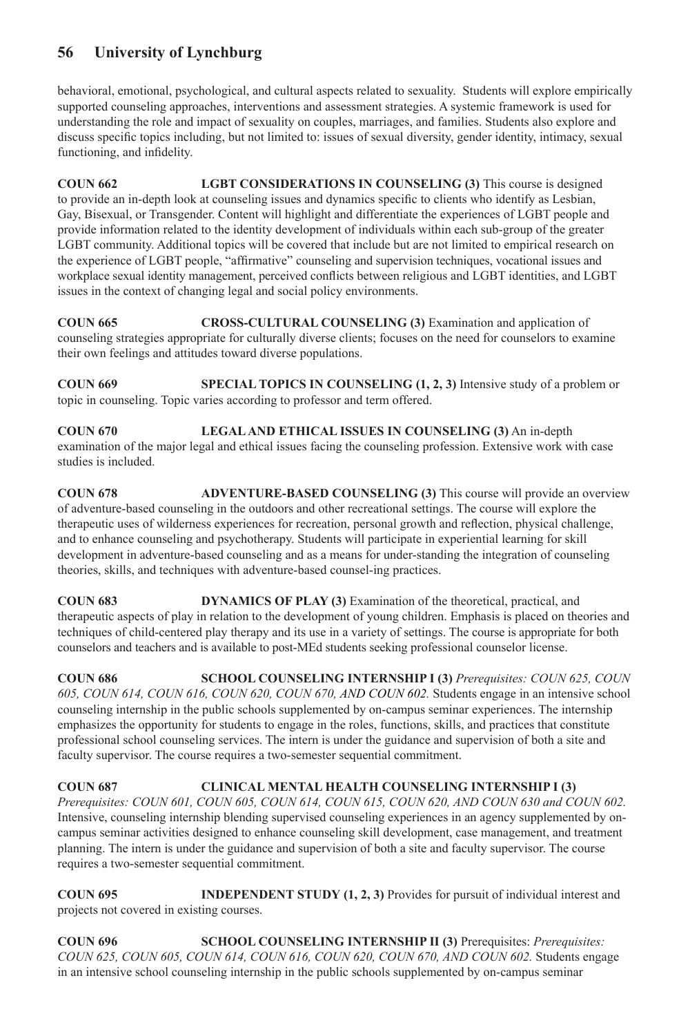behavioral, emotional, psychological, and cultural aspects related to sexuality. Students will explore empirically supported counseling approaches, interventions and assessment strategies. A systemic framework is used for understanding the role and impact of sexuality on couples, marriages, and families. Students also explore and discuss specific topics including, but not limited to: issues of sexual diversity, gender identity, intimacy, sexual functioning, and infidelity.

**COUN 662 LGBT CONSIDERATIONS IN COUNSELING (3)** This course is designed to provide an in-depth look at counseling issues and dynamics specific to clients who identify as Lesbian, Gay, Bisexual, or Transgender. Content will highlight and differentiate the experiences of LGBT people and provide information related to the identity development of individuals within each sub-group of the greater LGBT community. Additional topics will be covered that include but are not limited to empirical research on the experience of LGBT people, "affirmative" counseling and supervision techniques, vocational issues and workplace sexual identity management, perceived conflicts between religious and LGBT identities, and LGBT issues in the context of changing legal and social policy environments.

**COUN 665 CROSS-CULTURAL COUNSELING (3)** Examination and application of counseling strategies appropriate for culturally diverse clients; focuses on the need for counselors to examine their own feelings and attitudes toward diverse populations.

**COUN 669 SPECIAL TOPICS IN COUNSELING (1, 2, 3)** Intensive study of a problem or topic in counseling. Topic varies according to professor and term offered.

**COUN 670 LEGAL AND ETHICAL ISSUES IN COUNSELING (3)** An in-depth examination of the major legal and ethical issues facing the counseling profession. Extensive work with case studies is included.

**COUN 678 ADVENTURE-BASED COUNSELING (3)** This course will provide an overview of adventure-based counseling in the outdoors and other recreational settings. The course will explore the therapeutic uses of wilderness experiences for recreation, personal growth and reflection, physical challenge, and to enhance counseling and psychotherapy. Students will participate in experiential learning for skill development in adventure-based counseling and as a means for under-standing the integration of counseling theories, skills, and techniques with adventure-based counsel-ing practices.

**COUN 683 DYNAMICS OF PLAY (3)** Examination of the theoretical, practical, and therapeutic aspects of play in relation to the development of young children. Emphasis is placed on theories and techniques of child-centered play therapy and its use in a variety of settings. The course is appropriate for both counselors and teachers and is available to post-MEd students seeking professional counselor license.

**COUN 686 SCHOOL COUNSELING INTERNSHIP I (3)** *Prerequisites: COUN 625, COUN 605, COUN 614, COUN 616, COUN 620, COUN 670, AND COUN 602.* Students engage in an intensive school counseling internship in the public schools supplemented by on-campus seminar experiences. The internship emphasizes the opportunity for students to engage in the roles, functions, skills, and practices that constitute professional school counseling services. The intern is under the guidance and supervision of both a site and faculty supervisor. The course requires a two-semester sequential commitment.

**COUN 687 CLINICAL MENTAL HEALTH COUNSELING INTERNSHIP I (3)** *Prerequisites: COUN 601, COUN 605, COUN 614, COUN 615, COUN 620, AND COUN 630 and COUN 602.* Intensive, counseling internship blending supervised counseling experiences in an agency supplemented by on-campus seminar activities designed to enhance counseling skill development, case management, and treatment planning. The intern is under the guidance and supervision of both a site and faculty supervisor. The course requires a two-semester sequential commitment.

**COUN 695 INDEPENDENT STUDY (1, 2, 3)** Provides for pursuit of individual interest and projects not covered in existing courses.

**COUN 696 SCHOOL COUNSELING INTERNSHIP II (3)** Prerequisites: *Prerequisites: COUN 625, COUN 605, COUN 614, COUN 616, COUN 620, COUN 670, AND COUN 602.* Students engage in an intensive school counseling internship in the public schools supplemented by on-campus seminar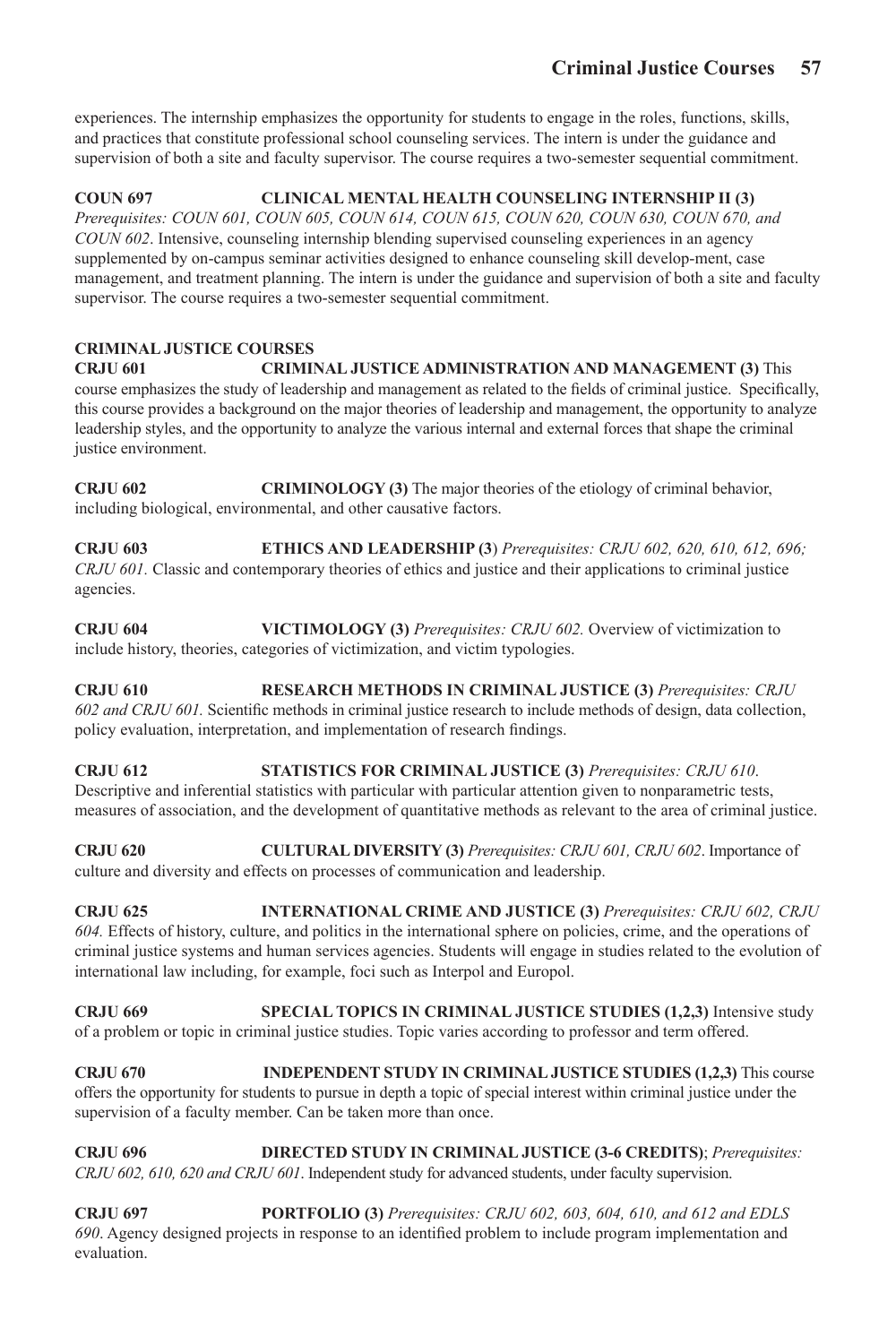experiences. The internship emphasizes the opportunity for students to engage in the roles, functions, skills, and practices that constitute professional school counseling services. The intern is under the guidance and supervision of both a site and faculty supervisor. The course requires a two-semester sequential commitment.

**COUN 697 CLINICAL MENTAL HEALTH COUNSELING INTERNSHIP II (3)**
*Prerequisites: COUN 601, COUN 605, COUN 614, COUN 615, COUN 620, COUN 630, COUN 670, and COUN 602*. Intensive, counseling internship blending supervised counseling experiences in an agency supplemented by on-campus seminar activities designed to enhance counseling skill develop-ment, case management, and treatment planning. The intern is under the guidance and supervision of both a site and faculty supervisor. The course requires a two-semester sequential commitment.

## CRIMINAL JUSTICE COURSES

**CRJU 601 CRIMINAL JUSTICE ADMINISTRATION AND MANAGEMENT (3)** This course emphasizes the study of leadership and management as related to the fields of criminal justice. Specifically, this course provides a background on the major theories of leadership and management, the opportunity to analyze leadership styles, and the opportunity to analyze the various internal and external forces that shape the criminal justice environment.

**CRJU 602 CRIMINOLOGY (3)** The major theories of the etiology of criminal behavior, including biological, environmental, and other causative factors.

**CRJU 603 ETHICS AND LEADERSHIP (3)** *Prerequisites: CRJU 602, 620, 610, 612, 696; CRJU 601.* Classic and contemporary theories of ethics and justice and their applications to criminal justice agencies.

**CRJU 604 VICTIMOLOGY (3)** *Prerequisites: CRJU 602.* Overview of victimization to include history, theories, categories of victimization, and victim typologies.

**CRJU 610 RESEARCH METHODS IN CRIMINAL JUSTICE (3)** *Prerequisites: CRJU 602 and CRJU 601.* Scientific methods in criminal justice research to include methods of design, data collection, policy evaluation, interpretation, and implementation of research findings.

**CRJU 612 STATISTICS FOR CRIMINAL JUSTICE (3)** *Prerequisites: CRJU 610*. Descriptive and inferential statistics with particular with particular attention given to nonparametric tests, measures of association, and the development of quantitative methods as relevant to the area of criminal justice.

**CRJU 620 CULTURAL DIVERSITY (3)** *Prerequisites: CRJU 601, CRJU 602*. Importance of culture and diversity and effects on processes of communication and leadership.

**CRJU 625 INTERNATIONAL CRIME AND JUSTICE (3)** *Prerequisites: CRJU 602, CRJU 604.* Effects of history, culture, and politics in the international sphere on policies, crime, and the operations of criminal justice systems and human services agencies. Students will engage in studies related to the evolution of international law including, for example, foci such as Interpol and Europol.

**CRJU 669 SPECIAL TOPICS IN CRIMINAL JUSTICE STUDIES (1,2,3)** Intensive study of a problem or topic in criminal justice studies. Topic varies according to professor and term offered.

**CRJU 670 INDEPENDENT STUDY IN CRIMINAL JUSTICE STUDIES (1,2,3)** This course offers the opportunity for students to pursue in depth a topic of special interest within criminal justice under the supervision of a faculty member. Can be taken more than once.

**CRJU 696 DIRECTED STUDY IN CRIMINAL JUSTICE (3-6 CREDITS)**; *Prerequisites: CRJU 602, 610, 620 and CRJU 601*. Independent study for advanced students, under faculty supervision.

**CRJU 697 PORTFOLIO (3)** *Prerequisites: CRJU 602, 603, 604, 610, and 612 and EDLS 690*. Agency designed projects in response to an identified problem to include program implementation and evaluation.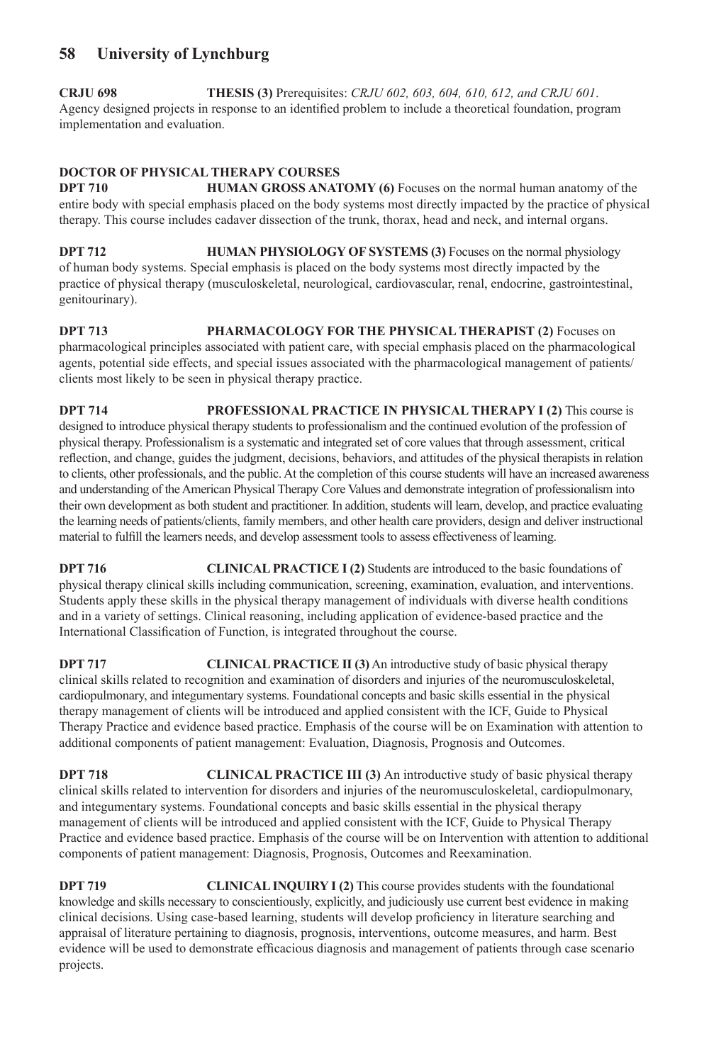**CRJU 698** **THESIS (3)** Prerequisites: *CRJU 602, 603, 604, 610, 612, and CRJU 601*. Agency designed projects in response to an identified problem to include a theoretical foundation, program implementation and evaluation.

## DOCTOR OF PHYSICAL THERAPY COURSES

**DPT 710** **HUMAN GROSS ANATOMY (6)** Focuses on the normal human anatomy of the entire body with special emphasis placed on the body systems most directly impacted by the practice of physical therapy. This course includes cadaver dissection of the trunk, thorax, head and neck, and internal organs.

**DPT 712** **HUMAN PHYSIOLOGY OF SYSTEMS (3)** Focuses on the normal physiology of human body systems. Special emphasis is placed on the body systems most directly impacted by the practice of physical therapy (musculoskeletal, neurological, cardiovascular, renal, endocrine, gastrointestinal, genitourinary).

**DPT 713** **PHARMACOLOGY FOR THE PHYSICAL THERAPIST (2)** Focuses on pharmacological principles associated with patient care, with special emphasis placed on the pharmacological agents, potential side effects, and special issues associated with the pharmacological management of patients/clients most likely to be seen in physical therapy practice.

**DPT 714** **PROFESSIONAL PRACTICE IN PHYSICAL THERAPY I (2)** This course is designed to introduce physical therapy students to professionalism and the continued evolution of the profession of physical therapy. Professionalism is a systematic and integrated set of core values that through assessment, critical reflection, and change, guides the judgment, decisions, behaviors, and attitudes of the physical therapists in relation to clients, other professionals, and the public. At the completion of this course students will have an increased awareness and understanding of the American Physical Therapy Core Values and demonstrate integration of professionalism into their own development as both student and practitioner. In addition, students will learn, develop, and practice evaluating the learning needs of patients/clients, family members, and other health care providers, design and deliver instructional material to fulfill the learners needs, and develop assessment tools to assess effectiveness of learning.

**DPT 716** **CLINICAL PRACTICE I (2)** Students are introduced to the basic foundations of physical therapy clinical skills including communication, screening, examination, evaluation, and interventions. Students apply these skills in the physical therapy management of individuals with diverse health conditions and in a variety of settings. Clinical reasoning, including application of evidence-based practice and the International Classification of Function, is integrated throughout the course.

**DPT 717** **CLINICAL PRACTICE II (3)** An introductive study of basic physical therapy clinical skills related to recognition and examination of disorders and injuries of the neuromusculoskeletal, cardiopulmonary, and integumentary systems. Foundational concepts and basic skills essential in the physical therapy management of clients will be introduced and applied consistent with the ICF, Guide to Physical Therapy Practice and evidence based practice. Emphasis of the course will be on Examination with attention to additional components of patient management: Evaluation, Diagnosis, Prognosis and Outcomes.

**DPT 718** **CLINICAL PRACTICE III (3)** An introductive study of basic physical therapy clinical skills related to intervention for disorders and injuries of the neuromusculoskeletal, cardiopulmonary, and integumentary systems. Foundational concepts and basic skills essential in the physical therapy management of clients will be introduced and applied consistent with the ICF, Guide to Physical Therapy Practice and evidence based practice. Emphasis of the course will be on Intervention with attention to additional components of patient management: Diagnosis, Prognosis, Outcomes and Reexamination.

**DPT 719** **CLINICAL INQUIRY I (2)** This course provides students with the foundational knowledge and skills necessary to conscientiously, explicitly, and judiciously use current best evidence in making clinical decisions. Using case-based learning, students will develop proficiency in literature searching and appraisal of literature pertaining to diagnosis, prognosis, interventions, outcome measures, and harm. Best evidence will be used to demonstrate efficacious diagnosis and management of patients through case scenario projects.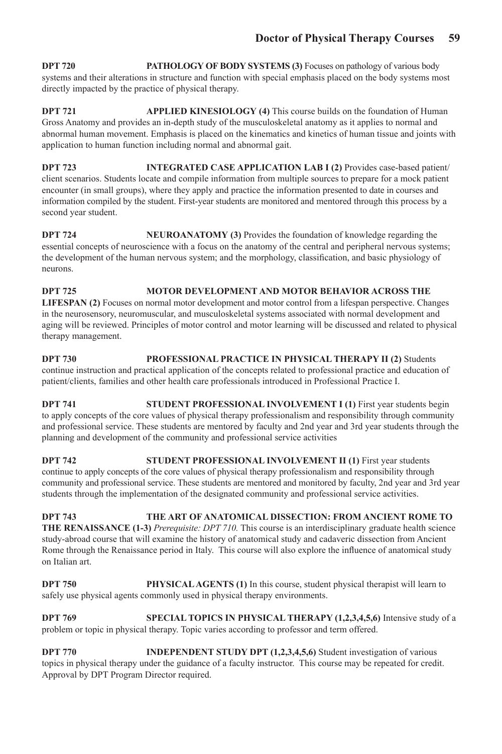**DPT 720 PATHOLOGY OF BODY SYSTEMS (3)** Focuses on pathology of various body systems and their alterations in structure and function with special emphasis placed on the body systems most directly impacted by the practice of physical therapy.

**DPT 721 APPLIED KINESIOLOGY (4)** This course builds on the foundation of Human Gross Anatomy and provides an in-depth study of the musculoskeletal anatomy as it applies to normal and abnormal human movement. Emphasis is placed on the kinematics and kinetics of human tissue and joints with application to human function including normal and abnormal gait.

**DPT 723 INTEGRATED CASE APPLICATION LAB I (2)** Provides case-based patient/client scenarios. Students locate and compile information from multiple sources to prepare for a mock patient encounter (in small groups), where they apply and practice the information presented to date in courses and information compiled by the student. First-year students are monitored and mentored through this process by a second year student.

**DPT 724 NEUROANATOMY (3)** Provides the foundation of knowledge regarding the essential concepts of neuroscience with a focus on the anatomy of the central and peripheral nervous systems; the development of the human nervous system; and the morphology, classification, and basic physiology of neurons.

**DPT 725 MOTOR DEVELOPMENT AND MOTOR BEHAVIOR ACROSS THE LIFESPAN (2)** Focuses on normal motor development and motor control from a lifespan perspective. Changes in the neurosensory, neuromuscular, and musculoskeletal systems associated with normal development and aging will be reviewed. Principles of motor control and motor learning will be discussed and related to physical therapy management.

**DPT 730 PROFESSIONAL PRACTICE IN PHYSICAL THERAPY II (2)** Students continue instruction and practical application of the concepts related to professional practice and education of patient/clients, families and other health care professionals introduced in Professional Practice I.

**DPT 741 STUDENT PROFESSIONAL INVOLVEMENT I (1)** First year students begin to apply concepts of the core values of physical therapy professionalism and responsibility through community and professional service. These students are mentored by faculty and 2nd year and 3rd year students through the planning and development of the community and professional service activities

**DPT 742 STUDENT PROFESSIONAL INVOLVEMENT II (1)** First year students continue to apply concepts of the core values of physical therapy professionalism and responsibility through community and professional service. These students are mentored and monitored by faculty, 2nd year and 3rd year students through the implementation of the designated community and professional service activities.

**DPT 743 THE ART OF ANATOMICAL DISSECTION: FROM ANCIENT ROME TO THE RENAISSANCE (1-3)** *Prerequisite: DPT 710.* This course is an interdisciplinary graduate health science study-abroad course that will examine the history of anatomical study and cadaveric dissection from Ancient Rome through the Renaissance period in Italy. This course will also explore the influence of anatomical study on Italian art.

**DPT 750 PHYSICAL AGENTS (1)** In this course, student physical therapist will learn to safely use physical agents commonly used in physical therapy environments.

**DPT 769 SPECIAL TOPICS IN PHYSICAL THERAPY (1,2,3,4,5,6)** Intensive study of a problem or topic in physical therapy. Topic varies according to professor and term offered.

**DPT 770 INDEPENDENT STUDY DPT (1,2,3,4,5,6)** Student investigation of various topics in physical therapy under the guidance of a faculty instructor. This course may be repeated for credit. Approval by DPT Program Director required.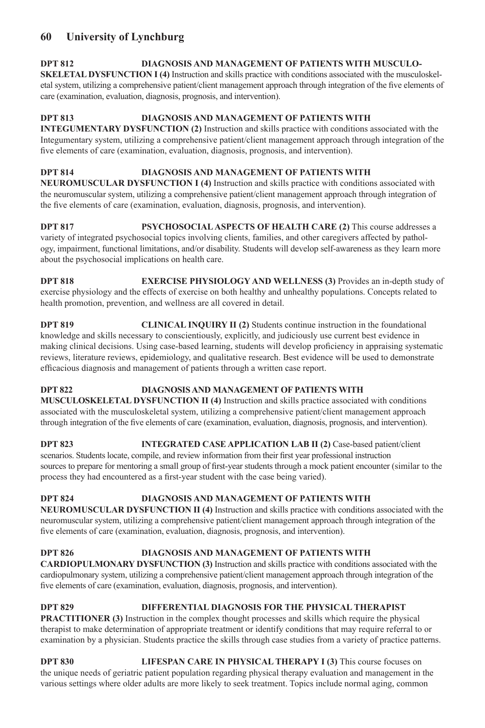**DPT 812 DIAGNOSIS AND MANAGEMENT OF PATIENTS WITH MUSCULO-SKELETAL DYSFUNCTION I (4)** Instruction and skills practice with conditions associated with the musculoskeletal system, utilizing a comprehensive patient/client management approach through integration of the five elements of care (examination, evaluation, diagnosis, prognosis, and intervention).

**DPT 813 DIAGNOSIS AND MANAGEMENT OF PATIENTS WITH INTEGUMENTARY DYSFUNCTION (2)** Instruction and skills practice with conditions associated with the Integumentary system, utilizing a comprehensive patient/client management approach through integration of the five elements of care (examination, evaluation, diagnosis, prognosis, and intervention).

**DPT 814 DIAGNOSIS AND MANAGEMENT OF PATIENTS WITH NEUROMUSCULAR DYSFUNCTION I (4)** Instruction and skills practice with conditions associated with the neuromuscular system, utilizing a comprehensive patient/client management approach through integration of the five elements of care (examination, evaluation, diagnosis, prognosis, and intervention).

**DPT 817 PSYCHOSOCIAL ASPECTS OF HEALTH CARE (2)** This course addresses a variety of integrated psychosocial topics involving clients, families, and other caregivers affected by pathology, impairment, functional limitations, and/or disability. Students will develop self-awareness as they learn more about the psychosocial implications on health care.

**DPT 818 EXERCISE PHYSIOLOGY AND WELLNESS (3)** Provides an in-depth study of exercise physiology and the effects of exercise on both healthy and unhealthy populations. Concepts related to health promotion, prevention, and wellness are all covered in detail.

**DPT 819 CLINICAL INQUIRY II (2)** Students continue instruction in the foundational knowledge and skills necessary to conscientiously, explicitly, and judiciously use current best evidence in making clinical decisions. Using case-based learning, students will develop proficiency in appraising systematic reviews, literature reviews, epidemiology, and qualitative research. Best evidence will be used to demonstrate efficacious diagnosis and management of patients through a written case report.

**DPT 822 DIAGNOSIS AND MANAGEMENT OF PATIENTS WITH MUSCULOSKELETAL DYSFUNCTION II (4)** Instruction and skills practice associated with conditions associated with the musculoskeletal system, utilizing a comprehensive patient/client management approach through integration of the five elements of care (examination, evaluation, diagnosis, prognosis, and intervention).

**DPT 823 INTEGRATED CASE APPLICATION LAB II (2)** Case-based patient/client scenarios. Students locate, compile, and review information from their first year professional instruction sources to prepare for mentoring a small group of first-year students through a mock patient encounter (similar to the process they had encountered as a first-year student with the case being varied).

**DPT 824 DIAGNOSIS AND MANAGEMENT OF PATIENTS WITH NEUROMUSCULAR DYSFUNCTION II (4)** Instruction and skills practice with conditions associated with the neuromuscular system, utilizing a comprehensive patient/client management approach through integration of the five elements of care (examination, evaluation, diagnosis, prognosis, and intervention).

**DPT 826 DIAGNOSIS AND MANAGEMENT OF PATIENTS WITH CARDIOPULMONARY DYSFUNCTION (3)** Instruction and skills practice with conditions associated with the cardiopulmonary system, utilizing a comprehensive patient/client management approach through integration of the five elements of care (examination, evaluation, diagnosis, prognosis, and intervention).

**DPT 829 DIFFERENTIAL DIAGNOSIS FOR THE PHYSICAL THERAPIST PRACTITIONER (3)** Instruction in the complex thought processes and skills which require the physical therapist to make determination of appropriate treatment or identify conditions that may require referral to or examination by a physician. Students practice the skills through case studies from a variety of practice patterns.

**DPT 830 LIFESPAN CARE IN PHYSICAL THERAPY I (3)** This course focuses on the unique needs of geriatric patient population regarding physical therapy evaluation and management in the various settings where older adults are more likely to seek treatment. Topics include normal aging, common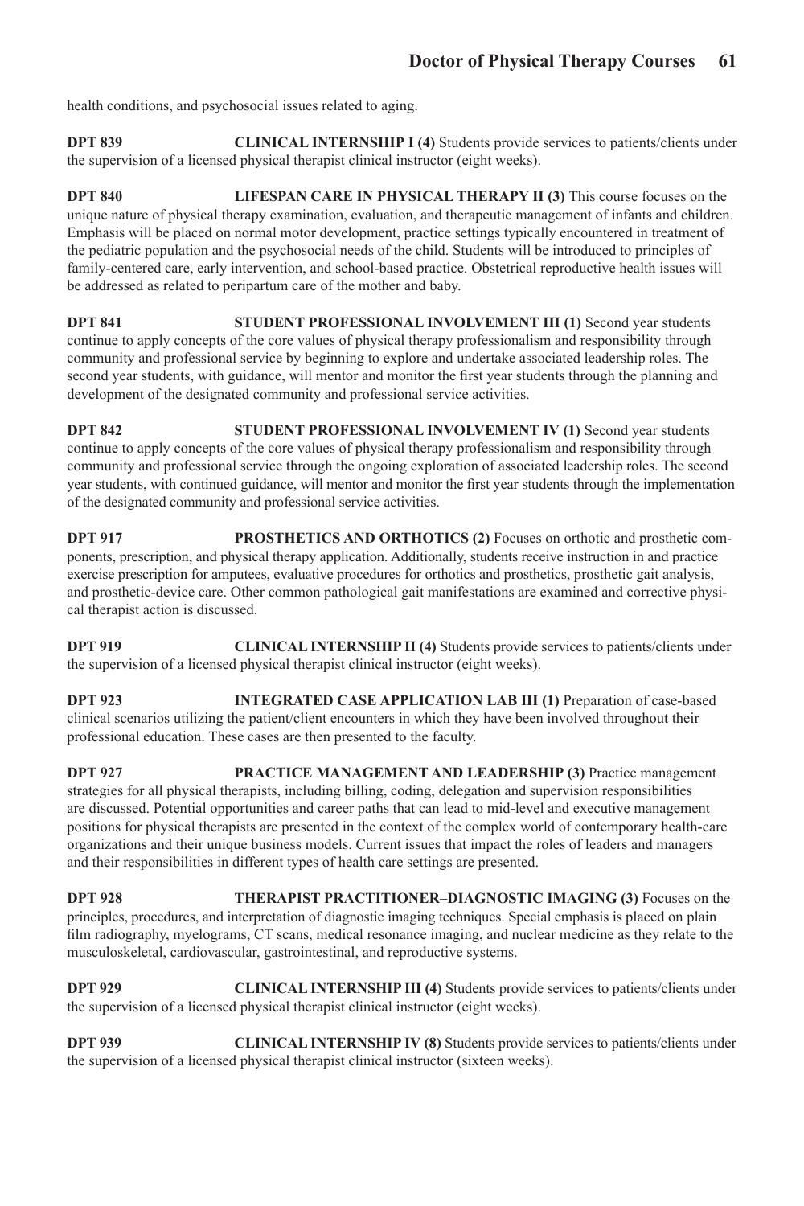health conditions, and psychosocial issues related to aging.

**DPT 839** **CLINICAL INTERNSHIP I (4)** Students provide services to patients/clients under the supervision of a licensed physical therapist clinical instructor (eight weeks).

**DPT 840** **LIFESPAN CARE IN PHYSICAL THERAPY II (3)** This course focuses on the unique nature of physical therapy examination, evaluation, and therapeutic management of infants and children. Emphasis will be placed on normal motor development, practice settings typically encountered in treatment of the pediatric population and the psychosocial needs of the child. Students will be introduced to principles of family-centered care, early intervention, and school-based practice. Obstetrical reproductive health issues will be addressed as related to peripartum care of the mother and baby.

**DPT 841** **STUDENT PROFESSIONAL INVOLVEMENT III (1)** Second year students continue to apply concepts of the core values of physical therapy professionalism and responsibility through community and professional service by beginning to explore and undertake associated leadership roles. The second year students, with guidance, will mentor and monitor the first year students through the planning and development of the designated community and professional service activities.

**DPT 842** **STUDENT PROFESSIONAL INVOLVEMENT IV (1)** Second year students continue to apply concepts of the core values of physical therapy professionalism and responsibility through community and professional service through the ongoing exploration of associated leadership roles. The second year students, with continued guidance, will mentor and monitor the first year students through the implementation of the designated community and professional service activities.

**DPT 917** **PROSTHETICS AND ORTHOTICS (2)** Focuses on orthotic and prosthetic components, prescription, and physical therapy application. Additionally, students receive instruction in and practice exercise prescription for amputees, evaluative procedures for orthotics and prosthetics, prosthetic gait analysis, and prosthetic-device care. Other common pathological gait manifestations are examined and corrective physical therapist action is discussed.

**DPT 919** **CLINICAL INTERNSHIP II (4)** Students provide services to patients/clients under the supervision of a licensed physical therapist clinical instructor (eight weeks).

**DPT 923** **INTEGRATED CASE APPLICATION LAB III (1)** Preparation of case-based clinical scenarios utilizing the patient/client encounters in which they have been involved throughout their professional education. These cases are then presented to the faculty.

**DPT 927** **PRACTICE MANAGEMENT AND LEADERSHIP (3)** Practice management strategies for all physical therapists, including billing, coding, delegation and supervision responsibilities are discussed. Potential opportunities and career paths that can lead to mid-level and executive management positions for physical therapists are presented in the context of the complex world of contemporary health-care organizations and their unique business models. Current issues that impact the roles of leaders and managers and their responsibilities in different types of health care settings are presented.

**DPT 928** **THERAPIST PRACTITIONER–DIAGNOSTIC IMAGING (3)** Focuses on the principles, procedures, and interpretation of diagnostic imaging techniques. Special emphasis is placed on plain film radiography, myelograms, CT scans, medical resonance imaging, and nuclear medicine as they relate to the musculoskeletal, cardiovascular, gastrointestinal, and reproductive systems.

**DPT 929** **CLINICAL INTERNSHIP III (4)** Students provide services to patients/clients under the supervision of a licensed physical therapist clinical instructor (eight weeks).

**DPT 939** **CLINICAL INTERNSHIP IV (8)** Students provide services to patients/clients under the supervision of a licensed physical therapist clinical instructor (sixteen weeks).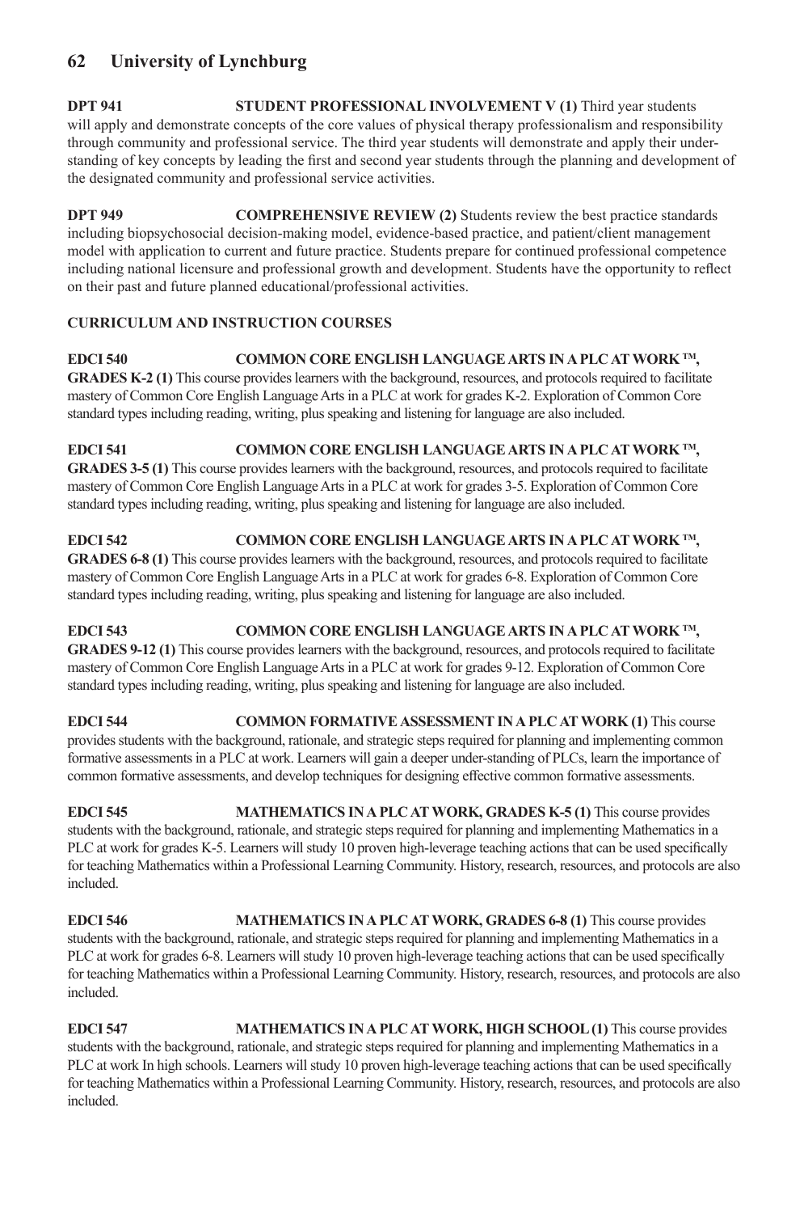**DPT 941 STUDENT PROFESSIONAL INVOLVEMENT V (1)** Third year students will apply and demonstrate concepts of the core values of physical therapy professionalism and responsibility through community and professional service. The third year students will demonstrate and apply their understanding of key concepts by leading the first and second year students through the planning and development of the designated community and professional service activities.

**DPT 949 COMPREHENSIVE REVIEW (2)** Students review the best practice standards including biopsychosocial decision-making model, evidence-based practice, and patient/client management model with application to current and future practice. Students prepare for continued professional competence including national licensure and professional growth and development. Students have the opportunity to reflect on their past and future planned educational/professional activities.

## CURRICULUM AND INSTRUCTION COURSES

**EDCI 540 COMMON CORE ENGLISH LANGUAGE ARTS IN A PLC AT WORK ™, GRADES K-2 (1)** This course provides learners with the background, resources, and protocols required to facilitate mastery of Common Core English Language Arts in a PLC at work for grades K-2. Exploration of Common Core standard types including reading, writing, plus speaking and listening for language are also included.

**EDCI 541 COMMON CORE ENGLISH LANGUAGE ARTS IN A PLC AT WORK ™, GRADES 3-5 (1)** This course provides learners with the background, resources, and protocols required to facilitate mastery of Common Core English Language Arts in a PLC at work for grades 3-5. Exploration of Common Core standard types including reading, writing, plus speaking and listening for language are also included.

**EDCI 542 COMMON CORE ENGLISH LANGUAGE ARTS IN A PLC AT WORK ™, GRADES 6-8 (1)** This course provides learners with the background, resources, and protocols required to facilitate mastery of Common Core English Language Arts in a PLC at work for grades 6-8. Exploration of Common Core standard types including reading, writing, plus speaking and listening for language are also included.

**EDCI 543 COMMON CORE ENGLISH LANGUAGE ARTS IN A PLC AT WORK ™, GRADES 9-12 (1)** This course provides learners with the background, resources, and protocols required to facilitate mastery of Common Core English Language Arts in a PLC at work for grades 9-12. Exploration of Common Core standard types including reading, writing, plus speaking and listening for language are also included.

**EDCI 544 COMMON FORMATIVE ASSESSMENT IN A PLC AT WORK (1)** This course provides students with the background, rationale, and strategic steps required for planning and implementing common formative assessments in a PLC at work. Learners will gain a deeper under-standing of PLCs, learn the importance of common formative assessments, and develop techniques for designing effective common formative assessments.

**EDCI 545 MATHEMATICS IN A PLC AT WORK, GRADES K-5 (1)** This course provides students with the background, rationale, and strategic steps required for planning and implementing Mathematics in a PLC at work for grades K-5. Learners will study 10 proven high-leverage teaching actions that can be used specifically for teaching Mathematics within a Professional Learning Community. History, research, resources, and protocols are also included.

**EDCI 546 MATHEMATICS IN A PLC AT WORK, GRADES 6-8 (1)** This course provides students with the background, rationale, and strategic steps required for planning and implementing Mathematics in a PLC at work for grades 6-8. Learners will study 10 proven high-leverage teaching actions that can be used specifically for teaching Mathematics within a Professional Learning Community. History, research, resources, and protocols are also included.

**EDCI 547 MATHEMATICS IN A PLC AT WORK, HIGH SCHOOL (1)** This course provides students with the background, rationale, and strategic steps required for planning and implementing Mathematics in a PLC at work In high schools. Learners will study 10 proven high-leverage teaching actions that can be used specifically for teaching Mathematics within a Professional Learning Community. History, research, resources, and protocols are also included.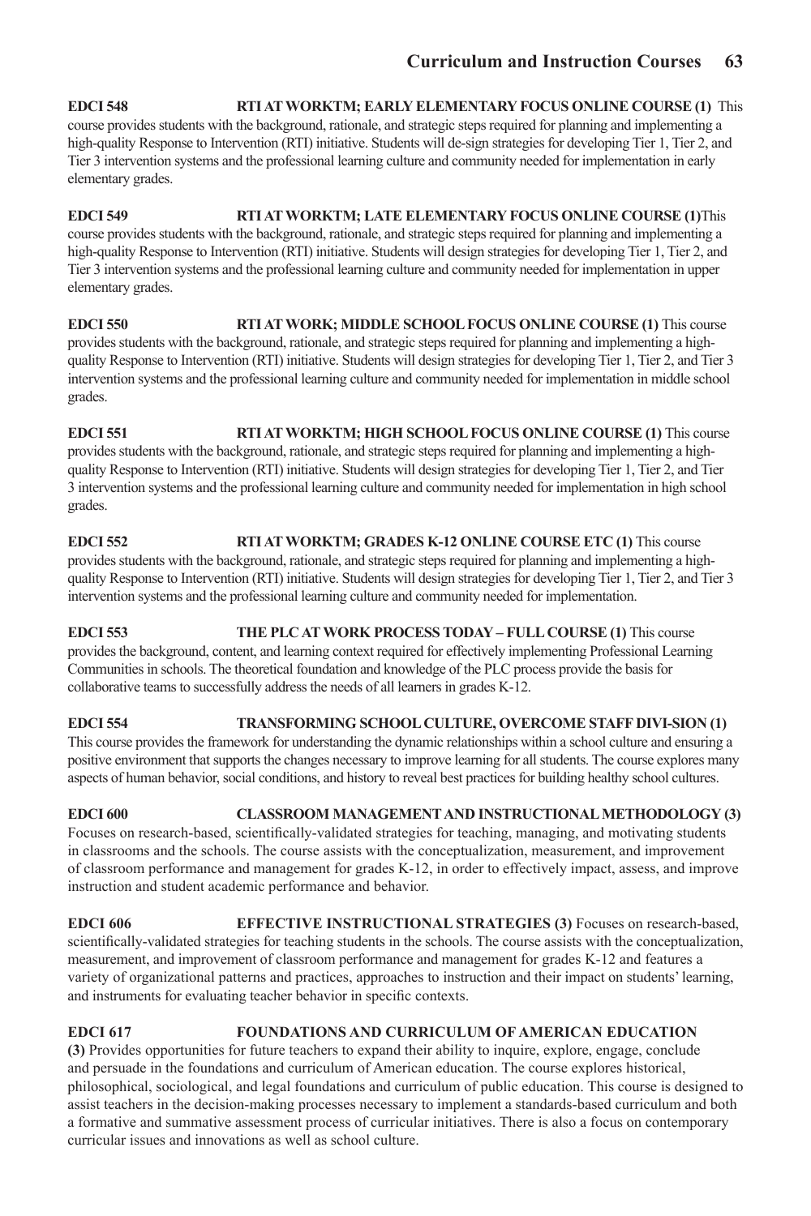**EDCI 548 RTI AT WORKTM; EARLY ELEMENTARY FOCUS ONLINE COURSE (1)** This course provides students with the background, rationale, and strategic steps required for planning and implementing a high-quality Response to Intervention (RTI) initiative. Students will de-sign strategies for developing Tier 1, Tier 2, and Tier 3 intervention systems and the professional learning culture and community needed for implementation in early elementary grades.

**EDCI 549 RTI AT WORKTM; LATE ELEMENTARY FOCUS ONLINE COURSE (1)**This course provides students with the background, rationale, and strategic steps required for planning and implementing a high-quality Response to Intervention (RTI) initiative. Students will design strategies for developing Tier 1, Tier 2, and Tier 3 intervention systems and the professional learning culture and community needed for implementation in upper elementary grades.

**EDCI 550 RTI AT WORK; MIDDLE SCHOOL FOCUS ONLINE COURSE (1)** This course provides students with the background, rationale, and strategic steps required for planning and implementing a high-quality Response to Intervention (RTI) initiative. Students will design strategies for developing Tier 1, Tier 2, and Tier 3 intervention systems and the professional learning culture and community needed for implementation in middle school grades.

**EDCI 551 RTI AT WORKTM; HIGH SCHOOL FOCUS ONLINE COURSE (1)** This course provides students with the background, rationale, and strategic steps required for planning and implementing a high-quality Response to Intervention (RTI) initiative. Students will design strategies for developing Tier 1, Tier 2, and Tier 3 intervention systems and the professional learning culture and community needed for implementation in high school grades.

**EDCI 552 RTI AT WORKTM; GRADES K-12 ONLINE COURSE ETC (1)** This course provides students with the background, rationale, and strategic steps required for planning and implementing a high-quality Response to Intervention (RTI) initiative. Students will design strategies for developing Tier 1, Tier 2, and Tier 3 intervention systems and the professional learning culture and community needed for implementation.

**EDCI 553 THE PLC AT WORK PROCESS TODAY – FULL COURSE (1)** This course provides the background, content, and learning context required for effectively implementing Professional Learning Communities in schools. The theoretical foundation and knowledge of the PLC process provide the basis for collaborative teams to successfully address the needs of all learners in grades K-12.

**EDCI 554 TRANSFORMING SCHOOL CULTURE, OVERCOME STAFF DIVI-SION (1)** This course provides the framework for understanding the dynamic relationships within a school culture and ensuring a positive environment that supports the changes necessary to improve learning for all students. The course explores many aspects of human behavior, social conditions, and history to reveal best practices for building healthy school cultures.

**EDCI 600 CLASSROOM MANAGEMENT AND INSTRUCTIONAL METHODOLOGY (3)** Focuses on research-based, scientifically-validated strategies for teaching, managing, and motivating students in classrooms and the schools. The course assists with the conceptualization, measurement, and improvement of classroom performance and management for grades K-12, in order to effectively impact, assess, and improve instruction and student academic performance and behavior.

**EDCI 606 EFFECTIVE INSTRUCTIONAL STRATEGIES (3)** Focuses on research-based, scientifically-validated strategies for teaching students in the schools. The course assists with the conceptualization, measurement, and improvement of classroom performance and management for grades K-12 and features a variety of organizational patterns and practices, approaches to instruction and their impact on students' learning, and instruments for evaluating teacher behavior in specific contexts.

**EDCI 617 FOUNDATIONS AND CURRICULUM OF AMERICAN EDUCATION (3)** Provides opportunities for future teachers to expand their ability to inquire, explore, engage, conclude and persuade in the foundations and curriculum of American education. The course explores historical, philosophical, sociological, and legal foundations and curriculum of public education. This course is designed to assist teachers in the decision-making processes necessary to implement a standards-based curriculum and both a formative and summative assessment process of curricular initiatives. There is also a focus on contemporary curricular issues and innovations as well as school culture.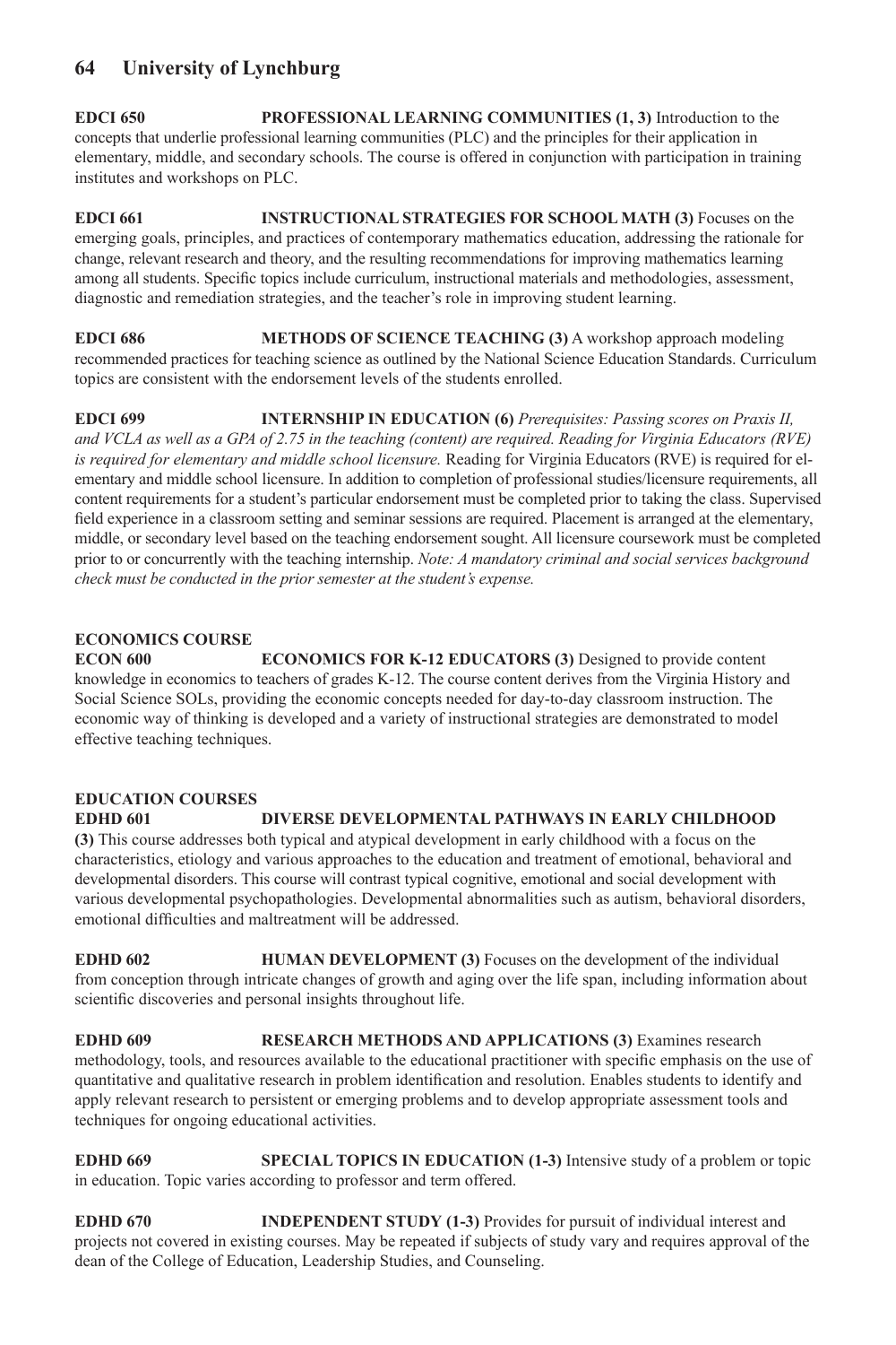**EDCI 650 PROFESSIONAL LEARNING COMMUNITIES (1, 3)** Introduction to the concepts that underlie professional learning communities (PLC) and the principles for their application in elementary, middle, and secondary schools. The course is offered in conjunction with participation in training institutes and workshops on PLC.

**EDCI 661 INSTRUCTIONAL STRATEGIES FOR SCHOOL MATH (3)** Focuses on the emerging goals, principles, and practices of contemporary mathematics education, addressing the rationale for change, relevant research and theory, and the resulting recommendations for improving mathematics learning among all students. Specific topics include curriculum, instructional materials and methodologies, assessment, diagnostic and remediation strategies, and the teacher's role in improving student learning.

**EDCI 686 METHODS OF SCIENCE TEACHING (3)** A workshop approach modeling recommended practices for teaching science as outlined by the National Science Education Standards. Curriculum topics are consistent with the endorsement levels of the students enrolled.

**EDCI 699 INTERNSHIP IN EDUCATION (6)** *Prerequisites: Passing scores on Praxis II, and VCLA as well as a GPA of 2.75 in the teaching (content) are required. Reading for Virginia Educators (RVE) is required for elementary and middle school licensure.* Reading for Virginia Educators (RVE) is required for elementary and middle school licensure. In addition to completion of professional studies/licensure requirements, all content requirements for a student's particular endorsement must be completed prior to taking the class. Supervised field experience in a classroom setting and seminar sessions are required. Placement is arranged at the elementary, middle, or secondary level based on the teaching endorsement sought. All licensure coursework must be completed prior to or concurrently with the teaching internship. *Note: A mandatory criminal and social services background check must be conducted in the prior semester at the student's expense.*

## ECONOMICS COURSE

**ECON 600 ECONOMICS FOR K-12 EDUCATORS (3)** Designed to provide content knowledge in economics to teachers of grades K-12. The course content derives from the Virginia History and Social Science SOLs, providing the economic concepts needed for day-to-day classroom instruction. The economic way of thinking is developed and a variety of instructional strategies are demonstrated to model effective teaching techniques.

## EDUCATION COURSES

**EDHD 601 DIVERSE DEVELOPMENTAL PATHWAYS IN EARLY CHILDHOOD (3)** This course addresses both typical and atypical development in early childhood with a focus on the characteristics, etiology and various approaches to the education and treatment of emotional, behavioral and developmental disorders. This course will contrast typical cognitive, emotional and social development with various developmental psychopathologies. Developmental abnormalities such as autism, behavioral disorders, emotional difficulties and maltreatment will be addressed.

**EDHD 602 HUMAN DEVELOPMENT (3)** Focuses on the development of the individual from conception through intricate changes of growth and aging over the life span, including information about scientific discoveries and personal insights throughout life.

**EDHD 609 RESEARCH METHODS AND APPLICATIONS (3)** Examines research methodology, tools, and resources available to the educational practitioner with specific emphasis on the use of quantitative and qualitative research in problem identification and resolution. Enables students to identify and apply relevant research to persistent or emerging problems and to develop appropriate assessment tools and techniques for ongoing educational activities.

**EDHD 669 SPECIAL TOPICS IN EDUCATION (1-3)** Intensive study of a problem or topic in education. Topic varies according to professor and term offered.

**EDHD 670 INDEPENDENT STUDY (1-3)** Provides for pursuit of individual interest and projects not covered in existing courses. May be repeated if subjects of study vary and requires approval of the dean of the College of Education, Leadership Studies, and Counseling.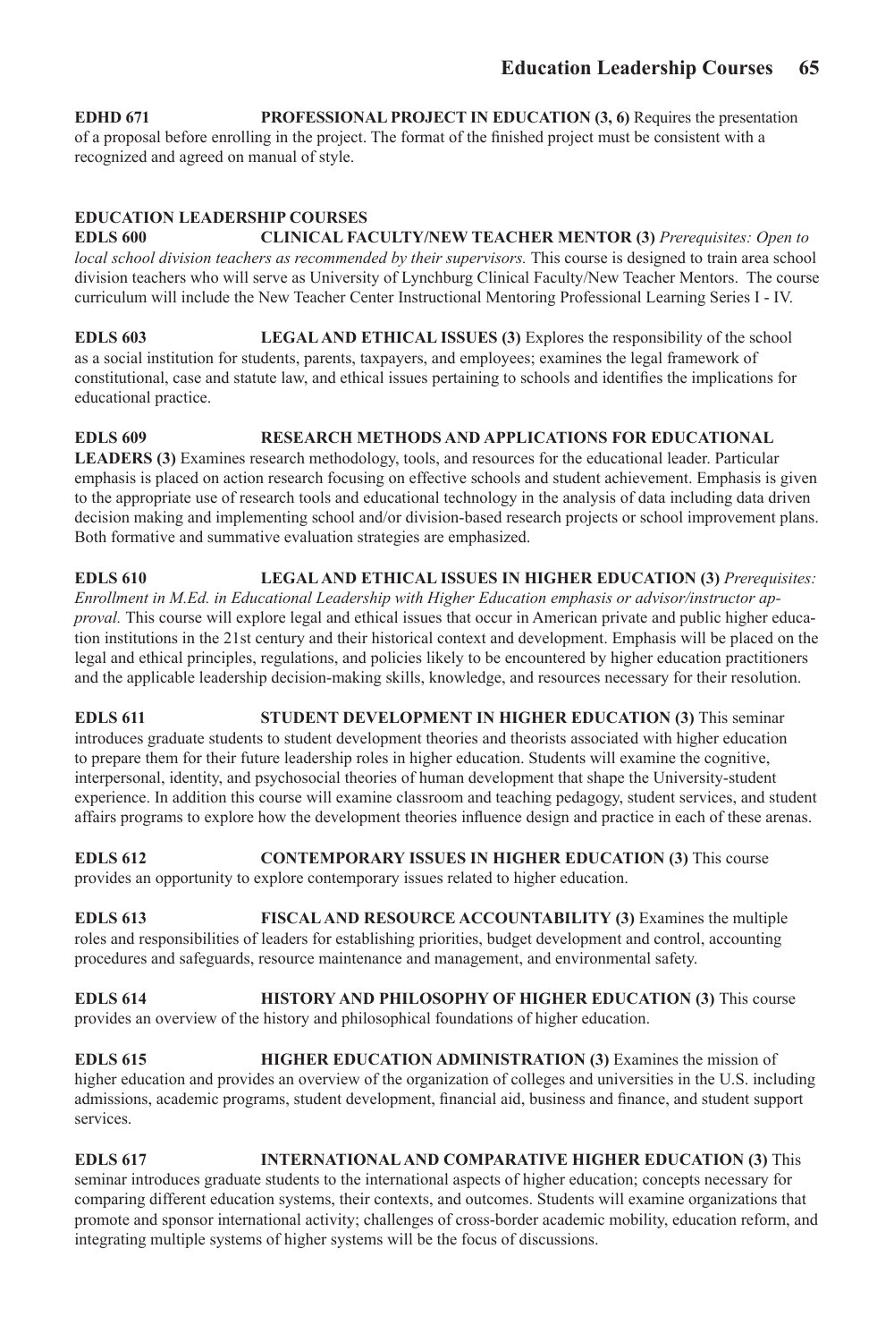**EDHD 671 PROFESSIONAL PROJECT IN EDUCATION (3, 6)** Requires the presentation of a proposal before enrolling in the project. The format of the finished project must be consistent with a recognized and agreed on manual of style.

## EDUCATION LEADERSHIP COURSES

**EDLS 600 CLINICAL FACULTY/NEW TEACHER MENTOR (3)** *Prerequisites: Open to local school division teachers as recommended by their supervisors.* This course is designed to train area school division teachers who will serve as University of Lynchburg Clinical Faculty/New Teacher Mentors. The course curriculum will include the New Teacher Center Instructional Mentoring Professional Learning Series I - IV.

**EDLS 603 LEGAL AND ETHICAL ISSUES (3)** Explores the responsibility of the school as a social institution for students, parents, taxpayers, and employees; examines the legal framework of constitutional, case and statute law, and ethical issues pertaining to schools and identifies the implications for educational practice.

**EDLS 609 RESEARCH METHODS AND APPLICATIONS FOR EDUCATIONAL LEADERS (3)** Examines research methodology, tools, and resources for the educational leader. Particular emphasis is placed on action research focusing on effective schools and student achievement. Emphasis is given to the appropriate use of research tools and educational technology in the analysis of data including data driven decision making and implementing school and/or division-based research projects or school improvement plans. Both formative and summative evaluation strategies are emphasized.

**EDLS 610 LEGAL AND ETHICAL ISSUES IN HIGHER EDUCATION (3)** *Prerequisites: Enrollment in M.Ed. in Educational Leadership with Higher Education emphasis or advisor/instructor approval.* This course will explore legal and ethical issues that occur in American private and public higher education institutions in the 21st century and their historical context and development. Emphasis will be placed on the legal and ethical principles, regulations, and policies likely to be encountered by higher education practitioners and the applicable leadership decision-making skills, knowledge, and resources necessary for their resolution.

**EDLS 611 STUDENT DEVELOPMENT IN HIGHER EDUCATION (3)** This seminar introduces graduate students to student development theories and theorists associated with higher education to prepare them for their future leadership roles in higher education. Students will examine the cognitive, interpersonal, identity, and psychosocial theories of human development that shape the University-student experience. In addition this course will examine classroom and teaching pedagogy, student services, and student affairs programs to explore how the development theories influence design and practice in each of these arenas.

**EDLS 612 CONTEMPORARY ISSUES IN HIGHER EDUCATION (3)** This course provides an opportunity to explore contemporary issues related to higher education.

**EDLS 613 FISCAL AND RESOURCE ACCOUNTABILITY (3)** Examines the multiple roles and responsibilities of leaders for establishing priorities, budget development and control, accounting procedures and safeguards, resource maintenance and management, and environmental safety.

**EDLS 614 HISTORY AND PHILOSOPHY OF HIGHER EDUCATION (3)** This course provides an overview of the history and philosophical foundations of higher education.

**EDLS 615 HIGHER EDUCATION ADMINISTRATION (3)** Examines the mission of higher education and provides an overview of the organization of colleges and universities in the U.S. including admissions, academic programs, student development, financial aid, business and finance, and student support services.

**EDLS 617 INTERNATIONAL AND COMPARATIVE HIGHER EDUCATION (3)** This seminar introduces graduate students to the international aspects of higher education; concepts necessary for comparing different education systems, their contexts, and outcomes. Students will examine organizations that promote and sponsor international activity; challenges of cross-border academic mobility, education reform, and integrating multiple systems of higher systems will be the focus of discussions.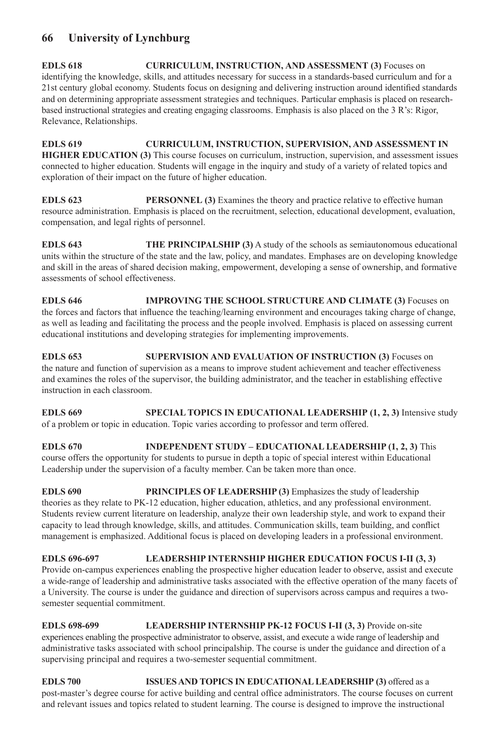**EDLS 618 CURRICULUM, INSTRUCTION, AND ASSESSMENT (3)** Focuses on identifying the knowledge, skills, and attitudes necessary for success in a standards-based curriculum and for a 21st century global economy. Students focus on designing and delivering instruction around identified standards and on determining appropriate assessment strategies and techniques. Particular emphasis is placed on research-based instructional strategies and creating engaging classrooms. Emphasis is also placed on the 3 R's: Rigor, Relevance, Relationships.

**EDLS 619 CURRICULUM, INSTRUCTION, SUPERVISION, AND ASSESSMENT IN HIGHER EDUCATION (3)** This course focuses on curriculum, instruction, supervision, and assessment issues connected to higher education. Students will engage in the inquiry and study of a variety of related topics and exploration of their impact on the future of higher education.

**EDLS 623 PERSONNEL (3)** Examines the theory and practice relative to effective human resource administration. Emphasis is placed on the recruitment, selection, educational development, evaluation, compensation, and legal rights of personnel.

**EDLS 643 THE PRINCIPALSHIP (3)** A study of the schools as semiautonomous educational units within the structure of the state and the law, policy, and mandates. Emphases are on developing knowledge and skill in the areas of shared decision making, empowerment, developing a sense of ownership, and formative assessments of school effectiveness.

**EDLS 646 IMPROVING THE SCHOOL STRUCTURE AND CLIMATE (3)** Focuses on the forces and factors that influence the teaching/learning environment and encourages taking charge of change, as well as leading and facilitating the process and the people involved. Emphasis is placed on assessing current educational institutions and developing strategies for implementing improvements.

**EDLS 653 SUPERVISION AND EVALUATION OF INSTRUCTION (3)** Focuses on the nature and function of supervision as a means to improve student achievement and teacher effectiveness and examines the roles of the supervisor, the building administrator, and the teacher in establishing effective instruction in each classroom.

**EDLS 669 SPECIAL TOPICS IN EDUCATIONAL LEADERSHIP (1, 2, 3)** Intensive study of a problem or topic in education. Topic varies according to professor and term offered.

**EDLS 670 INDEPENDENT STUDY – EDUCATIONAL LEADERSHIP (1, 2, 3)** This course offers the opportunity for students to pursue in depth a topic of special interest within Educational Leadership under the supervision of a faculty member. Can be taken more than once.

**EDLS 690 PRINCIPLES OF LEADERSHIP (3)** Emphasizes the study of leadership theories as they relate to PK-12 education, higher education, athletics, and any professional environment. Students review current literature on leadership, analyze their own leadership style, and work to expand their capacity to lead through knowledge, skills, and attitudes. Communication skills, team building, and conflict management is emphasized. Additional focus is placed on developing leaders in a professional environment.

**EDLS 696-697 LEADERSHIP INTERNSHIP HIGHER EDUCATION FOCUS I-II (3, 3)** Provide on-campus experiences enabling the prospective higher education leader to observe, assist and execute a wide-range of leadership and administrative tasks associated with the effective operation of the many facets of a University. The course is under the guidance and direction of supervisors across campus and requires a two-semester sequential commitment.

**EDLS 698-699 LEADERSHIP INTERNSHIP PK-12 FOCUS I-II (3, 3)** Provide on-site experiences enabling the prospective administrator to observe, assist, and execute a wide range of leadership and administrative tasks associated with school principalship. The course is under the guidance and direction of a supervising principal and requires a two-semester sequential commitment.

**EDLS 700 ISSUES AND TOPICS IN EDUCATIONAL LEADERSHIP (3)** offered as a post-master's degree course for active building and central office administrators. The course focuses on current and relevant issues and topics related to student learning. The course is designed to improve the instructional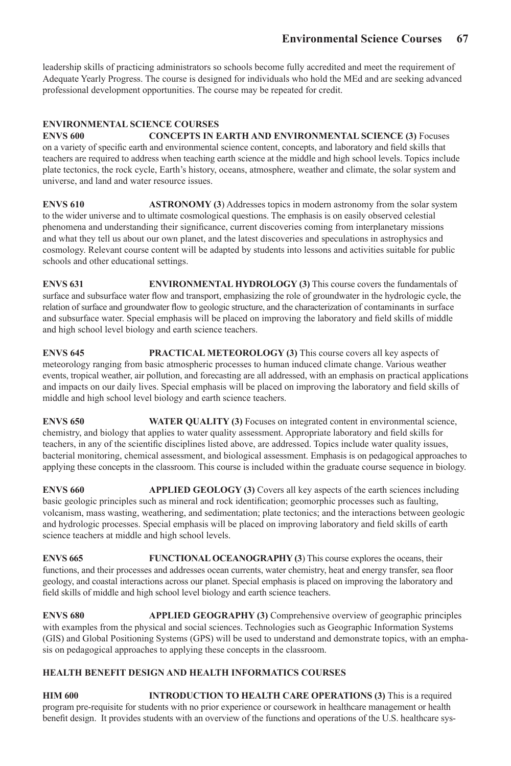leadership skills of practicing administrators so schools become fully accredited and meet the requirement of Adequate Yearly Progress. The course is designed for individuals who hold the MEd and are seeking advanced professional development opportunities. The course may be repeated for credit.

## ENVIRONMENTAL SCIENCE COURSES

**ENVS 600 CONCEPTS IN EARTH AND ENVIRONMENTAL SCIENCE (3)** Focuses on a variety of specific earth and environmental science content, concepts, and laboratory and field skills that teachers are required to address when teaching earth science at the middle and high school levels. Topics include plate tectonics, the rock cycle, Earth's history, oceans, atmosphere, weather and climate, the solar system and universe, and land and water resource issues.

**ENVS 610 ASTRONOMY (3)** Addresses topics in modern astronomy from the solar system to the wider universe and to ultimate cosmological questions. The emphasis is on easily observed celestial phenomena and understanding their significance, current discoveries coming from interplanetary missions and what they tell us about our own planet, and the latest discoveries and speculations in astrophysics and cosmology. Relevant course content will be adapted by students into lessons and activities suitable for public schools and other educational settings.

**ENVS 631 ENVIRONMENTAL HYDROLOGY (3)** This course covers the fundamentals of surface and subsurface water flow and transport, emphasizing the role of groundwater in the hydrologic cycle, the relation of surface and groundwater flow to geologic structure, and the characterization of contaminants in surface and subsurface water. Special emphasis will be placed on improving the laboratory and field skills of middle and high school level biology and earth science teachers.

**ENVS 645 PRACTICAL METEOROLOGY (3)** This course covers all key aspects of meteorology ranging from basic atmospheric processes to human induced climate change. Various weather events, tropical weather, air pollution, and forecasting are all addressed, with an emphasis on practical applications and impacts on our daily lives. Special emphasis will be placed on improving the laboratory and field skills of middle and high school level biology and earth science teachers.

**ENVS 650 WATER QUALITY (3)** Focuses on integrated content in environmental science, chemistry, and biology that applies to water quality assessment. Appropriate laboratory and field skills for teachers, in any of the scientific disciplines listed above, are addressed. Topics include water quality issues, bacterial monitoring, chemical assessment, and biological assessment. Emphasis is on pedagogical approaches to applying these concepts in the classroom. This course is included within the graduate course sequence in biology.

**ENVS 660 APPLIED GEOLOGY (3)** Covers all key aspects of the earth sciences including basic geologic principles such as mineral and rock identification; geomorphic processes such as faulting, volcanism, mass wasting, weathering, and sedimentation; plate tectonics; and the interactions between geologic and hydrologic processes. Special emphasis will be placed on improving laboratory and field skills of earth science teachers at middle and high school levels.

**ENVS 665 FUNCTIONAL OCEANOGRAPHY (3)** This course explores the oceans, their functions, and their processes and addresses ocean currents, water chemistry, heat and energy transfer, sea floor geology, and coastal interactions across our planet. Special emphasis is placed on improving the laboratory and field skills of middle and high school level biology and earth science teachers.

**ENVS 680 APPLIED GEOGRAPHY (3)** Comprehensive overview of geographic principles with examples from the physical and social sciences. Technologies such as Geographic Information Systems (GIS) and Global Positioning Systems (GPS) will be used to understand and demonstrate topics, with an emphasis on pedagogical approaches to applying these concepts in the classroom.

## HEALTH BENEFIT DESIGN AND HEALTH INFORMATICS COURSES

**HIM 600 INTRODUCTION TO HEALTH CARE OPERATIONS (3)** This is a required program pre-requisite for students with no prior experience or coursework in healthcare management or health benefit design. It provides students with an overview of the functions and operations of the U.S. healthcare sys-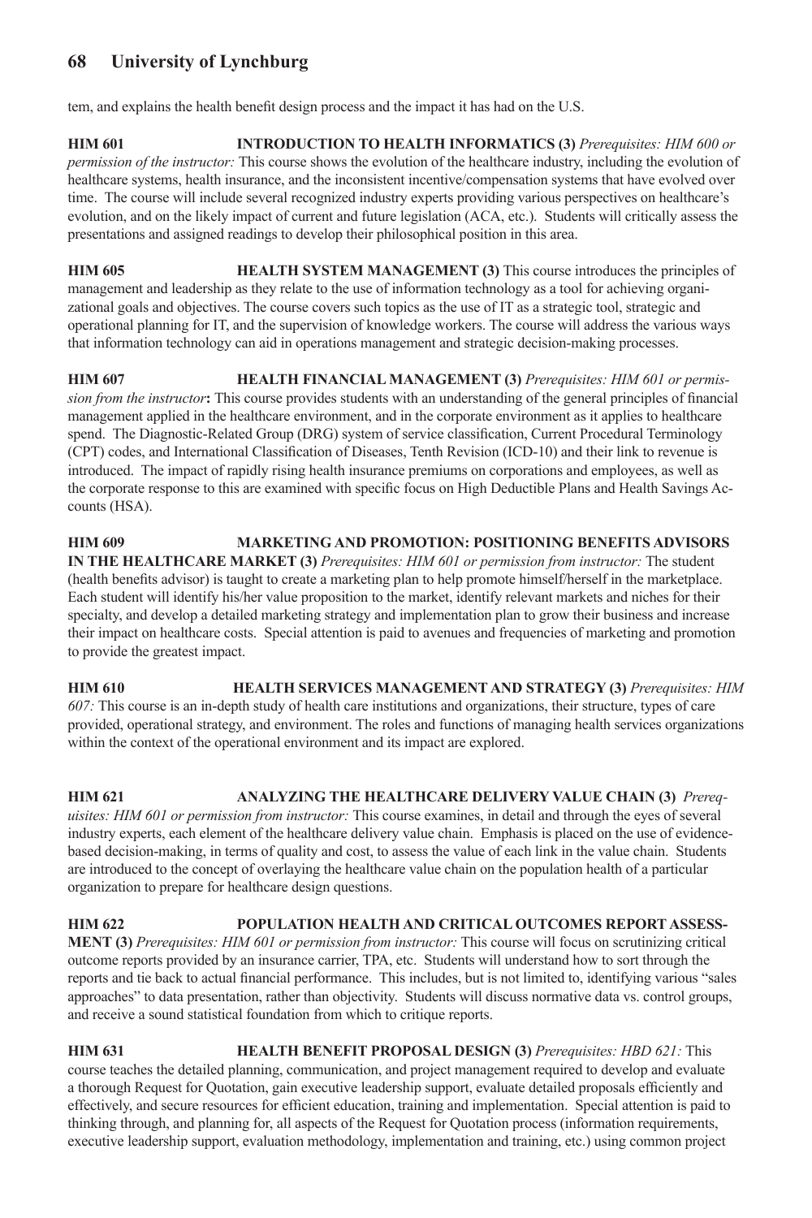tem, and explains the health benefit design process and the impact it has had on the U.S.

**HIM 601 INTRODUCTION TO HEALTH INFORMATICS (3)** *Prerequisites: HIM 600 or permission of the instructor:* This course shows the evolution of the healthcare industry, including the evolution of healthcare systems, health insurance, and the inconsistent incentive/compensation systems that have evolved over time. The course will include several recognized industry experts providing various perspectives on healthcare's evolution, and on the likely impact of current and future legislation (ACA, etc.). Students will critically assess the presentations and assigned readings to develop their philosophical position in this area.

**HIM 605 HEALTH SYSTEM MANAGEMENT (3)** This course introduces the principles of management and leadership as they relate to the use of information technology as a tool for achieving organizational goals and objectives. The course covers such topics as the use of IT as a strategic tool, strategic and operational planning for IT, and the supervision of knowledge workers. The course will address the various ways that information technology can aid in operations management and strategic decision-making processes.

**HIM 607 HEALTH FINANCIAL MANAGEMENT (3)** *Prerequisites: HIM 601 or permission from the instructor***:** This course provides students with an understanding of the general principles of financial management applied in the healthcare environment, and in the corporate environment as it applies to healthcare spend. The Diagnostic-Related Group (DRG) system of service classification, Current Procedural Terminology (CPT) codes, and International Classification of Diseases, Tenth Revision (ICD-10) and their link to revenue is introduced. The impact of rapidly rising health insurance premiums on corporations and employees, as well as the corporate response to this are examined with specific focus on High Deductible Plans and Health Savings Accounts (HSA).

**HIM 609 MARKETING AND PROMOTION: POSITIONING BENEFITS ADVISORS IN THE HEALTHCARE MARKET (3)** *Prerequisites: HIM 601 or permission from instructor:* The student (health benefits advisor) is taught to create a marketing plan to help promote himself/herself in the marketplace. Each student will identify his/her value proposition to the market, identify relevant markets and niches for their specialty, and develop a detailed marketing strategy and implementation plan to grow their business and increase their impact on healthcare costs. Special attention is paid to avenues and frequencies of marketing and promotion to provide the greatest impact.

**HIM 610 HEALTH SERVICES MANAGEMENT AND STRATEGY (3)** *Prerequisites: HIM 607:* This course is an in-depth study of health care institutions and organizations, their structure, types of care provided, operational strategy, and environment. The roles and functions of managing health services organizations within the context of the operational environment and its impact are explored.

**HIM 621 ANALYZING THE HEALTHCARE DELIVERY VALUE CHAIN (3)** *Prerequisites: HIM 601 or permission from instructor:* This course examines, in detail and through the eyes of several industry experts, each element of the healthcare delivery value chain. Emphasis is placed on the use of evidence-based decision-making, in terms of quality and cost, to assess the value of each link in the value chain. Students are introduced to the concept of overlaying the healthcare value chain on the population health of a particular organization to prepare for healthcare design questions.

**HIM 622 POPULATION HEALTH AND CRITICAL OUTCOMES REPORT ASSESSMENT (3)** *Prerequisites: HIM 601 or permission from instructor:* This course will focus on scrutinizing critical outcome reports provided by an insurance carrier, TPA, etc. Students will understand how to sort through the reports and tie back to actual financial performance. This includes, but is not limited to, identifying various "sales approaches" to data presentation, rather than objectivity. Students will discuss normative data vs. control groups, and receive a sound statistical foundation from which to critique reports.

**HIM 631 HEALTH BENEFIT PROPOSAL DESIGN (3)** *Prerequisites: HBD 621:* This course teaches the detailed planning, communication, and project management required to develop and evaluate a thorough Request for Quotation, gain executive leadership support, evaluate detailed proposals efficiently and effectively, and secure resources for efficient education, training and implementation. Special attention is paid to thinking through, and planning for, all aspects of the Request for Quotation process (information requirements, executive leadership support, evaluation methodology, implementation and training, etc.) using common project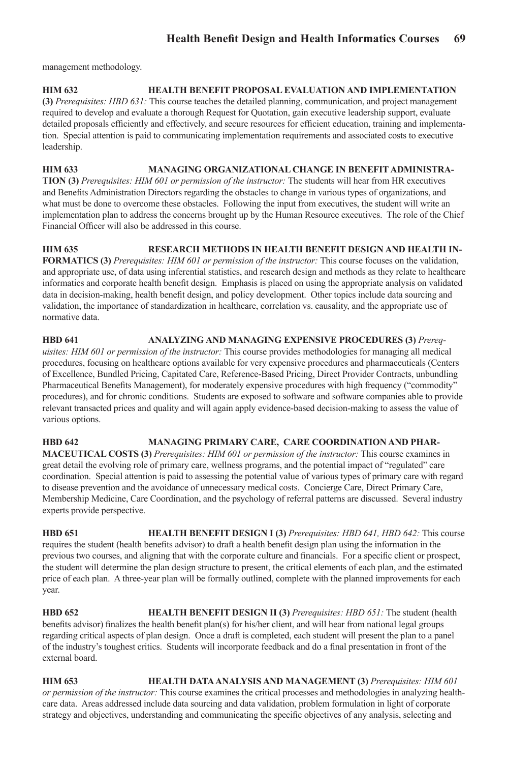management methodology.

**HIM 632 HEALTH BENEFIT PROPOSAL EVALUATION AND IMPLEMENTATION (3)** *Prerequisites: HBD 631:* This course teaches the detailed planning, communication, and project management required to develop and evaluate a thorough Request for Quotation, gain executive leadership support, evaluate detailed proposals efficiently and effectively, and secure resources for efficient education, training and implementation. Special attention is paid to communicating implementation requirements and associated costs to executive leadership.

**HIM 633 MANAGING ORGANIZATIONAL CHANGE IN BENEFIT ADMINISTRATION (3)** *Prerequisites: HIM 601 or permission of the instructor:* The students will hear from HR executives and Benefits Administration Directors regarding the obstacles to change in various types of organizations, and what must be done to overcome these obstacles. Following the input from executives, the student will write an implementation plan to address the concerns brought up by the Human Resource executives. The role of the Chief Financial Officer will also be addressed in this course.

**HIM 635 RESEARCH METHODS IN HEALTH BENEFIT DESIGN AND HEALTH INFORMATICS (3)** *Prerequisites: HIM 601 or permission of the instructor:* This course focuses on the validation, and appropriate use, of data using inferential statistics, and research design and methods as they relate to healthcare informatics and corporate health benefit design. Emphasis is placed on using the appropriate analysis on validated data in decision-making, health benefit design, and policy development. Other topics include data sourcing and validation, the importance of standardization in healthcare, correlation vs. causality, and the appropriate use of normative data.

**HBD 641 ANALYZING AND MANAGING EXPENSIVE PROCEDURES (3)** *Prerequisites: HIM 601 or permission of the instructor:* This course provides methodologies for managing all medical procedures, focusing on healthcare options available for very expensive procedures and pharmaceuticals (Centers of Excellence, Bundled Pricing, Capitated Care, Reference-Based Pricing, Direct Provider Contracts, unbundling Pharmaceutical Benefits Management), for moderately expensive procedures with high frequency ("commodity" procedures), and for chronic conditions. Students are exposed to software and software companies able to provide relevant transacted prices and quality and will again apply evidence-based decision-making to assess the value of various options.

**HBD 642 MANAGING PRIMARY CARE, CARE COORDINATION AND PHARMACEUTICAL COSTS (3)** *Prerequisites: HIM 601 or permission of the instructor:* This course examines in great detail the evolving role of primary care, wellness programs, and the potential impact of "regulated" care coordination. Special attention is paid to assessing the potential value of various types of primary care with regard to disease prevention and the avoidance of unnecessary medical costs. Concierge Care, Direct Primary Care, Membership Medicine, Care Coordination, and the psychology of referral patterns are discussed. Several industry experts provide perspective.

**HBD 651 HEALTH BENEFIT DESIGN I (3)** *Prerequisites: HBD 641, HBD 642:* This course requires the student (health benefits advisor) to draft a health benefit design plan using the information in the previous two courses, and aligning that with the corporate culture and financials. For a specific client or prospect, the student will determine the plan design structure to present, the critical elements of each plan, and the estimated price of each plan. A three-year plan will be formally outlined, complete with the planned improvements for each year.

**HBD 652 HEALTH BENEFIT DESIGN II (3)** *Prerequisites: HBD 651:* The student (health benefits advisor) finalizes the health benefit plan(s) for his/her client, and will hear from national legal groups regarding critical aspects of plan design. Once a draft is completed, each student will present the plan to a panel of the industry's toughest critics. Students will incorporate feedback and do a final presentation in front of the external board.

**HIM 653 HEALTH DATA ANALYSIS AND MANAGEMENT (3)** *Prerequisites: HIM 601 or permission of the instructor:* This course examines the critical processes and methodologies in analyzing healthcare data. Areas addressed include data sourcing and data validation, problem formulation in light of corporate strategy and objectives, understanding and communicating the specific objectives of any analysis, selecting and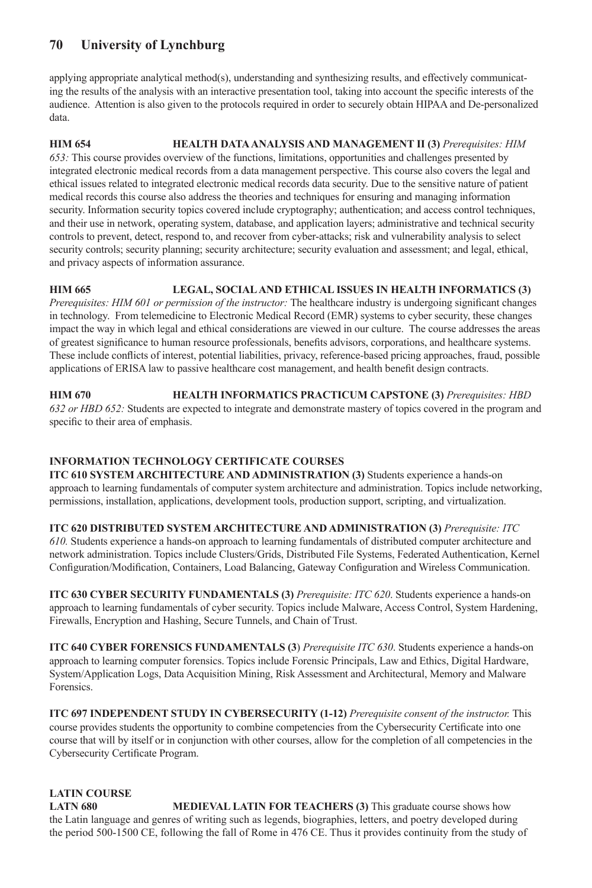applying appropriate analytical method(s), understanding and synthesizing results, and effectively communicating the results of the analysis with an interactive presentation tool, taking into account the specific interests of the audience. Attention is also given to the protocols required in order to securely obtain HIPAA and De-personalized data.

**HIM 654 HEALTH DATA ANALYSIS AND MANAGEMENT II (3)** *Prerequisites: HIM 653:* This course provides overview of the functions, limitations, opportunities and challenges presented by integrated electronic medical records from a data management perspective. This course also covers the legal and ethical issues related to integrated electronic medical records data security. Due to the sensitive nature of patient medical records this course also address the theories and techniques for ensuring and managing information security. Information security topics covered include cryptography; authentication; and access control techniques, and their use in network, operating system, database, and application layers; administrative and technical security controls to prevent, detect, respond to, and recover from cyber-attacks; risk and vulnerability analysis to select security controls; security planning; security architecture; security evaluation and assessment; and legal, ethical, and privacy aspects of information assurance.

**HIM 665 LEGAL, SOCIAL AND ETHICAL ISSUES IN HEALTH INFORMATICS (3)** *Prerequisites: HIM 601 or permission of the instructor:* The healthcare industry is undergoing significant changes in technology. From telemedicine to Electronic Medical Record (EMR) systems to cyber security, these changes impact the way in which legal and ethical considerations are viewed in our culture. The course addresses the areas of greatest significance to human resource professionals, benefits advisors, corporations, and healthcare systems. These include conflicts of interest, potential liabilities, privacy, reference-based pricing approaches, fraud, possible applications of ERISA law to passive healthcare cost management, and health benefit design contracts.

**HIM 670 HEALTH INFORMATICS PRACTICUM CAPSTONE (3)** *Prerequisites: HBD 632 or HBD 652:* Students are expected to integrate and demonstrate mastery of topics covered in the program and specific to their area of emphasis.

## INFORMATION TECHNOLOGY CERTIFICATE COURSES

**ITC 610 SYSTEM ARCHITECTURE AND ADMINISTRATION (3)** Students experience a hands-on approach to learning fundamentals of computer system architecture and administration. Topics include networking, permissions, installation, applications, development tools, production support, scripting, and virtualization.

**ITC 620 DISTRIBUTED SYSTEM ARCHITECTURE AND ADMINISTRATION (3)** *Prerequisite: ITC 610.* Students experience a hands-on approach to learning fundamentals of distributed computer architecture and network administration. Topics include Clusters/Grids, Distributed File Systems, Federated Authentication, Kernel Configuration/Modification, Containers, Load Balancing, Gateway Configuration and Wireless Communication.

**ITC 630 CYBER SECURITY FUNDAMENTALS (3)** *Prerequisite: ITC 620*. Students experience a hands-on approach to learning fundamentals of cyber security. Topics include Malware, Access Control, System Hardening, Firewalls, Encryption and Hashing, Secure Tunnels, and Chain of Trust.

**ITC 640 CYBER FORENSICS FUNDAMENTALS (3)** *Prerequisite ITC 630*. Students experience a hands-on approach to learning computer forensics. Topics include Forensic Principals, Law and Ethics, Digital Hardware, System/Application Logs, Data Acquisition Mining, Risk Assessment and Architectural, Memory and Malware Forensics.

**ITC 697 INDEPENDENT STUDY IN CYBERSECURITY (1-12)** *Prerequisite consent of the instructor.* This course provides students the opportunity to combine competencies from the Cybersecurity Certificate into one course that will by itself or in conjunction with other courses, allow for the completion of all competencies in the Cybersecurity Certificate Program.

## LATIN COURSE

**LATN 680 MEDIEVAL LATIN FOR TEACHERS (3)** This graduate course shows how the Latin language and genres of writing such as legends, biographies, letters, and poetry developed during the period 500-1500 CE, following the fall of Rome in 476 CE. Thus it provides continuity from the study of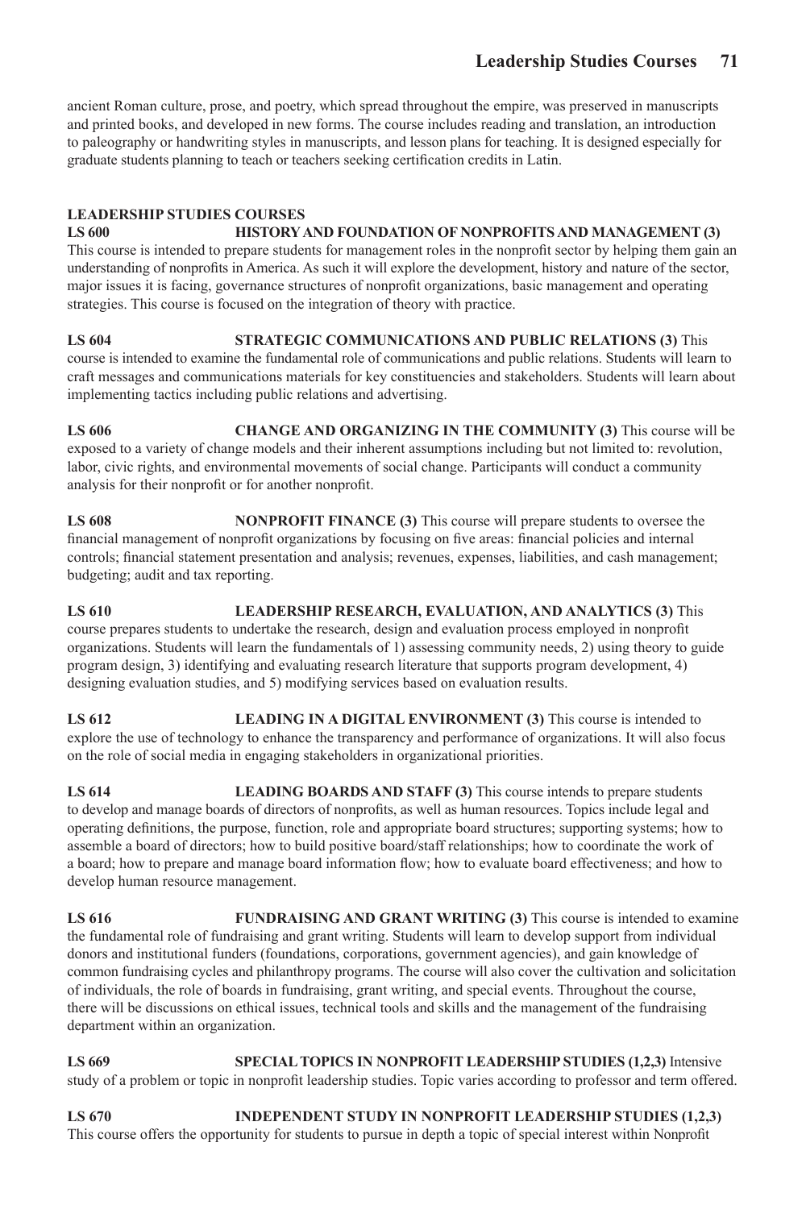ancient Roman culture, prose, and poetry, which spread throughout the empire, was preserved in manuscripts and printed books, and developed in new forms. The course includes reading and translation, an introduction to paleography or handwriting styles in manuscripts, and lesson plans for teaching. It is designed especially for graduate students planning to teach or teachers seeking certification credits in Latin.

## LEADERSHIP STUDIES COURSES

**LS 600 HISTORY AND FOUNDATION OF NONPROFITS AND MANAGEMENT (3)**
This course is intended to prepare students for management roles in the nonprofit sector by helping them gain an understanding of nonprofits in America. As such it will explore the development, history and nature of the sector, major issues it is facing, governance structures of nonprofit organizations, basic management and operating strategies. This course is focused on the integration of theory with practice.

**LS 604 STRATEGIC COMMUNICATIONS AND PUBLIC RELATIONS (3)** This course is intended to examine the fundamental role of communications and public relations. Students will learn to craft messages and communications materials for key constituencies and stakeholders. Students will learn about implementing tactics including public relations and advertising.

**LS 606 CHANGE AND ORGANIZING IN THE COMMUNITY (3)** This course will be exposed to a variety of change models and their inherent assumptions including but not limited to: revolution, labor, civic rights, and environmental movements of social change. Participants will conduct a community analysis for their nonprofit or for another nonprofit.

**LS 608 NONPROFIT FINANCE (3)** This course will prepare students to oversee the financial management of nonprofit organizations by focusing on five areas: financial policies and internal controls; financial statement presentation and analysis; revenues, expenses, liabilities, and cash management; budgeting; audit and tax reporting.

**LS 610 LEADERSHIP RESEARCH, EVALUATION, AND ANALYTICS (3)** This course prepares students to undertake the research, design and evaluation process employed in nonprofit organizations. Students will learn the fundamentals of 1) assessing community needs, 2) using theory to guide program design, 3) identifying and evaluating research literature that supports program development, 4) designing evaluation studies, and 5) modifying services based on evaluation results.

**LS 612 LEADING IN A DIGITAL ENVIRONMENT (3)** This course is intended to explore the use of technology to enhance the transparency and performance of organizations. It will also focus on the role of social media in engaging stakeholders in organizational priorities.

**LS 614 LEADING BOARDS AND STAFF (3)** This course intends to prepare students to develop and manage boards of directors of nonprofits, as well as human resources. Topics include legal and operating definitions, the purpose, function, role and appropriate board structures; supporting systems; how to assemble a board of directors; how to build positive board/staff relationships; how to coordinate the work of a board; how to prepare and manage board information flow; how to evaluate board effectiveness; and how to develop human resource management.

**LS 616 FUNDRAISING AND GRANT WRITING (3)** This course is intended to examine the fundamental role of fundraising and grant writing. Students will learn to develop support from individual donors and institutional funders (foundations, corporations, government agencies), and gain knowledge of common fundraising cycles and philanthropy programs. The course will also cover the cultivation and solicitation of individuals, the role of boards in fundraising, grant writing, and special events. Throughout the course, there will be discussions on ethical issues, technical tools and skills and the management of the fundraising department within an organization.

**LS 669 SPECIAL TOPICS IN NONPROFIT LEADERSHIP STUDIES (1,2,3)** Intensive study of a problem or topic in nonprofit leadership studies. Topic varies according to professor and term offered.

**LS 670 INDEPENDENT STUDY IN NONPROFIT LEADERSHIP STUDIES (1,2,3)**
This course offers the opportunity for students to pursue in depth a topic of special interest within Nonprofit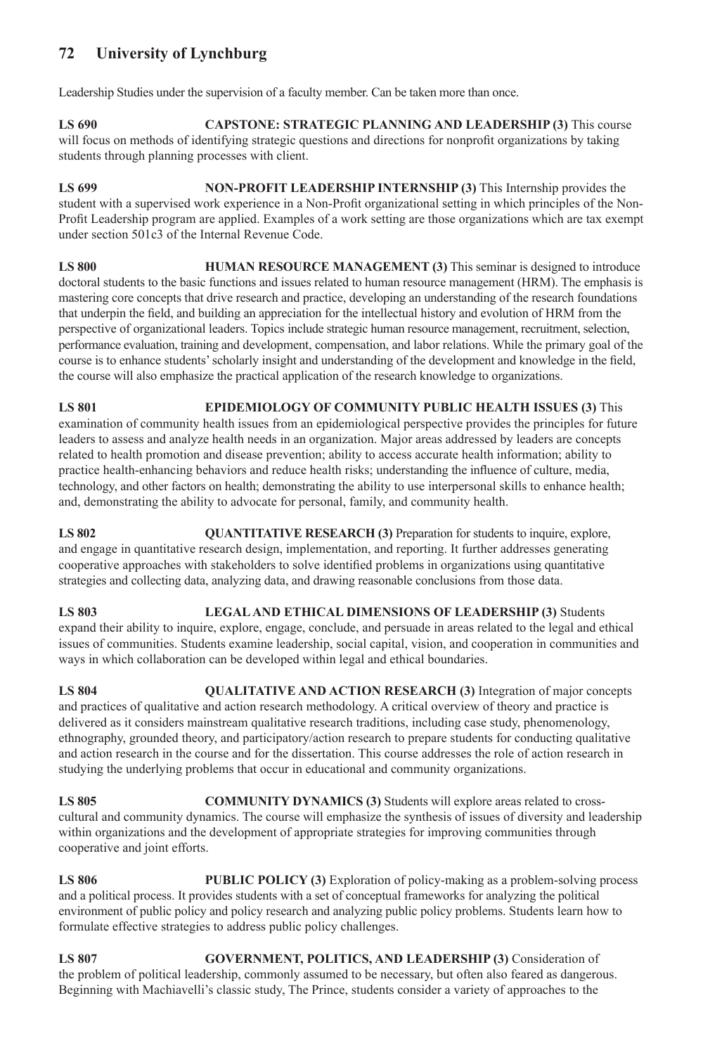Leadership Studies under the supervision of a faculty member. Can be taken more than once.

**LS 690 CAPSTONE: STRATEGIC PLANNING AND LEADERSHIP (3)** This course will focus on methods of identifying strategic questions and directions for nonprofit organizations by taking students through planning processes with client.

**LS 699 NON-PROFIT LEADERSHIP INTERNSHIP (3)** This Internship provides the student with a supervised work experience in a Non-Profit organizational setting in which principles of the Non-Profit Leadership program are applied. Examples of a work setting are those organizations which are tax exempt under section 501c3 of the Internal Revenue Code.

**LS 800 HUMAN RESOURCE MANAGEMENT (3)** This seminar is designed to introduce doctoral students to the basic functions and issues related to human resource management (HRM). The emphasis is mastering core concepts that drive research and practice, developing an understanding of the research foundations that underpin the field, and building an appreciation for the intellectual history and evolution of HRM from the perspective of organizational leaders. Topics include strategic human resource management, recruitment, selection, performance evaluation, training and development, compensation, and labor relations. While the primary goal of the course is to enhance students' scholarly insight and understanding of the development and knowledge in the field, the course will also emphasize the practical application of the research knowledge to organizations.

**LS 801 EPIDEMIOLOGY OF COMMUNITY PUBLIC HEALTH ISSUES (3)** This examination of community health issues from an epidemiological perspective provides the principles for future leaders to assess and analyze health needs in an organization. Major areas addressed by leaders are concepts related to health promotion and disease prevention; ability to access accurate health information; ability to practice health-enhancing behaviors and reduce health risks; understanding the influence of culture, media, technology, and other factors on health; demonstrating the ability to use interpersonal skills to enhance health; and, demonstrating the ability to advocate for personal, family, and community health.

**LS 802 QUANTITATIVE RESEARCH (3)** Preparation for students to inquire, explore, and engage in quantitative research design, implementation, and reporting. It further addresses generating cooperative approaches with stakeholders to solve identified problems in organizations using quantitative strategies and collecting data, analyzing data, and drawing reasonable conclusions from those data.

**LS 803 LEGAL AND ETHICAL DIMENSIONS OF LEADERSHIP (3)** Students expand their ability to inquire, explore, engage, conclude, and persuade in areas related to the legal and ethical issues of communities. Students examine leadership, social capital, vision, and cooperation in communities and ways in which collaboration can be developed within legal and ethical boundaries.

**LS 804 QUALITATIVE AND ACTION RESEARCH (3)** Integration of major concepts and practices of qualitative and action research methodology. A critical overview of theory and practice is delivered as it considers mainstream qualitative research traditions, including case study, phenomenology, ethnography, grounded theory, and participatory/action research to prepare students for conducting qualitative and action research in the course and for the dissertation. This course addresses the role of action research in studying the underlying problems that occur in educational and community organizations.

**LS 805 COMMUNITY DYNAMICS (3)** Students will explore areas related to cross-cultural and community dynamics. The course will emphasize the synthesis of issues of diversity and leadership within organizations and the development of appropriate strategies for improving communities through cooperative and joint efforts.

**LS 806 PUBLIC POLICY (3)** Exploration of policy-making as a problem-solving process and a political process. It provides students with a set of conceptual frameworks for analyzing the political environment of public policy and policy research and analyzing public policy problems. Students learn how to formulate effective strategies to address public policy challenges.

**LS 807 GOVERNMENT, POLITICS, AND LEADERSHIP (3)** Consideration of the problem of political leadership, commonly assumed to be necessary, but often also feared as dangerous. Beginning with Machiavelli's classic study, The Prince, students consider a variety of approaches to the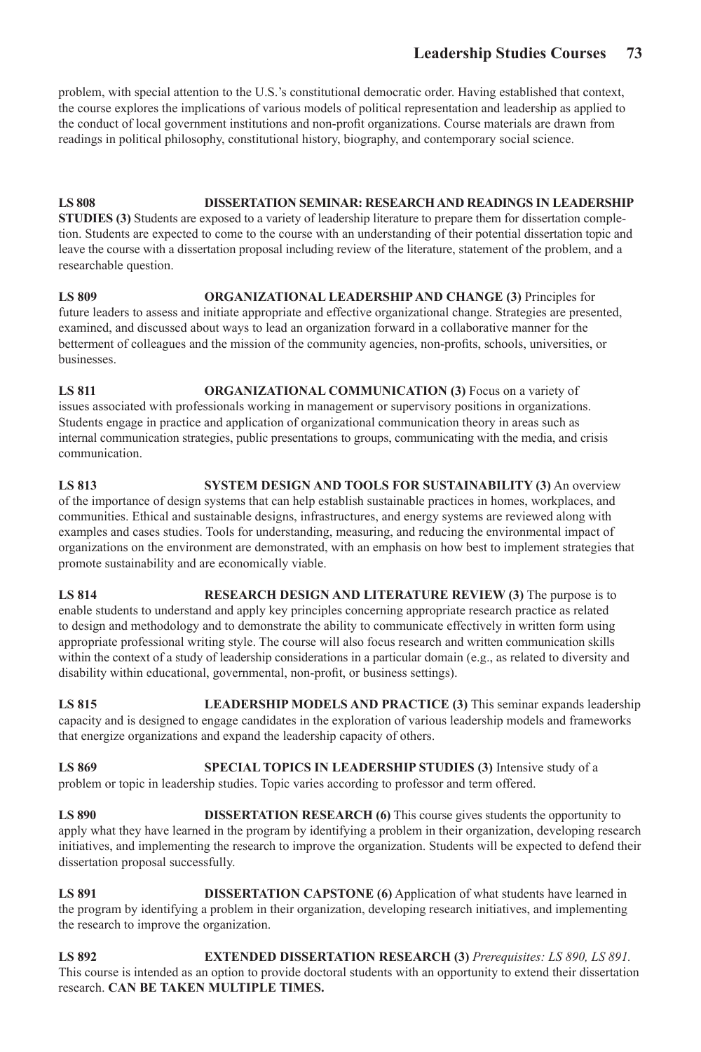problem, with special attention to the U.S.'s constitutional democratic order. Having established that context, the course explores the implications of various models of political representation and leadership as applied to the conduct of local government institutions and non-profit organizations. Course materials are drawn from readings in political philosophy, constitutional history, biography, and contemporary social science.

**LS 808 DISSERTATION SEMINAR: RESEARCH AND READINGS IN LEADERSHIP STUDIES (3)** Students are exposed to a variety of leadership literature to prepare them for dissertation completion. Students are expected to come to the course with an understanding of their potential dissertation topic and leave the course with a dissertation proposal including review of the literature, statement of the problem, and a researchable question.

**LS 809 ORGANIZATIONAL LEADERSHIP AND CHANGE (3)** Principles for future leaders to assess and initiate appropriate and effective organizational change. Strategies are presented, examined, and discussed about ways to lead an organization forward in a collaborative manner for the betterment of colleagues and the mission of the community agencies, non-profits, schools, universities, or businesses.

**LS 811 ORGANIZATIONAL COMMUNICATION (3)** Focus on a variety of issues associated with professionals working in management or supervisory positions in organizations. Students engage in practice and application of organizational communication theory in areas such as internal communication strategies, public presentations to groups, communicating with the media, and crisis communication.

**LS 813 SYSTEM DESIGN AND TOOLS FOR SUSTAINABILITY (3)** An overview of the importance of design systems that can help establish sustainable practices in homes, workplaces, and communities. Ethical and sustainable designs, infrastructures, and energy systems are reviewed along with examples and cases studies. Tools for understanding, measuring, and reducing the environmental impact of organizations on the environment are demonstrated, with an emphasis on how best to implement strategies that promote sustainability and are economically viable.

**LS 814 RESEARCH DESIGN AND LITERATURE REVIEW (3)** The purpose is to enable students to understand and apply key principles concerning appropriate research practice as related to design and methodology and to demonstrate the ability to communicate effectively in written form using appropriate professional writing style. The course will also focus research and written communication skills within the context of a study of leadership considerations in a particular domain (e.g., as related to diversity and disability within educational, governmental, non-profit, or business settings).

**LS 815 LEADERSHIP MODELS AND PRACTICE (3)** This seminar expands leadership capacity and is designed to engage candidates in the exploration of various leadership models and frameworks that energize organizations and expand the leadership capacity of others.

**LS 869 SPECIAL TOPICS IN LEADERSHIP STUDIES (3)** Intensive study of a problem or topic in leadership studies. Topic varies according to professor and term offered.

**LS 890 DISSERTATION RESEARCH (6)** This course gives students the opportunity to apply what they have learned in the program by identifying a problem in their organization, developing research initiatives, and implementing the research to improve the organization. Students will be expected to defend their dissertation proposal successfully.

**LS 891 DISSERTATION CAPSTONE (6)** Application of what students have learned in the program by identifying a problem in their organization, developing research initiatives, and implementing the research to improve the organization.

**LS 892 EXTENDED DISSERTATION RESEARCH (3)** *Prerequisites: LS 890, LS 891.* This course is intended as an option to provide doctoral students with an opportunity to extend their dissertation research. **CAN BE TAKEN MULTIPLE TIMES.**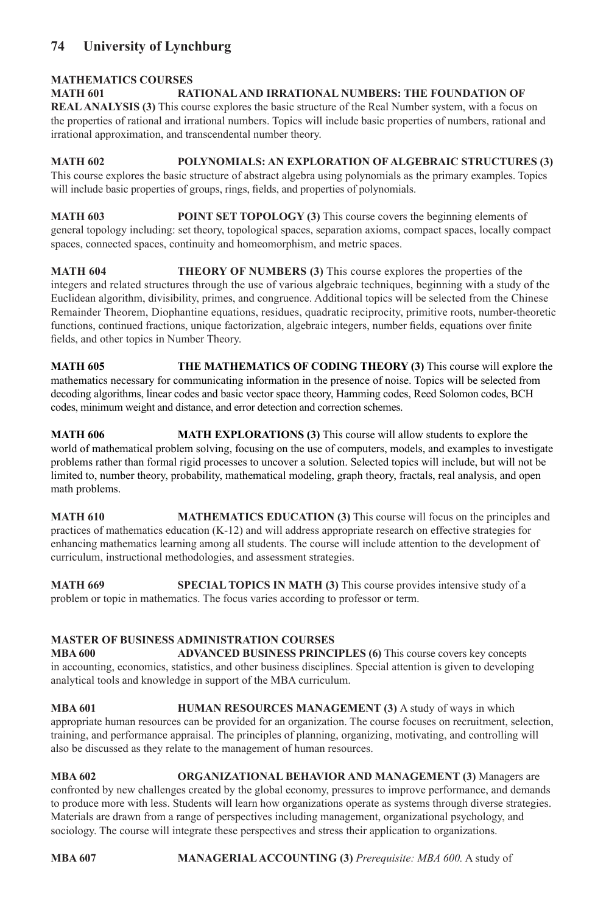## MATHEMATICS COURSES

**MATH 601 RATIONAL AND IRRATIONAL NUMBERS: THE FOUNDATION OF REAL ANALYSIS (3)** This course explores the basic structure of the Real Number system, with a focus on the properties of rational and irrational numbers. Topics will include basic properties of numbers, rational and irrational approximation, and transcendental number theory.

**MATH 602 POLYNOMIALS: AN EXPLORATION OF ALGEBRAIC STRUCTURES (3)** This course explores the basic structure of abstract algebra using polynomials as the primary examples. Topics will include basic properties of groups, rings, fields, and properties of polynomials.

**MATH 603 POINT SET TOPOLOGY (3)** This course covers the beginning elements of general topology including: set theory, topological spaces, separation axioms, compact spaces, locally compact spaces, connected spaces, continuity and homeomorphism, and metric spaces.

**MATH 604 THEORY OF NUMBERS (3)** This course explores the properties of the integers and related structures through the use of various algebraic techniques, beginning with a study of the Euclidean algorithm, divisibility, primes, and congruence. Additional topics will be selected from the Chinese Remainder Theorem, Diophantine equations, residues, quadratic reciprocity, primitive roots, number-theoretic functions, continued fractions, unique factorization, algebraic integers, number fields, equations over finite fields, and other topics in Number Theory.

**MATH 605 THE MATHEMATICS OF CODING THEORY (3)** This course will explore the mathematics necessary for communicating information in the presence of noise. Topics will be selected from decoding algorithms, linear codes and basic vector space theory, Hamming codes, Reed Solomon codes, BCH codes, minimum weight and distance, and error detection and correction schemes.

**MATH 606 MATH EXPLORATIONS (3)** This course will allow students to explore the world of mathematical problem solving, focusing on the use of computers, models, and examples to investigate problems rather than formal rigid processes to uncover a solution. Selected topics will include, but will not be limited to, number theory, probability, mathematical modeling, graph theory, fractals, real analysis, and open math problems.

**MATH 610 MATHEMATICS EDUCATION (3)** This course will focus on the principles and practices of mathematics education (K-12) and will address appropriate research on effective strategies for enhancing mathematics learning among all students. The course will include attention to the development of curriculum, instructional methodologies, and assessment strategies.

**MATH 669 SPECIAL TOPICS IN MATH (3)** This course provides intensive study of a problem or topic in mathematics. The focus varies according to professor or term.

## MASTER OF BUSINESS ADMINISTRATION COURSES

**MBA 600 ADVANCED BUSINESS PRINCIPLES (6)** This course covers key concepts in accounting, economics, statistics, and other business disciplines. Special attention is given to developing analytical tools and knowledge in support of the MBA curriculum.

**MBA 601 HUMAN RESOURCES MANAGEMENT (3)** A study of ways in which appropriate human resources can be provided for an organization. The course focuses on recruitment, selection, training, and performance appraisal. The principles of planning, organizing, motivating, and controlling will also be discussed as they relate to the management of human resources.

**MBA 602 ORGANIZATIONAL BEHAVIOR AND MANAGEMENT (3)** Managers are confronted by new challenges created by the global economy, pressures to improve performance, and demands to produce more with less. Students will learn how organizations operate as systems through diverse strategies. Materials are drawn from a range of perspectives including management, organizational psychology, and sociology. The course will integrate these perspectives and stress their application to organizations.

**MBA 607 MANAGERIAL ACCOUNTING (3)** *Prerequisite: MBA 600.* A study of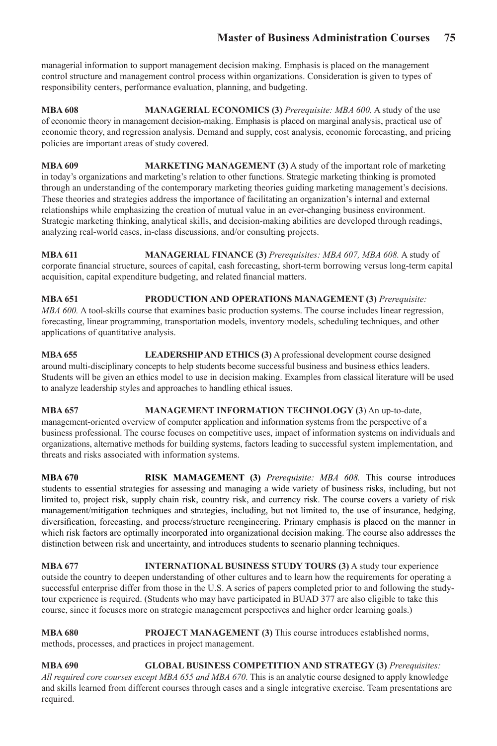managerial information to support management decision making. Emphasis is placed on the management control structure and management control process within organizations. Consideration is given to types of responsibility centers, performance evaluation, planning, and budgeting.

**MBA 608** **MANAGERIAL ECONOMICS (3)** *Prerequisite: MBA 600.* A study of the use of economic theory in management decision-making. Emphasis is placed on marginal analysis, practical use of economic theory, and regression analysis. Demand and supply, cost analysis, economic forecasting, and pricing policies are important areas of study covered.

**MBA 609** **MARKETING MANAGEMENT (3)** A study of the important role of marketing in today's organizations and marketing's relation to other functions. Strategic marketing thinking is promoted through an understanding of the contemporary marketing theories guiding marketing management's decisions. These theories and strategies address the importance of facilitating an organization's internal and external relationships while emphasizing the creation of mutual value in an ever-changing business environment. Strategic marketing thinking, analytical skills, and decision-making abilities are developed through readings, analyzing real-world cases, in-class discussions, and/or consulting projects.

**MBA 611** **MANAGERIAL FINANCE (3)** *Prerequisites: MBA 607, MBA 608.* A study of corporate financial structure, sources of capital, cash forecasting, short-term borrowing versus long-term capital acquisition, capital expenditure budgeting, and related financial matters.

**MBA 651** **PRODUCTION AND OPERATIONS MANAGEMENT (3)** *Prerequisite: MBA 600.* A tool-skills course that examines basic production systems. The course includes linear regression, forecasting, linear programming, transportation models, inventory models, scheduling techniques, and other applications of quantitative analysis.

**MBA 655** **LEADERSHIP AND ETHICS (3)** A professional development course designed around multi-disciplinary concepts to help students become successful business and business ethics leaders. Students will be given an ethics model to use in decision making. Examples from classical literature will be used to analyze leadership styles and approaches to handling ethical issues.

**MBA 657** **MANAGEMENT INFORMATION TECHNOLOGY (3)** An up-to-date, management-oriented overview of computer application and information systems from the perspective of a business professional. The course focuses on competitive uses, impact of information systems on individuals and organizations, alternative methods for building systems, factors leading to successful system implementation, and threats and risks associated with information systems.

**MBA 670** **RISK MAMAGEMENT (3)** *Prerequisite: MBA 608.* This course introduces students to essential strategies for assessing and managing a wide variety of business risks, including, but not limited to, project risk, supply chain risk, country risk, and currency risk. The course covers a variety of risk management/mitigation techniques and strategies, including, but not limited to, the use of insurance, hedging, diversification, forecasting, and process/structure reengineering. Primary emphasis is placed on the manner in which risk factors are optimally incorporated into organizational decision making. The course also addresses the distinction between risk and uncertainty, and introduces students to scenario planning techniques.

**MBA 677** **INTERNATIONAL BUSINESS STUDY TOURS (3)** A study tour experience outside the country to deepen understanding of other cultures and to learn how the requirements for operating a successful enterprise differ from those in the U.S. A series of papers completed prior to and following the study-tour experience is required. (Students who may have participated in BUAD 377 are also eligible to take this course, since it focuses more on strategic management perspectives and higher order learning goals.)

**MBA 680** **PROJECT MANAGEMENT (3)** This course introduces established norms, methods, processes, and practices in project management.

**MBA 690** **GLOBAL BUSINESS COMPETITION AND STRATEGY (3)** *Prerequisites: All required core courses except MBA 655 and MBA 670*. This is an analytic course designed to apply knowledge and skills learned from different courses through cases and a single integrative exercise. Team presentations are required.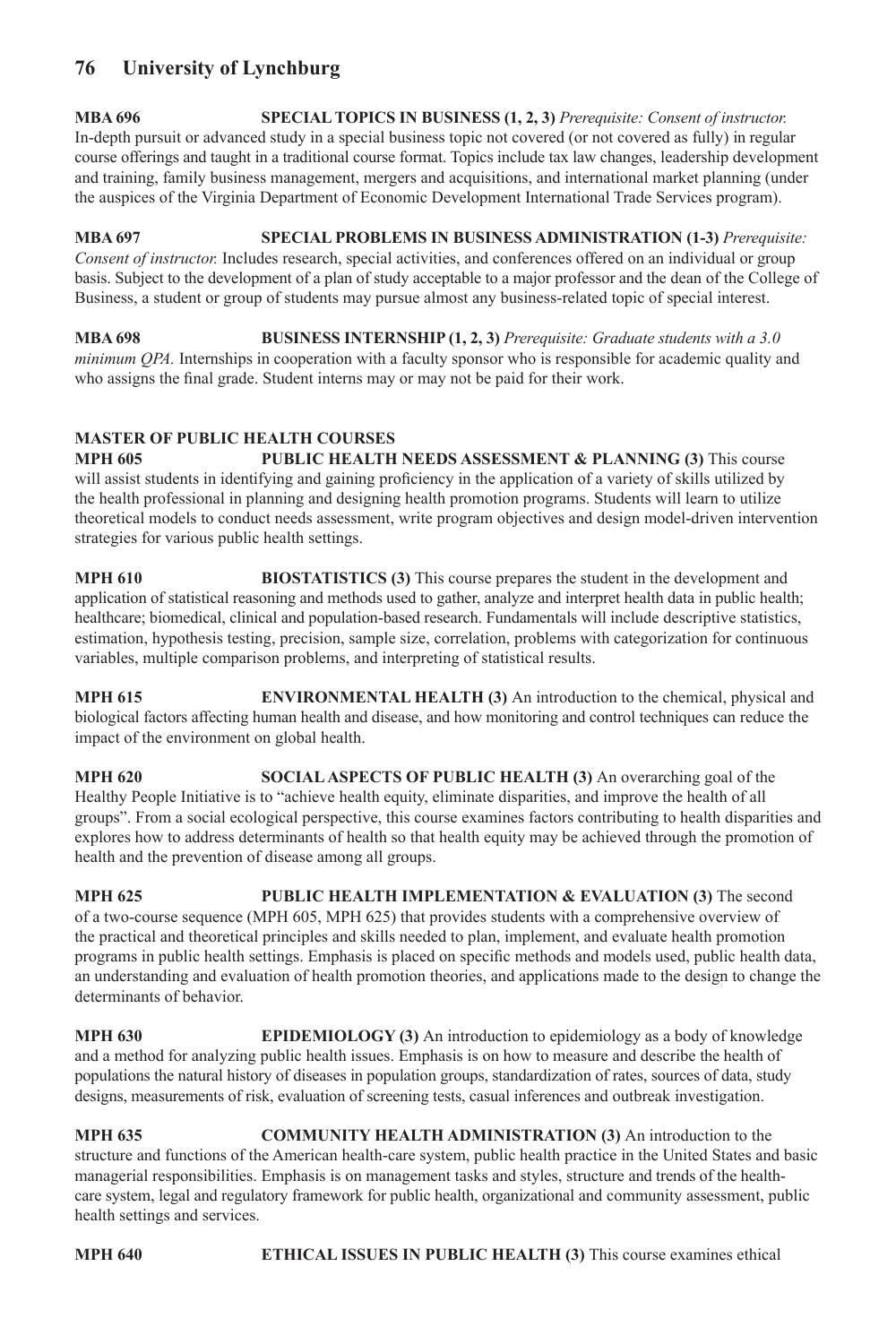**MBA 696 SPECIAL TOPICS IN BUSINESS (1, 2, 3)** *Prerequisite: Consent of instructor.* In-depth pursuit or advanced study in a special business topic not covered (or not covered as fully) in regular course offerings and taught in a traditional course format. Topics include tax law changes, leadership development and training, family business management, mergers and acquisitions, and international market planning (under the auspices of the Virginia Department of Economic Development International Trade Services program).

**MBA 697 SPECIAL PROBLEMS IN BUSINESS ADMINISTRATION (1-3)** *Prerequisite: Consent of instructor.* Includes research, special activities, and conferences offered on an individual or group basis. Subject to the development of a plan of study acceptable to a major professor and the dean of the College of Business, a student or group of students may pursue almost any business-related topic of special interest.

**MBA 698 BUSINESS INTERNSHIP (1, 2, 3)** *Prerequisite: Graduate students with a 3.0 minimum QPA.* Internships in cooperation with a faculty sponsor who is responsible for academic quality and who assigns the final grade. Student interns may or may not be paid for their work.

## MASTER OF PUBLIC HEALTH COURSES

**MPH 605 PUBLIC HEALTH NEEDS ASSESSMENT & PLANNING (3)** This course will assist students in identifying and gaining proficiency in the application of a variety of skills utilized by the health professional in planning and designing health promotion programs. Students will learn to utilize theoretical models to conduct needs assessment, write program objectives and design model-driven intervention strategies for various public health settings.

**MPH 610 BIOSTATISTICS (3)** This course prepares the student in the development and application of statistical reasoning and methods used to gather, analyze and interpret health data in public health; healthcare; biomedical, clinical and population-based research. Fundamentals will include descriptive statistics, estimation, hypothesis testing, precision, sample size, correlation, problems with categorization for continuous variables, multiple comparison problems, and interpreting of statistical results.

**MPH 615 ENVIRONMENTAL HEALTH (3)** An introduction to the chemical, physical and biological factors affecting human health and disease, and how monitoring and control techniques can reduce the impact of the environment on global health.

**MPH 620 SOCIAL ASPECTS OF PUBLIC HEALTH (3)** An overarching goal of the Healthy People Initiative is to "achieve health equity, eliminate disparities, and improve the health of all groups". From a social ecological perspective, this course examines factors contributing to health disparities and explores how to address determinants of health so that health equity may be achieved through the promotion of health and the prevention of disease among all groups.

**MPH 625 PUBLIC HEALTH IMPLEMENTATION & EVALUATION (3)** The second of a two-course sequence (MPH 605, MPH 625) that provides students with a comprehensive overview of the practical and theoretical principles and skills needed to plan, implement, and evaluate health promotion programs in public health settings. Emphasis is placed on specific methods and models used, public health data, an understanding and evaluation of health promotion theories, and applications made to the design to change the determinants of behavior.

**MPH 630 EPIDEMIOLOGY (3)** An introduction to epidemiology as a body of knowledge and a method for analyzing public health issues. Emphasis is on how to measure and describe the health of populations the natural history of diseases in population groups, standardization of rates, sources of data, study designs, measurements of risk, evaluation of screening tests, casual inferences and outbreak investigation.

**MPH 635 COMMUNITY HEALTH ADMINISTRATION (3)** An introduction to the structure and functions of the American health-care system, public health practice in the United States and basic managerial responsibilities. Emphasis is on management tasks and styles, structure and trends of the health-care system, legal and regulatory framework for public health, organizational and community assessment, public health settings and services.

**MPH 640 ETHICAL ISSUES IN PUBLIC HEALTH (3)** This course examines ethical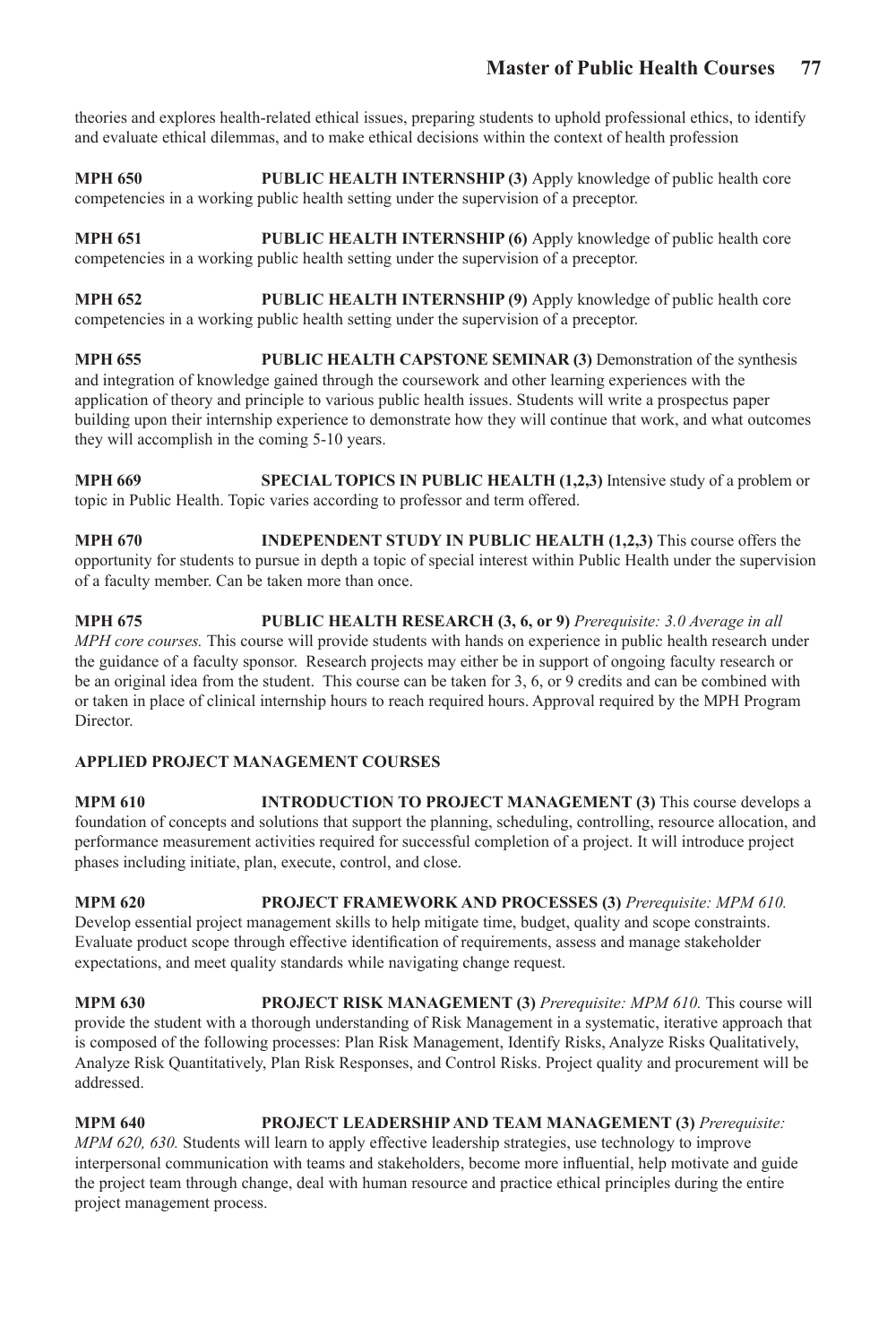theories and explores health-related ethical issues, preparing students to uphold professional ethics, to identify and evaluate ethical dilemmas, and to make ethical decisions within the context of health profession

**MPH 650 PUBLIC HEALTH INTERNSHIP (3)** Apply knowledge of public health core competencies in a working public health setting under the supervision of a preceptor.

**MPH 651 PUBLIC HEALTH INTERNSHIP (6)** Apply knowledge of public health core competencies in a working public health setting under the supervision of a preceptor.

**MPH 652 PUBLIC HEALTH INTERNSHIP (9)** Apply knowledge of public health core competencies in a working public health setting under the supervision of a preceptor.

**MPH 655 PUBLIC HEALTH CAPSTONE SEMINAR (3)** Demonstration of the synthesis and integration of knowledge gained through the coursework and other learning experiences with the application of theory and principle to various public health issues. Students will write a prospectus paper building upon their internship experience to demonstrate how they will continue that work, and what outcomes they will accomplish in the coming 5-10 years.

**MPH 669 SPECIAL TOPICS IN PUBLIC HEALTH (1,2,3)** Intensive study of a problem or topic in Public Health. Topic varies according to professor and term offered.

**MPH 670 INDEPENDENT STUDY IN PUBLIC HEALTH (1,2,3)** This course offers the opportunity for students to pursue in depth a topic of special interest within Public Health under the supervision of a faculty member. Can be taken more than once.

**MPH 675 PUBLIC HEALTH RESEARCH (3, 6, or 9)** *Prerequisite: 3.0 Average in all MPH core courses.* This course will provide students with hands on experience in public health research under the guidance of a faculty sponsor. Research projects may either be in support of ongoing faculty research or be an original idea from the student. This course can be taken for 3, 6, or 9 credits and can be combined with or taken in place of clinical internship hours to reach required hours. Approval required by the MPH Program Director.

## APPLIED PROJECT MANAGEMENT COURSES

**MPM 610 INTRODUCTION TO PROJECT MANAGEMENT (3)** This course develops a foundation of concepts and solutions that support the planning, scheduling, controlling, resource allocation, and performance measurement activities required for successful completion of a project. It will introduce project phases including initiate, plan, execute, control, and close.

**MPM 620 PROJECT FRAMEWORK AND PROCESSES (3)** *Prerequisite: MPM 610.* Develop essential project management skills to help mitigate time, budget, quality and scope constraints. Evaluate product scope through effective identification of requirements, assess and manage stakeholder expectations, and meet quality standards while navigating change request.

**MPM 630 PROJECT RISK MANAGEMENT (3)** *Prerequisite: MPM 610.* This course will provide the student with a thorough understanding of Risk Management in a systematic, iterative approach that is composed of the following processes: Plan Risk Management, Identify Risks, Analyze Risks Qualitatively, Analyze Risk Quantitatively, Plan Risk Responses, and Control Risks. Project quality and procurement will be addressed.

**MPM 640 PROJECT LEADERSHIP AND TEAM MANAGEMENT (3)** *Prerequisite: MPM 620, 630.* Students will learn to apply effective leadership strategies, use technology to improve interpersonal communication with teams and stakeholders, become more influential, help motivate and guide the project team through change, deal with human resource and practice ethical principles during the entire project management process.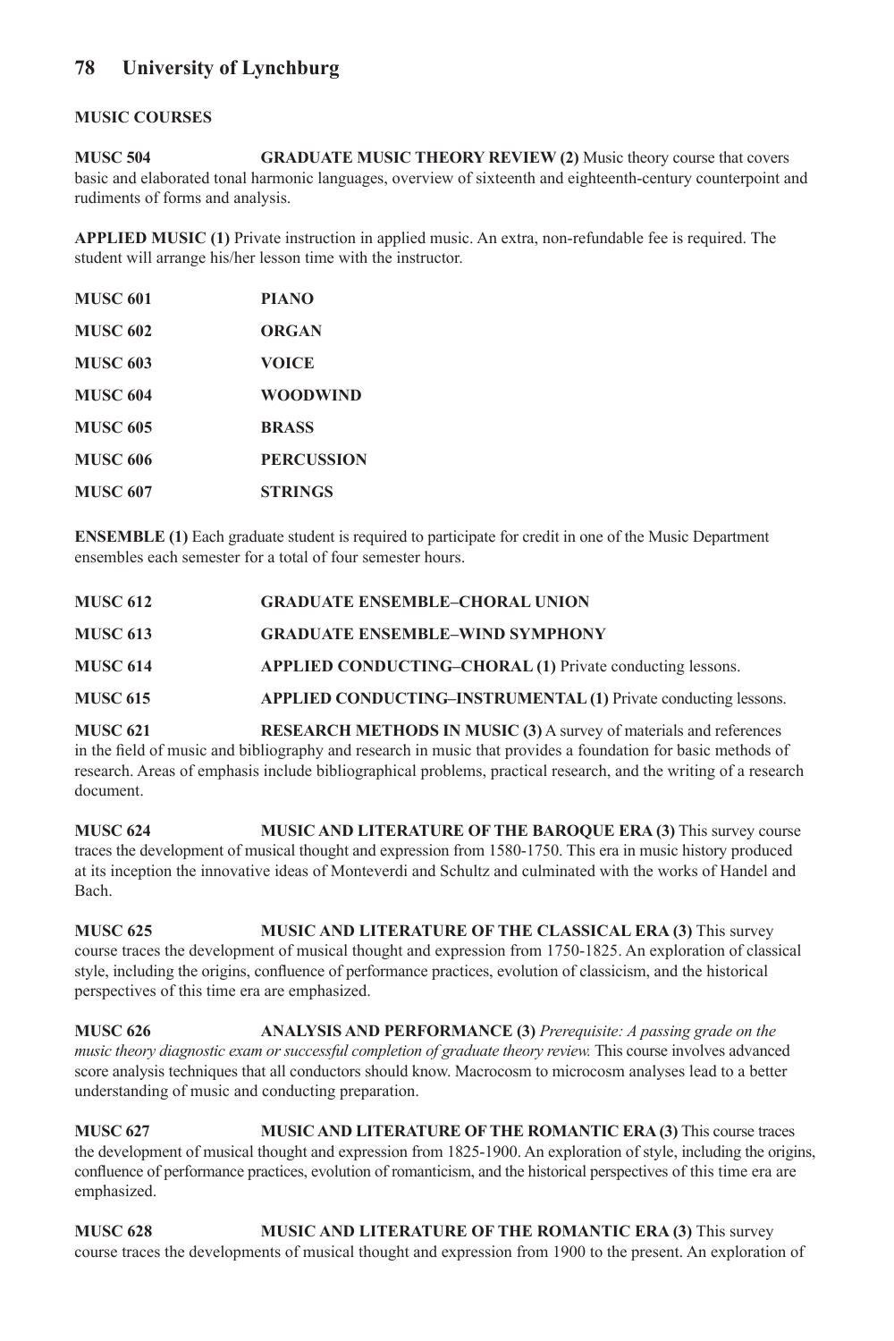**MUSIC COURSES**

**MUSC 504 GRADUATE MUSIC THEORY REVIEW (2)** Music theory course that covers basic and elaborated tonal harmonic languages, overview of sixteenth and eighteenth-century counterpoint and rudiments of forms and analysis.

**APPLIED MUSIC (1)** Private instruction in applied music. An extra, non-refundable fee is required. The student will arrange his/her lesson time with the instructor.

**MUSC 601 PIANO**

**MUSC 602 ORGAN**

**MUSC 603 VOICE**

**MUSC 604 WOODWIND**

**MUSC 605 BRASS**

**MUSC 606 PERCUSSION**

**MUSC 607 STRINGS**

**ENSEMBLE (1)** Each graduate student is required to participate for credit in one of the Music Department ensembles each semester for a total of four semester hours.

**MUSC 612 GRADUATE ENSEMBLE–CHORAL UNION**

**MUSC 613 GRADUATE ENSEMBLE–WIND SYMPHONY**

**MUSC 614 APPLIED CONDUCTING–CHORAL (1)** Private conducting lessons.

**MUSC 615 APPLIED CONDUCTING–INSTRUMENTAL (1)** Private conducting lessons.

**MUSC 621 RESEARCH METHODS IN MUSIC (3)** A survey of materials and references in the field of music and bibliography and research in music that provides a foundation for basic methods of research. Areas of emphasis include bibliographical problems, practical research, and the writing of a research document.

**MUSC 624 MUSIC AND LITERATURE OF THE BAROQUE ERA (3)** This survey course traces the development of musical thought and expression from 1580-1750. This era in music history produced at its inception the innovative ideas of Monteverdi and Schultz and culminated with the works of Handel and Bach.

**MUSC 625 MUSIC AND LITERATURE OF THE CLASSICAL ERA (3)** This survey course traces the development of musical thought and expression from 1750-1825. An exploration of classical style, including the origins, confluence of performance practices, evolution of classicism, and the historical perspectives of this time era are emphasized.

**MUSC 626 ANALYSIS AND PERFORMANCE (3)** *Prerequisite: A passing grade on the music theory diagnostic exam or successful completion of graduate theory review.* This course involves advanced score analysis techniques that all conductors should know. Macrocosm to microcosm analyses lead to a better understanding of music and conducting preparation.

**MUSC 627 MUSIC AND LITERATURE OF THE ROMANTIC ERA (3)** This course traces the development of musical thought and expression from 1825-1900. An exploration of style, including the origins, confluence of performance practices, evolution of romanticism, and the historical perspectives of this time era are emphasized.

**MUSC 628 MUSIC AND LITERATURE OF THE ROMANTIC ERA (3)** This survey course traces the developments of musical thought and expression from 1900 to the present. An exploration of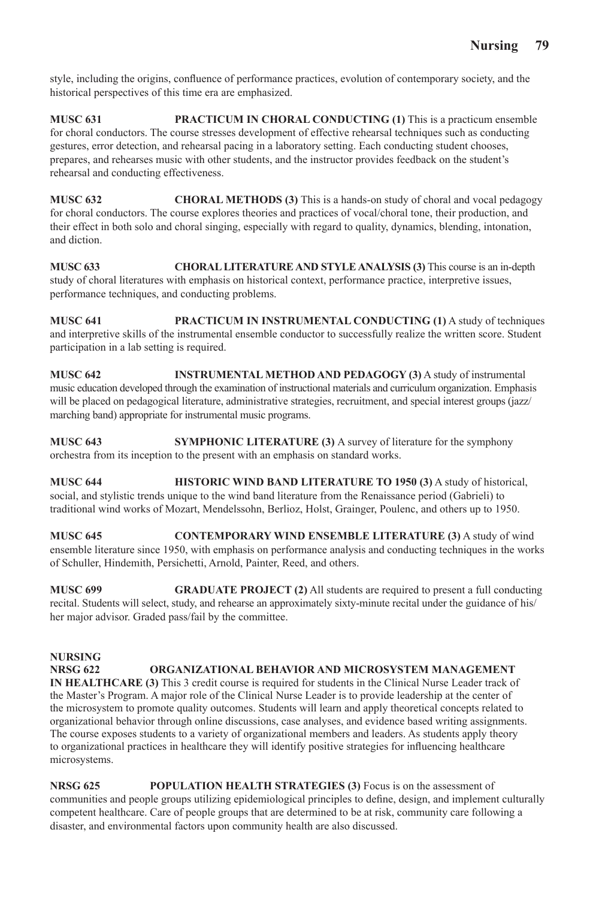style, including the origins, confluence of performance practices, evolution of contemporary society, and the historical perspectives of this time era are emphasized.

**MUSC 631 PRACTICUM IN CHORAL CONDUCTING (1)** This is a practicum ensemble for choral conductors. The course stresses development of effective rehearsal techniques such as conducting gestures, error detection, and rehearsal pacing in a laboratory setting. Each conducting student chooses, prepares, and rehearses music with other students, and the instructor provides feedback on the student's rehearsal and conducting effectiveness.

**MUSC 632 CHORAL METHODS (3)** This is a hands-on study of choral and vocal pedagogy for choral conductors. The course explores theories and practices of vocal/choral tone, their production, and their effect in both solo and choral singing, especially with regard to quality, dynamics, blending, intonation, and diction.

**MUSC 633 CHORAL LITERATURE AND STYLE ANALYSIS (3)** This course is an in-depth study of choral literatures with emphasis on historical context, performance practice, interpretive issues, performance techniques, and conducting problems.

**MUSC 641 PRACTICUM IN INSTRUMENTAL CONDUCTING (1)** A study of techniques and interpretive skills of the instrumental ensemble conductor to successfully realize the written score. Student participation in a lab setting is required.

**MUSC 642 INSTRUMENTAL METHOD AND PEDAGOGY (3)** A study of instrumental music education developed through the examination of instructional materials and curriculum organization. Emphasis will be placed on pedagogical literature, administrative strategies, recruitment, and special interest groups (jazz/marching band) appropriate for instrumental music programs.

**MUSC 643 SYMPHONIC LITERATURE (3)** A survey of literature for the symphony orchestra from its inception to the present with an emphasis on standard works.

**MUSC 644 HISTORIC WIND BAND LITERATURE TO 1950 (3)** A study of historical, social, and stylistic trends unique to the wind band literature from the Renaissance period (Gabrieli) to traditional wind works of Mozart, Mendelssohn, Berlioz, Holst, Grainger, Poulenc, and others up to 1950.

**MUSC 645 CONTEMPORARY WIND ENSEMBLE LITERATURE (3)** A study of wind ensemble literature since 1950, with emphasis on performance analysis and conducting techniques in the works of Schuller, Hindemith, Persichetti, Arnold, Painter, Reed, and others.

**MUSC 699 GRADUATE PROJECT (2)** All students are required to present a full conducting recital. Students will select, study, and rehearse an approximately sixty-minute recital under the guidance of his/her major advisor. Graded pass/fail by the committee.

## NURSING

**NRSG 622 ORGANIZATIONAL BEHAVIOR AND MICROSYSTEM MANAGEMENT IN HEALTHCARE (3)** This 3 credit course is required for students in the Clinical Nurse Leader track of the Master's Program. A major role of the Clinical Nurse Leader is to provide leadership at the center of the microsystem to promote quality outcomes. Students will learn and apply theoretical concepts related to organizational behavior through online discussions, case analyses, and evidence based writing assignments. The course exposes students to a variety of organizational members and leaders. As students apply theory to organizational practices in healthcare they will identify positive strategies for influencing healthcare microsystems.

**NRSG 625 POPULATION HEALTH STRATEGIES (3)** Focus is on the assessment of communities and people groups utilizing epidemiological principles to define, design, and implement culturally competent healthcare. Care of people groups that are determined to be at risk, community care following a disaster, and environmental factors upon community health are also discussed.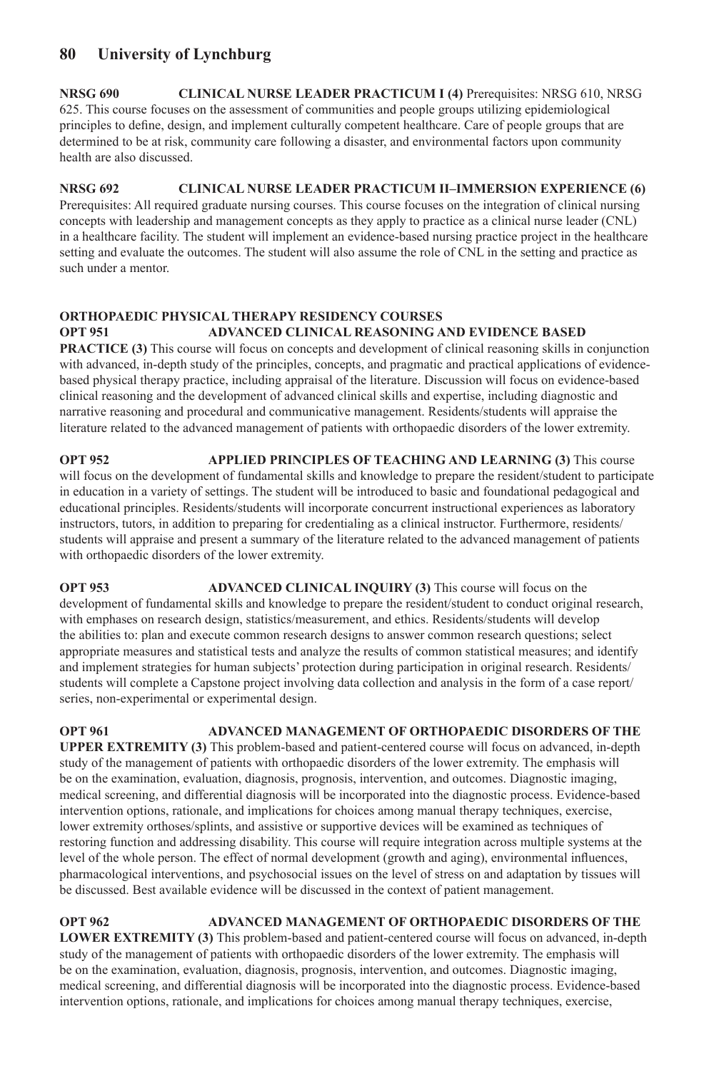**NRSG 690 CLINICAL NURSE LEADER PRACTICUM I (4)** Prerequisites: NRSG 610, NRSG 625. This course focuses on the assessment of communities and people groups utilizing epidemiological principles to define, design, and implement culturally competent healthcare. Care of people groups that are determined to be at risk, community care following a disaster, and environmental factors upon community health are also discussed.

**NRSG 692 CLINICAL NURSE LEADER PRACTICUM II–IMMERSION EXPERIENCE (6)** Prerequisites: All required graduate nursing courses. This course focuses on the integration of clinical nursing concepts with leadership and management concepts as they apply to practice as a clinical nurse leader (CNL) in a healthcare facility. The student will implement an evidence-based nursing practice project in the healthcare setting and evaluate the outcomes. The student will also assume the role of CNL in the setting and practice as such under a mentor.

### ORTHOPAEDIC PHYSICAL THERAPY RESIDENCY COURSES

**OPT 951 ADVANCED CLINICAL REASONING AND EVIDENCE BASED PRACTICE (3)** This course will focus on concepts and development of clinical reasoning skills in conjunction with advanced, in-depth study of the principles, concepts, and pragmatic and practical applications of evidence-based physical therapy practice, including appraisal of the literature. Discussion will focus on evidence-based clinical reasoning and the development of advanced clinical skills and expertise, including diagnostic and narrative reasoning and procedural and communicative management. Residents/students will appraise the literature related to the advanced management of patients with orthopaedic disorders of the lower extremity.

**OPT 952 APPLIED PRINCIPLES OF TEACHING AND LEARNING (3)** This course will focus on the development of fundamental skills and knowledge to prepare the resident/student to participate in education in a variety of settings. The student will be introduced to basic and foundational pedagogical and educational principles. Residents/students will incorporate concurrent instructional experiences as laboratory instructors, tutors, in addition to preparing for credentialing as a clinical instructor. Furthermore, residents/students will appraise and present a summary of the literature related to the advanced management of patients with orthopaedic disorders of the lower extremity.

**OPT 953 ADVANCED CLINICAL INQUIRY (3)** This course will focus on the development of fundamental skills and knowledge to prepare the resident/student to conduct original research, with emphases on research design, statistics/measurement, and ethics. Residents/students will develop the abilities to: plan and execute common research designs to answer common research questions; select appropriate measures and statistical tests and analyze the results of common statistical measures; and identify and implement strategies for human subjects' protection during participation in original research. Residents/students will complete a Capstone project involving data collection and analysis in the form of a case report/series, non-experimental or experimental design.

**OPT 961 ADVANCED MANAGEMENT OF ORTHOPAEDIC DISORDERS OF THE UPPER EXTREMITY (3)** This problem-based and patient-centered course will focus on advanced, in-depth study of the management of patients with orthopaedic disorders of the lower extremity. The emphasis will be on the examination, evaluation, diagnosis, prognosis, intervention, and outcomes. Diagnostic imaging, medical screening, and differential diagnosis will be incorporated into the diagnostic process. Evidence-based intervention options, rationale, and implications for choices among manual therapy techniques, exercise, lower extremity orthoses/splints, and assistive or supportive devices will be examined as techniques of restoring function and addressing disability. This course will require integration across multiple systems at the level of the whole person. The effect of normal development (growth and aging), environmental influences, pharmacological interventions, and psychosocial issues on the level of stress on and adaptation by tissues will be discussed. Best available evidence will be discussed in the context of patient management.

**OPT 962 ADVANCED MANAGEMENT OF ORTHOPAEDIC DISORDERS OF THE LOWER EXTREMITY (3)** This problem-based and patient-centered course will focus on advanced, in-depth study of the management of patients with orthopaedic disorders of the lower extremity. The emphasis will be on the examination, evaluation, diagnosis, prognosis, intervention, and outcomes. Diagnostic imaging, medical screening, and differential diagnosis will be incorporated into the diagnostic process. Evidence-based intervention options, rationale, and implications for choices among manual therapy techniques, exercise,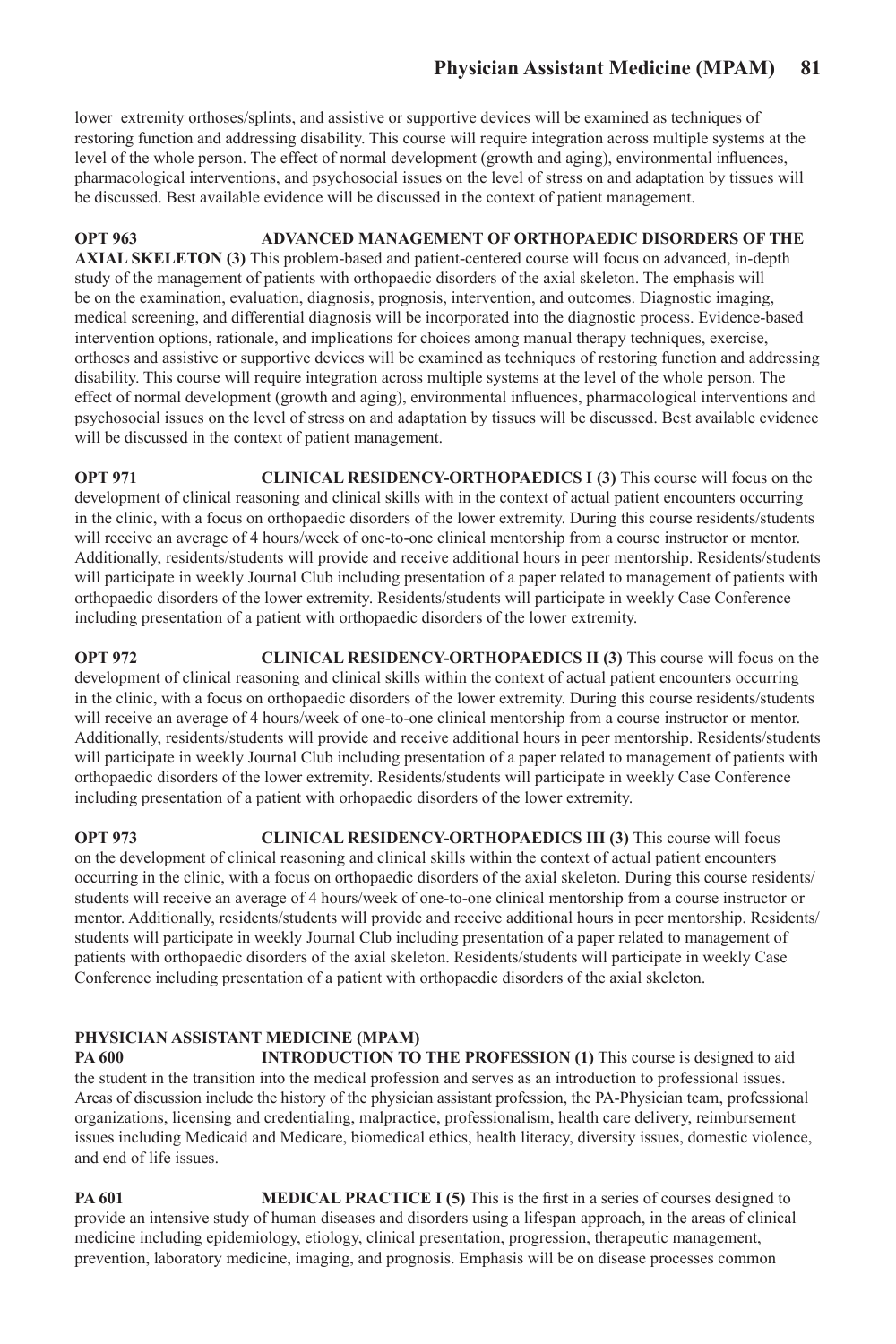lower extremity orthoses/splints, and assistive or supportive devices will be examined as techniques of restoring function and addressing disability. This course will require integration across multiple systems at the level of the whole person. The effect of normal development (growth and aging), environmental influences, pharmacological interventions, and psychosocial issues on the level of stress on and adaptation by tissues will be discussed. Best available evidence will be discussed in the context of patient management.

**OPT 963 ADVANCED MANAGEMENT OF ORTHOPAEDIC DISORDERS OF THE AXIAL SKELETON (3)** This problem-based and patient-centered course will focus on advanced, in-depth study of the management of patients with orthopaedic disorders of the axial skeleton. The emphasis will be on the examination, evaluation, diagnosis, prognosis, intervention, and outcomes. Diagnostic imaging, medical screening, and differential diagnosis will be incorporated into the diagnostic process. Evidence-based intervention options, rationale, and implications for choices among manual therapy techniques, exercise, orthoses and assistive or supportive devices will be examined as techniques of restoring function and addressing disability. This course will require integration across multiple systems at the level of the whole person. The effect of normal development (growth and aging), environmental influences, pharmacological interventions and psychosocial issues on the level of stress on and adaptation by tissues will be discussed. Best available evidence will be discussed in the context of patient management.

**OPT 971 CLINICAL RESIDENCY-ORTHOPAEDICS I (3)** This course will focus on the development of clinical reasoning and clinical skills with in the context of actual patient encounters occurring in the clinic, with a focus on orthopaedic disorders of the lower extremity. During this course residents/students will receive an average of 4 hours/week of one-to-one clinical mentorship from a course instructor or mentor. Additionally, residents/students will provide and receive additional hours in peer mentorship. Residents/students will participate in weekly Journal Club including presentation of a paper related to management of patients with orthopaedic disorders of the lower extremity. Residents/students will participate in weekly Case Conference including presentation of a patient with orthopaedic disorders of the lower extremity.

**OPT 972 CLINICAL RESIDENCY-ORTHOPAEDICS II (3)** This course will focus on the development of clinical reasoning and clinical skills within the context of actual patient encounters occurring in the clinic, with a focus on orthopaedic disorders of the lower extremity. During this course residents/students will receive an average of 4 hours/week of one-to-one clinical mentorship from a course instructor or mentor. Additionally, residents/students will provide and receive additional hours in peer mentorship. Residents/students will participate in weekly Journal Club including presentation of a paper related to management of patients with orthopaedic disorders of the lower extremity. Residents/students will participate in weekly Case Conference including presentation of a patient with orhopaedic disorders of the lower extremity.

**OPT 973 CLINICAL RESIDENCY-ORTHOPAEDICS III (3)** This course will focus on the development of clinical reasoning and clinical skills within the context of actual patient encounters occurring in the clinic, with a focus on orthopaedic disorders of the axial skeleton. During this course residents/students will receive an average of 4 hours/week of one-to-one clinical mentorship from a course instructor or mentor. Additionally, residents/students will provide and receive additional hours in peer mentorship. Residents/students will participate in weekly Journal Club including presentation of a paper related to management of patients with orthopaedic disorders of the axial skeleton. Residents/students will participate in weekly Case Conference including presentation of a patient with orthopaedic disorders of the axial skeleton.

## PHYSICIAN ASSISTANT MEDICINE (MPAM)

**PA 600 INTRODUCTION TO THE PROFESSION (1)** This course is designed to aid the student in the transition into the medical profession and serves as an introduction to professional issues. Areas of discussion include the history of the physician assistant profession, the PA-Physician team, professional organizations, licensing and credentialing, malpractice, professionalism, health care delivery, reimbursement issues including Medicaid and Medicare, biomedical ethics, health literacy, diversity issues, domestic violence, and end of life issues.

**PA 601 MEDICAL PRACTICE I (5)** This is the first in a series of courses designed to provide an intensive study of human diseases and disorders using a lifespan approach, in the areas of clinical medicine including epidemiology, etiology, clinical presentation, progression, therapeutic management, prevention, laboratory medicine, imaging, and prognosis. Emphasis will be on disease processes common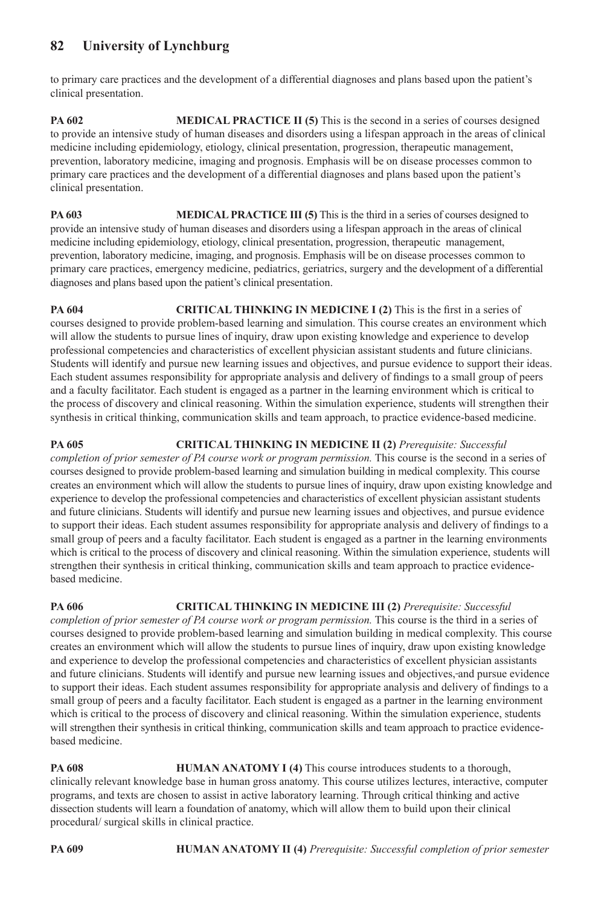to primary care practices and the development of a differential diagnoses and plans based upon the patient's clinical presentation.

**PA 602 MEDICAL PRACTICE II (5)** This is the second in a series of courses designed to provide an intensive study of human diseases and disorders using a lifespan approach in the areas of clinical medicine including epidemiology, etiology, clinical presentation, progression, therapeutic management, prevention, laboratory medicine, imaging and prognosis. Emphasis will be on disease processes common to primary care practices and the development of a differential diagnoses and plans based upon the patient's clinical presentation.

**PA 603 MEDICAL PRACTICE III (5)** This is the third in a series of courses designed to provide an intensive study of human diseases and disorders using a lifespan approach in the areas of clinical medicine including epidemiology, etiology, clinical presentation, progression, therapeutic management, prevention, laboratory medicine, imaging, and prognosis. Emphasis will be on disease processes common to primary care practices, emergency medicine, pediatrics, geriatrics, surgery and the development of a differential diagnoses and plans based upon the patient's clinical presentation.

**PA 604 CRITICAL THINKING IN MEDICINE I (2)** This is the first in a series of courses designed to provide problem-based learning and simulation. This course creates an environment which will allow the students to pursue lines of inquiry, draw upon existing knowledge and experience to develop professional competencies and characteristics of excellent physician assistant students and future clinicians. Students will identify and pursue new learning issues and objectives, and pursue evidence to support their ideas. Each student assumes responsibility for appropriate analysis and delivery of findings to a small group of peers and a faculty facilitator. Each student is engaged as a partner in the learning environment which is critical to the process of discovery and clinical reasoning. Within the simulation experience, students will strengthen their synthesis in critical thinking, communication skills and team approach, to practice evidence-based medicine.

**PA 605 CRITICAL THINKING IN MEDICINE II (2)** *Prerequisite: Successful completion of prior semester of PA course work or program permission.* This course is the second in a series of courses designed to provide problem-based learning and simulation building in medical complexity. This course creates an environment which will allow the students to pursue lines of inquiry, draw upon existing knowledge and experience to develop the professional competencies and characteristics of excellent physician assistant students and future clinicians. Students will identify and pursue new learning issues and objectives, and pursue evidence to support their ideas. Each student assumes responsibility for appropriate analysis and delivery of findings to a small group of peers and a faculty facilitator. Each student is engaged as a partner in the learning environments which is critical to the process of discovery and clinical reasoning. Within the simulation experience, students will strengthen their synthesis in critical thinking, communication skills and team approach to practice evidence-based medicine.

**PA 606 CRITICAL THINKING IN MEDICINE III (2)** *Prerequisite: Successful completion of prior semester of PA course work or program permission.* This course is the third in a series of courses designed to provide problem-based learning and simulation building in medical complexity. This course creates an environment which will allow the students to pursue lines of inquiry, draw upon existing knowledge and experience to develop the professional competencies and characteristics of excellent physician assistants and future clinicians. Students will identify and pursue new learning issues and objectives, and pursue evidence to support their ideas. Each student assumes responsibility for appropriate analysis and delivery of findings to a small group of peers and a faculty facilitator. Each student is engaged as a partner in the learning environment which is critical to the process of discovery and clinical reasoning. Within the simulation experience, students will strengthen their synthesis in critical thinking, communication skills and team approach to practice evidence-based medicine.

**PA 608 HUMAN ANATOMY I (4)** This course introduces students to a thorough, clinically relevant knowledge base in human gross anatomy. This course utilizes lectures, interactive, computer programs, and texts are chosen to assist in active laboratory learning. Through critical thinking and active dissection students will learn a foundation of anatomy, which will allow them to build upon their clinical procedural/ surgical skills in clinical practice.

**PA 609 HUMAN ANATOMY II (4)** *Prerequisite: Successful completion of prior semester*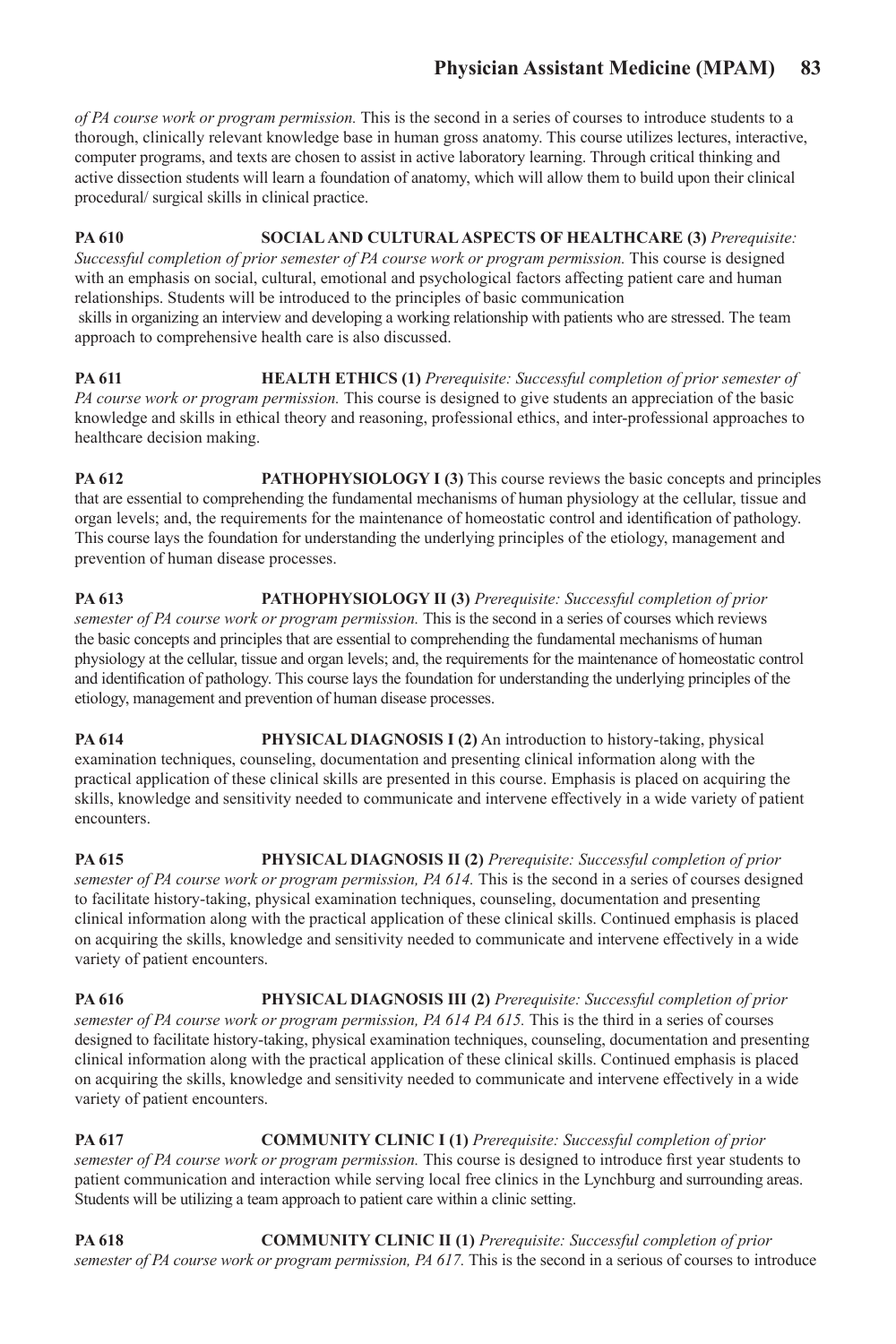*of PA course work or program permission.* This is the second in a series of courses to introduce students to a thorough, clinically relevant knowledge base in human gross anatomy. This course utilizes lectures, interactive, computer programs, and texts are chosen to assist in active laboratory learning. Through critical thinking and active dissection students will learn a foundation of anatomy, which will allow them to build upon their clinical procedural/ surgical skills in clinical practice.

**PA 610 SOCIAL AND CULTURAL ASPECTS OF HEALTHCARE (3)** *Prerequisite: Successful completion of prior semester of PA course work or program permission.* This course is designed with an emphasis on social, cultural, emotional and psychological factors affecting patient care and human relationships. Students will be introduced to the principles of basic communication skills in organizing an interview and developing a working relationship with patients who are stressed. The team approach to comprehensive health care is also discussed.

**PA 611 HEALTH ETHICS (1)** *Prerequisite: Successful completion of prior semester of PA course work or program permission.* This course is designed to give students an appreciation of the basic knowledge and skills in ethical theory and reasoning, professional ethics, and inter-professional approaches to healthcare decision making.

**PA 612 PATHOPHYSIOLOGY I (3)** This course reviews the basic concepts and principles that are essential to comprehending the fundamental mechanisms of human physiology at the cellular, tissue and organ levels; and, the requirements for the maintenance of homeostatic control and identification of pathology. This course lays the foundation for understanding the underlying principles of the etiology, management and prevention of human disease processes.

**PA 613 PATHOPHYSIOLOGY II (3)** *Prerequisite: Successful completion of prior semester of PA course work or program permission.* This is the second in a series of courses which reviews the basic concepts and principles that are essential to comprehending the fundamental mechanisms of human physiology at the cellular, tissue and organ levels; and, the requirements for the maintenance of homeostatic control and identification of pathology. This course lays the foundation for understanding the underlying principles of the etiology, management and prevention of human disease processes.

**PA 614 PHYSICAL DIAGNOSIS I (2)** An introduction to history-taking, physical examination techniques, counseling, documentation and presenting clinical information along with the practical application of these clinical skills are presented in this course. Emphasis is placed on acquiring the skills, knowledge and sensitivity needed to communicate and intervene effectively in a wide variety of patient encounters.

**PA 615 PHYSICAL DIAGNOSIS II (2)** *Prerequisite: Successful completion of prior semester of PA course work or program permission, PA 614.* This is the second in a series of courses designed to facilitate history-taking, physical examination techniques, counseling, documentation and presenting clinical information along with the practical application of these clinical skills. Continued emphasis is placed on acquiring the skills, knowledge and sensitivity needed to communicate and intervene effectively in a wide variety of patient encounters.

**PA 616 PHYSICAL DIAGNOSIS III (2)** *Prerequisite: Successful completion of prior semester of PA course work or program permission, PA 614 PA 615.* This is the third in a series of courses designed to facilitate history-taking, physical examination techniques, counseling, documentation and presenting clinical information along with the practical application of these clinical skills. Continued emphasis is placed on acquiring the skills, knowledge and sensitivity needed to communicate and intervene effectively in a wide variety of patient encounters.

**PA 617 COMMUNITY CLINIC I (1)** *Prerequisite: Successful completion of prior semester of PA course work or program permission.* This course is designed to introduce first year students to patient communication and interaction while serving local free clinics in the Lynchburg and surrounding areas. Students will be utilizing a team approach to patient care within a clinic setting.

**PA 618 COMMUNITY CLINIC II (1)** *Prerequisite: Successful completion of prior semester of PA course work or program permission, PA 617.* This is the second in a serious of courses to introduce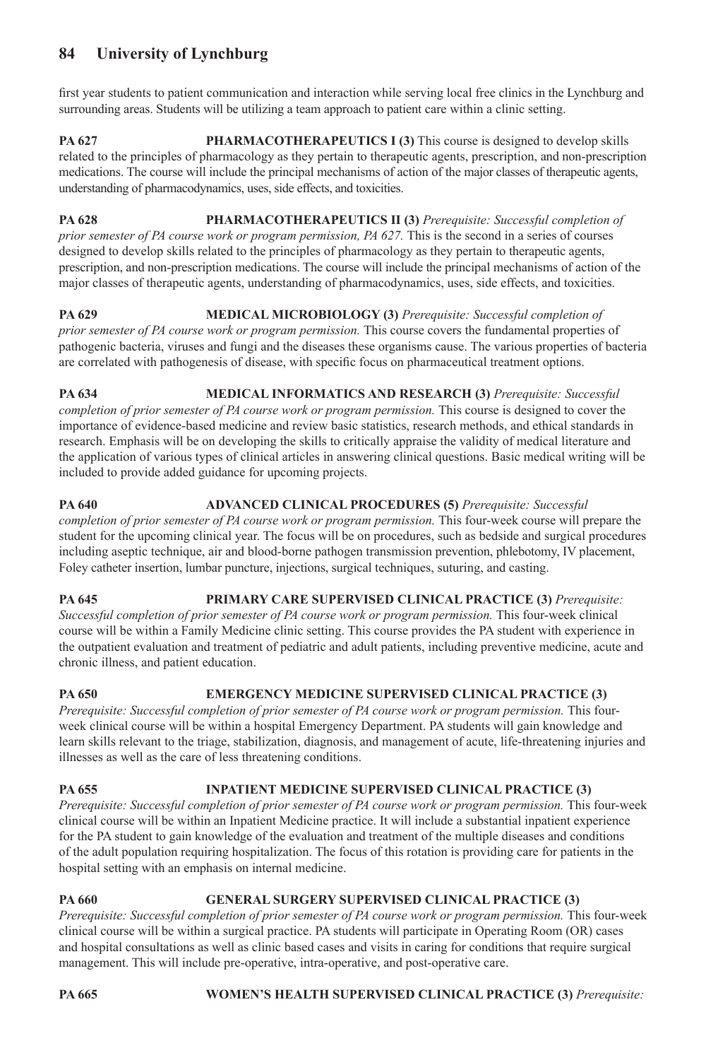first year students to patient communication and interaction while serving local free clinics in the Lynchburg and surrounding areas. Students will be utilizing a team approach to patient care within a clinic setting.

**PA 627 PHARMACOTHERAPEUTICS I (3)** This course is designed to develop skills related to the principles of pharmacology as they pertain to therapeutic agents, prescription, and non-prescription medications. The course will include the principal mechanisms of action of the major classes of therapeutic agents, understanding of pharmacodynamics, uses, side effects, and toxicities.

**PA 628 PHARMACOTHERAPEUTICS II (3)** *Prerequisite: Successful completion of prior semester of PA course work or program permission, PA 627.* This is the second in a series of courses designed to develop skills related to the principles of pharmacology as they pertain to therapeutic agents, prescription, and non-prescription medications. The course will include the principal mechanisms of action of the major classes of therapeutic agents, understanding of pharmacodynamics, uses, side effects, and toxicities.

**PA 629 MEDICAL MICROBIOLOGY (3)** *Prerequisite: Successful completion of prior semester of PA course work or program permission.* This course covers the fundamental properties of pathogenic bacteria, viruses and fungi and the diseases these organisms cause. The various properties of bacteria are correlated with pathogenesis of disease, with specific focus on pharmaceutical treatment options.

**PA 634 MEDICAL INFORMATICS AND RESEARCH (3)** *Prerequisite: Successful completion of prior semester of PA course work or program permission.* This course is designed to cover the importance of evidence-based medicine and review basic statistics, research methods, and ethical standards in research. Emphasis will be on developing the skills to critically appraise the validity of medical literature and the application of various types of clinical articles in answering clinical questions. Basic medical writing will be included to provide added guidance for upcoming projects.

**PA 640 ADVANCED CLINICAL PROCEDURES (5)** *Prerequisite: Successful completion of prior semester of PA course work or program permission.* This four-week course will prepare the student for the upcoming clinical year. The focus will be on procedures, such as bedside and surgical procedures including aseptic technique, air and blood-borne pathogen transmission prevention, phlebotomy, IV placement, Foley catheter insertion, lumbar puncture, injections, surgical techniques, suturing, and casting.

**PA 645 PRIMARY CARE SUPERVISED CLINICAL PRACTICE (3)** *Prerequisite: Successful completion of prior semester of PA course work or program permission.* This four-week clinical course will be within a Family Medicine clinic setting. This course provides the PA student with experience in the outpatient evaluation and treatment of pediatric and adult patients, including preventive medicine, acute and chronic illness, and patient education.

**PA 650 EMERGENCY MEDICINE SUPERVISED CLINICAL PRACTICE (3)** *Prerequisite: Successful completion of prior semester of PA course work or program permission.* This four-week clinical course will be within a hospital Emergency Department. PA students will gain knowledge and learn skills relevant to the triage, stabilization, diagnosis, and management of acute, life-threatening injuries and illnesses as well as the care of less threatening conditions.

**PA 655 INPATIENT MEDICINE SUPERVISED CLINICAL PRACTICE (3)** *Prerequisite: Successful completion of prior semester of PA course work or program permission.* This four-week clinical course will be within an Inpatient Medicine practice. It will include a substantial inpatient experience for the PA student to gain knowledge of the evaluation and treatment of the multiple diseases and conditions of the adult population requiring hospitalization. The focus of this rotation is providing care for patients in the hospital setting with an emphasis on internal medicine.

**PA 660 GENERAL SURGERY SUPERVISED CLINICAL PRACTICE (3)** *Prerequisite: Successful completion of prior semester of PA course work or program permission.* This four-week clinical course will be within a surgical practice. PA students will participate in Operating Room (OR) cases and hospital consultations as well as clinic based cases and visits in caring for conditions that require surgical management. This will include pre-operative, intra-operative, and post-operative care.

**PA 665 WOMEN'S HEALTH SUPERVISED CLINICAL PRACTICE (3)** *Prerequisite:*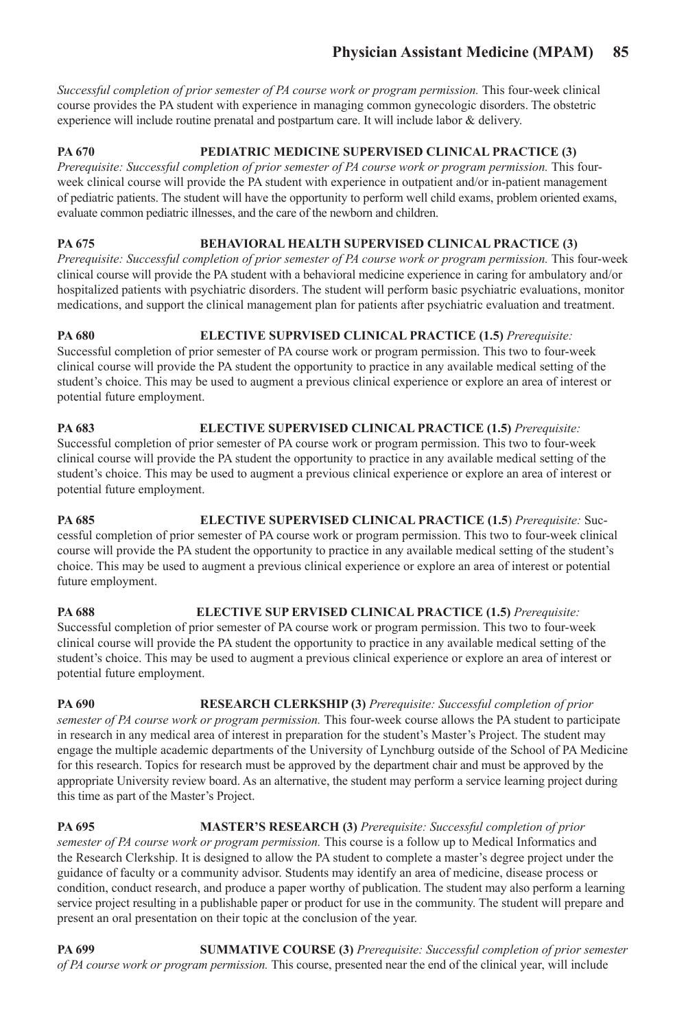*Successful completion of prior semester of PA course work or program permission.* This four-week clinical course provides the PA student with experience in managing common gynecologic disorders. The obstetric experience will include routine prenatal and postpartum care. It will include labor & delivery.

**PA 670 PEDIATRIC MEDICINE SUPERVISED CLINICAL PRACTICE (3)**
*Prerequisite: Successful completion of prior semester of PA course work or program permission.* This four-week clinical course will provide the PA student with experience in outpatient and/or in-patient management of pediatric patients. The student will have the opportunity to perform well child exams, problem oriented exams, evaluate common pediatric illnesses, and the care of the newborn and children.

**PA 675 BEHAVIORAL HEALTH SUPERVISED CLINICAL PRACTICE (3)**
*Prerequisite: Successful completion of prior semester of PA course work or program permission.* This four-week clinical course will provide the PA student with a behavioral medicine experience in caring for ambulatory and/or hospitalized patients with psychiatric disorders. The student will perform basic psychiatric evaluations, monitor medications, and support the clinical management plan for patients after psychiatric evaluation and treatment.

**PA 680 ELECTIVE SUPRVISED CLINICAL PRACTICE (1.5)** *Prerequisite:* Successful completion of prior semester of PA course work or program permission. This two to four-week clinical course will provide the PA student the opportunity to practice in any available medical setting of the student's choice. This may be used to augment a previous clinical experience or explore an area of interest or potential future employment.

**PA 683 ELECTIVE SUPERVISED CLINICAL PRACTICE (1.5)** *Prerequisite:* Successful completion of prior semester of PA course work or program permission. This two to four-week clinical course will provide the PA student the opportunity to practice in any available medical setting of the student's choice. This may be used to augment a previous clinical experience or explore an area of interest or potential future employment.

**PA 685 ELECTIVE SUPERVISED CLINICAL PRACTICE (1.5)** *Prerequisite:* Successful completion of prior semester of PA course work or program permission. This two to four-week clinical course will provide the PA student the opportunity to practice in any available medical setting of the student's choice. This may be used to augment a previous clinical experience or explore an area of interest or potential future employment.

**PA 688 ELECTIVE SUP ERVISED CLINICAL PRACTICE (1.5)** *Prerequisite:* Successful completion of prior semester of PA course work or program permission. This two to four-week clinical course will provide the PA student the opportunity to practice in any available medical setting of the student's choice. This may be used to augment a previous clinical experience or explore an area of interest or potential future employment.

**PA 690 RESEARCH CLERKSHIP (3)** *Prerequisite: Successful completion of prior semester of PA course work or program permission.* This four-week course allows the PA student to participate in research in any medical area of interest in preparation for the student's Master's Project. The student may engage the multiple academic departments of the University of Lynchburg outside of the School of PA Medicine for this research. Topics for research must be approved by the department chair and must be approved by the appropriate University review board. As an alternative, the student may perform a service learning project during this time as part of the Master's Project.

**PA 695 MASTER'S RESEARCH (3)** *Prerequisite: Successful completion of prior semester of PA course work or program permission.* This course is a follow up to Medical Informatics and the Research Clerkship. It is designed to allow the PA student to complete a master's degree project under the guidance of faculty or a community advisor. Students may identify an area of medicine, disease process or condition, conduct research, and produce a paper worthy of publication. The student may also perform a learning service project resulting in a publishable paper or product for use in the community. The student will prepare and present an oral presentation on their topic at the conclusion of the year.

**PA 699 SUMMATIVE COURSE (3)** *Prerequisite: Successful completion of prior semester of PA course work or program permission.* This course, presented near the end of the clinical year, will include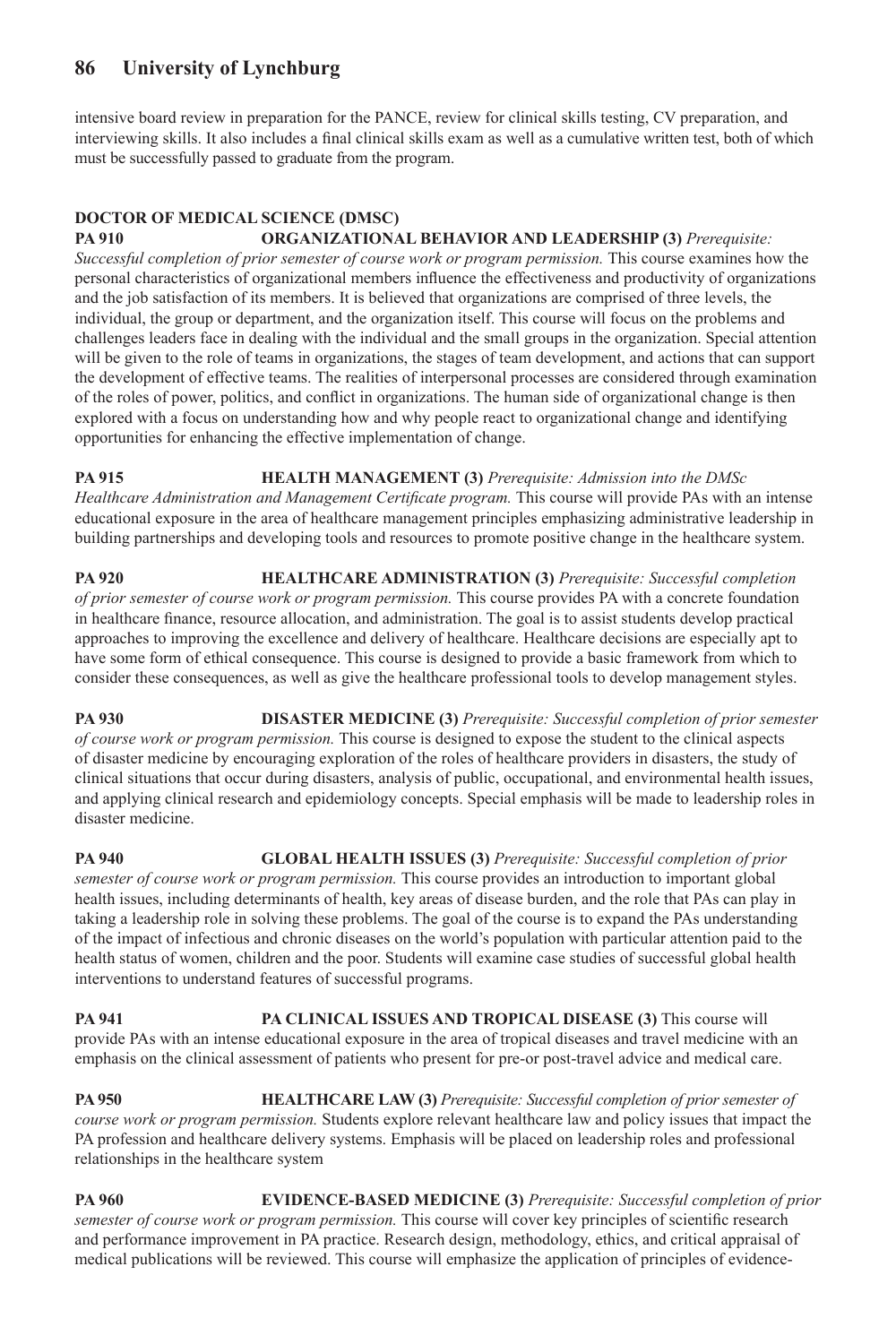intensive board review in preparation for the PANCE, review for clinical skills testing, CV preparation, and interviewing skills. It also includes a final clinical skills exam as well as a cumulative written test, both of which must be successfully passed to graduate from the program.

## DOCTOR OF MEDICAL SCIENCE (DMSC)

**PA 910 ORGANIZATIONAL BEHAVIOR AND LEADERSHIP (3)** *Prerequisite: Successful completion of prior semester of course work or program permission.* This course examines how the personal characteristics of organizational members influence the effectiveness and productivity of organizations and the job satisfaction of its members. It is believed that organizations are comprised of three levels, the individual, the group or department, and the organization itself. This course will focus on the problems and challenges leaders face in dealing with the individual and the small groups in the organization. Special attention will be given to the role of teams in organizations, the stages of team development, and actions that can support the development of effective teams. The realities of interpersonal processes are considered through examination of the roles of power, politics, and conflict in organizations. The human side of organizational change is then explored with a focus on understanding how and why people react to organizational change and identifying opportunities for enhancing the effective implementation of change.

**PA 915 HEALTH MANAGEMENT (3)** *Prerequisite: Admission into the DMSc Healthcare Administration and Management Certificate program.* This course will provide PAs with an intense educational exposure in the area of healthcare management principles emphasizing administrative leadership in building partnerships and developing tools and resources to promote positive change in the healthcare system.

**PA 920 HEALTHCARE ADMINISTRATION (3)** *Prerequisite: Successful completion of prior semester of course work or program permission.* This course provides PA with a concrete foundation in healthcare finance, resource allocation, and administration. The goal is to assist students develop practical approaches to improving the excellence and delivery of healthcare. Healthcare decisions are especially apt to have some form of ethical consequence. This course is designed to provide a basic framework from which to consider these consequences, as well as give the healthcare professional tools to develop management styles.

**PA 930 DISASTER MEDICINE (3)** *Prerequisite: Successful completion of prior semester of course work or program permission.* This course is designed to expose the student to the clinical aspects of disaster medicine by encouraging exploration of the roles of healthcare providers in disasters, the study of clinical situations that occur during disasters, analysis of public, occupational, and environmental health issues, and applying clinical research and epidemiology concepts. Special emphasis will be made to leadership roles in disaster medicine.

**PA 940 GLOBAL HEALTH ISSUES (3)** *Prerequisite: Successful completion of prior semester of course work or program permission.* This course provides an introduction to important global health issues, including determinants of health, key areas of disease burden, and the role that PAs can play in taking a leadership role in solving these problems. The goal of the course is to expand the PAs understanding of the impact of infectious and chronic diseases on the world's population with particular attention paid to the health status of women, children and the poor. Students will examine case studies of successful global health interventions to understand features of successful programs.

**PA 941 PA CLINICAL ISSUES AND TROPICAL DISEASE (3)** This course will provide PAs with an intense educational exposure in the area of tropical diseases and travel medicine with an emphasis on the clinical assessment of patients who present for pre-or post-travel advice and medical care.

**PA 950 HEALTHCARE LAW (3)** *Prerequisite: Successful completion of prior semester of course work or program permission.* Students explore relevant healthcare law and policy issues that impact the PA profession and healthcare delivery systems. Emphasis will be placed on leadership roles and professional relationships in the healthcare system

**PA 960 EVIDENCE-BASED MEDICINE (3)** *Prerequisite: Successful completion of prior semester of course work or program permission.* This course will cover key principles of scientific research and performance improvement in PA practice. Research design, methodology, ethics, and critical appraisal of medical publications will be reviewed. This course will emphasize the application of principles of evidence-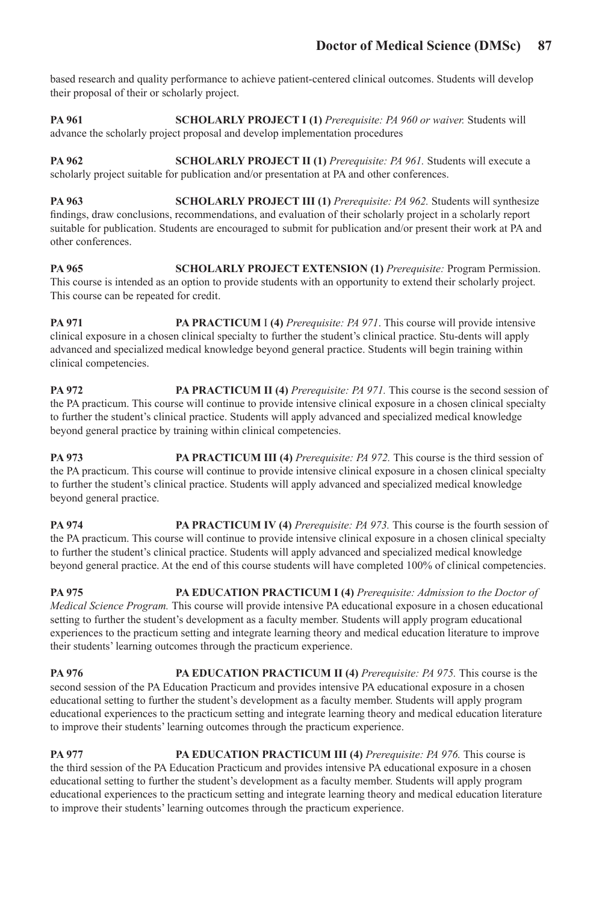based research and quality performance to achieve patient-centered clinical outcomes. Students will develop their proposal of their or scholarly project.

**PA 961** **SCHOLARLY PROJECT I (1)** *Prerequisite: PA 960 or waiver.* Students will advance the scholarly project proposal and develop implementation procedures

**PA 962** **SCHOLARLY PROJECT II (1)** *Prerequisite: PA 961.* Students will execute a scholarly project suitable for publication and/or presentation at PA and other conferences.

**PA 963** **SCHOLARLY PROJECT III (1)** *Prerequisite: PA 962.* Students will synthesize findings, draw conclusions, recommendations, and evaluation of their scholarly project in a scholarly report suitable for publication. Students are encouraged to submit for publication and/or present their work at PA and other conferences.

**PA 965** **SCHOLARLY PROJECT EXTENSION (1)** *Prerequisite:* Program Permission. This course is intended as an option to provide students with an opportunity to extend their scholarly project. This course can be repeated for credit.

**PA 971** **PA PRACTICUM** I **(4)** *Prerequisite: PA 971*. This course will provide intensive clinical exposure in a chosen clinical specialty to further the student's clinical practice. Stu-dents will apply advanced and specialized medical knowledge beyond general practice. Students will begin training within clinical competencies.

**PA 972** **PA PRACTICUM II (4)** *Prerequisite: PA 971.* This course is the second session of the PA practicum. This course will continue to provide intensive clinical exposure in a chosen clinical specialty to further the student's clinical practice. Students will apply advanced and specialized medical knowledge beyond general practice by training within clinical competencies.

**PA 973** **PA PRACTICUM III (4)** *Prerequisite: PA 972.* This course is the third session of the PA practicum. This course will continue to provide intensive clinical exposure in a chosen clinical specialty to further the student's clinical practice. Students will apply advanced and specialized medical knowledge beyond general practice.

**PA 974** **PA PRACTICUM IV (4)** *Prerequisite: PA 973.* This course is the fourth session of the PA practicum. This course will continue to provide intensive clinical exposure in a chosen clinical specialty to further the student's clinical practice. Students will apply advanced and specialized medical knowledge beyond general practice. At the end of this course students will have completed 100% of clinical competencies.

**PA 975** **PA EDUCATION PRACTICUM I (4)** *Prerequisite: Admission to the Doctor of Medical Science Program.* This course will provide intensive PA educational exposure in a chosen educational setting to further the student's development as a faculty member. Students will apply program educational experiences to the practicum setting and integrate learning theory and medical education literature to improve their students' learning outcomes through the practicum experience.

**PA 976** **PA EDUCATION PRACTICUM II (4)** *Prerequisite: PA 975.* This course is the second session of the PA Education Practicum and provides intensive PA educational exposure in a chosen educational setting to further the student's development as a faculty member. Students will apply program educational experiences to the practicum setting and integrate learning theory and medical education literature to improve their students' learning outcomes through the practicum experience.

**PA 977** **PA EDUCATION PRACTICUM III (4)** *Prerequisite: PA 976.* This course is the third session of the PA Education Practicum and provides intensive PA educational exposure in a chosen educational setting to further the student's development as a faculty member. Students will apply program educational experiences to the practicum setting and integrate learning theory and medical education literature to improve their students' learning outcomes through the practicum experience.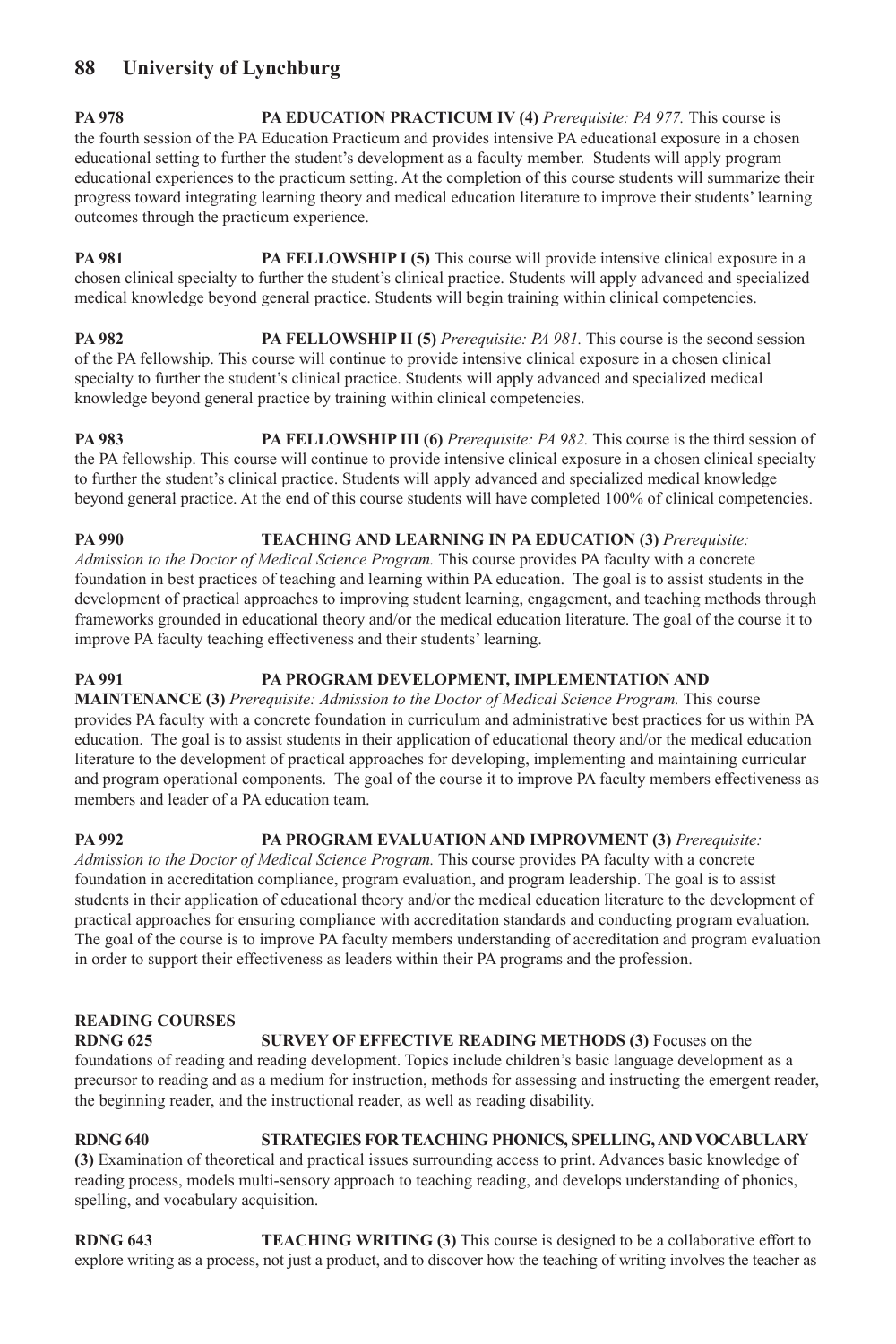**PA 978** **PA EDUCATION PRACTICUM IV (4)** *Prerequisite: PA 977.* This course is the fourth session of the PA Education Practicum and provides intensive PA educational exposure in a chosen educational setting to further the student's development as a faculty member. Students will apply program educational experiences to the practicum setting. At the completion of this course students will summarize their progress toward integrating learning theory and medical education literature to improve their students' learning outcomes through the practicum experience.

**PA 981** **PA FELLOWSHIP I (5)** This course will provide intensive clinical exposure in a chosen clinical specialty to further the student's clinical practice. Students will apply advanced and specialized medical knowledge beyond general practice. Students will begin training within clinical competencies.

**PA 982** **PA FELLOWSHIP II (5)** *Prerequisite: PA 981.* This course is the second session of the PA fellowship. This course will continue to provide intensive clinical exposure in a chosen clinical specialty to further the student's clinical practice. Students will apply advanced and specialized medical knowledge beyond general practice by training within clinical competencies.

**PA 983** **PA FELLOWSHIP III (6)** *Prerequisite: PA 982.* This course is the third session of the PA fellowship. This course will continue to provide intensive clinical exposure in a chosen clinical specialty to further the student's clinical practice. Students will apply advanced and specialized medical knowledge beyond general practice. At the end of this course students will have completed 100% of clinical competencies.

**PA 990** **TEACHING AND LEARNING IN PA EDUCATION (3)** *Prerequisite: Admission to the Doctor of Medical Science Program.* This course provides PA faculty with a concrete foundation in best practices of teaching and learning within PA education. The goal is to assist students in the development of practical approaches to improving student learning, engagement, and teaching methods through frameworks grounded in educational theory and/or the medical education literature. The goal of the course it to improve PA faculty teaching effectiveness and their students' learning.

**PA 991** **PA PROGRAM DEVELOPMENT, IMPLEMENTATION AND MAINTENANCE (3)** *Prerequisite: Admission to the Doctor of Medical Science Program.* This course provides PA faculty with a concrete foundation in curriculum and administrative best practices for us within PA education. The goal is to assist students in their application of educational theory and/or the medical education literature to the development of practical approaches for developing, implementing and maintaining curricular and program operational components. The goal of the course it to improve PA faculty members effectiveness as members and leader of a PA education team.

**PA 992** **PA PROGRAM EVALUATION AND IMPROVMENT (3)** *Prerequisite: Admission to the Doctor of Medical Science Program.* This course provides PA faculty with a concrete foundation in accreditation compliance, program evaluation, and program leadership. The goal is to assist students in their application of educational theory and/or the medical education literature to the development of practical approaches for ensuring compliance with accreditation standards and conducting program evaluation. The goal of the course is to improve PA faculty members understanding of accreditation and program evaluation in order to support their effectiveness as leaders within their PA programs and the profession.

## READING COURSES

**RDNG 625** **SURVEY OF EFFECTIVE READING METHODS (3)** Focuses on the foundations of reading and reading development. Topics include children's basic language development as a precursor to reading and as a medium for instruction, methods for assessing and instructing the emergent reader, the beginning reader, and the instructional reader, as well as reading disability.

**RDNG 640** **STRATEGIES FOR TEACHING PHONICS, SPELLING, AND VOCABULARY (3)** Examination of theoretical and practical issues surrounding access to print. Advances basic knowledge of reading process, models multi-sensory approach to teaching reading, and develops understanding of phonics, spelling, and vocabulary acquisition.

**RDNG 643** **TEACHING WRITING (3)** This course is designed to be a collaborative effort to explore writing as a process, not just a product, and to discover how the teaching of writing involves the teacher as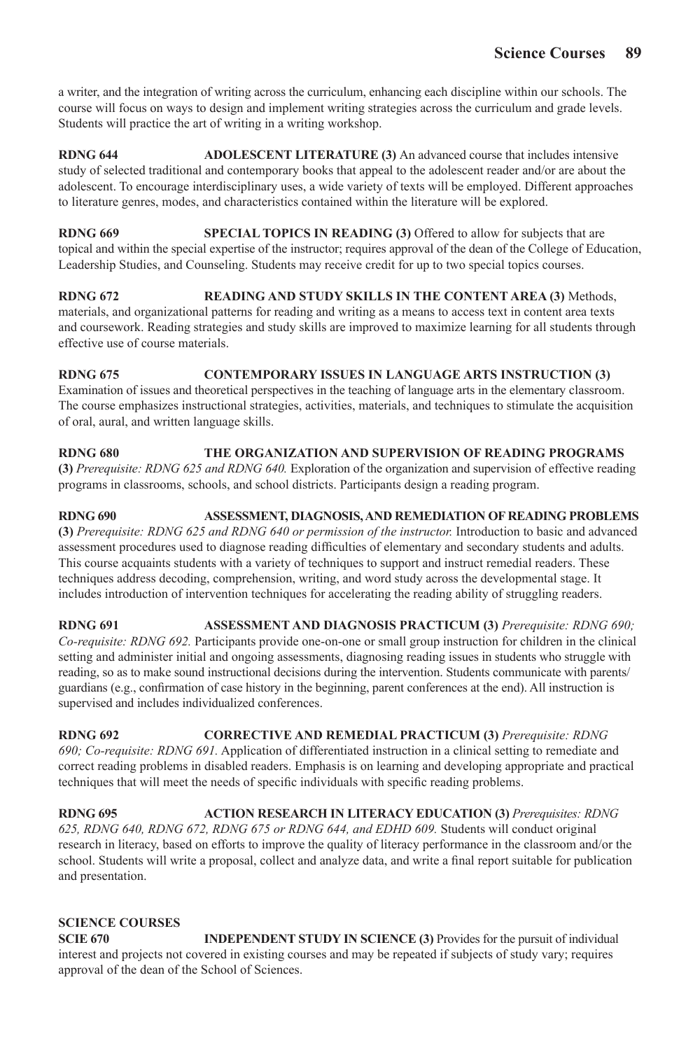a writer, and the integration of writing across the curriculum, enhancing each discipline within our schools. The course will focus on ways to design and implement writing strategies across the curriculum and grade levels. Students will practice the art of writing in a writing workshop.

**RDNG 644 ADOLESCENT LITERATURE (3)** An advanced course that includes intensive study of selected traditional and contemporary books that appeal to the adolescent reader and/or are about the adolescent. To encourage interdisciplinary uses, a wide variety of texts will be employed. Different approaches to literature genres, modes, and characteristics contained within the literature will be explored.

**RDNG 669 SPECIAL TOPICS IN READING (3)** Offered to allow for subjects that are topical and within the special expertise of the instructor; requires approval of the dean of the College of Education, Leadership Studies, and Counseling. Students may receive credit for up to two special topics courses.

**RDNG 672 READING AND STUDY SKILLS IN THE CONTENT AREA (3)** Methods, materials, and organizational patterns for reading and writing as a means to access text in content area texts and coursework. Reading strategies and study skills are improved to maximize learning for all students through effective use of course materials.

**RDNG 675 CONTEMPORARY ISSUES IN LANGUAGE ARTS INSTRUCTION (3)** Examination of issues and theoretical perspectives in the teaching of language arts in the elementary classroom. The course emphasizes instructional strategies, activities, materials, and techniques to stimulate the acquisition of oral, aural, and written language skills.

**RDNG 680 THE ORGANIZATION AND SUPERVISION OF READING PROGRAMS (3)** *Prerequisite: RDNG 625 and RDNG 640.* Exploration of the organization and supervision of effective reading programs in classrooms, schools, and school districts. Participants design a reading program.

**RDNG 690 ASSESSMENT, DIAGNOSIS, AND REMEDIATION OF READING PROBLEMS (3)** *Prerequisite: RDNG 625 and RDNG 640 or permission of the instructor.* Introduction to basic and advanced assessment procedures used to diagnose reading difficulties of elementary and secondary students and adults. This course acquaints students with a variety of techniques to support and instruct remedial readers. These techniques address decoding, comprehension, writing, and word study across the developmental stage. It includes introduction of intervention techniques for accelerating the reading ability of struggling readers.

**RDNG 691 ASSESSMENT AND DIAGNOSIS PRACTICUM (3)** *Prerequisite: RDNG 690; Co-requisite: RDNG 692.* Participants provide one-on-one or small group instruction for children in the clinical setting and administer initial and ongoing assessments, diagnosing reading issues in students who struggle with reading, so as to make sound instructional decisions during the intervention. Students communicate with parents/ guardians (e.g., confirmation of case history in the beginning, parent conferences at the end). All instruction is supervised and includes individualized conferences.

**RDNG 692 CORRECTIVE AND REMEDIAL PRACTICUM (3)** *Prerequisite: RDNG 690; Co-requisite: RDNG 691.* Application of differentiated instruction in a clinical setting to remediate and correct reading problems in disabled readers. Emphasis is on learning and developing appropriate and practical techniques that will meet the needs of specific individuals with specific reading problems.

**RDNG 695 ACTION RESEARCH IN LITERACY EDUCATION (3)** *Prerequisites: RDNG 625, RDNG 640, RDNG 672, RDNG 675 or RDNG 644, and EDHD 609.* Students will conduct original research in literacy, based on efforts to improve the quality of literacy performance in the classroom and/or the school. Students will write a proposal, collect and analyze data, and write a final report suitable for publication and presentation.

## SCIENCE COURSES

**SCIE 670 INDEPENDENT STUDY IN SCIENCE (3)** Provides for the pursuit of individual interest and projects not covered in existing courses and may be repeated if subjects of study vary; requires approval of the dean of the School of Sciences.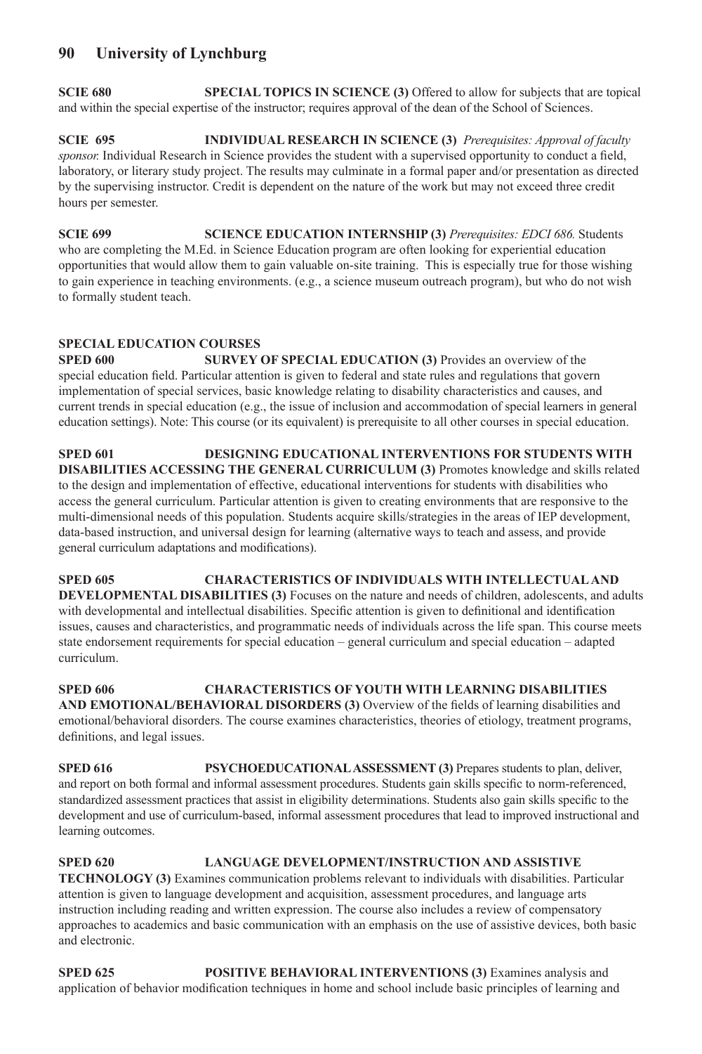**SCIE 680 SPECIAL TOPICS IN SCIENCE (3)** Offered to allow for subjects that are topical and within the special expertise of the instructor; requires approval of the dean of the School of Sciences.

**SCIE 695 INDIVIDUAL RESEARCH IN SCIENCE (3)** *Prerequisites: Approval of faculty sponsor.* Individual Research in Science provides the student with a supervised opportunity to conduct a field, laboratory, or literary study project. The results may culminate in a formal paper and/or presentation as directed by the supervising instructor. Credit is dependent on the nature of the work but may not exceed three credit hours per semester.

**SCIE 699 SCIENCE EDUCATION INTERNSHIP (3)** *Prerequisites: EDCI 686.* Students who are completing the M.Ed. in Science Education program are often looking for experiential education opportunities that would allow them to gain valuable on-site training. This is especially true for those wishing to gain experience in teaching environments. (e.g., a science museum outreach program), but who do not wish to formally student teach.

## SPECIAL EDUCATION COURSES

**SPED 600 SURVEY OF SPECIAL EDUCATION (3)** Provides an overview of the special education field. Particular attention is given to federal and state rules and regulations that govern implementation of special services, basic knowledge relating to disability characteristics and causes, and current trends in special education (e.g., the issue of inclusion and accommodation of special learners in general education settings). Note: This course (or its equivalent) is prerequisite to all other courses in special education.

**SPED 601 DESIGNING EDUCATIONAL INTERVENTIONS FOR STUDENTS WITH DISABILITIES ACCESSING THE GENERAL CURRICULUM (3)** Promotes knowledge and skills related to the design and implementation of effective, educational interventions for students with disabilities who access the general curriculum. Particular attention is given to creating environments that are responsive to the multi-dimensional needs of this population. Students acquire skills/strategies in the areas of IEP development, data-based instruction, and universal design for learning (alternative ways to teach and assess, and provide general curriculum adaptations and modifications).

**SPED 605 CHARACTERISTICS OF INDIVIDUALS WITH INTELLECTUAL AND DEVELOPMENTAL DISABILITIES (3)** Focuses on the nature and needs of children, adolescents, and adults with developmental and intellectual disabilities. Specific attention is given to definitional and identification issues, causes and characteristics, and programmatic needs of individuals across the life span. This course meets state endorsement requirements for special education – general curriculum and special education – adapted curriculum.

**SPED 606 CHARACTERISTICS OF YOUTH WITH LEARNING DISABILITIES AND EMOTIONAL/BEHAVIORAL DISORDERS (3)** Overview of the fields of learning disabilities and emotional/behavioral disorders. The course examines characteristics, theories of etiology, treatment programs, definitions, and legal issues.

**SPED 616 PSYCHOEDUCATIONAL ASSESSMENT (3)** Prepares students to plan, deliver, and report on both formal and informal assessment procedures. Students gain skills specific to norm-referenced, standardized assessment practices that assist in eligibility determinations. Students also gain skills specific to the development and use of curriculum-based, informal assessment procedures that lead to improved instructional and learning outcomes.

**SPED 620 LANGUAGE DEVELOPMENT/INSTRUCTION AND ASSISTIVE TECHNOLOGY (3)** Examines communication problems relevant to individuals with disabilities. Particular attention is given to language development and acquisition, assessment procedures, and language arts instruction including reading and written expression. The course also includes a review of compensatory approaches to academics and basic communication with an emphasis on the use of assistive devices, both basic and electronic.

**SPED 625 POSITIVE BEHAVIORAL INTERVENTIONS (3)** Examines analysis and application of behavior modification techniques in home and school include basic principles of learning and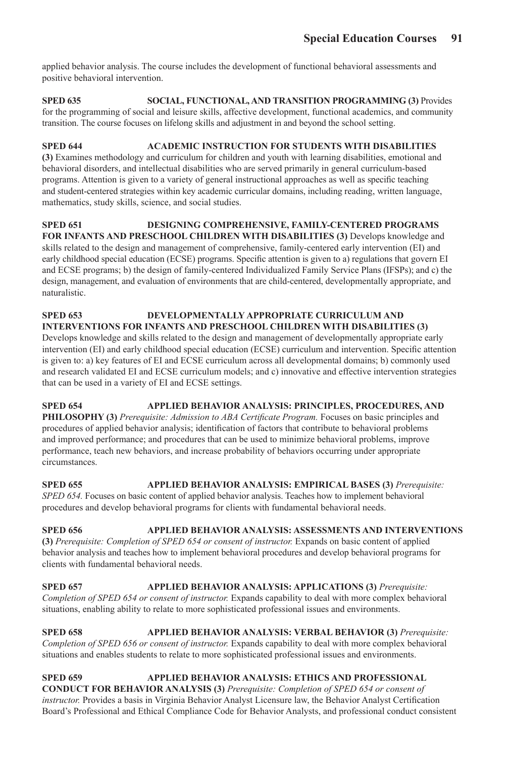applied behavior analysis. The course includes the development of functional behavioral assessments and positive behavioral intervention.

**SPED 635 SOCIAL, FUNCTIONAL, AND TRANSITION PROGRAMMING (3)** Provides for the programming of social and leisure skills, affective development, functional academics, and community transition. The course focuses on lifelong skills and adjustment in and beyond the school setting.

**SPED 644 ACADEMIC INSTRUCTION FOR STUDENTS WITH DISABILITIES (3)** Examines methodology and curriculum for children and youth with learning disabilities, emotional and behavioral disorders, and intellectual disabilities who are served primarily in general curriculum-based programs. Attention is given to a variety of general instructional approaches as well as specific teaching and student-centered strategies within key academic curricular domains, including reading, written language, mathematics, study skills, science, and social studies.

**SPED 651 DESIGNING COMPREHENSIVE, FAMILY-CENTERED PROGRAMS FOR INFANTS AND PRESCHOOL CHILDREN WITH DISABILITIES (3)** Develops knowledge and skills related to the design and management of comprehensive, family-centered early intervention (EI) and early childhood special education (ECSE) programs. Specific attention is given to a) regulations that govern EI and ECSE programs; b) the design of family-centered Individualized Family Service Plans (IFSPs); and c) the design, management, and evaluation of environments that are child-centered, developmentally appropriate, and naturalistic.

**SPED 653 DEVELOPMENTALLY APPROPRIATE CURRICULUM AND INTERVENTIONS FOR INFANTS AND PRESCHOOL CHILDREN WITH DISABILITIES (3)** Develops knowledge and skills related to the design and management of developmentally appropriate early intervention (EI) and early childhood special education (ECSE) curriculum and intervention. Specific attention is given to: a) key features of EI and ECSE curriculum across all developmental domains; b) commonly used and research validated EI and ECSE curriculum models; and c) innovative and effective intervention strategies that can be used in a variety of EI and ECSE settings.

**SPED 654 APPLIED BEHAVIOR ANALYSIS: PRINCIPLES, PROCEDURES, AND PHILOSOPHY (3)** *Prerequisite: Admission to ABA Certificate Program.* Focuses on basic principles and procedures of applied behavior analysis; identification of factors that contribute to behavioral problems and improved performance; and procedures that can be used to minimize behavioral problems, improve performance, teach new behaviors, and increase probability of behaviors occurring under appropriate circumstances.

**SPED 655 APPLIED BEHAVIOR ANALYSIS: EMPIRICAL BASES (3)** *Prerequisite: SPED 654.* Focuses on basic content of applied behavior analysis. Teaches how to implement behavioral procedures and develop behavioral programs for clients with fundamental behavioral needs.

**SPED 656 APPLIED BEHAVIOR ANALYSIS: ASSESSMENTS AND INTERVENTIONS (3)** *Prerequisite: Completion of SPED 654 or consent of instructor.* Expands on basic content of applied behavior analysis and teaches how to implement behavioral procedures and develop behavioral programs for clients with fundamental behavioral needs.

**SPED 657 APPLIED BEHAVIOR ANALYSIS: APPLICATIONS (3)** *Prerequisite: Completion of SPED 654 or consent of instructor.* Expands capability to deal with more complex behavioral situations, enabling ability to relate to more sophisticated professional issues and environments.

**SPED 658 APPLIED BEHAVIOR ANALYSIS: VERBAL BEHAVIOR (3)** *Prerequisite: Completion of SPED 656 or consent of instructor.* Expands capability to deal with more complex behavioral situations and enables students to relate to more sophisticated professional issues and environments.

**SPED 659 APPLIED BEHAVIOR ANALYSIS: ETHICS AND PROFESSIONAL CONDUCT FOR BEHAVIOR ANALYSIS (3)** *Prerequisite: Completion of SPED 654 or consent of instructor.* Provides a basis in Virginia Behavior Analyst Licensure law, the Behavior Analyst Certification Board's Professional and Ethical Compliance Code for Behavior Analysts, and professional conduct consistent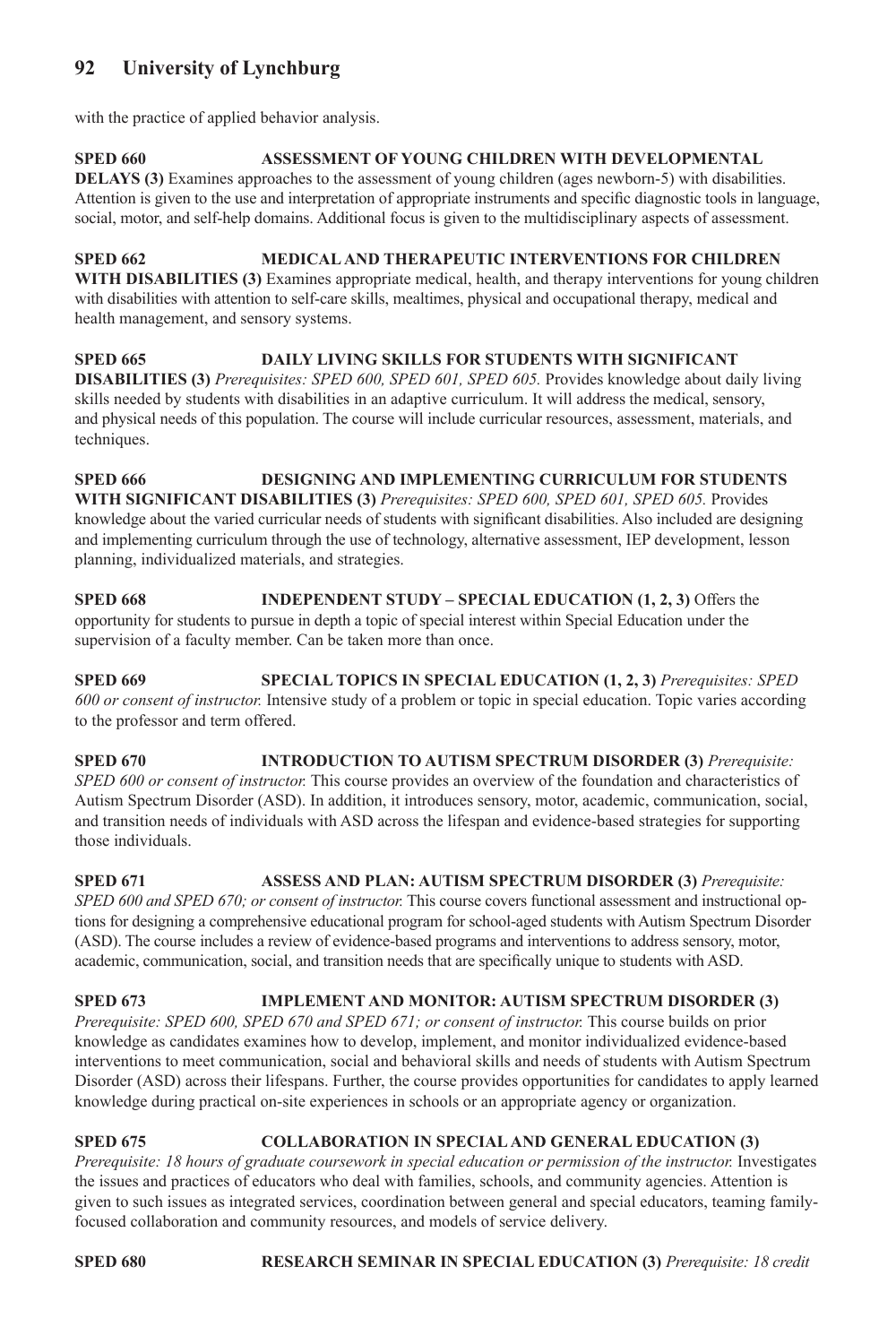with the practice of applied behavior analysis.

**SPED 660 ASSESSMENT OF YOUNG CHILDREN WITH DEVELOPMENTAL DELAYS (3)** Examines approaches to the assessment of young children (ages newborn-5) with disabilities. Attention is given to the use and interpretation of appropriate instruments and specific diagnostic tools in language, social, motor, and self-help domains. Additional focus is given to the multidisciplinary aspects of assessment.

**SPED 662 MEDICAL AND THERAPEUTIC INTERVENTIONS FOR CHILDREN WITH DISABILITIES (3)** Examines appropriate medical, health, and therapy interventions for young children with disabilities with attention to self-care skills, mealtimes, physical and occupational therapy, medical and health management, and sensory systems.

**SPED 665 DAILY LIVING SKILLS FOR STUDENTS WITH SIGNIFICANT DISABILITIES (3)** *Prerequisites: SPED 600, SPED 601, SPED 605.* Provides knowledge about daily living skills needed by students with disabilities in an adaptive curriculum. It will address the medical, sensory, and physical needs of this population. The course will include curricular resources, assessment, materials, and techniques.

**SPED 666 DESIGNING AND IMPLEMENTING CURRICULUM FOR STUDENTS WITH SIGNIFICANT DISABILITIES (3)** *Prerequisites: SPED 600, SPED 601, SPED 605.* Provides knowledge about the varied curricular needs of students with significant disabilities. Also included are designing and implementing curriculum through the use of technology, alternative assessment, IEP development, lesson planning, individualized materials, and strategies.

**SPED 668 INDEPENDENT STUDY – SPECIAL EDUCATION (1, 2, 3)** Offers the opportunity for students to pursue in depth a topic of special interest within Special Education under the supervision of a faculty member. Can be taken more than once.

**SPED 669 SPECIAL TOPICS IN SPECIAL EDUCATION (1, 2, 3)** *Prerequisites: SPED 600 or consent of instructor.* Intensive study of a problem or topic in special education. Topic varies according to the professor and term offered.

**SPED 670 INTRODUCTION TO AUTISM SPECTRUM DISORDER (3)** *Prerequisite: SPED 600 or consent of instructor.* This course provides an overview of the foundation and characteristics of Autism Spectrum Disorder (ASD). In addition, it introduces sensory, motor, academic, communication, social, and transition needs of individuals with ASD across the lifespan and evidence-based strategies for supporting those individuals.

**SPED 671 ASSESS AND PLAN: AUTISM SPECTRUM DISORDER (3)** *Prerequisite: SPED 600 and SPED 670; or consent of instructor.* This course covers functional assessment and instructional options for designing a comprehensive educational program for school-aged students with Autism Spectrum Disorder (ASD). The course includes a review of evidence-based programs and interventions to address sensory, motor, academic, communication, social, and transition needs that are specifically unique to students with ASD.

**SPED 673 IMPLEMENT AND MONITOR: AUTISM SPECTRUM DISORDER (3)** *Prerequisite: SPED 600, SPED 670 and SPED 671; or consent of instructor.* This course builds on prior knowledge as candidates examines how to develop, implement, and monitor individualized evidence-based interventions to meet communication, social and behavioral skills and needs of students with Autism Spectrum Disorder (ASD) across their lifespans. Further, the course provides opportunities for candidates to apply learned knowledge during practical on-site experiences in schools or an appropriate agency or organization.

**SPED 675 COLLABORATION IN SPECIAL AND GENERAL EDUCATION (3)** *Prerequisite: 18 hours of graduate coursework in special education or permission of the instructor.* Investigates the issues and practices of educators who deal with families, schools, and community agencies. Attention is given to such issues as integrated services, coordination between general and special educators, teaming family-focused collaboration and community resources, and models of service delivery.

**SPED 680 RESEARCH SEMINAR IN SPECIAL EDUCATION (3)** *Prerequisite: 18 credit*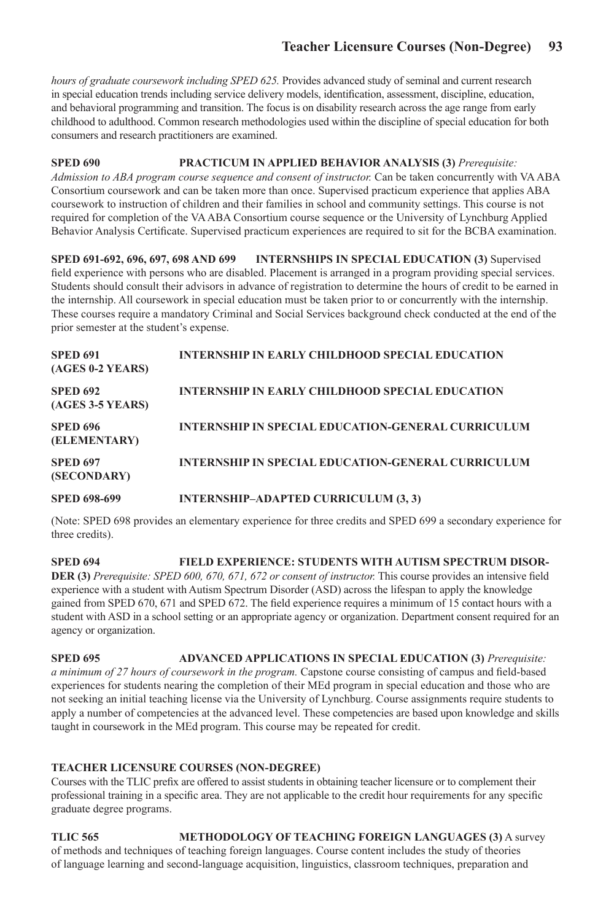*hours of graduate coursework including SPED 625.* Provides advanced study of seminal and current research in special education trends including service delivery models, identification, assessment, discipline, education, and behavioral programming and transition. The focus is on disability research across the age range from early childhood to adulthood. Common research methodologies used within the discipline of special education for both consumers and research practitioners are examined.

**SPED 690 PRACTICUM IN APPLIED BEHAVIOR ANALYSIS (3)** *Prerequisite: Admission to ABA program course sequence and consent of instructor.* Can be taken concurrently with VA ABA Consortium coursework and can be taken more than once. Supervised practicum experience that applies ABA coursework to instruction of children and their families in school and community settings. This course is not required for completion of the VA ABA Consortium course sequence or the University of Lynchburg Applied Behavior Analysis Certificate. Supervised practicum experiences are required to sit for the BCBA examination.

**SPED 691-692, 696, 697, 698 AND 699 INTERNSHIPS IN SPECIAL EDUCATION (3)** Supervised field experience with persons who are disabled. Placement is arranged in a program providing special services. Students should consult their advisors in advance of registration to determine the hours of credit to be earned in the internship. All coursework in special education must be taken prior to or concurrently with the internship. These courses require a mandatory Criminal and Social Services background check conducted at the end of the prior semester at the student's expense.

**SPED 691 (AGES 0-2 YEARS) INTERNSHIP IN EARLY CHILDHOOD SPECIAL EDUCATION**

**SPED 692 (AGES 3-5 YEARS) INTERNSHIP IN EARLY CHILDHOOD SPECIAL EDUCATION**

**SPED 696 (ELEMENTARY) INTERNSHIP IN SPECIAL EDUCATION-GENERAL CURRICULUM**

**SPED 697 (SECONDARY) INTERNSHIP IN SPECIAL EDUCATION-GENERAL CURRICULUM**

**SPED 698-699 INTERNSHIP–ADAPTED CURRICULUM (3, 3)**

(Note: SPED 698 provides an elementary experience for three credits and SPED 699 a secondary experience for three credits).

**SPED 694 FIELD EXPERIENCE: STUDENTS WITH AUTISM SPECTRUM DISORDER (3)** *Prerequisite: SPED 600, 670, 671, 672 or consent of instructor.* This course provides an intensive field experience with a student with Autism Spectrum Disorder (ASD) across the lifespan to apply the knowledge gained from SPED 670, 671 and SPED 672. The field experience requires a minimum of 15 contact hours with a student with ASD in a school setting or an appropriate agency or organization. Department consent required for an agency or organization.

**SPED 695 ADVANCED APPLICATIONS IN SPECIAL EDUCATION (3)** *Prerequisite: a minimum of 27 hours of coursework in the program.* Capstone course consisting of campus and field-based experiences for students nearing the completion of their MEd program in special education and those who are not seeking an initial teaching license via the University of Lynchburg. Course assignments require students to apply a number of competencies at the advanced level. These competencies are based upon knowledge and skills taught in coursework in the MEd program. This course may be repeated for credit.

## TEACHER LICENSURE COURSES (NON-DEGREE)

Courses with the TLIC prefix are offered to assist students in obtaining teacher licensure or to complement their professional training in a specific area. They are not applicable to the credit hour requirements for any specific graduate degree programs.

**TLIC 565 METHODOLOGY OF TEACHING FOREIGN LANGUAGES (3)** A survey of methods and techniques of teaching foreign languages. Course content includes the study of theories of language learning and second-language acquisition, linguistics, classroom techniques, preparation and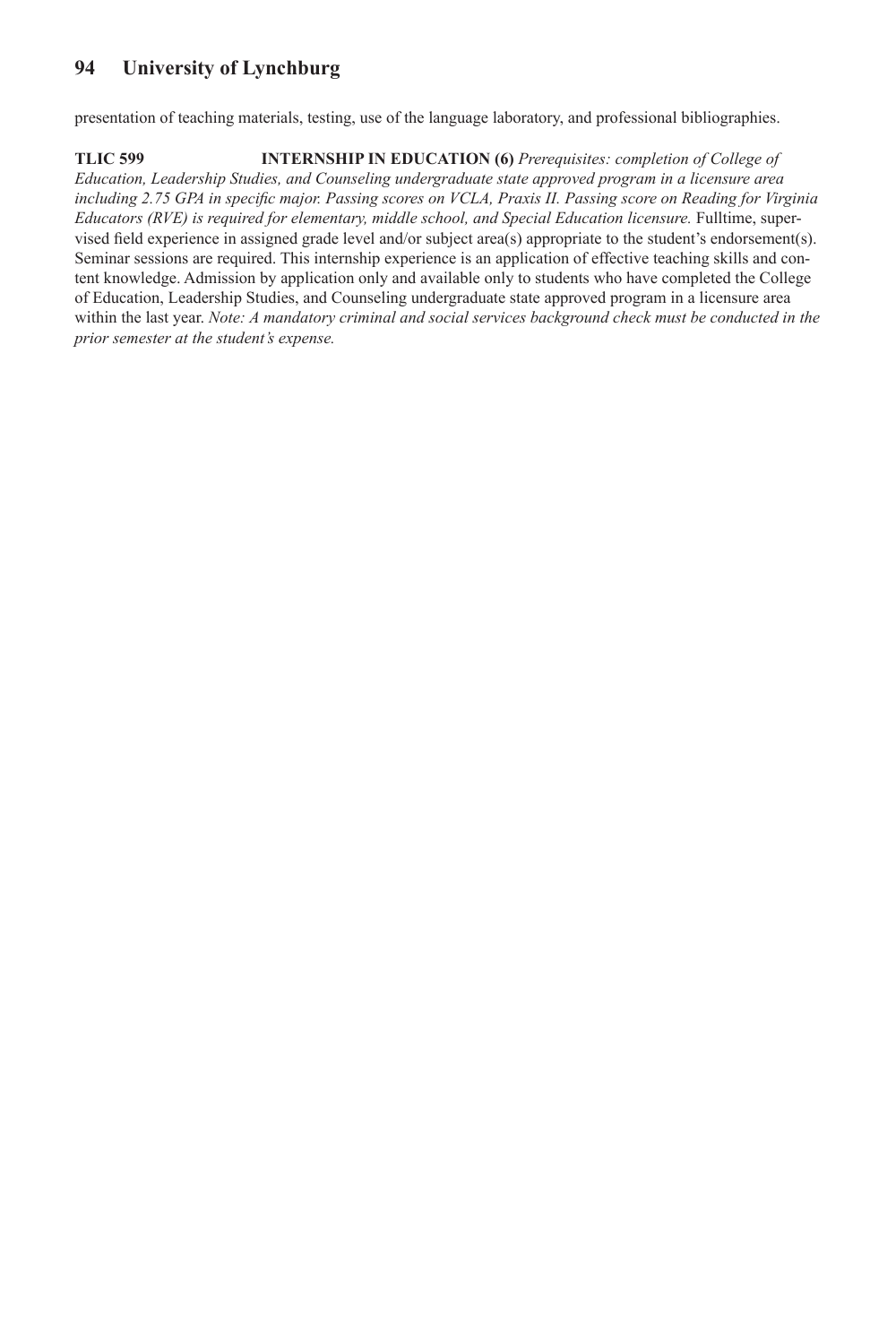presentation of teaching materials, testing, use of the language laboratory, and professional bibliographies.

**TLIC 599 INTERNSHIP IN EDUCATION (6)** *Prerequisites: completion of College of Education, Leadership Studies, and Counseling undergraduate state approved program in a licensure area including 2.75 GPA in specific major. Passing scores on VCLA, Praxis II. Passing score on Reading for Virginia Educators (RVE) is required for elementary, middle school, and Special Education licensure.* Fulltime, supervised field experience in assigned grade level and/or subject area(s) appropriate to the student's endorsement(s). Seminar sessions are required. This internship experience is an application of effective teaching skills and content knowledge. Admission by application only and available only to students who have completed the College of Education, Leadership Studies, and Counseling undergraduate state approved program in a licensure area within the last year. *Note: A mandatory criminal and social services background check must be conducted in the prior semester at the student's expense.*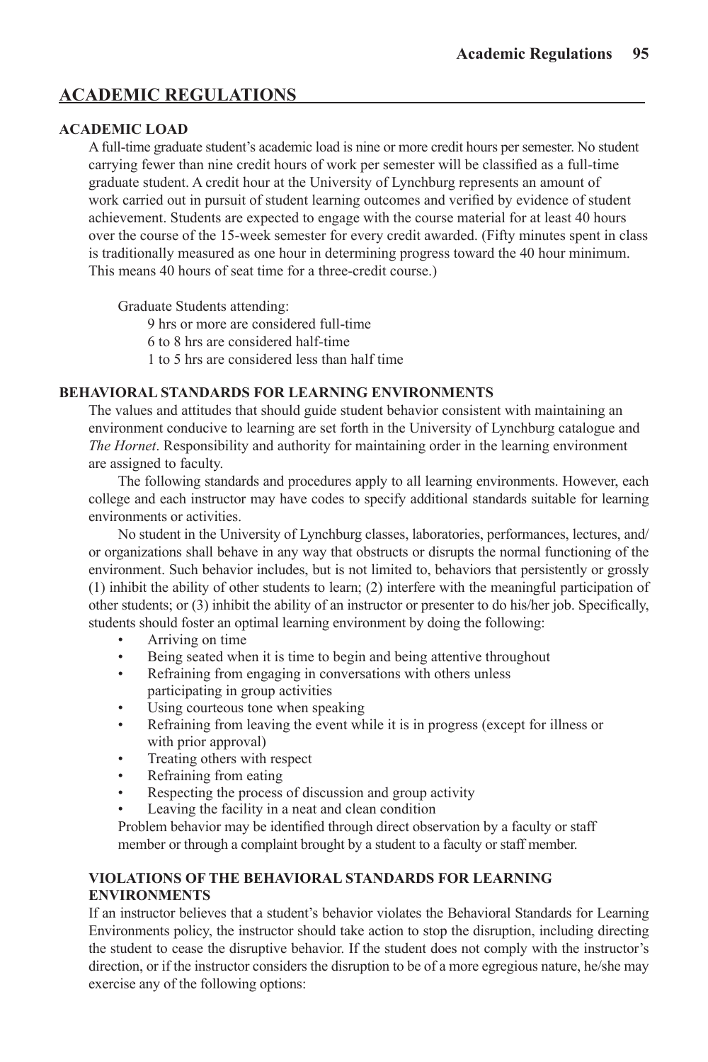# ACADEMIC REGULATIONS

## ACADEMIC LOAD

A full-time graduate student's academic load is nine or more credit hours per semester. No student carrying fewer than nine credit hours of work per semester will be classified as a full-time graduate student. A credit hour at the University of Lynchburg represents an amount of work carried out in pursuit of student learning outcomes and verified by evidence of student achievement. Students are expected to engage with the course material for at least 40 hours over the course of the 15-week semester for every credit awarded. (Fifty minutes spent in class is traditionally measured as one hour in determining progress toward the 40 hour minimum. This means 40 hours of seat time for a three-credit course.)

Graduate Students attending:

- 9 hrs or more are considered full-time
- 6 to 8 hrs are considered half-time
- 1 to 5 hrs are considered less than half time

## BEHAVIORAL STANDARDS FOR LEARNING ENVIRONMENTS

The values and attitudes that should guide student behavior consistent with maintaining an environment conducive to learning are set forth in the University of Lynchburg catalogue and *The Hornet*. Responsibility and authority for maintaining order in the learning environment are assigned to faculty.

The following standards and procedures apply to all learning environments. However, each college and each instructor may have codes to specify additional standards suitable for learning environments or activities.

No student in the University of Lynchburg classes, laboratories, performances, lectures, and/or organizations shall behave in any way that obstructs or disrupts the normal functioning of the environment. Such behavior includes, but is not limited to, behaviors that persistently or grossly (1) inhibit the ability of other students to learn; (2) interfere with the meaningful participation of other students; or (3) inhibit the ability of an instructor or presenter to do his/her job. Specifically, students should foster an optimal learning environment by doing the following:

- Arriving on time
- Being seated when it is time to begin and being attentive throughout
- Refraining from engaging in conversations with others unless participating in group activities
- Using courteous tone when speaking
- Refraining from leaving the event while it is in progress (except for illness or with prior approval)
- Treating others with respect
- Refraining from eating
- Respecting the process of discussion and group activity
- Leaving the facility in a neat and clean condition

Problem behavior may be identified through direct observation by a faculty or staff member or through a complaint brought by a student to a faculty or staff member.

## VIOLATIONS OF THE BEHAVIORAL STANDARDS FOR LEARNING ENVIRONMENTS

If an instructor believes that a student's behavior violates the Behavioral Standards for Learning Environments policy, the instructor should take action to stop the disruption, including directing the student to cease the disruptive behavior. If the student does not comply with the instructor's direction, or if the instructor considers the disruption to be of a more egregious nature, he/she may exercise any of the following options: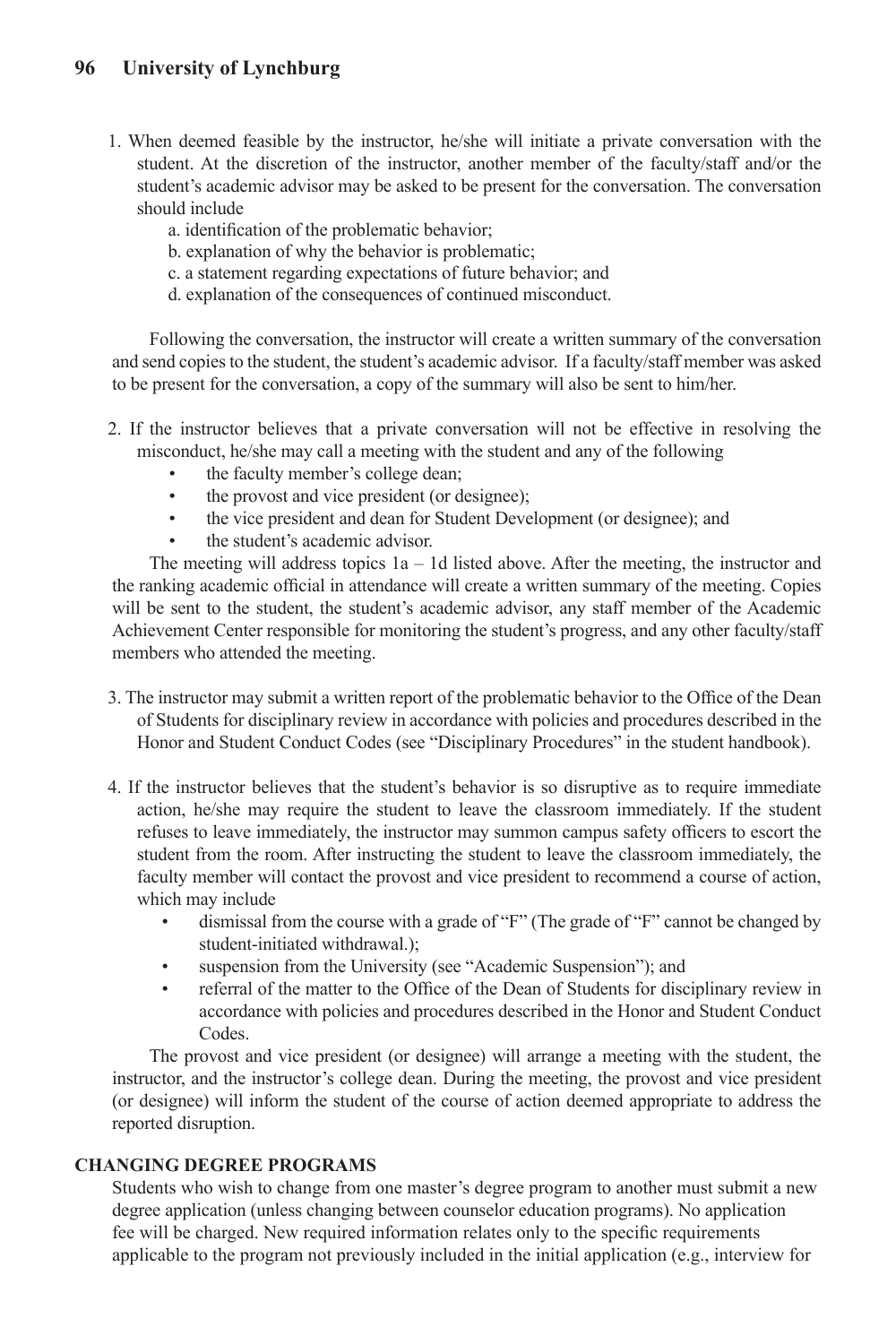1. When deemed feasible by the instructor, he/she will initiate a private conversation with the student. At the discretion of the instructor, another member of the faculty/staff and/or the student's academic advisor may be asked to be present for the conversation. The conversation should include

   a. identification of the problematic behavior;
   b. explanation of why the behavior is problematic;
   c. a statement regarding expectations of future behavior; and
   d. explanation of the consequences of continued misconduct.

   Following the conversation, the instructor will create a written summary of the conversation and send copies to the student, the student's academic advisor. If a faculty/staff member was asked to be present for the conversation, a copy of the summary will also be sent to him/her.

2. If the instructor believes that a private conversation will not be effective in resolving the misconduct, he/she may call a meeting with the student and any of the following

   - the faculty member's college dean;
   - the provost and vice president (or designee);
   - the vice president and dean for Student Development (or designee); and
   - the student's academic advisor.

   The meeting will address topics 1a – 1d listed above. After the meeting, the instructor and the ranking academic official in attendance will create a written summary of the meeting. Copies will be sent to the student, the student's academic advisor, any staff member of the Academic Achievement Center responsible for monitoring the student's progress, and any other faculty/staff members who attended the meeting.

3. The instructor may submit a written report of the problematic behavior to the Office of the Dean of Students for disciplinary review in accordance with policies and procedures described in the Honor and Student Conduct Codes (see "Disciplinary Procedures" in the student handbook).

4. If the instructor believes that the student's behavior is so disruptive as to require immediate action, he/she may require the student to leave the classroom immediately. If the student refuses to leave immediately, the instructor may summon campus safety officers to escort the student from the room. After instructing the student to leave the classroom immediately, the faculty member will contact the provost and vice president to recommend a course of action, which may include

   - dismissal from the course with a grade of "F" (The grade of "F" cannot be changed by student-initiated withdrawal.);
   - suspension from the University (see "Academic Suspension"); and
   - referral of the matter to the Office of the Dean of Students for disciplinary review in accordance with policies and procedures described in the Honor and Student Conduct Codes.

   The provost and vice president (or designee) will arrange a meeting with the student, the instructor, and the instructor's college dean. During the meeting, the provost and vice president (or designee) will inform the student of the course of action deemed appropriate to address the reported disruption.

## CHANGING DEGREE PROGRAMS

Students who wish to change from one master's degree program to another must submit a new degree application (unless changing between counselor education programs). No application fee will be charged. New required information relates only to the specific requirements applicable to the program not previously included in the initial application (e.g., interview for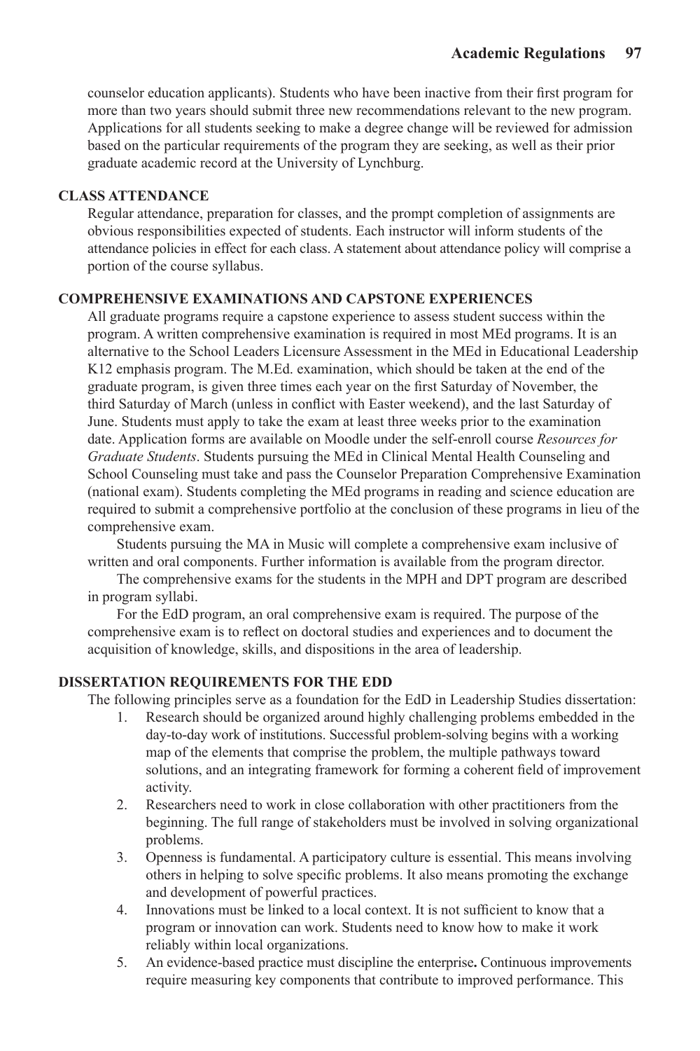counselor education applicants). Students who have been inactive from their first program for more than two years should submit three new recommendations relevant to the new program. Applications for all students seeking to make a degree change will be reviewed for admission based on the particular requirements of the program they are seeking, as well as their prior graduate academic record at the University of Lynchburg.

## CLASS ATTENDANCE

Regular attendance, preparation for classes, and the prompt completion of assignments are obvious responsibilities expected of students. Each instructor will inform students of the attendance policies in effect for each class. A statement about attendance policy will comprise a portion of the course syllabus.

## COMPREHENSIVE EXAMINATIONS AND CAPSTONE EXPERIENCES

All graduate programs require a capstone experience to assess student success within the program. A written comprehensive examination is required in most MEd programs. It is an alternative to the School Leaders Licensure Assessment in the MEd in Educational Leadership K12 emphasis program. The M.Ed. examination, which should be taken at the end of the graduate program, is given three times each year on the first Saturday of November, the third Saturday of March (unless in conflict with Easter weekend), and the last Saturday of June. Students must apply to take the exam at least three weeks prior to the examination date. Application forms are available on Moodle under the self-enroll course *Resources for Graduate Students*. Students pursuing the MEd in Clinical Mental Health Counseling and School Counseling must take and pass the Counselor Preparation Comprehensive Examination (national exam). Students completing the MEd programs in reading and science education are required to submit a comprehensive portfolio at the conclusion of these programs in lieu of the comprehensive exam.

Students pursuing the MA in Music will complete a comprehensive exam inclusive of written and oral components. Further information is available from the program director.

The comprehensive exams for the students in the MPH and DPT program are described in program syllabi.

For the EdD program, an oral comprehensive exam is required. The purpose of the comprehensive exam is to reflect on doctoral studies and experiences and to document the acquisition of knowledge, skills, and dispositions in the area of leadership.

## DISSERTATION REQUIREMENTS FOR THE EDD

The following principles serve as a foundation for the EdD in Leadership Studies dissertation:

1. Research should be organized around highly challenging problems embedded in the day-to-day work of institutions. Successful problem-solving begins with a working map of the elements that comprise the problem, the multiple pathways toward solutions, and an integrating framework for forming a coherent field of improvement activity.
2. Researchers need to work in close collaboration with other practitioners from the beginning. The full range of stakeholders must be involved in solving organizational problems.
3. Openness is fundamental. A participatory culture is essential. This means involving others in helping to solve specific problems. It also means promoting the exchange and development of powerful practices.
4. Innovations must be linked to a local context. It is not sufficient to know that a program or innovation can work. Students need to know how to make it work reliably within local organizations.
5. An evidence-based practice must discipline the enterprise**.** Continuous improvements require measuring key components that contribute to improved performance. This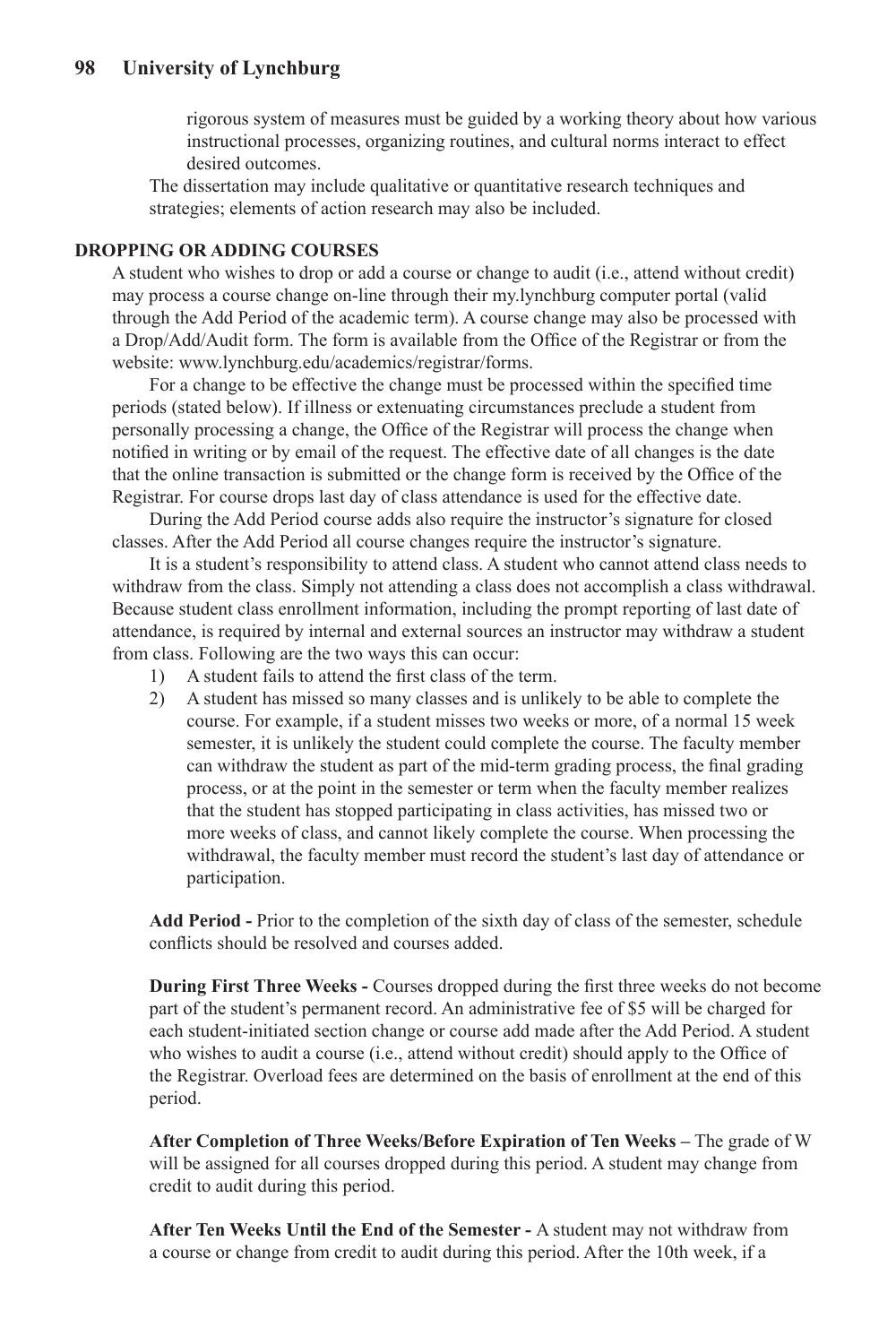rigorous system of measures must be guided by a working theory about how various instructional processes, organizing routines, and cultural norms interact to effect desired outcomes.

The dissertation may include qualitative or quantitative research techniques and strategies; elements of action research may also be included.

**DROPPING OR ADDING COURSES**

A student who wishes to drop or add a course or change to audit (i.e., attend without credit) may process a course change on-line through their my.lynchburg computer portal (valid through the Add Period of the academic term). A course change may also be processed with a Drop/Add/Audit form. The form is available from the Office of the Registrar or from the website: www.lynchburg.edu/academics/registrar/forms.

For a change to be effective the change must be processed within the specified time periods (stated below). If illness or extenuating circumstances preclude a student from personally processing a change, the Office of the Registrar will process the change when notified in writing or by email of the request. The effective date of all changes is the date that the online transaction is submitted or the change form is received by the Office of the Registrar. For course drops last day of class attendance is used for the effective date.

During the Add Period course adds also require the instructor's signature for closed classes. After the Add Period all course changes require the instructor's signature.

It is a student's responsibility to attend class. A student who cannot attend class needs to withdraw from the class. Simply not attending a class does not accomplish a class withdrawal. Because student class enrollment information, including the prompt reporting of last date of attendance, is required by internal and external sources an instructor may withdraw a student from class. Following are the two ways this can occur:

1) A student fails to attend the first class of the term.
2) A student has missed so many classes and is unlikely to be able to complete the course. For example, if a student misses two weeks or more, of a normal 15 week semester, it is unlikely the student could complete the course. The faculty member can withdraw the student as part of the mid-term grading process, the final grading process, or at the point in the semester or term when the faculty member realizes that the student has stopped participating in class activities, has missed two or more weeks of class, and cannot likely complete the course. When processing the withdrawal, the faculty member must record the student's last day of attendance or participation.

**Add Period -** Prior to the completion of the sixth day of class of the semester, schedule conflicts should be resolved and courses added.

**During First Three Weeks -** Courses dropped during the first three weeks do not become part of the student's permanent record. An administrative fee of $5 will be charged for each student-initiated section change or course add made after the Add Period. A student who wishes to audit a course (i.e., attend without credit) should apply to the Office of the Registrar. Overload fees are determined on the basis of enrollment at the end of this period.

**After Completion of Three Weeks/Before Expiration of Ten Weeks –** The grade of W will be assigned for all courses dropped during this period. A student may change from credit to audit during this period.

**After Ten Weeks Until the End of the Semester -** A student may not withdraw from a course or change from credit to audit during this period. After the 10th week, if a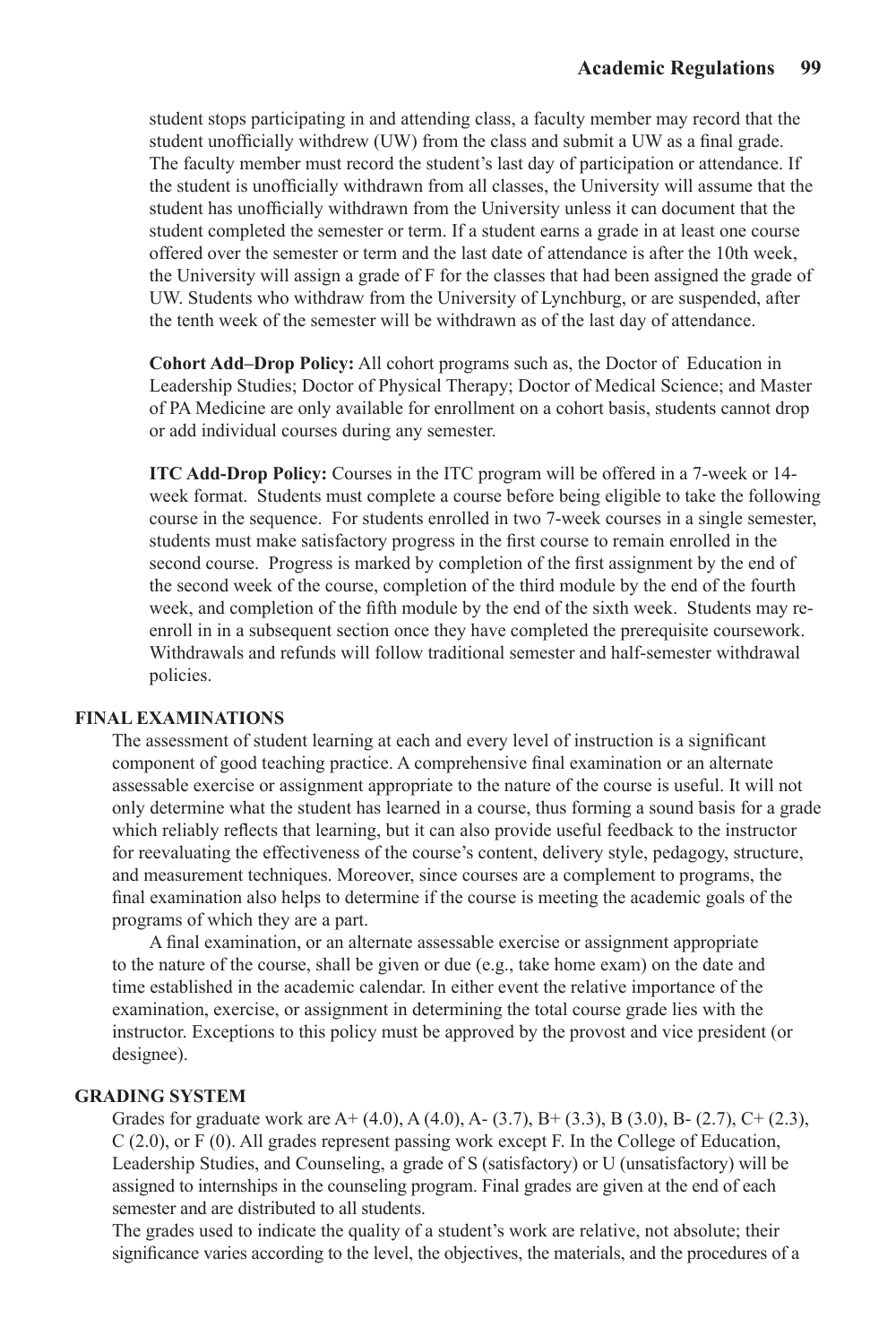student stops participating in and attending class, a faculty member may record that the student unofficially withdrew (UW) from the class and submit a UW as a final grade. The faculty member must record the student's last day of participation or attendance. If the student is unofficially withdrawn from all classes, the University will assume that the student has unofficially withdrawn from the University unless it can document that the student completed the semester or term. If a student earns a grade in at least one course offered over the semester or term and the last date of attendance is after the 10th week, the University will assign a grade of F for the classes that had been assigned the grade of UW. Students who withdraw from the University of Lynchburg, or are suspended, after the tenth week of the semester will be withdrawn as of the last day of attendance.

**Cohort Add–Drop Policy:** All cohort programs such as, the Doctor of Education in Leadership Studies; Doctor of Physical Therapy; Doctor of Medical Science; and Master of PA Medicine are only available for enrollment on a cohort basis, students cannot drop or add individual courses during any semester.

**ITC Add-Drop Policy:** Courses in the ITC program will be offered in a 7-week or 14-week format. Students must complete a course before being eligible to take the following course in the sequence. For students enrolled in two 7-week courses in a single semester, students must make satisfactory progress in the first course to remain enrolled in the second course. Progress is marked by completion of the first assignment by the end of the second week of the course, completion of the third module by the end of the fourth week, and completion of the fifth module by the end of the sixth week. Students may re-enroll in in a subsequent section once they have completed the prerequisite coursework. Withdrawals and refunds will follow traditional semester and half-semester withdrawal policies.

## FINAL EXAMINATIONS

The assessment of student learning at each and every level of instruction is a significant component of good teaching practice. A comprehensive final examination or an alternate assessable exercise or assignment appropriate to the nature of the course is useful. It will not only determine what the student has learned in a course, thus forming a sound basis for a grade which reliably reflects that learning, but it can also provide useful feedback to the instructor for reevaluating the effectiveness of the course's content, delivery style, pedagogy, structure, and measurement techniques. Moreover, since courses are a complement to programs, the final examination also helps to determine if the course is meeting the academic goals of the programs of which they are a part.

A final examination, or an alternate assessable exercise or assignment appropriate to the nature of the course, shall be given or due (e.g., take home exam) on the date and time established in the academic calendar. In either event the relative importance of the examination, exercise, or assignment in determining the total course grade lies with the instructor. Exceptions to this policy must be approved by the provost and vice president (or designee).

## GRADING SYSTEM

Grades for graduate work are A+ (4.0), A (4.0), A- (3.7), B+ (3.3), B (3.0), B- (2.7), C+ (2.3), C (2.0), or F (0). All grades represent passing work except F. In the College of Education, Leadership Studies, and Counseling, a grade of S (satisfactory) or U (unsatisfactory) will be assigned to internships in the counseling program. Final grades are given at the end of each semester and are distributed to all students.

The grades used to indicate the quality of a student's work are relative, not absolute; their significance varies according to the level, the objectives, the materials, and the procedures of a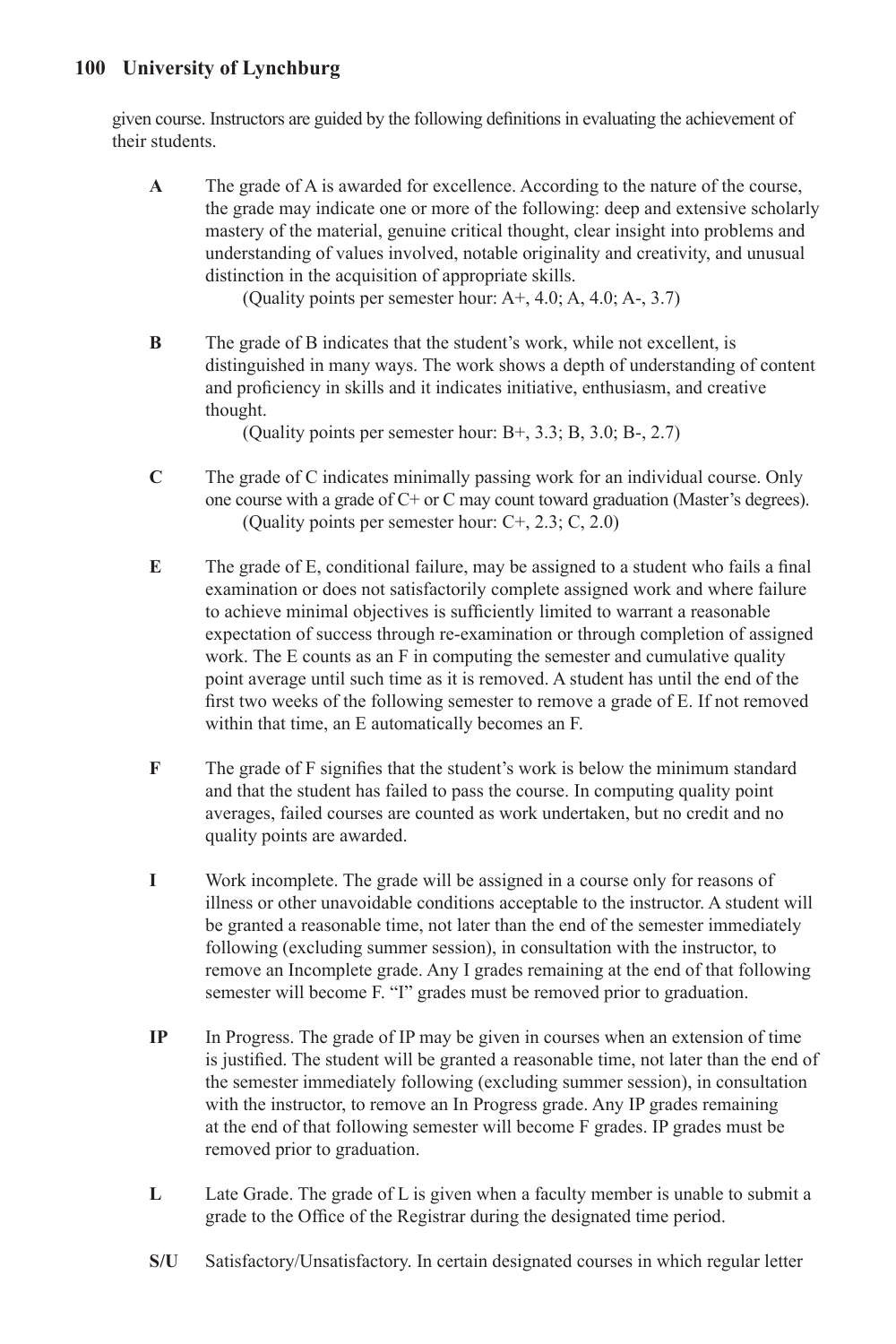given course. Instructors are guided by the following definitions in evaluating the achievement of their students.

**A** The grade of A is awarded for excellence. According to the nature of the course, the grade may indicate one or more of the following: deep and extensive scholarly mastery of the material, genuine critical thought, clear insight into problems and understanding of values involved, notable originality and creativity, and unusual distinction in the acquisition of appropriate skills.
(Quality points per semester hour: A+, 4.0; A, 4.0; A-, 3.7)

**B** The grade of B indicates that the student's work, while not excellent, is distinguished in many ways. The work shows a depth of understanding of content and proficiency in skills and it indicates initiative, enthusiasm, and creative thought.
(Quality points per semester hour: B+, 3.3; B, 3.0; B-, 2.7)

**C** The grade of C indicates minimally passing work for an individual course. Only one course with a grade of C+ or C may count toward graduation (Master's degrees).
(Quality points per semester hour: C+, 2.3; C, 2.0)

**E** The grade of E, conditional failure, may be assigned to a student who fails a final examination or does not satisfactorily complete assigned work and where failure to achieve minimal objectives is sufficiently limited to warrant a reasonable expectation of success through re-examination or through completion of assigned work. The E counts as an F in computing the semester and cumulative quality point average until such time as it is removed. A student has until the end of the first two weeks of the following semester to remove a grade of E. If not removed within that time, an E automatically becomes an F.

**F** The grade of F signifies that the student's work is below the minimum standard and that the student has failed to pass the course. In computing quality point averages, failed courses are counted as work undertaken, but no credit and no quality points are awarded.

**I** Work incomplete. The grade will be assigned in a course only for reasons of illness or other unavoidable conditions acceptable to the instructor. A student will be granted a reasonable time, not later than the end of the semester immediately following (excluding summer session), in consultation with the instructor, to remove an Incomplete grade. Any I grades remaining at the end of that following semester will become F. "I" grades must be removed prior to graduation.

**IP** In Progress. The grade of IP may be given in courses when an extension of time is justified. The student will be granted a reasonable time, not later than the end of the semester immediately following (excluding summer session), in consultation with the instructor, to remove an In Progress grade. Any IP grades remaining at the end of that following semester will become F grades. IP grades must be removed prior to graduation.

**L** Late Grade. The grade of L is given when a faculty member is unable to submit a grade to the Office of the Registrar during the designated time period.

**S/U** Satisfactory/Unsatisfactory. In certain designated courses in which regular letter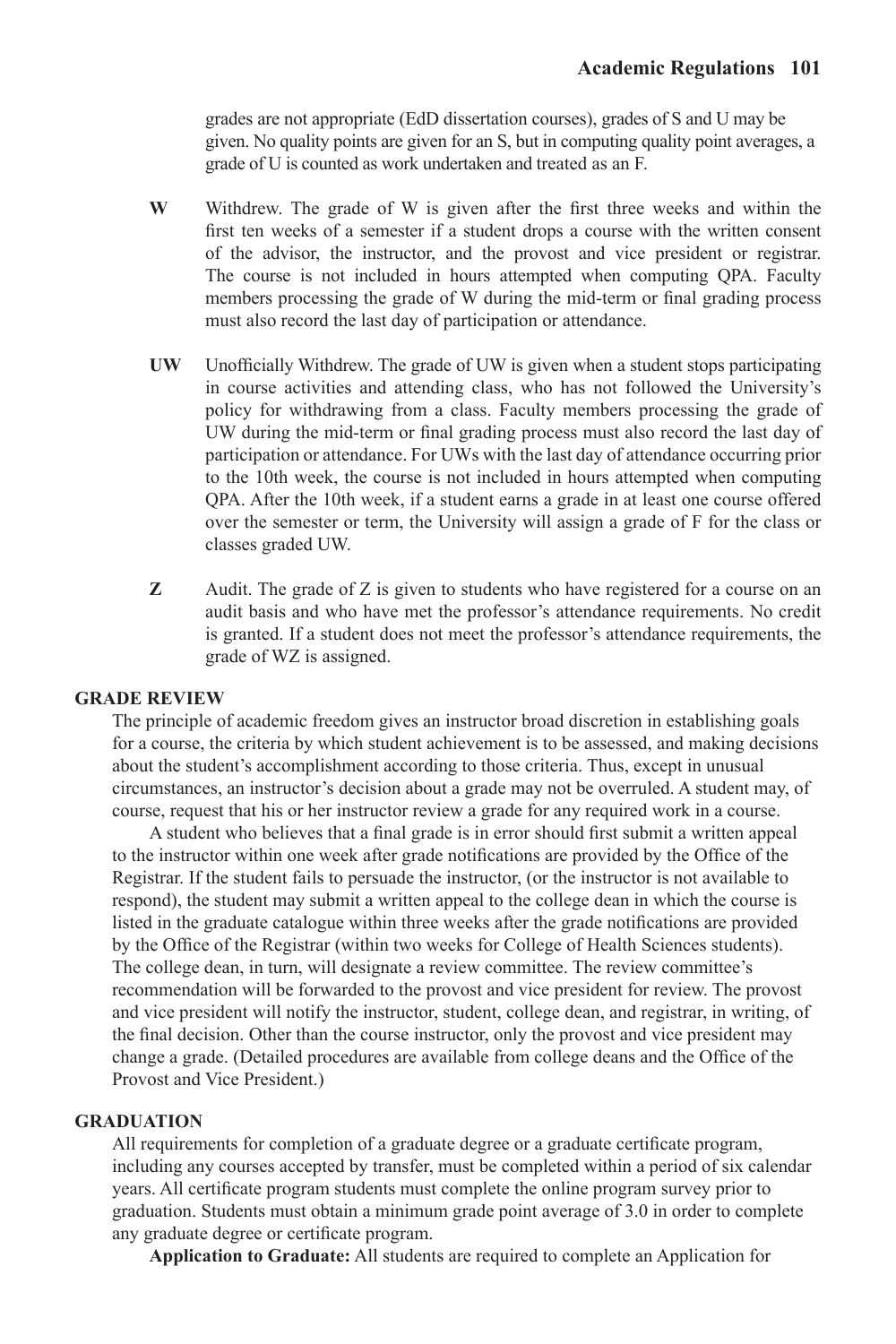grades are not appropriate (EdD dissertation courses), grades of S and U may be given. No quality points are given for an S, but in computing quality point averages, a grade of U is counted as work undertaken and treated as an F.

**W** Withdrew. The grade of W is given after the first three weeks and within the first ten weeks of a semester if a student drops a course with the written consent of the advisor, the instructor, and the provost and vice president or registrar. The course is not included in hours attempted when computing QPA. Faculty members processing the grade of W during the mid-term or final grading process must also record the last day of participation or attendance.

**UW** Unofficially Withdrew. The grade of UW is given when a student stops participating in course activities and attending class, who has not followed the University's policy for withdrawing from a class. Faculty members processing the grade of UW during the mid-term or final grading process must also record the last day of participation or attendance. For UWs with the last day of attendance occurring prior to the 10th week, the course is not included in hours attempted when computing QPA. After the 10th week, if a student earns a grade in at least one course offered over the semester or term, the University will assign a grade of F for the class or classes graded UW.

**Z** Audit. The grade of Z is given to students who have registered for a course on an audit basis and who have met the professor's attendance requirements. No credit is granted. If a student does not meet the professor's attendance requirements, the grade of WZ is assigned.

## GRADE REVIEW

The principle of academic freedom gives an instructor broad discretion in establishing goals for a course, the criteria by which student achievement is to be assessed, and making decisions about the student's accomplishment according to those criteria. Thus, except in unusual circumstances, an instructor's decision about a grade may not be overruled. A student may, of course, request that his or her instructor review a grade for any required work in a course.

A student who believes that a final grade is in error should first submit a written appeal to the instructor within one week after grade notifications are provided by the Office of the Registrar. If the student fails to persuade the instructor, (or the instructor is not available to respond), the student may submit a written appeal to the college dean in which the course is listed in the graduate catalogue within three weeks after the grade notifications are provided by the Office of the Registrar (within two weeks for College of Health Sciences students). The college dean, in turn, will designate a review committee. The review committee's recommendation will be forwarded to the provost and vice president for review. The provost and vice president will notify the instructor, student, college dean, and registrar, in writing, of the final decision. Other than the course instructor, only the provost and vice president may change a grade. (Detailed procedures are available from college deans and the Office of the Provost and Vice President.)

## GRADUATION

All requirements for completion of a graduate degree or a graduate certificate program, including any courses accepted by transfer, must be completed within a period of six calendar years. All certificate program students must complete the online program survey prior to graduation. Students must obtain a minimum grade point average of 3.0 in order to complete any graduate degree or certificate program.

**Application to Graduate:** All students are required to complete an Application for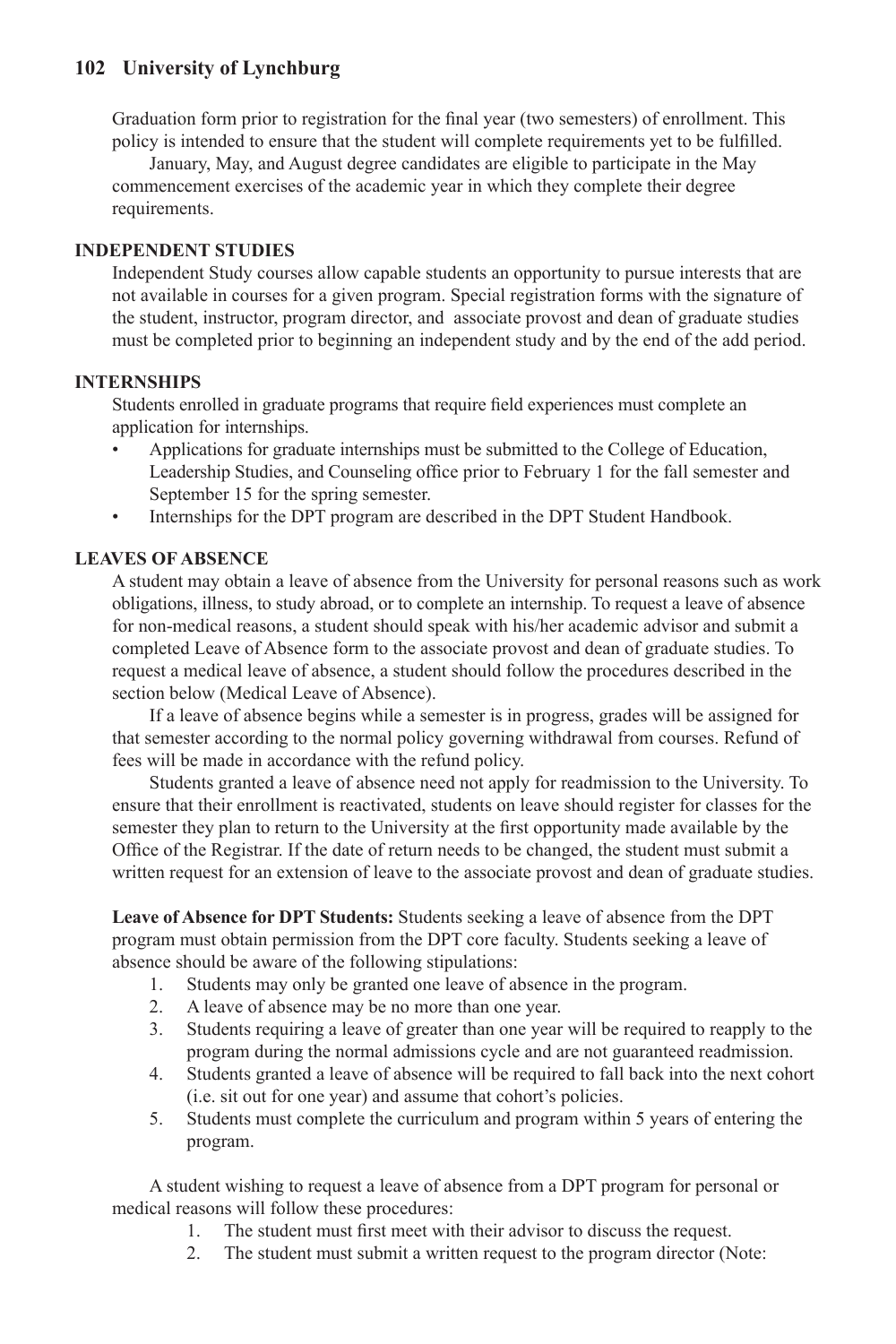Graduation form prior to registration for the final year (two semesters) of enrollment. This policy is intended to ensure that the student will complete requirements yet to be fulfilled.

January, May, and August degree candidates are eligible to participate in the May commencement exercises of the academic year in which they complete their degree requirements.

### INDEPENDENT STUDIES

Independent Study courses allow capable students an opportunity to pursue interests that are not available in courses for a given program. Special registration forms with the signature of the student, instructor, program director, and associate provost and dean of graduate studies must be completed prior to beginning an independent study and by the end of the add period.

### INTERNSHIPS

Students enrolled in graduate programs that require field experiences must complete an application for internships.

- Applications for graduate internships must be submitted to the College of Education, Leadership Studies, and Counseling office prior to February 1 for the fall semester and September 15 for the spring semester.
- Internships for the DPT program are described in the DPT Student Handbook.

### LEAVES OF ABSENCE

A student may obtain a leave of absence from the University for personal reasons such as work obligations, illness, to study abroad, or to complete an internship. To request a leave of absence for non-medical reasons, a student should speak with his/her academic advisor and submit a completed Leave of Absence form to the associate provost and dean of graduate studies. To request a medical leave of absence, a student should follow the procedures described in the section below (Medical Leave of Absence).

If a leave of absence begins while a semester is in progress, grades will be assigned for that semester according to the normal policy governing withdrawal from courses. Refund of fees will be made in accordance with the refund policy.

Students granted a leave of absence need not apply for readmission to the University. To ensure that their enrollment is reactivated, students on leave should register for classes for the semester they plan to return to the University at the first opportunity made available by the Office of the Registrar. If the date of return needs to be changed, the student must submit a written request for an extension of leave to the associate provost and dean of graduate studies.

**Leave of Absence for DPT Students:** Students seeking a leave of absence from the DPT program must obtain permission from the DPT core faculty. Students seeking a leave of absence should be aware of the following stipulations:

1. Students may only be granted one leave of absence in the program.
2. A leave of absence may be no more than one year.
3. Students requiring a leave of greater than one year will be required to reapply to the program during the normal admissions cycle and are not guaranteed readmission.
4. Students granted a leave of absence will be required to fall back into the next cohort (i.e. sit out for one year) and assume that cohort's policies.
5. Students must complete the curriculum and program within 5 years of entering the program.

A student wishing to request a leave of absence from a DPT program for personal or medical reasons will follow these procedures:

1. The student must first meet with their advisor to discuss the request.
2. The student must submit a written request to the program director (Note: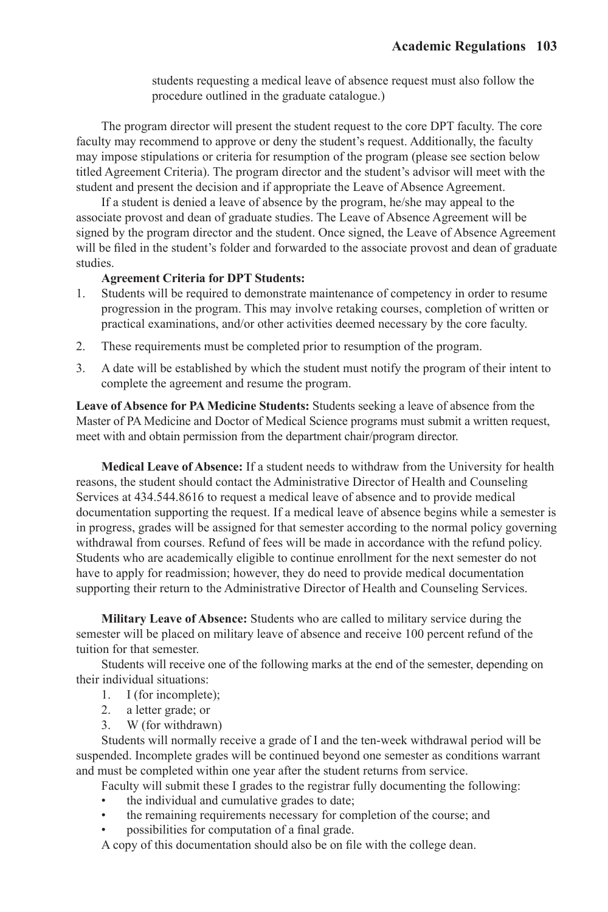students requesting a medical leave of absence request must also follow the procedure outlined in the graduate catalogue.)

The program director will present the student request to the core DPT faculty. The core faculty may recommend to approve or deny the student's request. Additionally, the faculty may impose stipulations or criteria for resumption of the program (please see section below titled Agreement Criteria). The program director and the student's advisor will meet with the student and present the decision and if appropriate the Leave of Absence Agreement.

If a student is denied a leave of absence by the program, he/she may appeal to the associate provost and dean of graduate studies. The Leave of Absence Agreement will be signed by the program director and the student. Once signed, the Leave of Absence Agreement will be filed in the student's folder and forwarded to the associate provost and dean of graduate studies.

**Agreement Criteria for DPT Students:**

1. Students will be required to demonstrate maintenance of competency in order to resume progression in the program. This may involve retaking courses, completion of written or practical examinations, and/or other activities deemed necessary by the core faculty.
2. These requirements must be completed prior to resumption of the program.
3. A date will be established by which the student must notify the program of their intent to complete the agreement and resume the program.

**Leave of Absence for PA Medicine Students:** Students seeking a leave of absence from the Master of PA Medicine and Doctor of Medical Science programs must submit a written request, meet with and obtain permission from the department chair/program director.

**Medical Leave of Absence:** If a student needs to withdraw from the University for health reasons, the student should contact the Administrative Director of Health and Counseling Services at 434.544.8616 to request a medical leave of absence and to provide medical documentation supporting the request. If a medical leave of absence begins while a semester is in progress, grades will be assigned for that semester according to the normal policy governing withdrawal from courses. Refund of fees will be made in accordance with the refund policy. Students who are academically eligible to continue enrollment for the next semester do not have to apply for readmission; however, they do need to provide medical documentation supporting their return to the Administrative Director of Health and Counseling Services.

**Military Leave of Absence:** Students who are called to military service during the semester will be placed on military leave of absence and receive 100 percent refund of the tuition for that semester.

Students will receive one of the following marks at the end of the semester, depending on their individual situations:

1. I (for incomplete);
2. a letter grade; or
3. W (for withdrawn)

Students will normally receive a grade of I and the ten-week withdrawal period will be suspended. Incomplete grades will be continued beyond one semester as conditions warrant and must be completed within one year after the student returns from service.

Faculty will submit these I grades to the registrar fully documenting the following:

- the individual and cumulative grades to date;
- the remaining requirements necessary for completion of the course; and
- possibilities for computation of a final grade.

A copy of this documentation should also be on file with the college dean.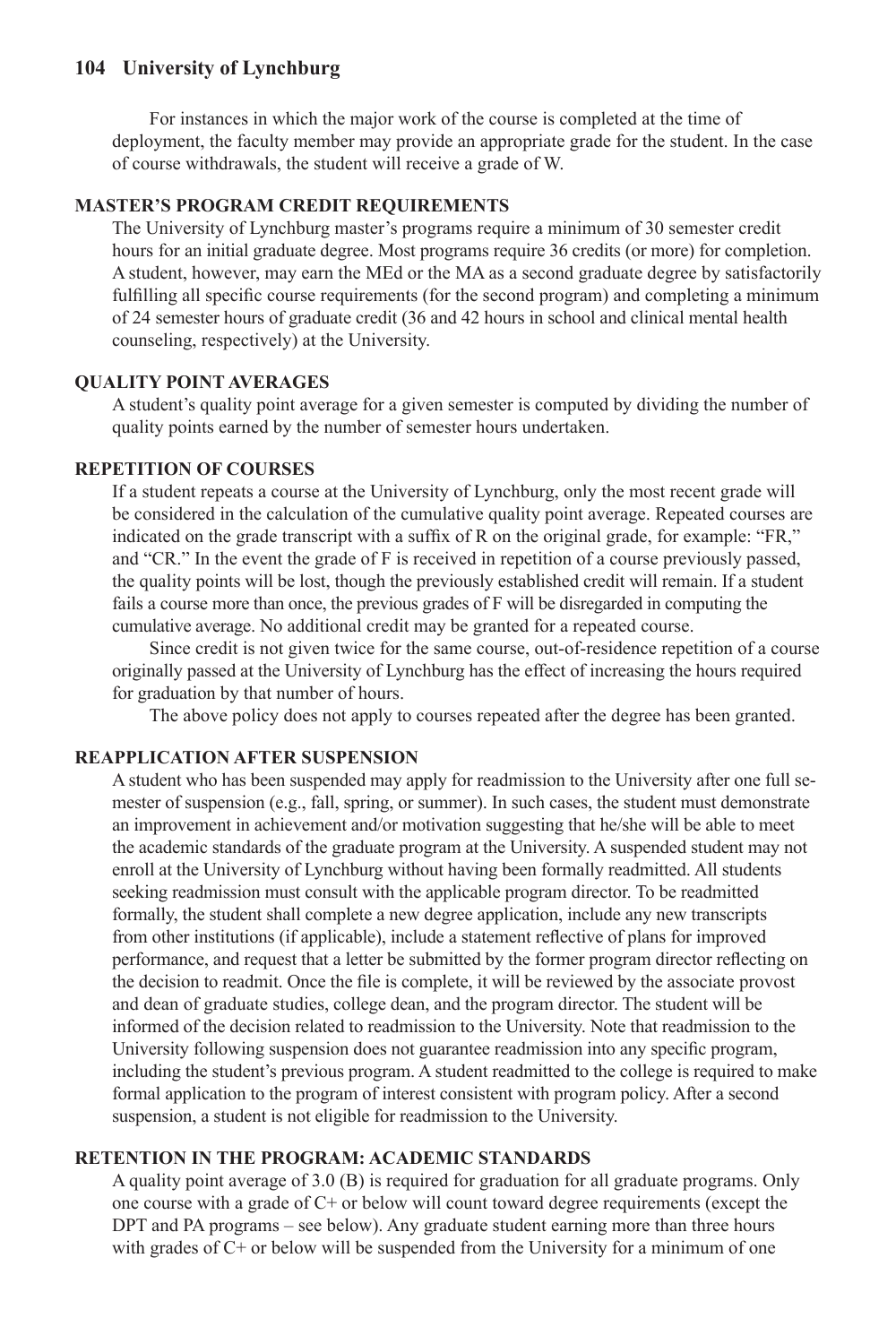For instances in which the major work of the course is completed at the time of deployment, the faculty member may provide an appropriate grade for the student. In the case of course withdrawals, the student will receive a grade of W.

### MASTER'S PROGRAM CREDIT REQUIREMENTS

The University of Lynchburg master's programs require a minimum of 30 semester credit hours for an initial graduate degree. Most programs require 36 credits (or more) for completion. A student, however, may earn the MEd or the MA as a second graduate degree by satisfactorily fulfilling all specific course requirements (for the second program) and completing a minimum of 24 semester hours of graduate credit (36 and 42 hours in school and clinical mental health counseling, respectively) at the University.

### QUALITY POINT AVERAGES

A student's quality point average for a given semester is computed by dividing the number of quality points earned by the number of semester hours undertaken.

### REPETITION OF COURSES

If a student repeats a course at the University of Lynchburg, only the most recent grade will be considered in the calculation of the cumulative quality point average. Repeated courses are indicated on the grade transcript with a suffix of R on the original grade, for example: "FR," and "CR." In the event the grade of F is received in repetition of a course previously passed, the quality points will be lost, though the previously established credit will remain. If a student fails a course more than once, the previous grades of F will be disregarded in computing the cumulative average. No additional credit may be granted for a repeated course.

Since credit is not given twice for the same course, out-of-residence repetition of a course originally passed at the University of Lynchburg has the effect of increasing the hours required for graduation by that number of hours.

The above policy does not apply to courses repeated after the degree has been granted.

### REAPPLICATION AFTER SUSPENSION

A student who has been suspended may apply for readmission to the University after one full semester of suspension (e.g., fall, spring, or summer). In such cases, the student must demonstrate an improvement in achievement and/or motivation suggesting that he/she will be able to meet the academic standards of the graduate program at the University. A suspended student may not enroll at the University of Lynchburg without having been formally readmitted. All students seeking readmission must consult with the applicable program director. To be readmitted formally, the student shall complete a new degree application, include any new transcripts from other institutions (if applicable), include a statement reflective of plans for improved performance, and request that a letter be submitted by the former program director reflecting on the decision to readmit. Once the file is complete, it will be reviewed by the associate provost and dean of graduate studies, college dean, and the program director. The student will be informed of the decision related to readmission to the University. Note that readmission to the University following suspension does not guarantee readmission into any specific program, including the student's previous program. A student readmitted to the college is required to make formal application to the program of interest consistent with program policy. After a second suspension, a student is not eligible for readmission to the University.

### RETENTION IN THE PROGRAM: ACADEMIC STANDARDS

A quality point average of 3.0 (B) is required for graduation for all graduate programs. Only one course with a grade of C+ or below will count toward degree requirements (except the DPT and PA programs – see below). Any graduate student earning more than three hours with grades of C+ or below will be suspended from the University for a minimum of one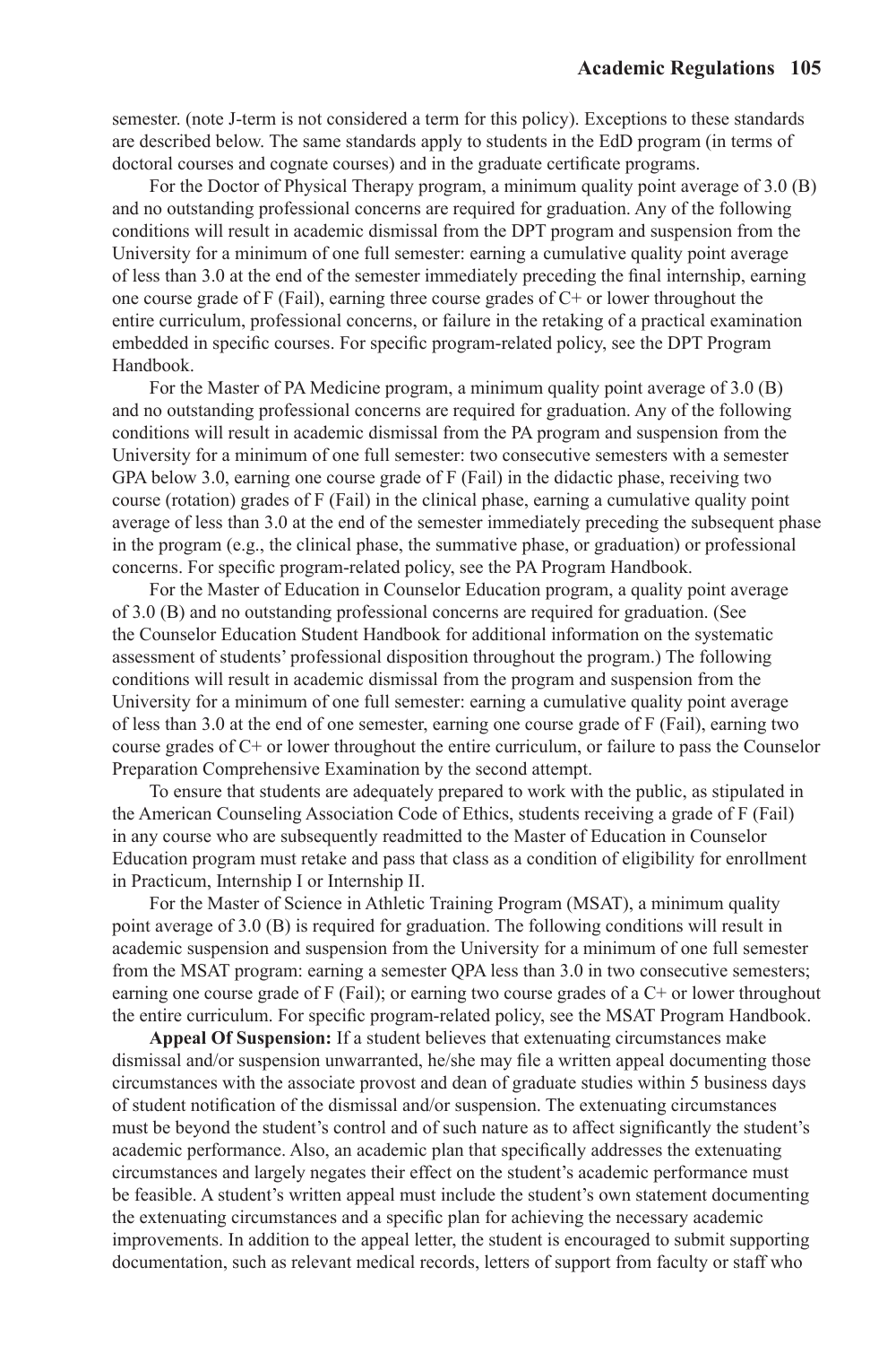semester. (note J-term is not considered a term for this policy). Exceptions to these standards are described below. The same standards apply to students in the EdD program (in terms of doctoral courses and cognate courses) and in the graduate certificate programs.

For the Doctor of Physical Therapy program, a minimum quality point average of 3.0 (B) and no outstanding professional concerns are required for graduation. Any of the following conditions will result in academic dismissal from the DPT program and suspension from the University for a minimum of one full semester: earning a cumulative quality point average of less than 3.0 at the end of the semester immediately preceding the final internship, earning one course grade of F (Fail), earning three course grades of C+ or lower throughout the entire curriculum, professional concerns, or failure in the retaking of a practical examination embedded in specific courses. For specific program-related policy, see the DPT Program Handbook.

For the Master of PA Medicine program, a minimum quality point average of 3.0 (B) and no outstanding professional concerns are required for graduation. Any of the following conditions will result in academic dismissal from the PA program and suspension from the University for a minimum of one full semester: two consecutive semesters with a semester GPA below 3.0, earning one course grade of F (Fail) in the didactic phase, receiving two course (rotation) grades of F (Fail) in the clinical phase, earning a cumulative quality point average of less than 3.0 at the end of the semester immediately preceding the subsequent phase in the program (e.g., the clinical phase, the summative phase, or graduation) or professional concerns. For specific program-related policy, see the PA Program Handbook.

For the Master of Education in Counselor Education program, a quality point average of 3.0 (B) and no outstanding professional concerns are required for graduation. (See the Counselor Education Student Handbook for additional information on the systematic assessment of students' professional disposition throughout the program.) The following conditions will result in academic dismissal from the program and suspension from the University for a minimum of one full semester: earning a cumulative quality point average of less than 3.0 at the end of one semester, earning one course grade of F (Fail), earning two course grades of C+ or lower throughout the entire curriculum, or failure to pass the Counselor Preparation Comprehensive Examination by the second attempt.

To ensure that students are adequately prepared to work with the public, as stipulated in the American Counseling Association Code of Ethics, students receiving a grade of F (Fail) in any course who are subsequently readmitted to the Master of Education in Counselor Education program must retake and pass that class as a condition of eligibility for enrollment in Practicum, Internship I or Internship II.

For the Master of Science in Athletic Training Program (MSAT), a minimum quality point average of 3.0 (B) is required for graduation. The following conditions will result in academic suspension and suspension from the University for a minimum of one full semester from the MSAT program: earning a semester QPA less than 3.0 in two consecutive semesters; earning one course grade of F (Fail); or earning two course grades of a C+ or lower throughout the entire curriculum. For specific program-related policy, see the MSAT Program Handbook.

**Appeal Of Suspension:** If a student believes that extenuating circumstances make dismissal and/or suspension unwarranted, he/she may file a written appeal documenting those circumstances with the associate provost and dean of graduate studies within 5 business days of student notification of the dismissal and/or suspension. The extenuating circumstances must be beyond the student's control and of such nature as to affect significantly the student's academic performance. Also, an academic plan that specifically addresses the extenuating circumstances and largely negates their effect on the student's academic performance must be feasible. A student's written appeal must include the student's own statement documenting the extenuating circumstances and a specific plan for achieving the necessary academic improvements. In addition to the appeal letter, the student is encouraged to submit supporting documentation, such as relevant medical records, letters of support from faculty or staff who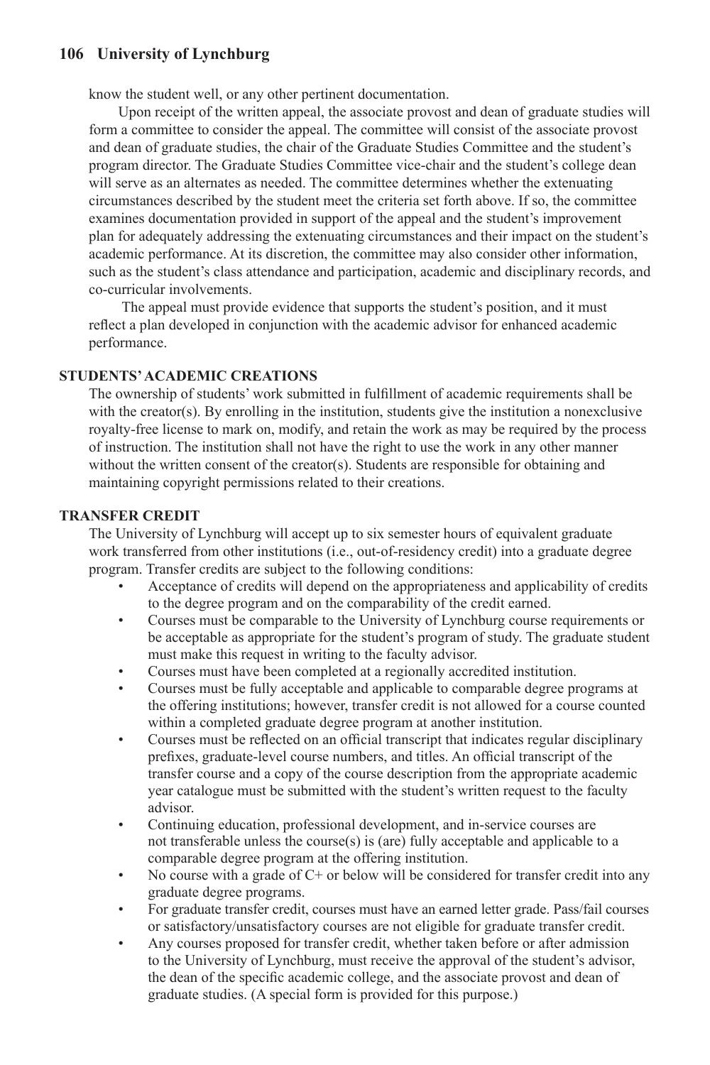know the student well, or any other pertinent documentation.

Upon receipt of the written appeal, the associate provost and dean of graduate studies will form a committee to consider the appeal. The committee will consist of the associate provost and dean of graduate studies, the chair of the Graduate Studies Committee and the student's program director. The Graduate Studies Committee vice-chair and the student's college dean will serve as an alternates as needed. The committee determines whether the extenuating circumstances described by the student meet the criteria set forth above. If so, the committee examines documentation provided in support of the appeal and the student's improvement plan for adequately addressing the extenuating circumstances and their impact on the student's academic performance. At its discretion, the committee may also consider other information, such as the student's class attendance and participation, academic and disciplinary records, and co-curricular involvements.

The appeal must provide evidence that supports the student's position, and it must reflect a plan developed in conjunction with the academic advisor for enhanced academic performance.

### STUDENTS' ACADEMIC CREATIONS

The ownership of students' work submitted in fulfillment of academic requirements shall be with the creator(s). By enrolling in the institution, students give the institution a nonexclusive royalty-free license to mark on, modify, and retain the work as may be required by the process of instruction. The institution shall not have the right to use the work in any other manner without the written consent of the creator(s). Students are responsible for obtaining and maintaining copyright permissions related to their creations.

### TRANSFER CREDIT

The University of Lynchburg will accept up to six semester hours of equivalent graduate work transferred from other institutions (i.e., out-of-residency credit) into a graduate degree program. Transfer credits are subject to the following conditions:

- Acceptance of credits will depend on the appropriateness and applicability of credits to the degree program and on the comparability of the credit earned.
- Courses must be comparable to the University of Lynchburg course requirements or be acceptable as appropriate for the student's program of study. The graduate student must make this request in writing to the faculty advisor.
- Courses must have been completed at a regionally accredited institution.
- Courses must be fully acceptable and applicable to comparable degree programs at the offering institutions; however, transfer credit is not allowed for a course counted within a completed graduate degree program at another institution.
- Courses must be reflected on an official transcript that indicates regular disciplinary prefixes, graduate-level course numbers, and titles. An official transcript of the transfer course and a copy of the course description from the appropriate academic year catalogue must be submitted with the student's written request to the faculty advisor.
- Continuing education, professional development, and in-service courses are not transferable unless the course(s) is (are) fully acceptable and applicable to a comparable degree program at the offering institution.
- No course with a grade of C+ or below will be considered for transfer credit into any graduate degree programs.
- For graduate transfer credit, courses must have an earned letter grade. Pass/fail courses or satisfactory/unsatisfactory courses are not eligible for graduate transfer credit.
- Any courses proposed for transfer credit, whether taken before or after admission to the University of Lynchburg, must receive the approval of the student's advisor, the dean of the specific academic college, and the associate provost and dean of graduate studies. (A special form is provided for this purpose.)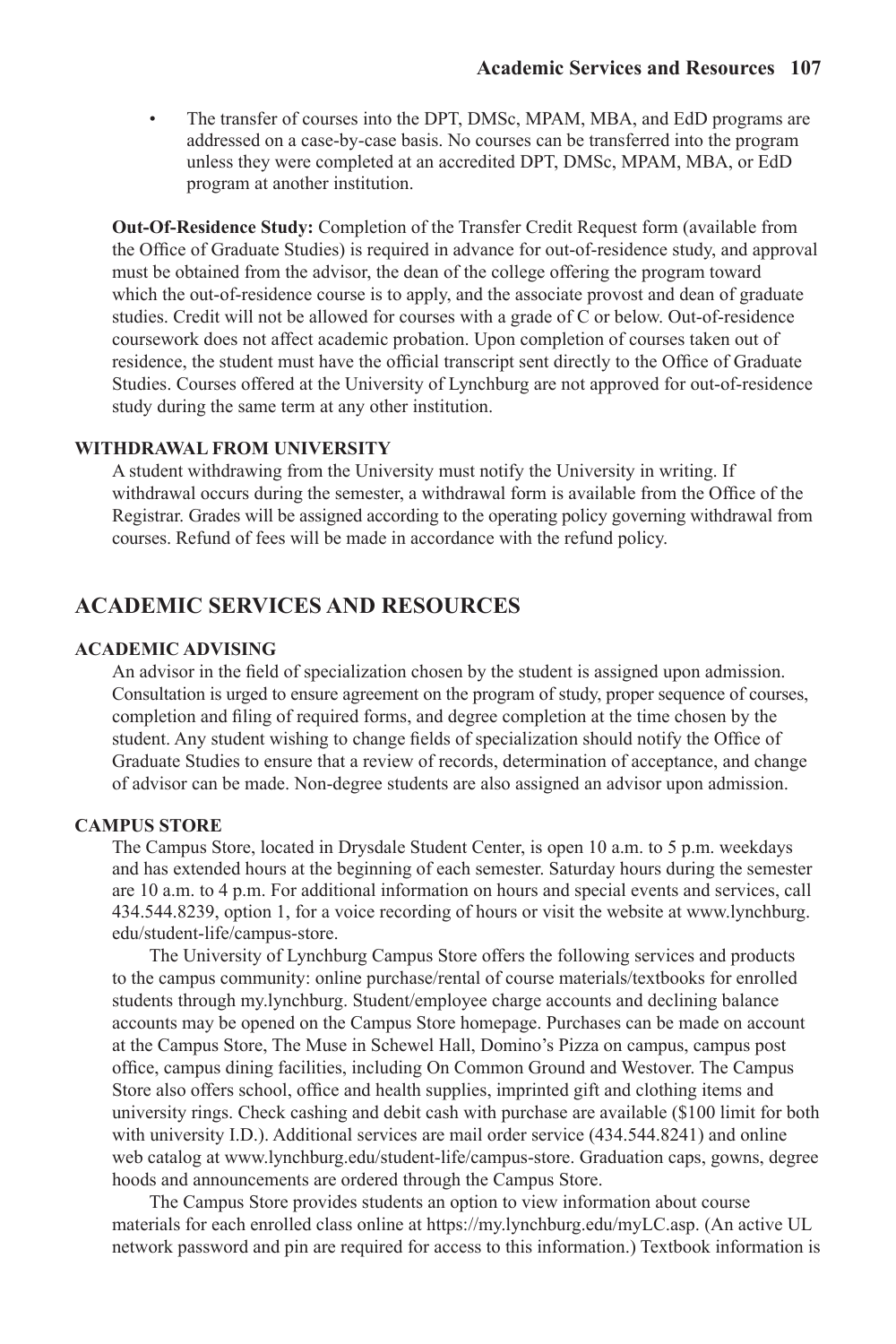- The transfer of courses into the DPT, DMSc, MPAM, MBA, and EdD programs are addressed on a case-by-case basis. No courses can be transferred into the program unless they were completed at an accredited DPT, DMSc, MPAM, MBA, or EdD program at another institution.

**Out-Of-Residence Study:** Completion of the Transfer Credit Request form (available from the Office of Graduate Studies) is required in advance for out-of-residence study, and approval must be obtained from the advisor, the dean of the college offering the program toward which the out-of-residence course is to apply, and the associate provost and dean of graduate studies. Credit will not be allowed for courses with a grade of C or below. Out-of-residence coursework does not affect academic probation. Upon completion of courses taken out of residence, the student must have the official transcript sent directly to the Office of Graduate Studies. Courses offered at the University of Lynchburg are not approved for out-of-residence study during the same term at any other institution.

### WITHDRAWAL FROM UNIVERSITY

A student withdrawing from the University must notify the University in writing. If withdrawal occurs during the semester, a withdrawal form is available from the Office of the Registrar. Grades will be assigned according to the operating policy governing withdrawal from courses. Refund of fees will be made in accordance with the refund policy.

## ACADEMIC SERVICES AND RESOURCES

### ACADEMIC ADVISING

An advisor in the field of specialization chosen by the student is assigned upon admission. Consultation is urged to ensure agreement on the program of study, proper sequence of courses, completion and filing of required forms, and degree completion at the time chosen by the student. Any student wishing to change fields of specialization should notify the Office of Graduate Studies to ensure that a review of records, determination of acceptance, and change of advisor can be made. Non-degree students are also assigned an advisor upon admission.

### CAMPUS STORE

The Campus Store, located in Drysdale Student Center, is open 10 a.m. to 5 p.m. weekdays and has extended hours at the beginning of each semester. Saturday hours during the semester are 10 a.m. to 4 p.m. For additional information on hours and special events and services, call 434.544.8239, option 1, for a voice recording of hours or visit the website at www.lynchburg.edu/student-life/campus-store.

The University of Lynchburg Campus Store offers the following services and products to the campus community: online purchase/rental of course materials/textbooks for enrolled students through my.lynchburg. Student/employee charge accounts and declining balance accounts may be opened on the Campus Store homepage. Purchases can be made on account at the Campus Store, The Muse in Schewel Hall, Domino's Pizza on campus, campus post office, campus dining facilities, including On Common Ground and Westover. The Campus Store also offers school, office and health supplies, imprinted gift and clothing items and university rings. Check cashing and debit cash with purchase are available ($100 limit for both with university I.D.). Additional services are mail order service (434.544.8241) and online web catalog at www.lynchburg.edu/student-life/campus-store. Graduation caps, gowns, degree hoods and announcements are ordered through the Campus Store.

The Campus Store provides students an option to view information about course materials for each enrolled class online at https://my.lynchburg.edu/myLC.asp. (An active UL network password and pin are required for access to this information.) Textbook information is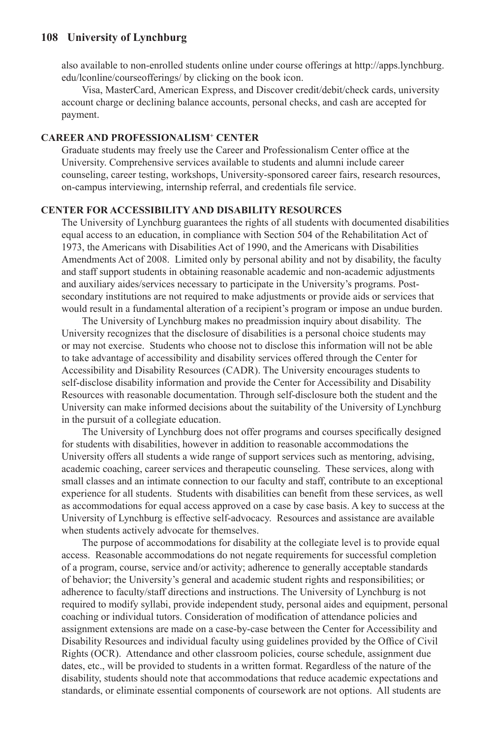also available to non-enrolled students online under course offerings at http://apps.lynchburg.edu/lconline/courseofferings/ by clicking on the book icon.

Visa, MasterCard, American Express, and Discover credit/debit/check cards, university account charge or declining balance accounts, personal checks, and cash are accepted for payment.

## CAREER AND PROFESSIONALISM+ CENTER

Graduate students may freely use the Career and Professionalism Center office at the University. Comprehensive services available to students and alumni include career counseling, career testing, workshops, University-sponsored career fairs, research resources, on-campus interviewing, internship referral, and credentials file service.

## CENTER FOR ACCESSIBILITY AND DISABILITY RESOURCES

The University of Lynchburg guarantees the rights of all students with documented disabilities equal access to an education, in compliance with Section 504 of the Rehabilitation Act of 1973, the Americans with Disabilities Act of 1990, and the Americans with Disabilities Amendments Act of 2008. Limited only by personal ability and not by disability, the faculty and staff support students in obtaining reasonable academic and non-academic adjustments and auxiliary aides/services necessary to participate in the University's programs. Post-secondary institutions are not required to make adjustments or provide aids or services that would result in a fundamental alteration of a recipient's program or impose an undue burden.

The University of Lynchburg makes no preadmission inquiry about disability. The University recognizes that the disclosure of disabilities is a personal choice students may or may not exercise. Students who choose not to disclose this information will not be able to take advantage of accessibility and disability services offered through the Center for Accessibility and Disability Resources (CADR). The University encourages students to self-disclose disability information and provide the Center for Accessibility and Disability Resources with reasonable documentation. Through self-disclosure both the student and the University can make informed decisions about the suitability of the University of Lynchburg in the pursuit of a collegiate education.

The University of Lynchburg does not offer programs and courses specifically designed for students with disabilities, however in addition to reasonable accommodations the University offers all students a wide range of support services such as mentoring, advising, academic coaching, career services and therapeutic counseling. These services, along with small classes and an intimate connection to our faculty and staff, contribute to an exceptional experience for all students. Students with disabilities can benefit from these services, as well as accommodations for equal access approved on a case by case basis. A key to success at the University of Lynchburg is effective self-advocacy. Resources and assistance are available when students actively advocate for themselves.

The purpose of accommodations for disability at the collegiate level is to provide equal access. Reasonable accommodations do not negate requirements for successful completion of a program, course, service and/or activity; adherence to generally acceptable standards of behavior; the University's general and academic student rights and responsibilities; or adherence to faculty/staff directions and instructions. The University of Lynchburg is not required to modify syllabi, provide independent study, personal aides and equipment, personal coaching or individual tutors. Consideration of modification of attendance policies and assignment extensions are made on a case-by-case between the Center for Accessibility and Disability Resources and individual faculty using guidelines provided by the Office of Civil Rights (OCR). Attendance and other classroom policies, course schedule, assignment due dates, etc., will be provided to students in a written format. Regardless of the nature of the disability, students should note that accommodations that reduce academic expectations and standards, or eliminate essential components of coursework are not options. All students are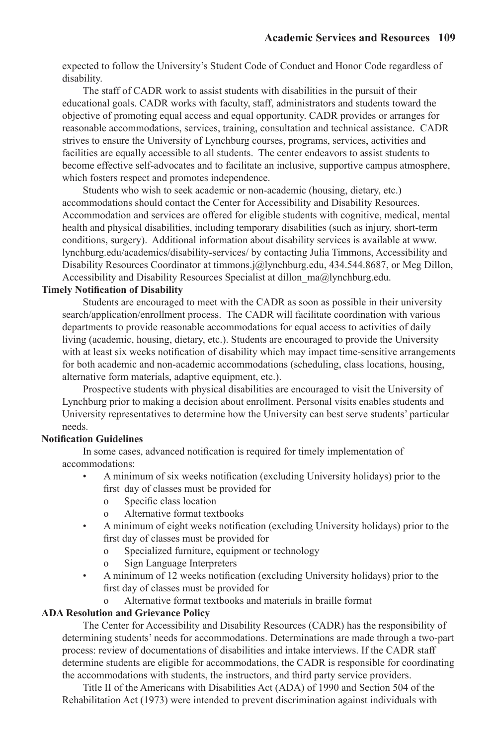expected to follow the University's Student Code of Conduct and Honor Code regardless of disability.

The staff of CADR work to assist students with disabilities in the pursuit of their educational goals. CADR works with faculty, staff, administrators and students toward the objective of promoting equal access and equal opportunity. CADR provides or arranges for reasonable accommodations, services, training, consultation and technical assistance. CADR strives to ensure the University of Lynchburg courses, programs, services, activities and facilities are equally accessible to all students. The center endeavors to assist students to become effective self-advocates and to facilitate an inclusive, supportive campus atmosphere, which fosters respect and promotes independence.

Students who wish to seek academic or non-academic (housing, dietary, etc.) accommodations should contact the Center for Accessibility and Disability Resources. Accommodation and services are offered for eligible students with cognitive, medical, mental health and physical disabilities, including temporary disabilities (such as injury, short-term conditions, surgery). Additional information about disability services is available at www.lynchburg.edu/academics/disability-services/ by contacting Julia Timmons, Accessibility and Disability Resources Coordinator at timmons.j@lynchburg.edu, 434.544.8687, or Meg Dillon, Accessibility and Disability Resources Specialist at dillon_ma@lynchburg.edu.

**Timely Notification of Disability**

Students are encouraged to meet with the CADR as soon as possible in their university search/application/enrollment process. The CADR will facilitate coordination with various departments to provide reasonable accommodations for equal access to activities of daily living (academic, housing, dietary, etc.). Students are encouraged to provide the University with at least six weeks notification of disability which may impact time-sensitive arrangements for both academic and non-academic accommodations (scheduling, class locations, housing, alternative form materials, adaptive equipment, etc.).

Prospective students with physical disabilities are encouraged to visit the University of Lynchburg prior to making a decision about enrollment. Personal visits enables students and University representatives to determine how the University can best serve students' particular needs.

**Notification Guidelines**

In some cases, advanced notification is required for timely implementation of accommodations:

- A minimum of six weeks notification (excluding University holidays) prior to the first day of classes must be provided for
  - Specific class location
  - Alternative format textbooks
- A minimum of eight weeks notification (excluding University holidays) prior to the first day of classes must be provided for
  - Specialized furniture, equipment or technology
  - Sign Language Interpreters
- A minimum of 12 weeks notification (excluding University holidays) prior to the first day of classes must be provided for
  - Alternative format textbooks and materials in braille format

**ADA Resolution and Grievance Policy**

The Center for Accessibility and Disability Resources (CADR) has the responsibility of determining students' needs for accommodations. Determinations are made through a two-part process: review of documentations of disabilities and intake interviews. If the CADR staff determine students are eligible for accommodations, the CADR is responsible for coordinating the accommodations with students, the instructors, and third party service providers.

Title II of the Americans with Disabilities Act (ADA) of 1990 and Section 504 of the Rehabilitation Act (1973) were intended to prevent discrimination against individuals with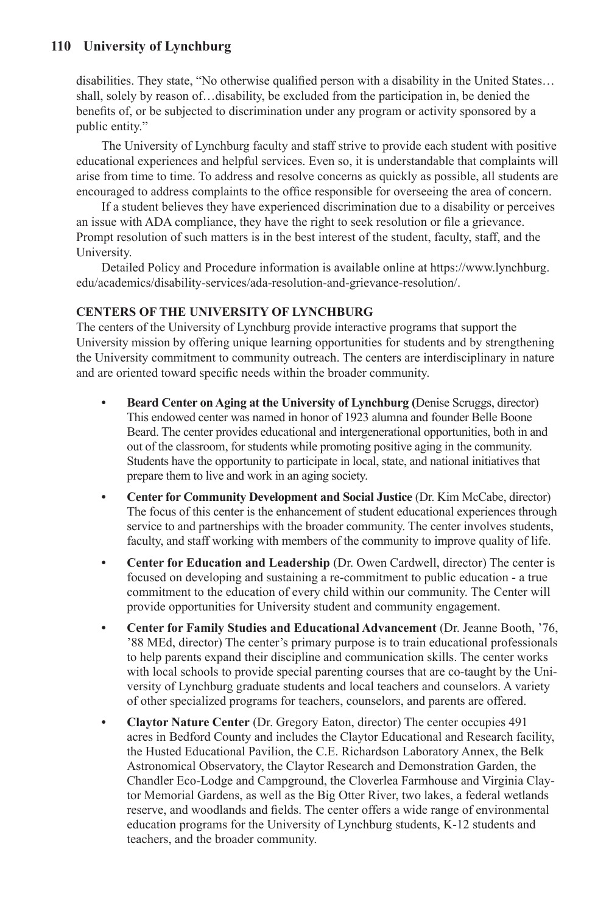disabilities. They state, "No otherwise qualified person with a disability in the United States… shall, solely by reason of…disability, be excluded from the participation in, be denied the benefits of, or be subjected to discrimination under any program or activity sponsored by a public entity."

The University of Lynchburg faculty and staff strive to provide each student with positive educational experiences and helpful services. Even so, it is understandable that complaints will arise from time to time. To address and resolve concerns as quickly as possible, all students are encouraged to address complaints to the office responsible for overseeing the area of concern.

If a student believes they have experienced discrimination due to a disability or perceives an issue with ADA compliance, they have the right to seek resolution or file a grievance. Prompt resolution of such matters is in the best interest of the student, faculty, staff, and the University.

Detailed Policy and Procedure information is available online at https://www.lynchburg.edu/academics/disability-services/ada-resolution-and-grievance-resolution/.

## CENTERS OF THE UNIVERSITY OF LYNCHBURG

The centers of the University of Lynchburg provide interactive programs that support the University mission by offering unique learning opportunities for students and by strengthening the University commitment to community outreach. The centers are interdisciplinary in nature and are oriented toward specific needs within the broader community.

- **Beard Center on Aging at the University of Lynchburg (**Denise Scruggs, director) This endowed center was named in honor of 1923 alumna and founder Belle Boone Beard. The center provides educational and intergenerational opportunities, both in and out of the classroom, for students while promoting positive aging in the community. Students have the opportunity to participate in local, state, and national initiatives that prepare them to live and work in an aging society.
- **Center for Community Development and Social Justice** (Dr. Kim McCabe, director) The focus of this center is the enhancement of student educational experiences through service to and partnerships with the broader community. The center involves students, faculty, and staff working with members of the community to improve quality of life.
- **Center for Education and Leadership** (Dr. Owen Cardwell, director) The center is focused on developing and sustaining a re-commitment to public education - a true commitment to the education of every child within our community. The Center will provide opportunities for University student and community engagement.
- **Center for Family Studies and Educational Advancement** (Dr. Jeanne Booth, '76, '88 MEd, director) The center's primary purpose is to train educational professionals to help parents expand their discipline and communication skills. The center works with local schools to provide special parenting courses that are co-taught by the University of Lynchburg graduate students and local teachers and counselors. A variety of other specialized programs for teachers, counselors, and parents are offered.
- **Claytor Nature Center** (Dr. Gregory Eaton, director) The center occupies 491 acres in Bedford County and includes the Claytor Educational and Research facility, the Husted Educational Pavilion, the C.E. Richardson Laboratory Annex, the Belk Astronomical Observatory, the Claytor Research and Demonstration Garden, the Chandler Eco-Lodge and Campground, the Cloverlea Farmhouse and Virginia Claytor Memorial Gardens, as well as the Big Otter River, two lakes, a federal wetlands reserve, and woodlands and fields. The center offers a wide range of environmental education programs for the University of Lynchburg students, K-12 students and teachers, and the broader community.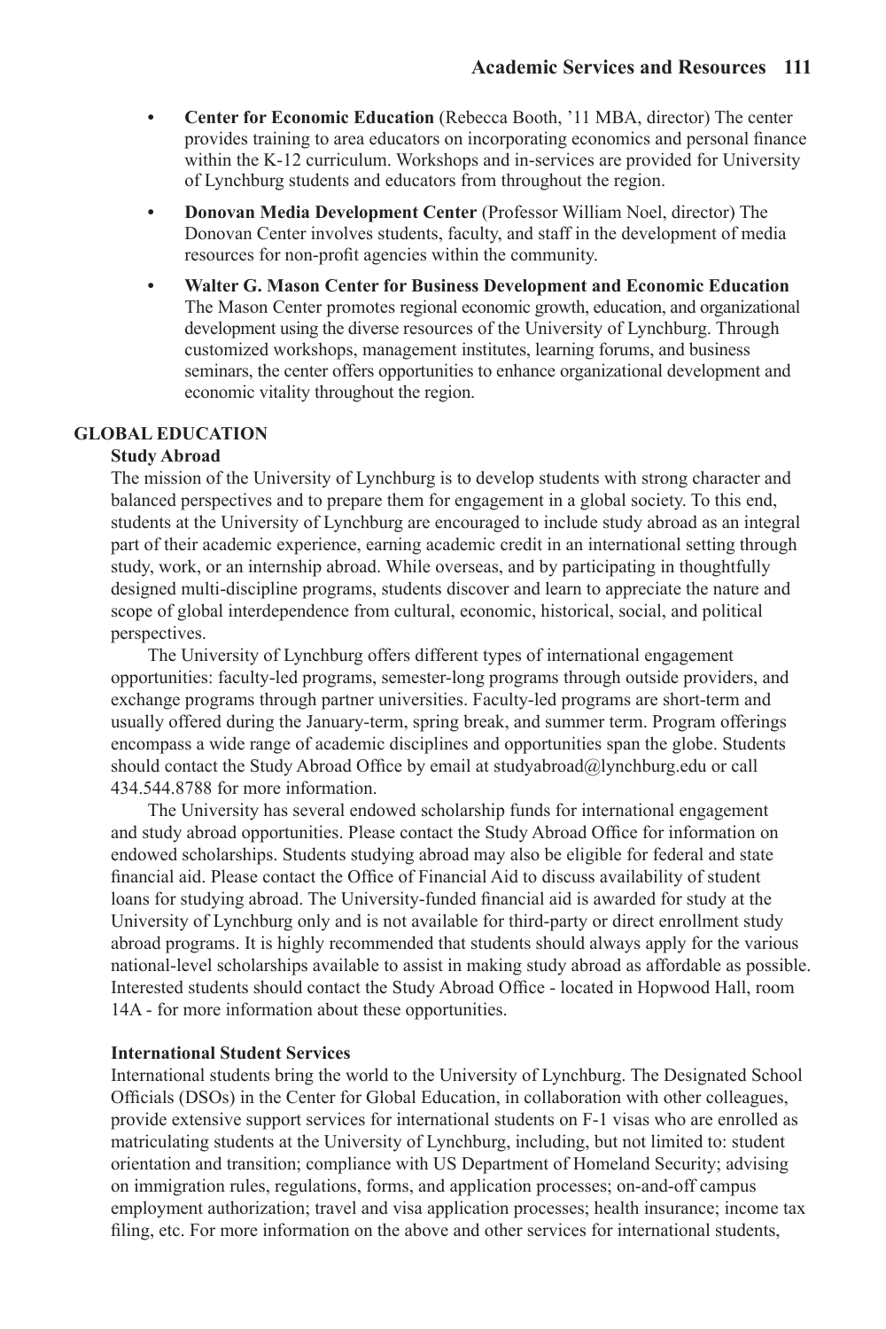- **Center for Economic Education** (Rebecca Booth, '11 MBA, director) The center provides training to area educators on incorporating economics and personal finance within the K-12 curriculum. Workshops and in-services are provided for University of Lynchburg students and educators from throughout the region.
- **Donovan Media Development Center** (Professor William Noel, director) The Donovan Center involves students, faculty, and staff in the development of media resources for non-profit agencies within the community.
- **Walter G. Mason Center for Business Development and Economic Education** The Mason Center promotes regional economic growth, education, and organizational development using the diverse resources of the University of Lynchburg. Through customized workshops, management institutes, learning forums, and business seminars, the center offers opportunities to enhance organizational development and economic vitality throughout the region.

## GLOBAL EDUCATION

### Study Abroad

The mission of the University of Lynchburg is to develop students with strong character and balanced perspectives and to prepare them for engagement in a global society. To this end, students at the University of Lynchburg are encouraged to include study abroad as an integral part of their academic experience, earning academic credit in an international setting through study, work, or an internship abroad. While overseas, and by participating in thoughtfully designed multi-discipline programs, students discover and learn to appreciate the nature and scope of global interdependence from cultural, economic, historical, social, and political perspectives.

The University of Lynchburg offers different types of international engagement opportunities: faculty-led programs, semester-long programs through outside providers, and exchange programs through partner universities. Faculty-led programs are short-term and usually offered during the January-term, spring break, and summer term. Program offerings encompass a wide range of academic disciplines and opportunities span the globe. Students should contact the Study Abroad Office by email at studyabroad@lynchburg.edu or call 434.544.8788 for more information.

The University has several endowed scholarship funds for international engagement and study abroad opportunities. Please contact the Study Abroad Office for information on endowed scholarships. Students studying abroad may also be eligible for federal and state financial aid. Please contact the Office of Financial Aid to discuss availability of student loans for studying abroad. The University-funded financial aid is awarded for study at the University of Lynchburg only and is not available for third-party or direct enrollment study abroad programs. It is highly recommended that students should always apply for the various national-level scholarships available to assist in making study abroad as affordable as possible. Interested students should contact the Study Abroad Office - located in Hopwood Hall, room 14A - for more information about these opportunities.

### International Student Services

International students bring the world to the University of Lynchburg. The Designated School Officials (DSOs) in the Center for Global Education, in collaboration with other colleagues, provide extensive support services for international students on F-1 visas who are enrolled as matriculating students at the University of Lynchburg, including, but not limited to: student orientation and transition; compliance with US Department of Homeland Security; advising on immigration rules, regulations, forms, and application processes; on-and-off campus employment authorization; travel and visa application processes; health insurance; income tax filing, etc. For more information on the above and other services for international students,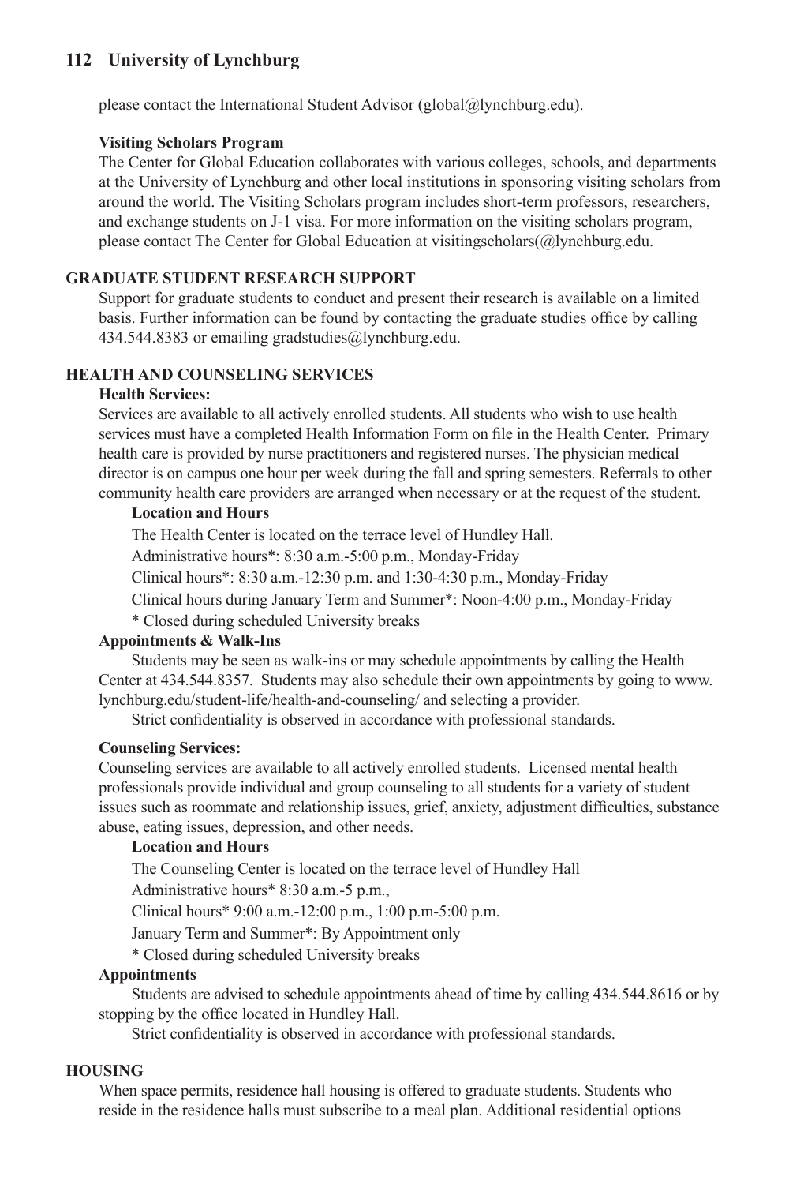please contact the International Student Advisor (global@lynchburg.edu).

**Visiting Scholars Program**

The Center for Global Education collaborates with various colleges, schools, and departments at the University of Lynchburg and other local institutions in sponsoring visiting scholars from around the world. The Visiting Scholars program includes short-term professors, researchers, and exchange students on J-1 visa. For more information on the visiting scholars program, please contact The Center for Global Education at visitingscholars(@lynchburg.edu.

## GRADUATE STUDENT RESEARCH SUPPORT

Support for graduate students to conduct and present their research is available on a limited basis. Further information can be found by contacting the graduate studies office by calling 434.544.8383 or emailing gradstudies@lynchburg.edu.

## HEALTH AND COUNSELING SERVICES

### Health Services:

Services are available to all actively enrolled students. All students who wish to use health services must have a completed Health Information Form on file in the Health Center. Primary health care is provided by nurse practitioners and registered nurses. The physician medical director is on campus one hour per week during the fall and spring semesters. Referrals to other community health care providers are arranged when necessary or at the request of the student.

**Location and Hours**

The Health Center is located on the terrace level of Hundley Hall.

Administrative hours*: 8:30 a.m.-5:00 p.m., Monday-Friday

Clinical hours*: 8:30 a.m.-12:30 p.m. and 1:30-4:30 p.m., Monday-Friday

Clinical hours during January Term and Summer*: Noon-4:00 p.m., Monday-Friday

* Closed during scheduled University breaks

**Appointments & Walk-Ins**

Students may be seen as walk-ins or may schedule appointments by calling the Health Center at 434.544.8357. Students may also schedule their own appointments by going to www.lynchburg.edu/student-life/health-and-counseling/ and selecting a provider.

Strict confidentiality is observed in accordance with professional standards.

### Counseling Services:

Counseling services are available to all actively enrolled students. Licensed mental health professionals provide individual and group counseling to all students for a variety of student issues such as roommate and relationship issues, grief, anxiety, adjustment difficulties, substance abuse, eating issues, depression, and other needs.

**Location and Hours**

The Counseling Center is located on the terrace level of Hundley Hall

Administrative hours* 8:30 a.m.-5 p.m.,

Clinical hours* 9:00 a.m.-12:00 p.m., 1:00 p.m-5:00 p.m.

January Term and Summer*: By Appointment only

* Closed during scheduled University breaks

**Appointments**

Students are advised to schedule appointments ahead of time by calling 434.544.8616 or by stopping by the office located in Hundley Hall.

Strict confidentiality is observed in accordance with professional standards.

## HOUSING

When space permits, residence hall housing is offered to graduate students. Students who reside in the residence halls must subscribe to a meal plan. Additional residential options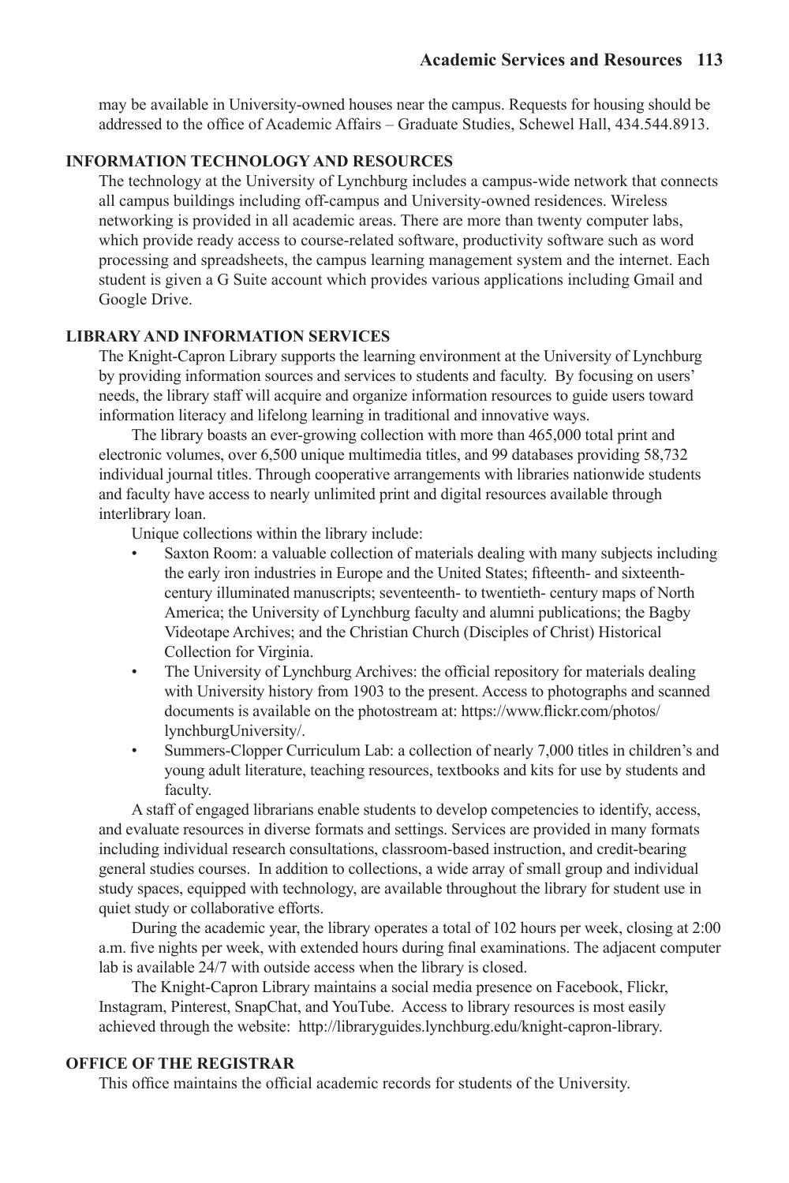may be available in University-owned houses near the campus. Requests for housing should be addressed to the office of Academic Affairs – Graduate Studies, Schewel Hall, 434.544.8913.

## INFORMATION TECHNOLOGY AND RESOURCES

The technology at the University of Lynchburg includes a campus-wide network that connects all campus buildings including off-campus and University-owned residences. Wireless networking is provided in all academic areas. There are more than twenty computer labs, which provide ready access to course-related software, productivity software such as word processing and spreadsheets, the campus learning management system and the internet. Each student is given a G Suite account which provides various applications including Gmail and Google Drive.

## LIBRARY AND INFORMATION SERVICES

The Knight-Capron Library supports the learning environment at the University of Lynchburg by providing information sources and services to students and faculty. By focusing on users' needs, the library staff will acquire and organize information resources to guide users toward information literacy and lifelong learning in traditional and innovative ways.

The library boasts an ever-growing collection with more than 465,000 total print and electronic volumes, over 6,500 unique multimedia titles, and 99 databases providing 58,732 individual journal titles. Through cooperative arrangements with libraries nationwide students and faculty have access to nearly unlimited print and digital resources available through interlibrary loan.

Unique collections within the library include:

- Saxton Room: a valuable collection of materials dealing with many subjects including the early iron industries in Europe and the United States; fifteenth- and sixteenth-century illuminated manuscripts; seventeenth- to twentieth- century maps of North America; the University of Lynchburg faculty and alumni publications; the Bagby Videotape Archives; and the Christian Church (Disciples of Christ) Historical Collection for Virginia.
- The University of Lynchburg Archives: the official repository for materials dealing with University history from 1903 to the present. Access to photographs and scanned documents is available on the photostream at: https://www.flickr.com/photos/lynchburgUniversity/.
- Summers-Clopper Curriculum Lab: a collection of nearly 7,000 titles in children's and young adult literature, teaching resources, textbooks and kits for use by students and faculty.

A staff of engaged librarians enable students to develop competencies to identify, access, and evaluate resources in diverse formats and settings. Services are provided in many formats including individual research consultations, classroom-based instruction, and credit-bearing general studies courses. In addition to collections, a wide array of small group and individual study spaces, equipped with technology, are available throughout the library for student use in quiet study or collaborative efforts.

During the academic year, the library operates a total of 102 hours per week, closing at 2:00 a.m. five nights per week, with extended hours during final examinations. The adjacent computer lab is available 24/7 with outside access when the library is closed.

The Knight-Capron Library maintains a social media presence on Facebook, Flickr, Instagram, Pinterest, SnapChat, and YouTube. Access to library resources is most easily achieved through the website: http://libraryguides.lynchburg.edu/knight-capron-library.

## OFFICE OF THE REGISTRAR

This office maintains the official academic records for students of the University.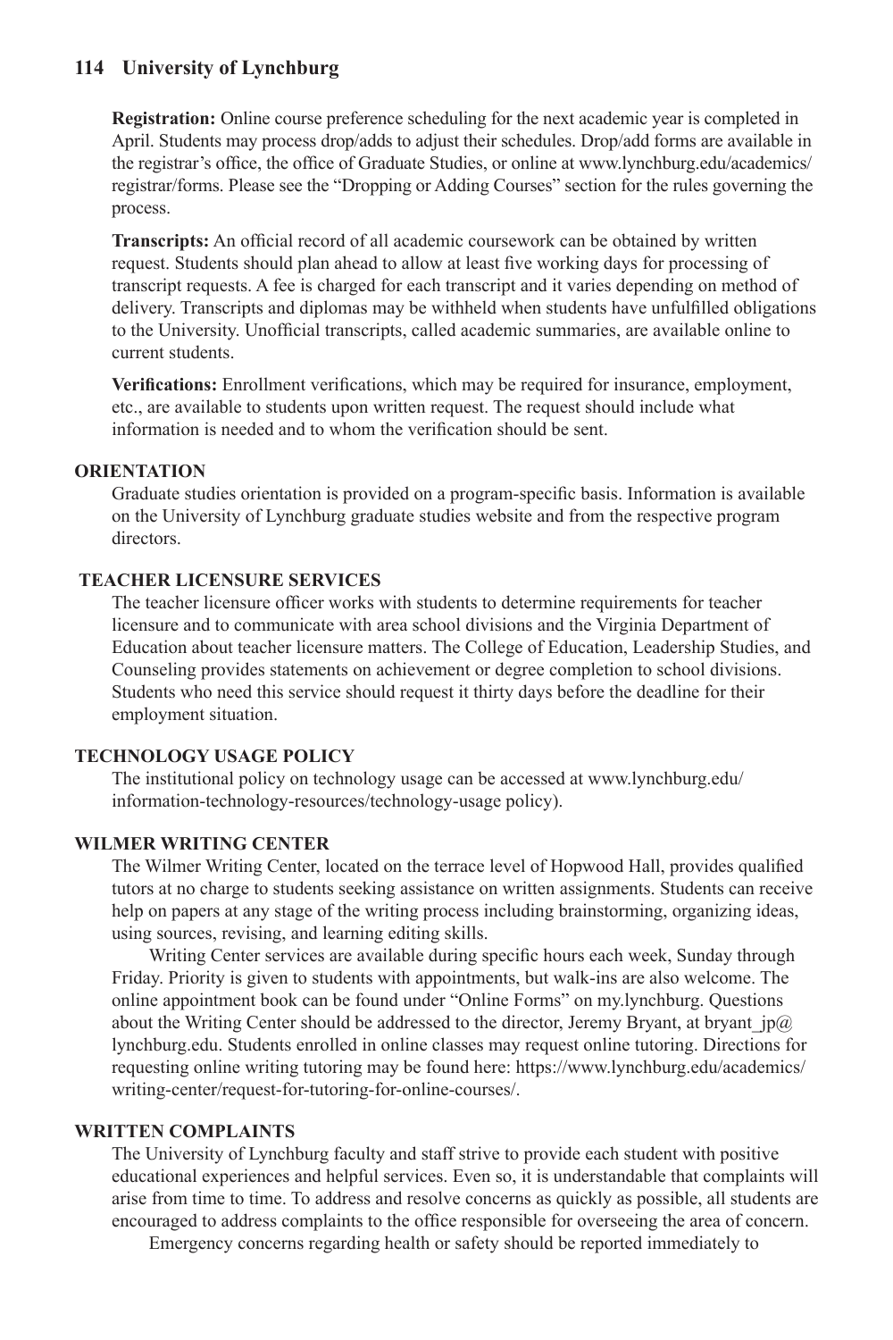**Registration:** Online course preference scheduling for the next academic year is completed in April. Students may process drop/adds to adjust their schedules. Drop/add forms are available in the registrar's office, the office of Graduate Studies, or online at www.lynchburg.edu/academics/registrar/forms. Please see the "Dropping or Adding Courses" section for the rules governing the process.

**Transcripts:** An official record of all academic coursework can be obtained by written request. Students should plan ahead to allow at least five working days for processing of transcript requests. A fee is charged for each transcript and it varies depending on method of delivery. Transcripts and diplomas may be withheld when students have unfulfilled obligations to the University. Unofficial transcripts, called academic summaries, are available online to current students.

**Verifications:** Enrollment verifications, which may be required for insurance, employment, etc., are available to students upon written request. The request should include what information is needed and to whom the verification should be sent.

## ORIENTATION

Graduate studies orientation is provided on a program-specific basis. Information is available on the University of Lynchburg graduate studies website and from the respective program directors.

## TEACHER LICENSURE SERVICES

The teacher licensure officer works with students to determine requirements for teacher licensure and to communicate with area school divisions and the Virginia Department of Education about teacher licensure matters. The College of Education, Leadership Studies, and Counseling provides statements on achievement or degree completion to school divisions. Students who need this service should request it thirty days before the deadline for their employment situation.

## TECHNOLOGY USAGE POLICY

The institutional policy on technology usage can be accessed at www.lynchburg.edu/information-technology-resources/technology-usage policy).

## WILMER WRITING CENTER

The Wilmer Writing Center, located on the terrace level of Hopwood Hall, provides qualified tutors at no charge to students seeking assistance on written assignments. Students can receive help on papers at any stage of the writing process including brainstorming, organizing ideas, using sources, revising, and learning editing skills.

Writing Center services are available during specific hours each week, Sunday through Friday. Priority is given to students with appointments, but walk-ins are also welcome. The online appointment book can be found under "Online Forms" on my.lynchburg. Questions about the Writing Center should be addressed to the director, Jeremy Bryant, at bryant_jp@lynchburg.edu. Students enrolled in online classes may request online tutoring. Directions for requesting online writing tutoring may be found here: https://www.lynchburg.edu/academics/writing-center/request-for-tutoring-for-online-courses/.

## WRITTEN COMPLAINTS

The University of Lynchburg faculty and staff strive to provide each student with positive educational experiences and helpful services. Even so, it is understandable that complaints will arise from time to time. To address and resolve concerns as quickly as possible, all students are encouraged to address complaints to the office responsible for overseeing the area of concern.

Emergency concerns regarding health or safety should be reported immediately to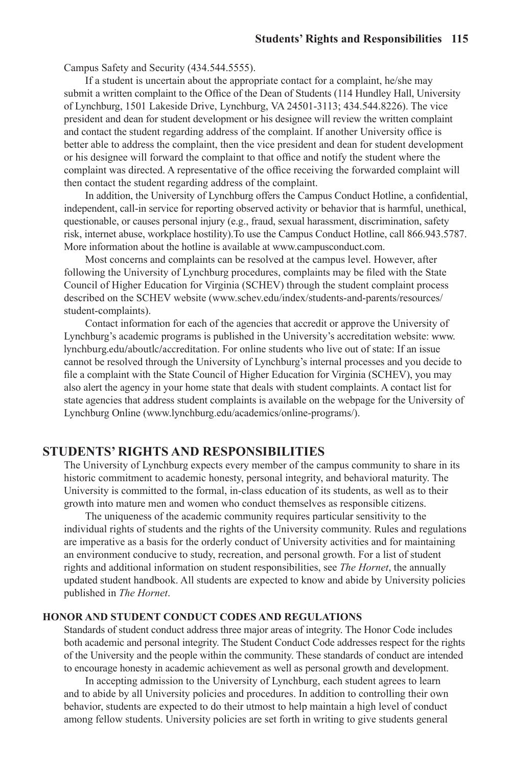Campus Safety and Security (434.544.5555).

If a student is uncertain about the appropriate contact for a complaint, he/she may submit a written complaint to the Office of the Dean of Students (114 Hundley Hall, University of Lynchburg, 1501 Lakeside Drive, Lynchburg, VA 24501-3113; 434.544.8226). The vice president and dean for student development or his designee will review the written complaint and contact the student regarding address of the complaint. If another University office is better able to address the complaint, then the vice president and dean for student development or his designee will forward the complaint to that office and notify the student where the complaint was directed. A representative of the office receiving the forwarded complaint will then contact the student regarding address of the complaint.

In addition, the University of Lynchburg offers the Campus Conduct Hotline, a confidential, independent, call-in service for reporting observed activity or behavior that is harmful, unethical, questionable, or causes personal injury (e.g., fraud, sexual harassment, discrimination, safety risk, internet abuse, workplace hostility).To use the Campus Conduct Hotline, call 866.943.5787. More information about the hotline is available at www.campusconduct.com.

Most concerns and complaints can be resolved at the campus level. However, after following the University of Lynchburg procedures, complaints may be filed with the State Council of Higher Education for Virginia (SCHEV) through the student complaint process described on the SCHEV website (www.schev.edu/index/students-and-parents/resources/student-complaints).

Contact information for each of the agencies that accredit or approve the University of Lynchburg's academic programs is published in the University's accreditation website: www.lynchburg.edu/aboutlc/accreditation. For online students who live out of state: If an issue cannot be resolved through the University of Lynchburg's internal processes and you decide to file a complaint with the State Council of Higher Education for Virginia (SCHEV), you may also alert the agency in your home state that deals with student complaints. A contact list for state agencies that address student complaints is available on the webpage for the University of Lynchburg Online (www.lynchburg.edu/academics/online-programs/).

## STUDENTS' RIGHTS AND RESPONSIBILITIES

The University of Lynchburg expects every member of the campus community to share in its historic commitment to academic honesty, personal integrity, and behavioral maturity. The University is committed to the formal, in-class education of its students, as well as to their growth into mature men and women who conduct themselves as responsible citizens.

The uniqueness of the academic community requires particular sensitivity to the individual rights of students and the rights of the University community. Rules and regulations are imperative as a basis for the orderly conduct of University activities and for maintaining an environment conducive to study, recreation, and personal growth. For a list of student rights and additional information on student responsibilities, see *The Hornet*, the annually updated student handbook. All students are expected to know and abide by University policies published in *The Hornet*.

### HONOR AND STUDENT CONDUCT CODES AND REGULATIONS

Standards of student conduct address three major areas of integrity. The Honor Code includes both academic and personal integrity. The Student Conduct Code addresses respect for the rights of the University and the people within the community. These standards of conduct are intended to encourage honesty in academic achievement as well as personal growth and development.

In accepting admission to the University of Lynchburg, each student agrees to learn and to abide by all University policies and procedures. In addition to controlling their own behavior, students are expected to do their utmost to help maintain a high level of conduct among fellow students. University policies are set forth in writing to give students general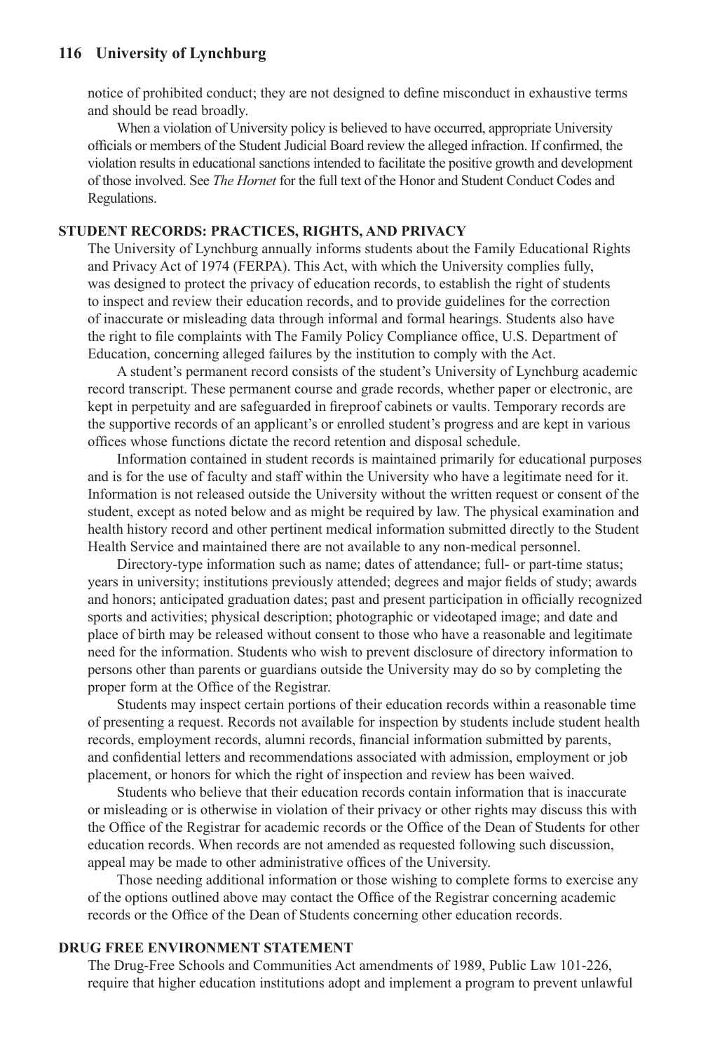notice of prohibited conduct; they are not designed to define misconduct in exhaustive terms and should be read broadly.

When a violation of University policy is believed to have occurred, appropriate University officials or members of the Student Judicial Board review the alleged infraction. If confirmed, the violation results in educational sanctions intended to facilitate the positive growth and development of those involved. See *The Hornet* for the full text of the Honor and Student Conduct Codes and Regulations.

## STUDENT RECORDS: PRACTICES, RIGHTS, AND PRIVACY

The University of Lynchburg annually informs students about the Family Educational Rights and Privacy Act of 1974 (FERPA). This Act, with which the University complies fully, was designed to protect the privacy of education records, to establish the right of students to inspect and review their education records, and to provide guidelines for the correction of inaccurate or misleading data through informal and formal hearings. Students also have the right to file complaints with The Family Policy Compliance office, U.S. Department of Education, concerning alleged failures by the institution to comply with the Act.

A student's permanent record consists of the student's University of Lynchburg academic record transcript. These permanent course and grade records, whether paper or electronic, are kept in perpetuity and are safeguarded in fireproof cabinets or vaults. Temporary records are the supportive records of an applicant's or enrolled student's progress and are kept in various offices whose functions dictate the record retention and disposal schedule.

Information contained in student records is maintained primarily for educational purposes and is for the use of faculty and staff within the University who have a legitimate need for it. Information is not released outside the University without the written request or consent of the student, except as noted below and as might be required by law. The physical examination and health history record and other pertinent medical information submitted directly to the Student Health Service and maintained there are not available to any non-medical personnel.

Directory-type information such as name; dates of attendance; full- or part-time status; years in university; institutions previously attended; degrees and major fields of study; awards and honors; anticipated graduation dates; past and present participation in officially recognized sports and activities; physical description; photographic or videotaped image; and date and place of birth may be released without consent to those who have a reasonable and legitimate need for the information. Students who wish to prevent disclosure of directory information to persons other than parents or guardians outside the University may do so by completing the proper form at the Office of the Registrar.

Students may inspect certain portions of their education records within a reasonable time of presenting a request. Records not available for inspection by students include student health records, employment records, alumni records, financial information submitted by parents, and confidential letters and recommendations associated with admission, employment or job placement, or honors for which the right of inspection and review has been waived.

Students who believe that their education records contain information that is inaccurate or misleading or is otherwise in violation of their privacy or other rights may discuss this with the Office of the Registrar for academic records or the Office of the Dean of Students for other education records. When records are not amended as requested following such discussion, appeal may be made to other administrative offices of the University.

Those needing additional information or those wishing to complete forms to exercise any of the options outlined above may contact the Office of the Registrar concerning academic records or the Office of the Dean of Students concerning other education records.

## DRUG FREE ENVIRONMENT STATEMENT

The Drug-Free Schools and Communities Act amendments of 1989, Public Law 101-226, require that higher education institutions adopt and implement a program to prevent unlawful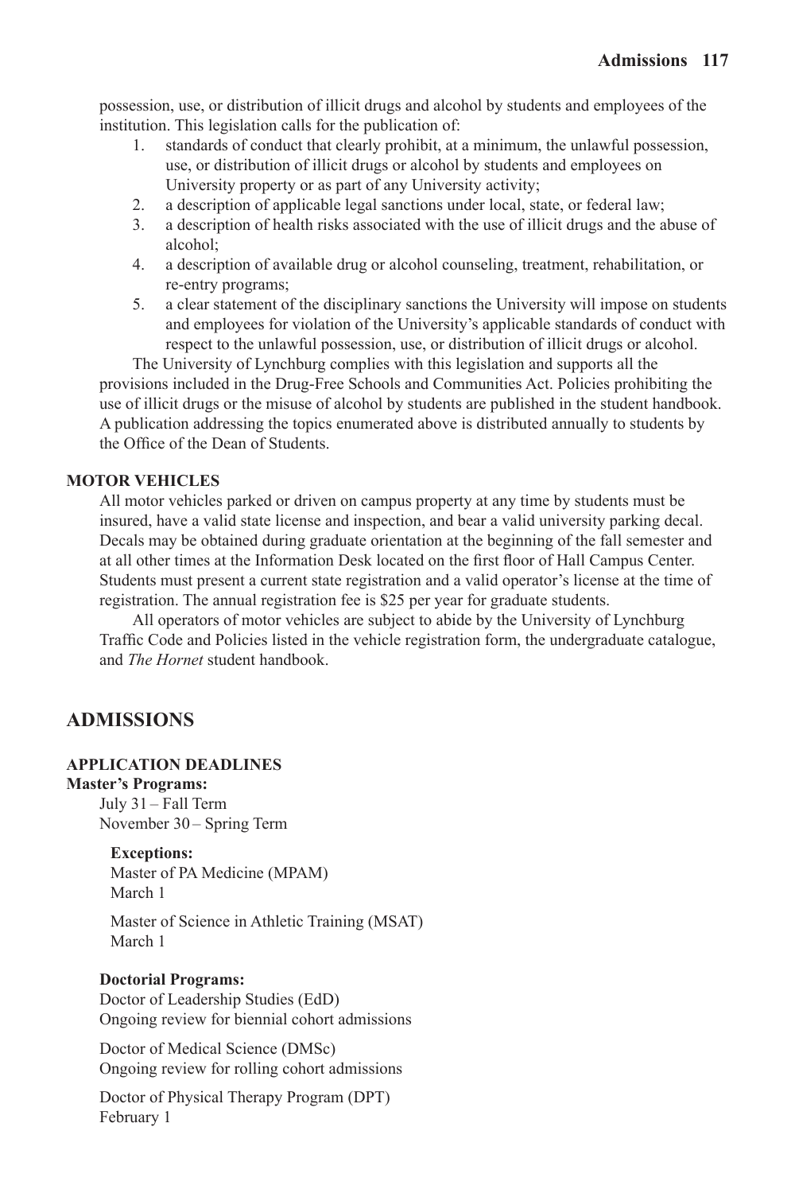possession, use, or distribution of illicit drugs and alcohol by students and employees of the institution. This legislation calls for the publication of:

1. standards of conduct that clearly prohibit, at a minimum, the unlawful possession, use, or distribution of illicit drugs or alcohol by students and employees on University property or as part of any University activity;
2. a description of applicable legal sanctions under local, state, or federal law;
3. a description of health risks associated with the use of illicit drugs and the abuse of alcohol;
4. a description of available drug or alcohol counseling, treatment, rehabilitation, or re-entry programs;
5. a clear statement of the disciplinary sanctions the University will impose on students and employees for violation of the University's applicable standards of conduct with respect to the unlawful possession, use, or distribution of illicit drugs or alcohol.

The University of Lynchburg complies with this legislation and supports all the provisions included in the Drug-Free Schools and Communities Act. Policies prohibiting the use of illicit drugs or the misuse of alcohol by students are published in the student handbook. A publication addressing the topics enumerated above is distributed annually to students by the Office of the Dean of Students.

### MOTOR VEHICLES

All motor vehicles parked or driven on campus property at any time by students must be insured, have a valid state license and inspection, and bear a valid university parking decal. Decals may be obtained during graduate orientation at the beginning of the fall semester and at all other times at the Information Desk located on the first floor of Hall Campus Center. Students must present a current state registration and a valid operator's license at the time of registration. The annual registration fee is $25 per year for graduate students.

All operators of motor vehicles are subject to abide by the University of Lynchburg Traffic Code and Policies listed in the vehicle registration form, the undergraduate catalogue, and *The Hornet* student handbook.

## ADMISSIONS

### APPLICATION DEADLINES

**Master's Programs:**

July 31 – Fall Term
November 30 – Spring Term

**Exceptions:**

Master of PA Medicine (MPAM)
March 1

Master of Science in Athletic Training (MSAT)
March 1

**Doctorial Programs:**

Doctor of Leadership Studies (EdD)
Ongoing review for biennial cohort admissions

Doctor of Medical Science (DMSc)
Ongoing review for rolling cohort admissions

Doctor of Physical Therapy Program (DPT)
February 1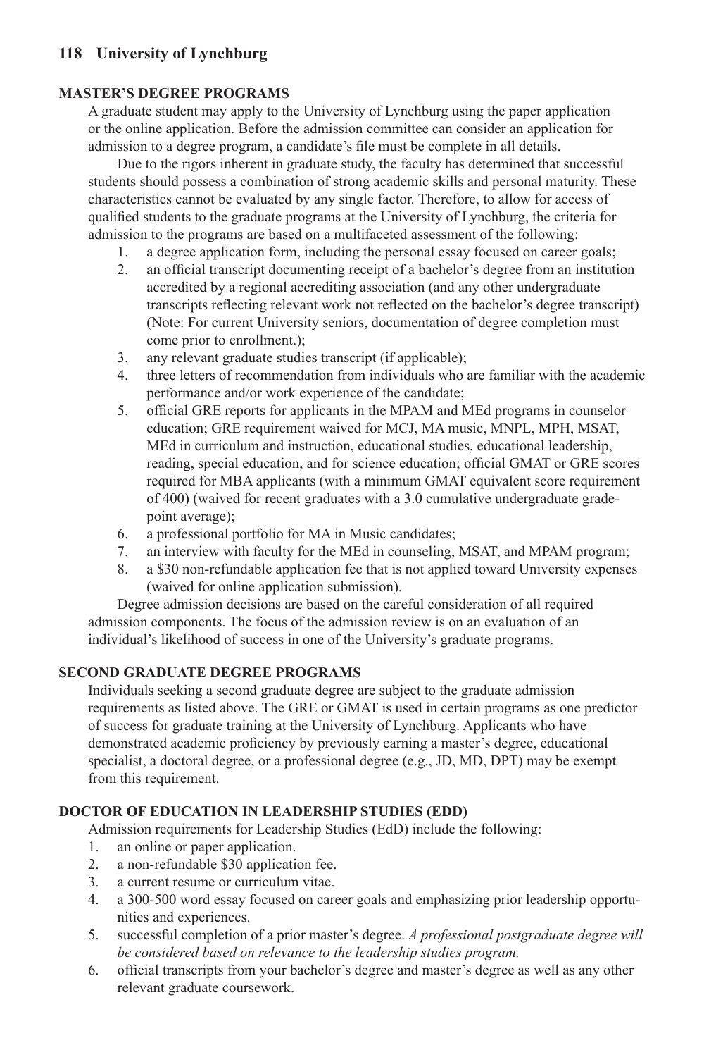## MASTER'S DEGREE PROGRAMS

A graduate student may apply to the University of Lynchburg using the paper application or the online application. Before the admission committee can consider an application for admission to a degree program, a candidate's file must be complete in all details.

Due to the rigors inherent in graduate study, the faculty has determined that successful students should possess a combination of strong academic skills and personal maturity. These characteristics cannot be evaluated by any single factor. Therefore, to allow for access of qualified students to the graduate programs at the University of Lynchburg, the criteria for admission to the programs are based on a multifaceted assessment of the following:

1. a degree application form, including the personal essay focused on career goals;
2. an official transcript documenting receipt of a bachelor's degree from an institution accredited by a regional accrediting association (and any other undergraduate transcripts reflecting relevant work not reflected on the bachelor's degree transcript) (Note: For current University seniors, documentation of degree completion must come prior to enrollment.);
3. any relevant graduate studies transcript (if applicable);
4. three letters of recommendation from individuals who are familiar with the academic performance and/or work experience of the candidate;
5. official GRE reports for applicants in the MPAM and MEd programs in counselor education; GRE requirement waived for MCJ, MA music, MNPL, MPH, MSAT, MEd in curriculum and instruction, educational studies, educational leadership, reading, special education, and for science education; official GMAT or GRE scores required for MBA applicants (with a minimum GMAT equivalent score requirement of 400) (waived for recent graduates with a 3.0 cumulative undergraduate grade-point average);
6. a professional portfolio for MA in Music candidates;
7. an interview with faculty for the MEd in counseling, MSAT, and MPAM program;
8. a $30 non-refundable application fee that is not applied toward University expenses (waived for online application submission).

Degree admission decisions are based on the careful consideration of all required admission components. The focus of the admission review is on an evaluation of an individual's likelihood of success in one of the University's graduate programs.

## SECOND GRADUATE DEGREE PROGRAMS

Individuals seeking a second graduate degree are subject to the graduate admission requirements as listed above. The GRE or GMAT is used in certain programs as one predictor of success for graduate training at the University of Lynchburg. Applicants who have demonstrated academic proficiency by previously earning a master's degree, educational specialist, a doctoral degree, or a professional degree (e.g., JD, MD, DPT) may be exempt from this requirement.

## DOCTOR OF EDUCATION IN LEADERSHIP STUDIES (EDD)

Admission requirements for Leadership Studies (EdD) include the following:

1. an online or paper application.
2. a non-refundable $30 application fee.
3. a current resume or curriculum vitae.
4. a 300-500 word essay focused on career goals and emphasizing prior leadership opportunities and experiences.
5. successful completion of a prior master's degree. *A professional postgraduate degree will be considered based on relevance to the leadership studies program.*
6. official transcripts from your bachelor's degree and master's degree as well as any other relevant graduate coursework.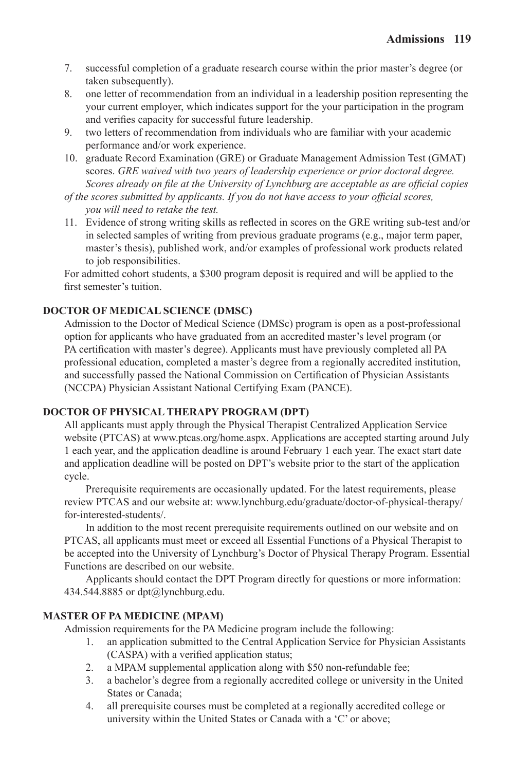7. successful completion of a graduate research course within the prior master's degree (or taken subsequently).
8. one letter of recommendation from an individual in a leadership position representing the your current employer, which indicates support for the your participation in the program and verifies capacity for successful future leadership.
9. two letters of recommendation from individuals who are familiar with your academic performance and/or work experience.
10. graduate Record Examination (GRE) or Graduate Management Admission Test (GMAT) scores. *GRE waived with two years of leadership experience or prior doctoral degree. Scores already on file at the University of Lynchburg are acceptable as are official copies of the scores submitted by applicants. If you do not have access to your official scores, you will need to retake the test.*
11. Evidence of strong writing skills as reflected in scores on the GRE writing sub-test and/or in selected samples of writing from previous graduate programs (e.g., major term paper, master's thesis), published work, and/or examples of professional work products related to job responsibilities.

For admitted cohort students, a $300 program deposit is required and will be applied to the first semester's tuition.

### DOCTOR OF MEDICAL SCIENCE (DMSC)

Admission to the Doctor of Medical Science (DMSc) program is open as a post-professional option for applicants who have graduated from an accredited master's level program (or PA certification with master's degree). Applicants must have previously completed all PA professional education, completed a master's degree from a regionally accredited institution, and successfully passed the National Commission on Certification of Physician Assistants (NCCPA) Physician Assistant National Certifying Exam (PANCE).

### DOCTOR OF PHYSICAL THERAPY PROGRAM (DPT)

All applicants must apply through the Physical Therapist Centralized Application Service website (PTCAS) at www.ptcas.org/home.aspx. Applications are accepted starting around July 1 each year, and the application deadline is around February 1 each year. The exact start date and application deadline will be posted on DPT's website prior to the start of the application cycle.

Prerequisite requirements are occasionally updated. For the latest requirements, please review PTCAS and our website at: www.lynchburg.edu/graduate/doctor-of-physical-therapy/for-interested-students/.

In addition to the most recent prerequisite requirements outlined on our website and on PTCAS, all applicants must meet or exceed all Essential Functions of a Physical Therapist to be accepted into the University of Lynchburg's Doctor of Physical Therapy Program. Essential Functions are described on our website.

Applicants should contact the DPT Program directly for questions or more information: 434.544.8885 or dpt@lynchburg.edu.

### MASTER OF PA MEDICINE (MPAM)

Admission requirements for the PA Medicine program include the following:

1. an application submitted to the Central Application Service for Physician Assistants (CASPA) with a verified application status;
2. a MPAM supplemental application along with $50 non-refundable fee;
3. a bachelor's degree from a regionally accredited college or university in the United States or Canada;
4. all prerequisite courses must be completed at a regionally accredited college or university within the United States or Canada with a 'C' or above;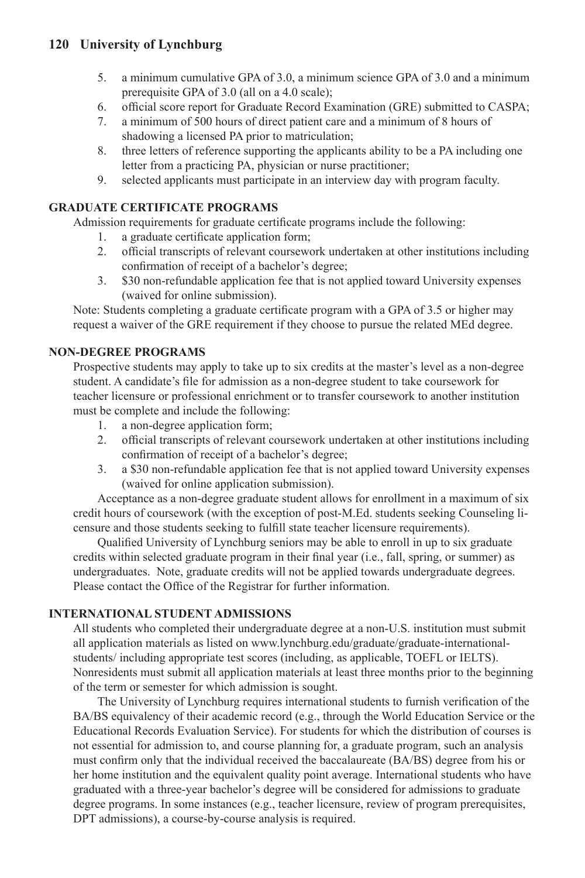5. a minimum cumulative GPA of 3.0, a minimum science GPA of 3.0 and a minimum prerequisite GPA of 3.0 (all on a 4.0 scale);
6. official score report for Graduate Record Examination (GRE) submitted to CASPA;
7. a minimum of 500 hours of direct patient care and a minimum of 8 hours of shadowing a licensed PA prior to matriculation;
8. three letters of reference supporting the applicants ability to be a PA including one letter from a practicing PA, physician or nurse practitioner;
9. selected applicants must participate in an interview day with program faculty.

### GRADUATE CERTIFICATE PROGRAMS

Admission requirements for graduate certificate programs include the following:

1. a graduate certificate application form;
2. official transcripts of relevant coursework undertaken at other institutions including confirmation of receipt of a bachelor's degree;
3. $30 non-refundable application fee that is not applied toward University expenses (waived for online submission).

Note: Students completing a graduate certificate program with a GPA of 3.5 or higher may request a waiver of the GRE requirement if they choose to pursue the related MEd degree.

### NON-DEGREE PROGRAMS

Prospective students may apply to take up to six credits at the master's level as a non-degree student. A candidate's file for admission as a non-degree student to take coursework for teacher licensure or professional enrichment or to transfer coursework to another institution must be complete and include the following:

1. a non-degree application form;
2. official transcripts of relevant coursework undertaken at other institutions including confirmation of receipt of a bachelor's degree;
3. a $30 non-refundable application fee that is not applied toward University expenses (waived for online application submission).

Acceptance as a non-degree graduate student allows for enrollment in a maximum of six credit hours of coursework (with the exception of post-M.Ed. students seeking Counseling licensure and those students seeking to fulfill state teacher licensure requirements).

Qualified University of Lynchburg seniors may be able to enroll in up to six graduate credits within selected graduate program in their final year (i.e., fall, spring, or summer) as undergraduates. Note, graduate credits will not be applied towards undergraduate degrees. Please contact the Office of the Registrar for further information.

### INTERNATIONAL STUDENT ADMISSIONS

All students who completed their undergraduate degree at a non-U.S. institution must submit all application materials as listed on www.lynchburg.edu/graduate/graduate-international-students/ including appropriate test scores (including, as applicable, TOEFL or IELTS). Nonresidents must submit all application materials at least three months prior to the beginning of the term or semester for which admission is sought.

The University of Lynchburg requires international students to furnish verification of the BA/BS equivalency of their academic record (e.g., through the World Education Service or the Educational Records Evaluation Service). For students for which the distribution of courses is not essential for admission to, and course planning for, a graduate program, such an analysis must confirm only that the individual received the baccalaureate (BA/BS) degree from his or her home institution and the equivalent quality point average. International students who have graduated with a three-year bachelor's degree will be considered for admissions to graduate degree programs. In some instances (e.g., teacher licensure, review of program prerequisites, DPT admissions), a course-by-course analysis is required.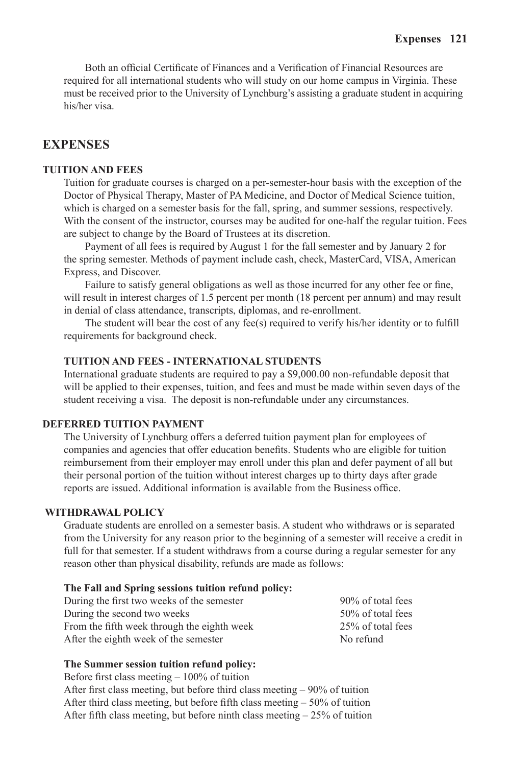Both an official Certificate of Finances and a Verification of Financial Resources are required for all international students who will study on our home campus in Virginia. These must be received prior to the University of Lynchburg's assisting a graduate student in acquiring his/her visa.

## EXPENSES

### TUITION AND FEES

Tuition for graduate courses is charged on a per-semester-hour basis with the exception of the Doctor of Physical Therapy, Master of PA Medicine, and Doctor of Medical Science tuition, which is charged on a semester basis for the fall, spring, and summer sessions, respectively. With the consent of the instructor, courses may be audited for one-half the regular tuition. Fees are subject to change by the Board of Trustees at its discretion.

Payment of all fees is required by August 1 for the fall semester and by January 2 for the spring semester. Methods of payment include cash, check, MasterCard, VISA, American Express, and Discover.

Failure to satisfy general obligations as well as those incurred for any other fee or fine, will result in interest charges of 1.5 percent per month (18 percent per annum) and may result in denial of class attendance, transcripts, diplomas, and re-enrollment.

The student will bear the cost of any fee(s) required to verify his/her identity or to fulfill requirements for background check.

### TUITION AND FEES - INTERNATIONAL STUDENTS

International graduate students are required to pay a $9,000.00 non-refundable deposit that will be applied to their expenses, tuition, and fees and must be made within seven days of the student receiving a visa. The deposit is non-refundable under any circumstances.

### DEFERRED TUITION PAYMENT

The University of Lynchburg offers a deferred tuition payment plan for employees of companies and agencies that offer education benefits. Students who are eligible for tuition reimbursement from their employer may enroll under this plan and defer payment of all but their personal portion of the tuition without interest charges up to thirty days after grade reports are issued. Additional information is available from the Business office.

### WITHDRAWAL POLICY

Graduate students are enrolled on a semester basis. A student who withdraws or is separated from the University for any reason prior to the beginning of a semester will receive a credit in full for that semester. If a student withdraws from a course during a regular semester for any reason other than physical disability, refunds are made as follows:

**The Fall and Spring sessions tuition refund policy:**

| | |
|---|---|
| During the first two weeks of the semester | 90% of total fees |
| During the second two weeks | 50% of total fees |
| From the fifth week through the eighth week | 25% of total fees |
| After the eighth week of the semester | No refund |

**The Summer session tuition refund policy:**

Before first class meeting – 100% of tuition
After first class meeting, but before third class meeting – 90% of tuition
After third class meeting, but before fifth class meeting – 50% of tuition
After fifth class meeting, but before ninth class meeting – 25% of tuition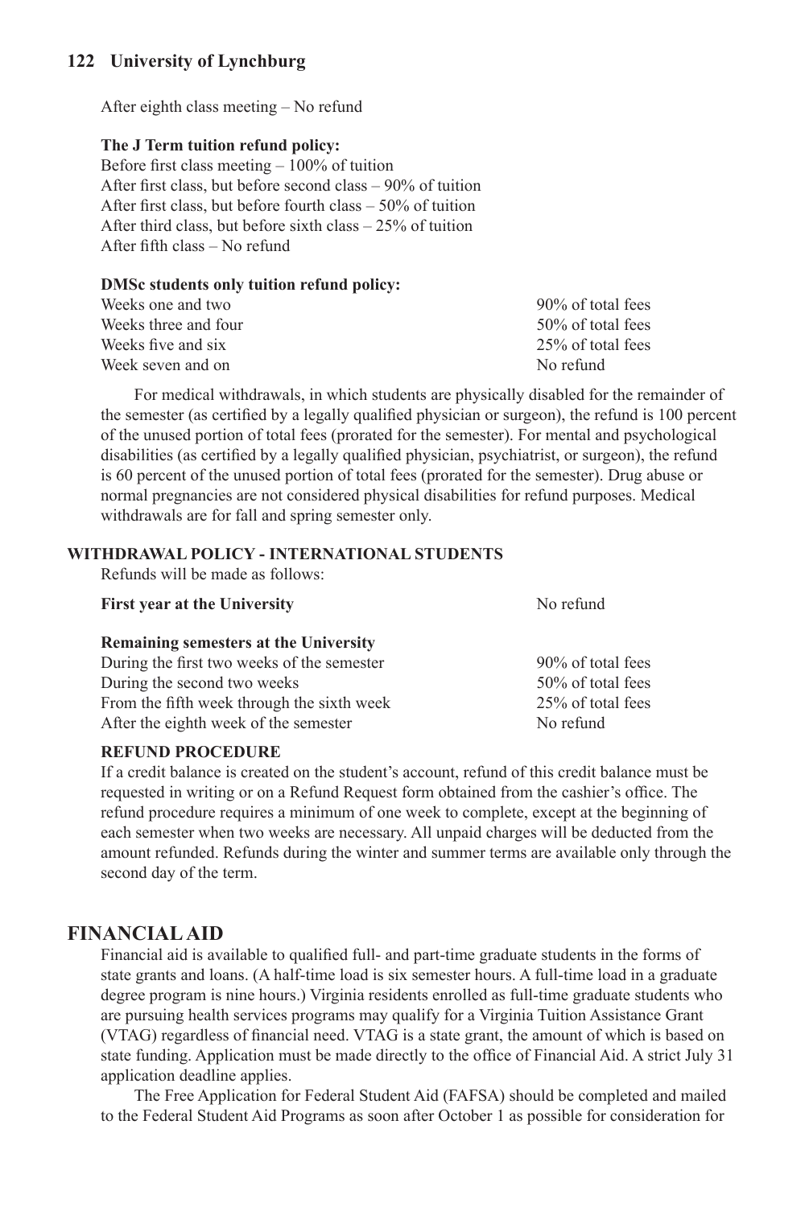After eighth class meeting – No refund

**The J Term tuition refund policy:**
Before first class meeting – 100% of tuition
After first class, but before second class – 90% of tuition
After first class, but before fourth class – 50% of tuition
After third class, but before sixth class – 25% of tuition
After fifth class – No refund

**DMSc students only tuition refund policy:**

| | |
|---|---|
| Weeks one and two | 90% of total fees |
| Weeks three and four | 50% of total fees |
| Weeks five and six | 25% of total fees |
| Week seven and on | No refund |

For medical withdrawals, in which students are physically disabled for the remainder of the semester (as certified by a legally qualified physician or surgeon), the refund is 100 percent of the unused portion of total fees (prorated for the semester). For mental and psychological disabilities (as certified by a legally qualified physician, psychiatrist, or surgeon), the refund is 60 percent of the unused portion of total fees (prorated for the semester). Drug abuse or normal pregnancies are not considered physical disabilities for refund purposes. Medical withdrawals are for fall and spring semester only.

### WITHDRAWAL POLICY - INTERNATIONAL STUDENTS

Refunds will be made as follows:

| | |
|---|---|
| **First year at the University** | No refund |
| **Remaining semesters at the University** | |
| During the first two weeks of the semester | 90% of total fees |
| During the second two weeks | 50% of total fees |
| From the fifth week through the sixth week | 25% of total fees |
| After the eighth week of the semester | No refund |

**REFUND PROCEDURE**

If a credit balance is created on the student's account, refund of this credit balance must be requested in writing or on a Refund Request form obtained from the cashier's office. The refund procedure requires a minimum of one week to complete, except at the beginning of each semester when two weeks are necessary. All unpaid charges will be deducted from the amount refunded. Refunds during the winter and summer terms are available only through the second day of the term.

## FINANCIAL AID

Financial aid is available to qualified full- and part-time graduate students in the forms of state grants and loans. (A half-time load is six semester hours. A full-time load in a graduate degree program is nine hours.) Virginia residents enrolled as full-time graduate students who are pursuing health services programs may qualify for a Virginia Tuition Assistance Grant (VTAG) regardless of financial need. VTAG is a state grant, the amount of which is based on state funding. Application must be made directly to the office of Financial Aid. A strict July 31 application deadline applies.

The Free Application for Federal Student Aid (FAFSA) should be completed and mailed to the Federal Student Aid Programs as soon after October 1 as possible for consideration for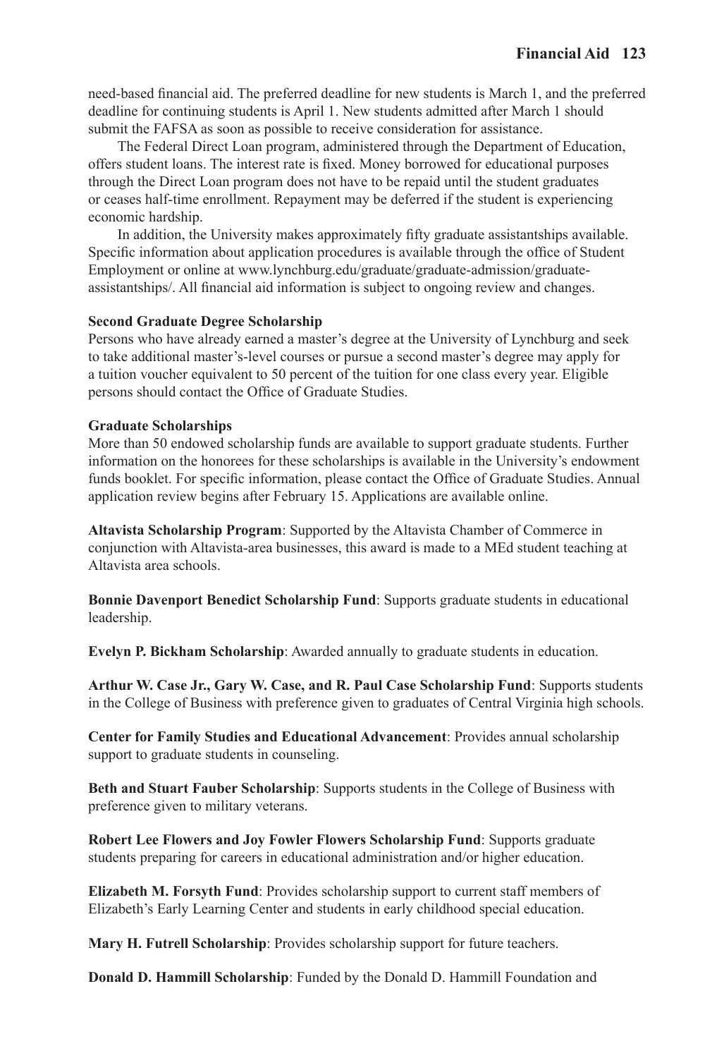need-based financial aid. The preferred deadline for new students is March 1, and the preferred deadline for continuing students is April 1. New students admitted after March 1 should submit the FAFSA as soon as possible to receive consideration for assistance.

The Federal Direct Loan program, administered through the Department of Education, offers student loans. The interest rate is fixed. Money borrowed for educational purposes through the Direct Loan program does not have to be repaid until the student graduates or ceases half-time enrollment. Repayment may be deferred if the student is experiencing economic hardship.

In addition, the University makes approximately fifty graduate assistantships available. Specific information about application procedures is available through the office of Student Employment or online at www.lynchburg.edu/graduate/graduate-admission/graduate-assistantships/. All financial aid information is subject to ongoing review and changes.

**Second Graduate Degree Scholarship**

Persons who have already earned a master's degree at the University of Lynchburg and seek to take additional master's-level courses or pursue a second master's degree may apply for a tuition voucher equivalent to 50 percent of the tuition for one class every year. Eligible persons should contact the Office of Graduate Studies.

**Graduate Scholarships**

More than 50 endowed scholarship funds are available to support graduate students. Further information on the honorees for these scholarships is available in the University's endowment funds booklet. For specific information, please contact the Office of Graduate Studies. Annual application review begins after February 15. Applications are available online.

**Altavista Scholarship Program**: Supported by the Altavista Chamber of Commerce in conjunction with Altavista-area businesses, this award is made to a MEd student teaching at Altavista area schools.

**Bonnie Davenport Benedict Scholarship Fund**: Supports graduate students in educational leadership.

**Evelyn P. Bickham Scholarship**: Awarded annually to graduate students in education.

**Arthur W. Case Jr., Gary W. Case, and R. Paul Case Scholarship Fund**: Supports students in the College of Business with preference given to graduates of Central Virginia high schools.

**Center for Family Studies and Educational Advancement**: Provides annual scholarship support to graduate students in counseling.

**Beth and Stuart Fauber Scholarship**: Supports students in the College of Business with preference given to military veterans.

**Robert Lee Flowers and Joy Fowler Flowers Scholarship Fund**: Supports graduate students preparing for careers in educational administration and/or higher education.

**Elizabeth M. Forsyth Fund**: Provides scholarship support to current staff members of Elizabeth's Early Learning Center and students in early childhood special education.

**Mary H. Futrell Scholarship**: Provides scholarship support for future teachers.

**Donald D. Hammill Scholarship**: Funded by the Donald D. Hammill Foundation and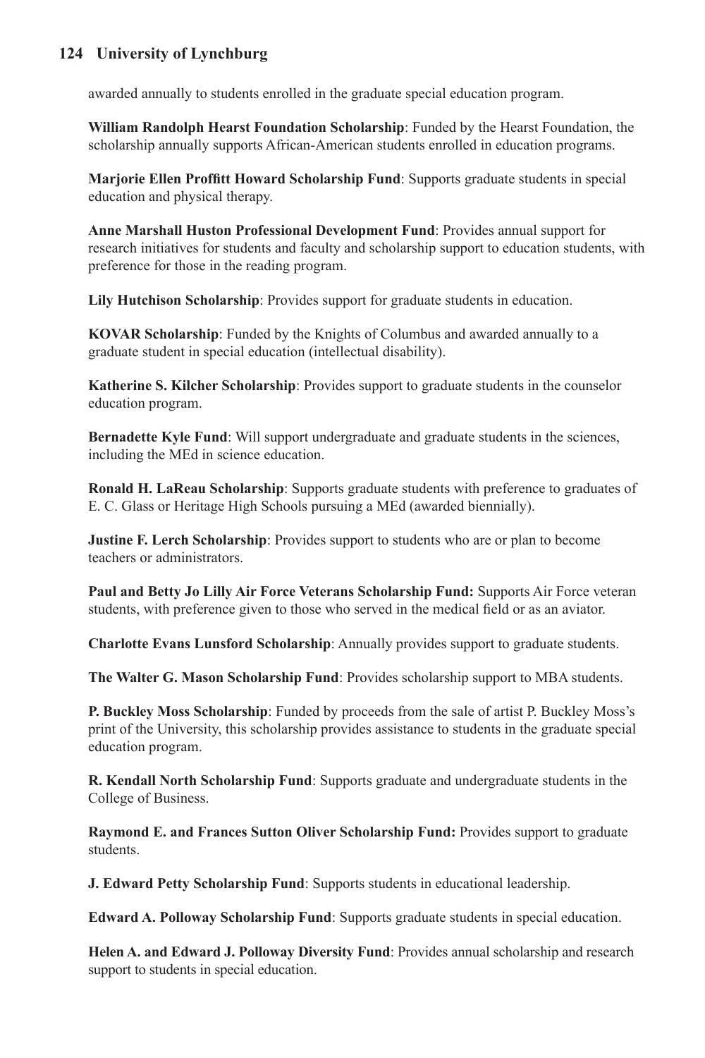awarded annually to students enrolled in the graduate special education program.

**William Randolph Hearst Foundation Scholarship**: Funded by the Hearst Foundation, the scholarship annually supports African-American students enrolled in education programs.

**Marjorie Ellen Proffitt Howard Scholarship Fund**: Supports graduate students in special education and physical therapy.

**Anne Marshall Huston Professional Development Fund**: Provides annual support for research initiatives for students and faculty and scholarship support to education students, with preference for those in the reading program.

**Lily Hutchison Scholarship**: Provides support for graduate students in education.

**KOVAR Scholarship**: Funded by the Knights of Columbus and awarded annually to a graduate student in special education (intellectual disability).

**Katherine S. Kilcher Scholarship**: Provides support to graduate students in the counselor education program.

**Bernadette Kyle Fund**: Will support undergraduate and graduate students in the sciences, including the MEd in science education.

**Ronald H. LaReau Scholarship**: Supports graduate students with preference to graduates of E. C. Glass or Heritage High Schools pursuing a MEd (awarded biennially).

**Justine F. Lerch Scholarship**: Provides support to students who are or plan to become teachers or administrators.

**Paul and Betty Jo Lilly Air Force Veterans Scholarship Fund:** Supports Air Force veteran students, with preference given to those who served in the medical field or as an aviator.

**Charlotte Evans Lunsford Scholarship**: Annually provides support to graduate students.

**The Walter G. Mason Scholarship Fund**: Provides scholarship support to MBA students.

**P. Buckley Moss Scholarship**: Funded by proceeds from the sale of artist P. Buckley Moss's print of the University, this scholarship provides assistance to students in the graduate special education program.

**R. Kendall North Scholarship Fund**: Supports graduate and undergraduate students in the College of Business.

**Raymond E. and Frances Sutton Oliver Scholarship Fund:** Provides support to graduate students.

**J. Edward Petty Scholarship Fund**: Supports students in educational leadership.

**Edward A. Polloway Scholarship Fund**: Supports graduate students in special education.

**Helen A. and Edward J. Polloway Diversity Fund**: Provides annual scholarship and research support to students in special education.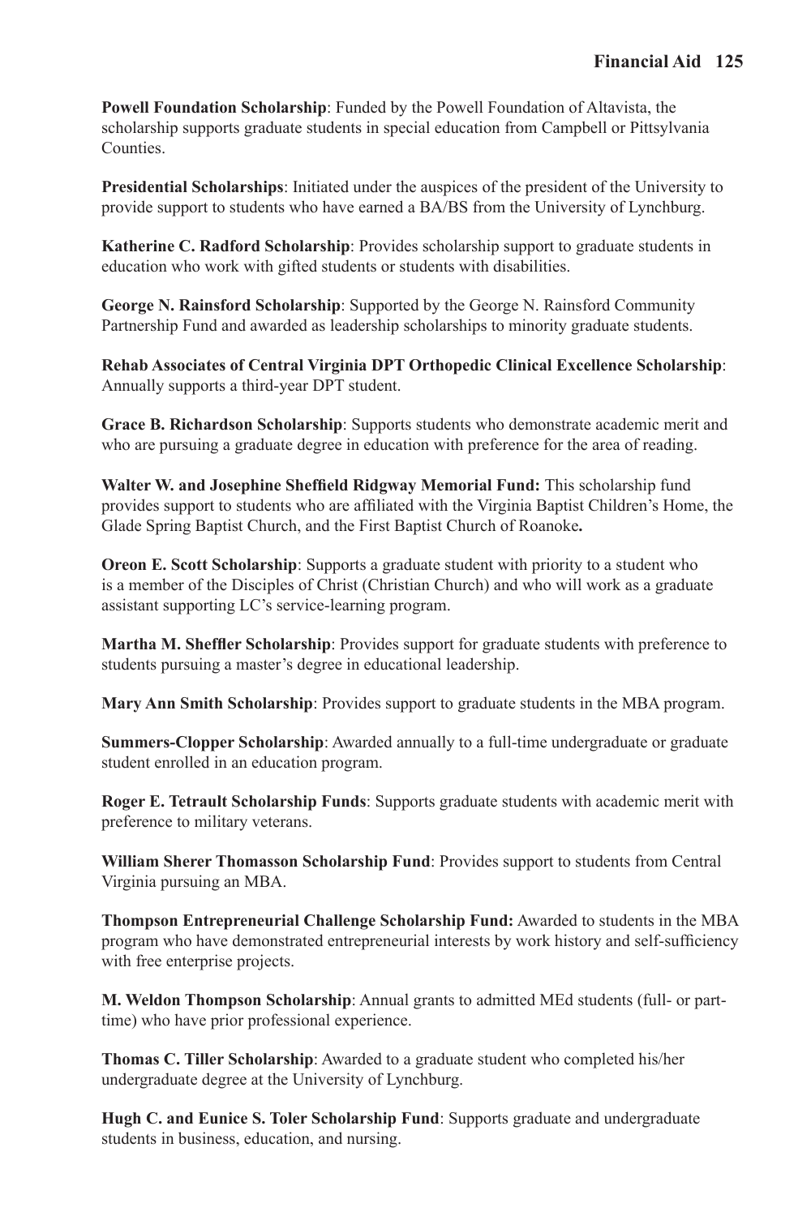**Powell Foundation Scholarship**: Funded by the Powell Foundation of Altavista, the scholarship supports graduate students in special education from Campbell or Pittsylvania Counties.

**Presidential Scholarships**: Initiated under the auspices of the president of the University to provide support to students who have earned a BA/BS from the University of Lynchburg.

**Katherine C. Radford Scholarship**: Provides scholarship support to graduate students in education who work with gifted students or students with disabilities.

**George N. Rainsford Scholarship**: Supported by the George N. Rainsford Community Partnership Fund and awarded as leadership scholarships to minority graduate students.

**Rehab Associates of Central Virginia DPT Orthopedic Clinical Excellence Scholarship**: Annually supports a third-year DPT student.

**Grace B. Richardson Scholarship**: Supports students who demonstrate academic merit and who are pursuing a graduate degree in education with preference for the area of reading.

**Walter W. and Josephine Sheffield Ridgway Memorial Fund:** This scholarship fund provides support to students who are affiliated with the Virginia Baptist Children's Home, the Glade Spring Baptist Church, and the First Baptist Church of Roanoke**.**

**Oreon E. Scott Scholarship**: Supports a graduate student with priority to a student who is a member of the Disciples of Christ (Christian Church) and who will work as a graduate assistant supporting LC's service-learning program.

**Martha M. Sheffler Scholarship**: Provides support for graduate students with preference to students pursuing a master's degree in educational leadership.

**Mary Ann Smith Scholarship**: Provides support to graduate students in the MBA program.

**Summers-Clopper Scholarship**: Awarded annually to a full-time undergraduate or graduate student enrolled in an education program.

**Roger E. Tetrault Scholarship Funds**: Supports graduate students with academic merit with preference to military veterans.

**William Sherer Thomasson Scholarship Fund**: Provides support to students from Central Virginia pursuing an MBA.

**Thompson Entrepreneurial Challenge Scholarship Fund:** Awarded to students in the MBA program who have demonstrated entrepreneurial interests by work history and self-sufficiency with free enterprise projects.

**M. Weldon Thompson Scholarship**: Annual grants to admitted MEd students (full- or part-time) who have prior professional experience.

**Thomas C. Tiller Scholarship**: Awarded to a graduate student who completed his/her undergraduate degree at the University of Lynchburg.

**Hugh C. and Eunice S. Toler Scholarship Fund**: Supports graduate and undergraduate students in business, education, and nursing.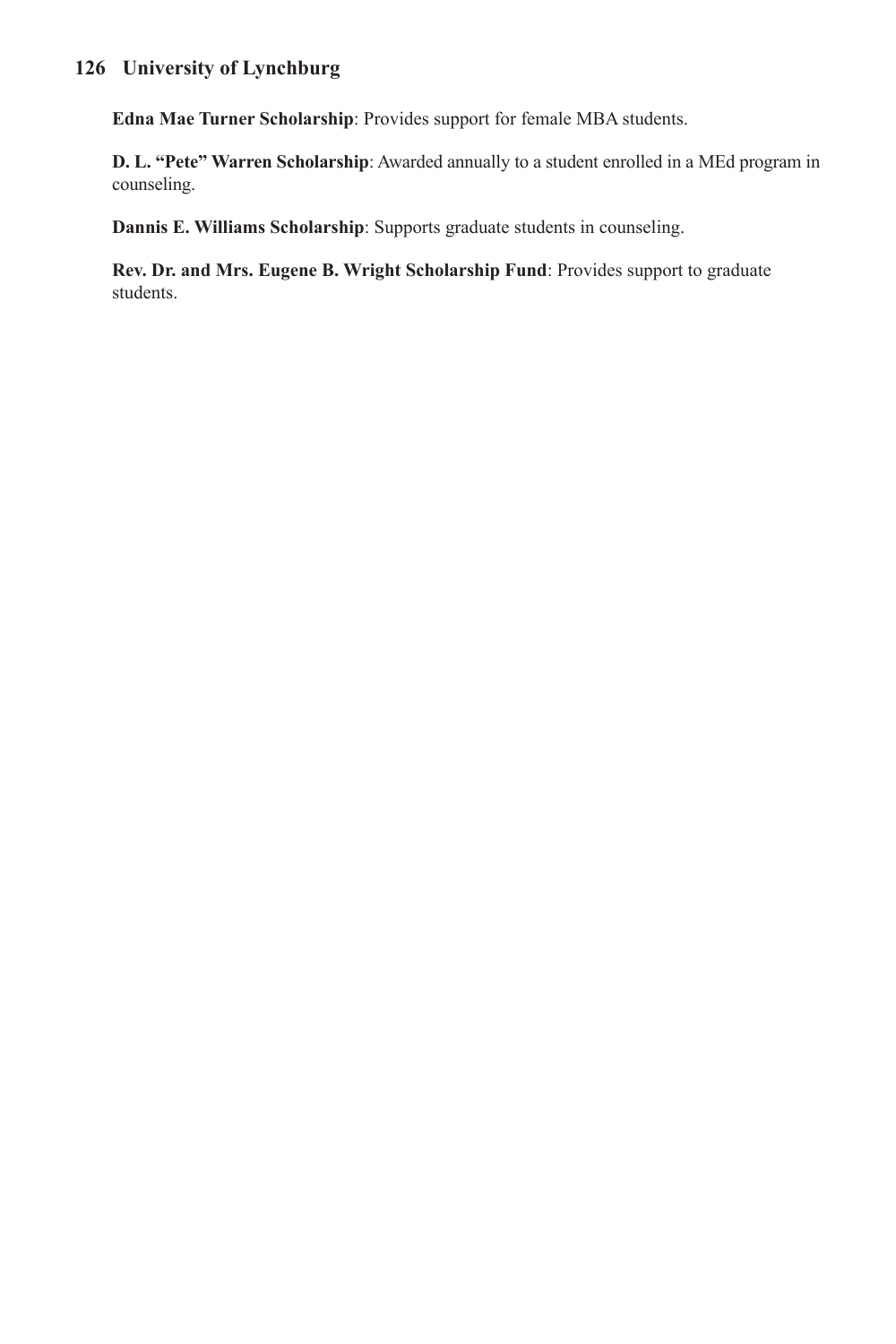**Edna Mae Turner Scholarship**: Provides support for female MBA students.

**D. L. "Pete" Warren Scholarship**: Awarded annually to a student enrolled in a MEd program in counseling.

**Dannis E. Williams Scholarship**: Supports graduate students in counseling.

**Rev. Dr. and Mrs. Eugene B. Wright Scholarship Fund**: Provides support to graduate students.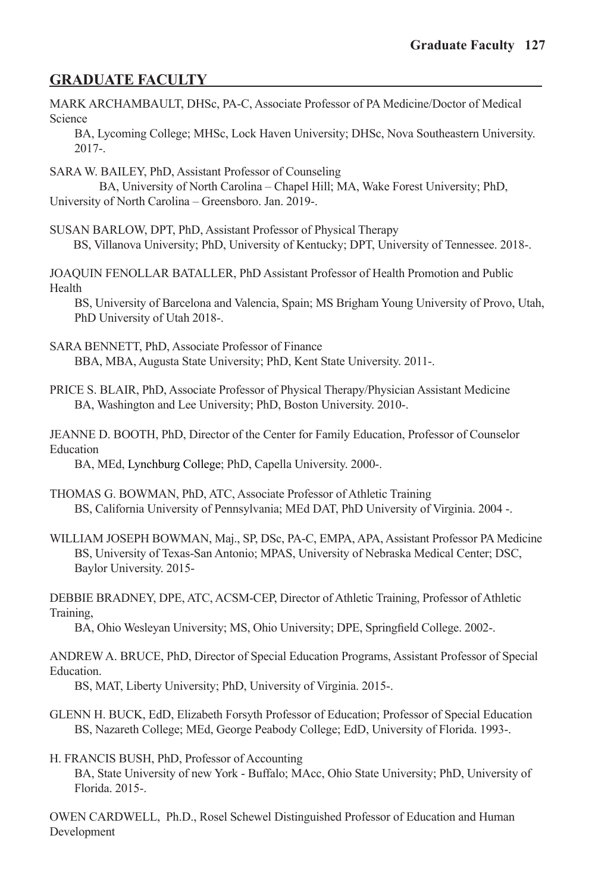## GRADUATE FACULTY

MARK ARCHAMBAULT, DHSc, PA-C, Associate Professor of PA Medicine/Doctor of Medical Science
BA, Lycoming College; MHSc, Lock Haven University; DHSc, Nova Southeastern University. 2017-.

SARA W. BAILEY, PhD, Assistant Professor of Counseling
BA, University of North Carolina – Chapel Hill; MA, Wake Forest University; PhD, University of North Carolina – Greensboro. Jan. 2019-.

SUSAN BARLOW, DPT, PhD, Assistant Professor of Physical Therapy
BS, Villanova University; PhD, University of Kentucky; DPT, University of Tennessee. 2018-.

JOAQUIN FENOLLAR BATALLER, PhD Assistant Professor of Health Promotion and Public Health
BS, University of Barcelona and Valencia, Spain; MS Brigham Young University of Provo, Utah, PhD University of Utah 2018-.

SARA BENNETT, PhD, Associate Professor of Finance
BBA, MBA, Augusta State University; PhD, Kent State University. 2011-.

PRICE S. BLAIR, PhD, Associate Professor of Physical Therapy/Physician Assistant Medicine
BA, Washington and Lee University; PhD, Boston University. 2010-.

JEANNE D. BOOTH, PhD, Director of the Center for Family Education, Professor of Counselor Education
BA, MEd, Lynchburg College; PhD, Capella University. 2000-.

THOMAS G. BOWMAN, PhD, ATC, Associate Professor of Athletic Training
BS, California University of Pennsylvania; MEd DAT, PhD University of Virginia. 2004 -.

WILLIAM JOSEPH BOWMAN, Maj., SP, DSc, PA-C, EMPA, APA, Assistant Professor PA Medicine
BS, University of Texas-San Antonio; MPAS, University of Nebraska Medical Center; DSC, Baylor University. 2015-

DEBBIE BRADNEY, DPE, ATC, ACSM-CEP, Director of Athletic Training, Professor of Athletic Training,
BA, Ohio Wesleyan University; MS, Ohio University; DPE, Springfield College. 2002-.

ANDREW A. BRUCE, PhD, Director of Special Education Programs, Assistant Professor of Special Education.
BS, MAT, Liberty University; PhD, University of Virginia. 2015-.

GLENN H. BUCK, EdD, Elizabeth Forsyth Professor of Education; Professor of Special Education
BS, Nazareth College; MEd, George Peabody College; EdD, University of Florida. 1993-.

H. FRANCIS BUSH, PhD, Professor of Accounting
BA, State University of new York - Buffalo; MAcc, Ohio State University; PhD, University of Florida. 2015-.

OWEN CARDWELL, Ph.D., Rosel Schewel Distinguished Professor of Education and Human Development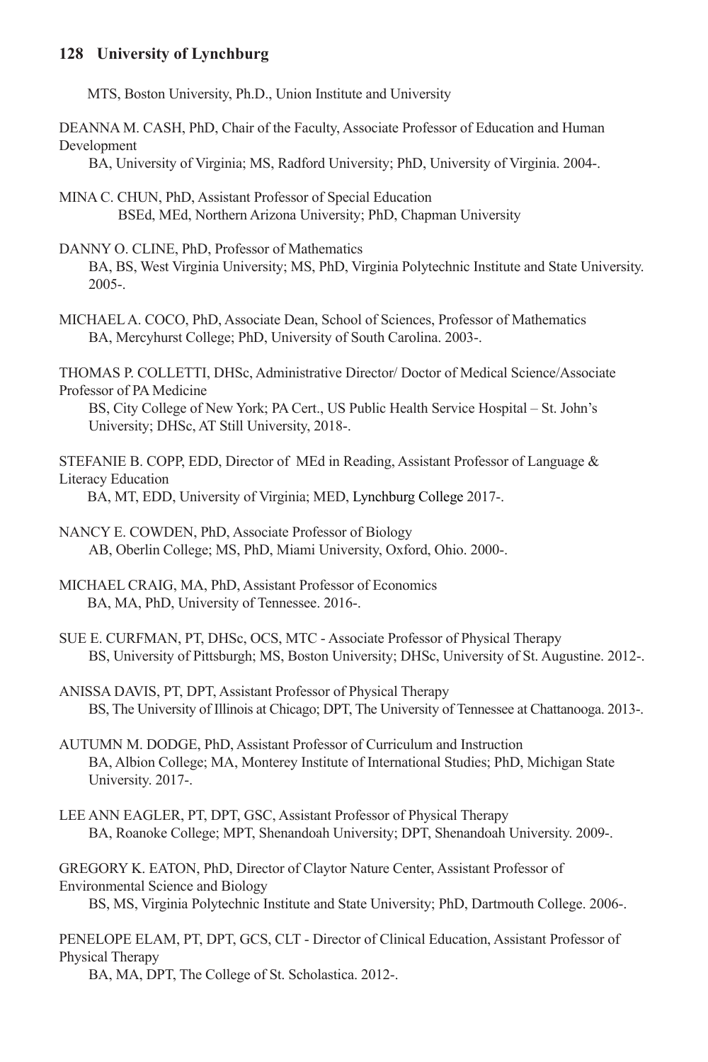MTS, Boston University, Ph.D., Union Institute and University

DEANNA M. CASH, PhD, Chair of the Faculty, Associate Professor of Education and Human Development
BA, University of Virginia; MS, Radford University; PhD, University of Virginia. 2004-.

MINA C. CHUN, PhD, Assistant Professor of Special Education
BSEd, MEd, Northern Arizona University; PhD, Chapman University

DANNY O. CLINE, PhD, Professor of Mathematics
BA, BS, West Virginia University; MS, PhD, Virginia Polytechnic Institute and State University. 2005-.

MICHAEL A. COCO, PhD, Associate Dean, School of Sciences, Professor of Mathematics
BA, Mercyhurst College; PhD, University of South Carolina. 2003-.

THOMAS P. COLLETTI, DHSc, Administrative Director/ Doctor of Medical Science/Associate Professor of PA Medicine
BS, City College of New York; PA Cert., US Public Health Service Hospital – St. John's University; DHSc, AT Still University, 2018-.

STEFANIE B. COPP, EDD, Director of MEd in Reading, Assistant Professor of Language & Literacy Education
BA, MT, EDD, University of Virginia; MED, Lynchburg College 2017-.

NANCY E. COWDEN, PhD, Associate Professor of Biology
AB, Oberlin College; MS, PhD, Miami University, Oxford, Ohio. 2000-.

MICHAEL CRAIG, MA, PhD, Assistant Professor of Economics
BA, MA, PhD, University of Tennessee. 2016-.

SUE E. CURFMAN, PT, DHSc, OCS, MTC - Associate Professor of Physical Therapy
BS, University of Pittsburgh; MS, Boston University; DHSc, University of St. Augustine. 2012-.

ANISSA DAVIS, PT, DPT, Assistant Professor of Physical Therapy
BS, The University of Illinois at Chicago; DPT, The University of Tennessee at Chattanooga. 2013-.

AUTUMN M. DODGE, PhD, Assistant Professor of Curriculum and Instruction
BA, Albion College; MA, Monterey Institute of International Studies; PhD, Michigan State University. 2017-.

LEE ANN EAGLER, PT, DPT, GSC, Assistant Professor of Physical Therapy
BA, Roanoke College; MPT, Shenandoah University; DPT, Shenandoah University. 2009-.

GREGORY K. EATON, PhD, Director of Claytor Nature Center, Assistant Professor of Environmental Science and Biology
BS, MS, Virginia Polytechnic Institute and State University; PhD, Dartmouth College. 2006-.

PENELOPE ELAM, PT, DPT, GCS, CLT - Director of Clinical Education, Assistant Professor of Physical Therapy
BA, MA, DPT, The College of St. Scholastica. 2012-.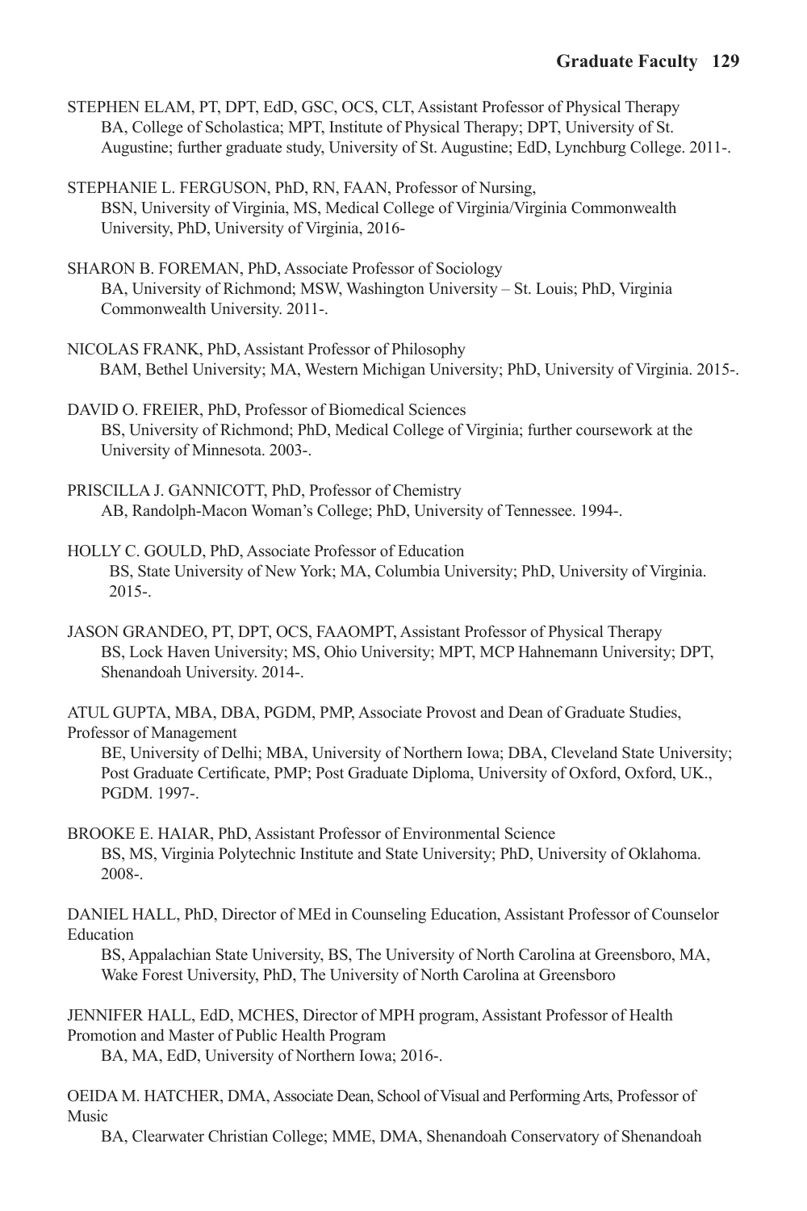STEPHEN ELAM, PT, DPT, EdD, GSC, OCS, CLT, Assistant Professor of Physical Therapy
BA, College of Scholastica; MPT, Institute of Physical Therapy; DPT, University of St. Augustine; further graduate study, University of St. Augustine; EdD, Lynchburg College. 2011-.

STEPHANIE L. FERGUSON, PhD, RN, FAAN, Professor of Nursing,
BSN, University of Virginia, MS, Medical College of Virginia/Virginia Commonwealth University, PhD, University of Virginia, 2016-

SHARON B. FOREMAN, PhD, Associate Professor of Sociology
BA, University of Richmond; MSW, Washington University – St. Louis; PhD, Virginia Commonwealth University. 2011-.

NICOLAS FRANK, PhD, Assistant Professor of Philosophy
BAM, Bethel University; MA, Western Michigan University; PhD, University of Virginia. 2015-.

DAVID O. FREIER, PhD, Professor of Biomedical Sciences
BS, University of Richmond; PhD, Medical College of Virginia; further coursework at the University of Minnesota. 2003-.

PRISCILLA J. GANNICOTT, PhD, Professor of Chemistry
AB, Randolph-Macon Woman's College; PhD, University of Tennessee. 1994-.

HOLLY C. GOULD, PhD, Associate Professor of Education
BS, State University of New York; MA, Columbia University; PhD, University of Virginia. 2015-.

JASON GRANDEO, PT, DPT, OCS, FAAOMPT, Assistant Professor of Physical Therapy
BS, Lock Haven University; MS, Ohio University; MPT, MCP Hahnemann University; DPT, Shenandoah University. 2014-.

ATUL GUPTA, MBA, DBA, PGDM, PMP, Associate Provost and Dean of Graduate Studies, Professor of Management
BE, University of Delhi; MBA, University of Northern Iowa; DBA, Cleveland State University; Post Graduate Certificate, PMP; Post Graduate Diploma, University of Oxford, Oxford, UK., PGDM. 1997-.

BROOKE E. HAIAR, PhD, Assistant Professor of Environmental Science
BS, MS, Virginia Polytechnic Institute and State University; PhD, University of Oklahoma. 2008-.

DANIEL HALL, PhD, Director of MEd in Counseling Education, Assistant Professor of Counselor Education
BS, Appalachian State University, BS, The University of North Carolina at Greensboro, MA, Wake Forest University, PhD, The University of North Carolina at Greensboro

JENNIFER HALL, EdD, MCHES, Director of MPH program, Assistant Professor of Health Promotion and Master of Public Health Program
BA, MA, EdD, University of Northern Iowa; 2016-.

OEIDA M. HATCHER, DMA, Associate Dean, School of Visual and Performing Arts, Professor of Music
BA, Clearwater Christian College; MME, DMA, Shenandoah Conservatory of Shenandoah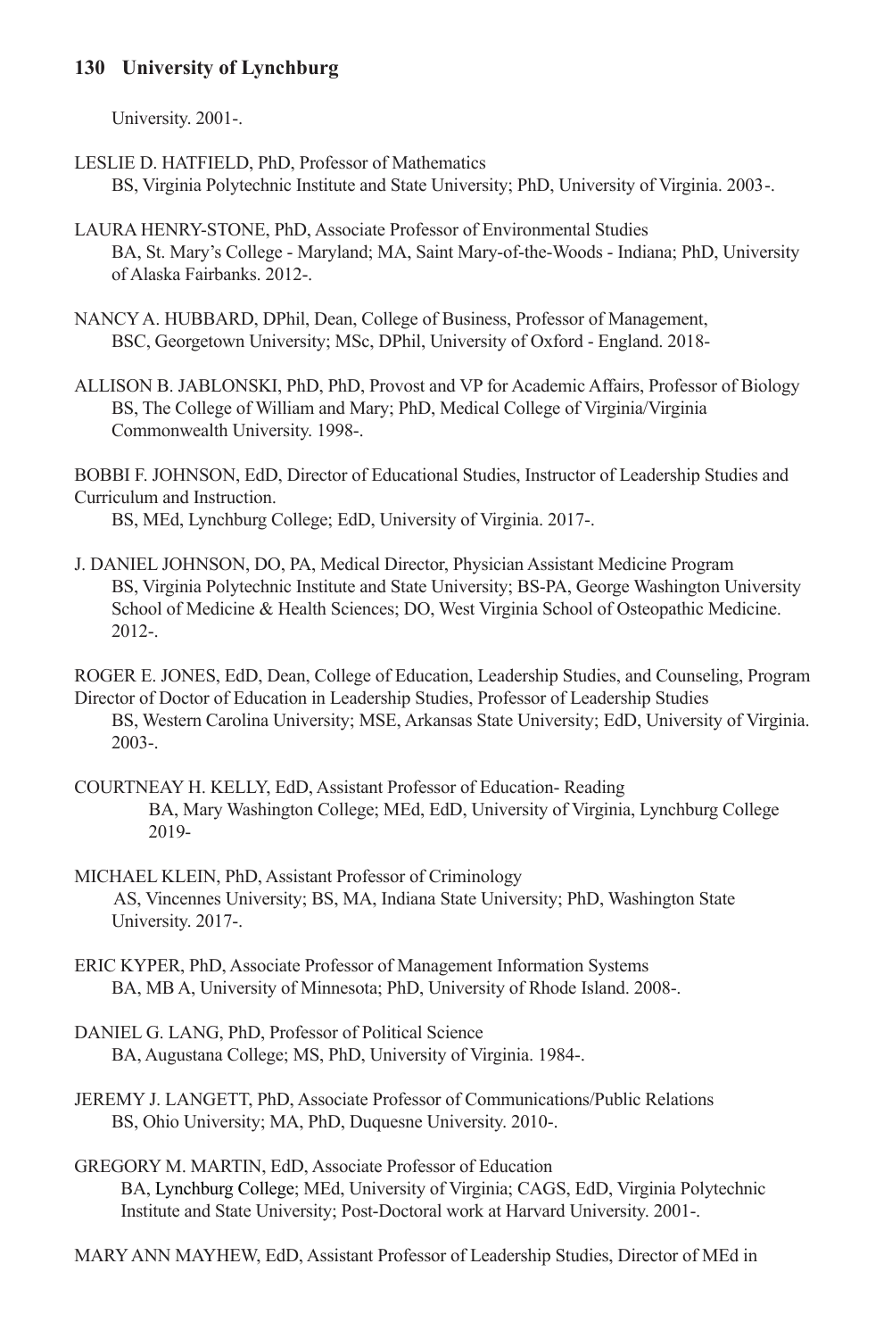University. 2001-.

LESLIE D. HATFIELD, PhD, Professor of Mathematics
BS, Virginia Polytechnic Institute and State University; PhD, University of Virginia. 2003-.

LAURA HENRY-STONE, PhD, Associate Professor of Environmental Studies
BA, St. Mary's College - Maryland; MA, Saint Mary-of-the-Woods - Indiana; PhD, University of Alaska Fairbanks. 2012-.

NANCY A. HUBBARD, DPhil, Dean, College of Business, Professor of Management,
BSC, Georgetown University; MSc, DPhil, University of Oxford - England. 2018-

ALLISON B. JABLONSKI, PhD, PhD, Provost and VP for Academic Affairs, Professor of Biology
BS, The College of William and Mary; PhD, Medical College of Virginia/Virginia Commonwealth University. 1998-.

BOBBI F. JOHNSON, EdD, Director of Educational Studies, Instructor of Leadership Studies and Curriculum and Instruction.
BS, MEd, Lynchburg College; EdD, University of Virginia. 2017-.

J. DANIEL JOHNSON, DO, PA, Medical Director, Physician Assistant Medicine Program
BS, Virginia Polytechnic Institute and State University; BS-PA, George Washington University School of Medicine & Health Sciences; DO, West Virginia School of Osteopathic Medicine. 2012-.

ROGER E. JONES, EdD, Dean, College of Education, Leadership Studies, and Counseling, Program Director of Doctor of Education in Leadership Studies, Professor of Leadership Studies
BS, Western Carolina University; MSE, Arkansas State University; EdD, University of Virginia. 2003-.

COURTNEAY H. KELLY, EdD, Assistant Professor of Education- Reading
BA, Mary Washington College; MEd, EdD, University of Virginia, Lynchburg College 2019-

MICHAEL KLEIN, PhD, Assistant Professor of Criminology
AS, Vincennes University; BS, MA, Indiana State University; PhD, Washington State University. 2017-.

ERIC KYPER, PhD, Associate Professor of Management Information Systems
BA, MB A, University of Minnesota; PhD, University of Rhode Island. 2008-.

DANIEL G. LANG, PhD, Professor of Political Science
BA, Augustana College; MS, PhD, University of Virginia. 1984-.

JEREMY J. LANGETT, PhD, Associate Professor of Communications/Public Relations
BS, Ohio University; MA, PhD, Duquesne University. 2010-.

GREGORY M. MARTIN, EdD, Associate Professor of Education
BA, Lynchburg College; MEd, University of Virginia; CAGS, EdD, Virginia Polytechnic Institute and State University; Post-Doctoral work at Harvard University. 2001-.

MARY ANN MAYHEW, EdD, Assistant Professor of Leadership Studies, Director of MEd in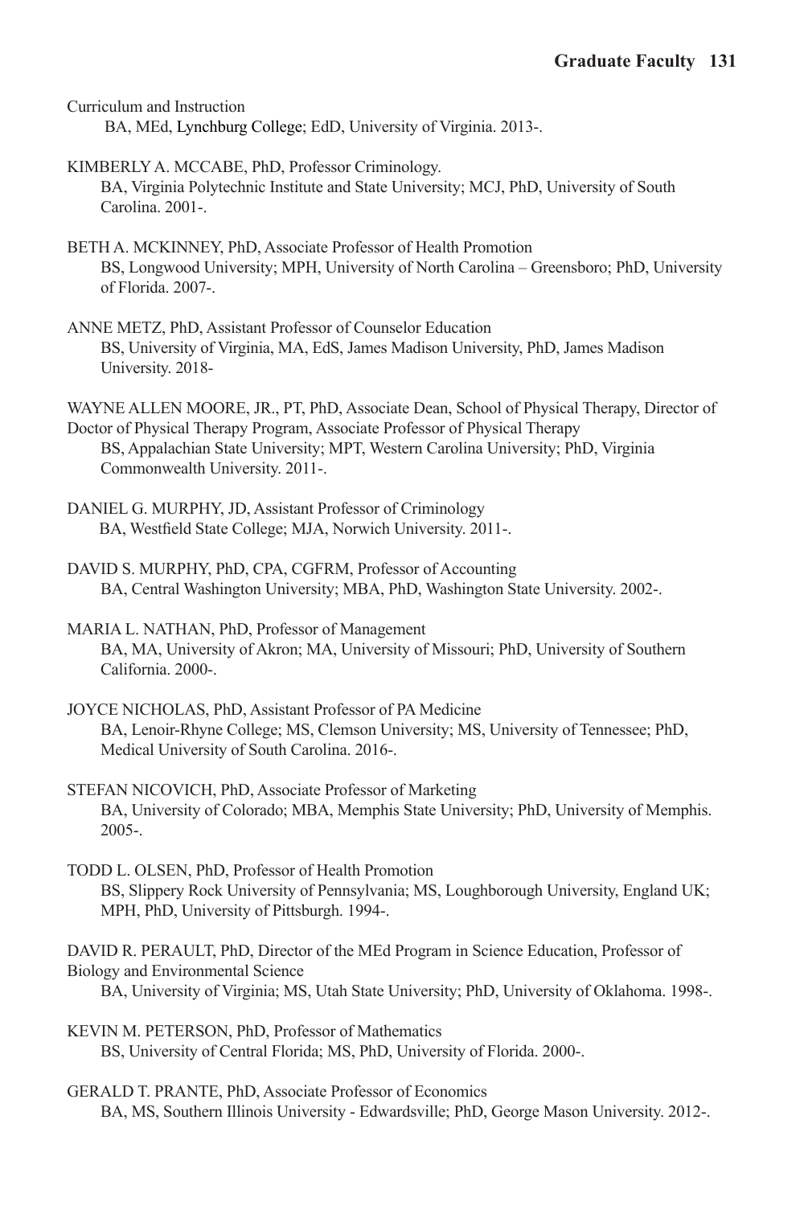Curriculum and Instruction

BA, MEd, Lynchburg College; EdD, University of Virginia. 2013-.

KIMBERLY A. MCCABE, PhD, Professor Criminology.

BA, Virginia Polytechnic Institute and State University; MCJ, PhD, University of South Carolina. 2001-.

BETH A. MCKINNEY, PhD, Associate Professor of Health Promotion

BS, Longwood University; MPH, University of North Carolina – Greensboro; PhD, University of Florida. 2007-.

ANNE METZ, PhD, Assistant Professor of Counselor Education

BS, University of Virginia, MA, EdS, James Madison University, PhD, James Madison University. 2018-

WAYNE ALLEN MOORE, JR., PT, PhD, Associate Dean, School of Physical Therapy, Director of Doctor of Physical Therapy Program, Associate Professor of Physical Therapy

BS, Appalachian State University; MPT, Western Carolina University; PhD, Virginia Commonwealth University. 2011-.

DANIEL G. MURPHY, JD, Assistant Professor of Criminology

BA, Westfield State College; MJA, Norwich University. 2011-.

DAVID S. MURPHY, PhD, CPA, CGFRM, Professor of Accounting

BA, Central Washington University; MBA, PhD, Washington State University. 2002-.

MARIA L. NATHAN, PhD, Professor of Management

BA, MA, University of Akron; MA, University of Missouri; PhD, University of Southern California. 2000-.

JOYCE NICHOLAS, PhD, Assistant Professor of PA Medicine

BA, Lenoir-Rhyne College; MS, Clemson University; MS, University of Tennessee; PhD, Medical University of South Carolina. 2016-.

STEFAN NICOVICH, PhD, Associate Professor of Marketing

BA, University of Colorado; MBA, Memphis State University; PhD, University of Memphis. 2005-.

TODD L. OLSEN, PhD, Professor of Health Promotion

BS, Slippery Rock University of Pennsylvania; MS, Loughborough University, England UK; MPH, PhD, University of Pittsburgh. 1994-.

DAVID R. PERAULT, PhD, Director of the MEd Program in Science Education, Professor of Biology and Environmental Science

BA, University of Virginia; MS, Utah State University; PhD, University of Oklahoma. 1998-.

KEVIN M. PETERSON, PhD, Professor of Mathematics

BS, University of Central Florida; MS, PhD, University of Florida. 2000-.

GERALD T. PRANTE, PhD, Associate Professor of Economics

BA, MS, Southern Illinois University - Edwardsville; PhD, George Mason University. 2012-.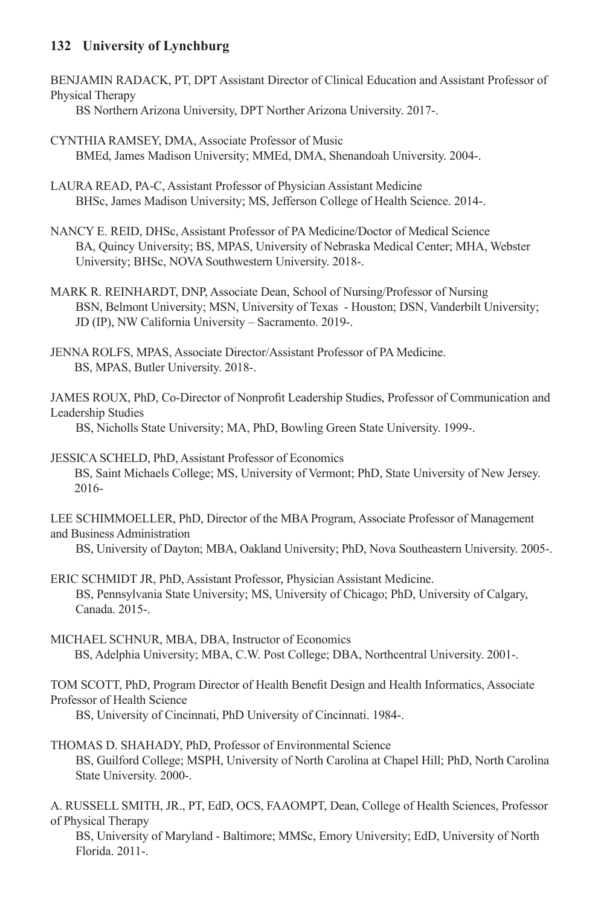BENJAMIN RADACK, PT, DPT Assistant Director of Clinical Education and Assistant Professor of Physical Therapy
BS Northern Arizona University, DPT Norther Arizona University. 2017-.

CYNTHIA RAMSEY, DMA, Associate Professor of Music
BMEd, James Madison University; MMEd, DMA, Shenandoah University. 2004-.

LAURA READ, PA-C, Assistant Professor of Physician Assistant Medicine
BHSc, James Madison University; MS, Jefferson College of Health Science. 2014-.

NANCY E. REID, DHSc, Assistant Professor of PA Medicine/Doctor of Medical Science
BA, Quincy University; BS, MPAS, University of Nebraska Medical Center; MHA, Webster University; BHSc, NOVA Southwestern University. 2018-.

MARK R. REINHARDT, DNP, Associate Dean, School of Nursing/Professor of Nursing
BSN, Belmont University; MSN, University of Texas - Houston; DSN, Vanderbilt University; JD (IP), NW California University – Sacramento. 2019-.

JENNA ROLFS, MPAS, Associate Director/Assistant Professor of PA Medicine.
BS, MPAS, Butler University. 2018-.

JAMES ROUX, PhD, Co-Director of Nonprofit Leadership Studies, Professor of Communication and Leadership Studies
BS, Nicholls State University; MA, PhD, Bowling Green State University. 1999-.

JESSICA SCHELD, PhD, Assistant Professor of Economics
BS, Saint Michaels College; MS, University of Vermont; PhD, State University of New Jersey. 2016-

LEE SCHIMMOELLER, PhD, Director of the MBA Program, Associate Professor of Management and Business Administration
BS, University of Dayton; MBA, Oakland University; PhD, Nova Southeastern University. 2005-.

ERIC SCHMIDT JR, PhD, Assistant Professor, Physician Assistant Medicine.
BS, Pennsylvania State University; MS, University of Chicago; PhD, University of Calgary, Canada. 2015-.

MICHAEL SCHNUR, MBA, DBA, Instructor of Economics
BS, Adelphia University; MBA, C.W. Post College; DBA, Northcentral University. 2001-.

TOM SCOTT, PhD, Program Director of Health Benefit Design and Health Informatics, Associate Professor of Health Science
BS, University of Cincinnati, PhD University of Cincinnati. 1984-.

THOMAS D. SHAHADY, PhD, Professor of Environmental Science
BS, Guilford College; MSPH, University of North Carolina at Chapel Hill; PhD, North Carolina State University. 2000-.

A. RUSSELL SMITH, JR., PT, EdD, OCS, FAAOMPT, Dean, College of Health Sciences, Professor of Physical Therapy
BS, University of Maryland - Baltimore; MMSc, Emory University; EdD, University of North Florida. 2011-.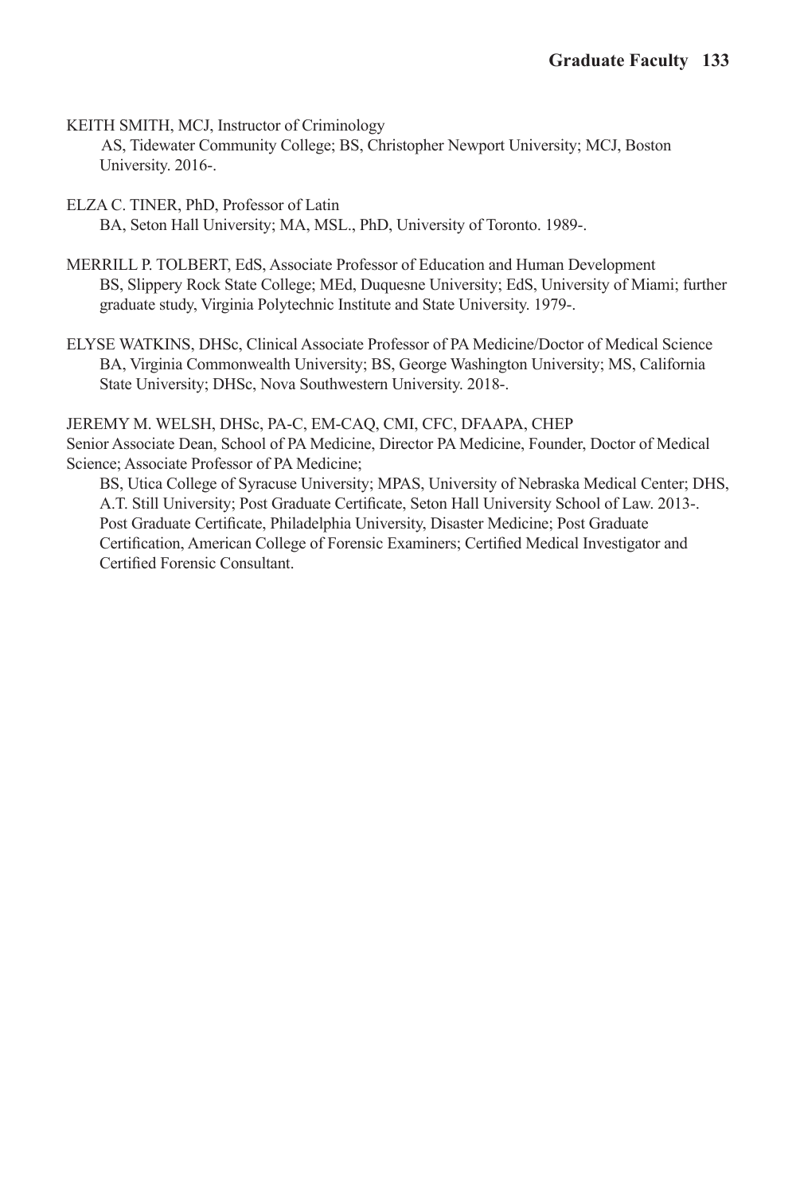KEITH SMITH, MCJ, Instructor of Criminology
AS, Tidewater Community College; BS, Christopher Newport University; MCJ, Boston University. 2016-.

ELZA C. TINER, PhD, Professor of Latin
BA, Seton Hall University; MA, MSL., PhD, University of Toronto. 1989-.

MERRILL P. TOLBERT, EdS, Associate Professor of Education and Human Development
BS, Slippery Rock State College; MEd, Duquesne University; EdS, University of Miami; further graduate study, Virginia Polytechnic Institute and State University. 1979-.

ELYSE WATKINS, DHSc, Clinical Associate Professor of PA Medicine/Doctor of Medical Science
BA, Virginia Commonwealth University; BS, George Washington University; MS, California State University; DHSc, Nova Southwestern University. 2018-.

JEREMY M. WELSH, DHSc, PA-C, EM-CAQ, CMI, CFC, DFAAPA, CHEP
Senior Associate Dean, School of PA Medicine, Director PA Medicine, Founder, Doctor of Medical Science; Associate Professor of PA Medicine;
BS, Utica College of Syracuse University; MPAS, University of Nebraska Medical Center; DHS, A.T. Still University; Post Graduate Certificate, Seton Hall University School of Law. 2013-. Post Graduate Certificate, Philadelphia University, Disaster Medicine; Post Graduate Certification, American College of Forensic Examiners; Certified Medical Investigator and Certified Forensic Consultant.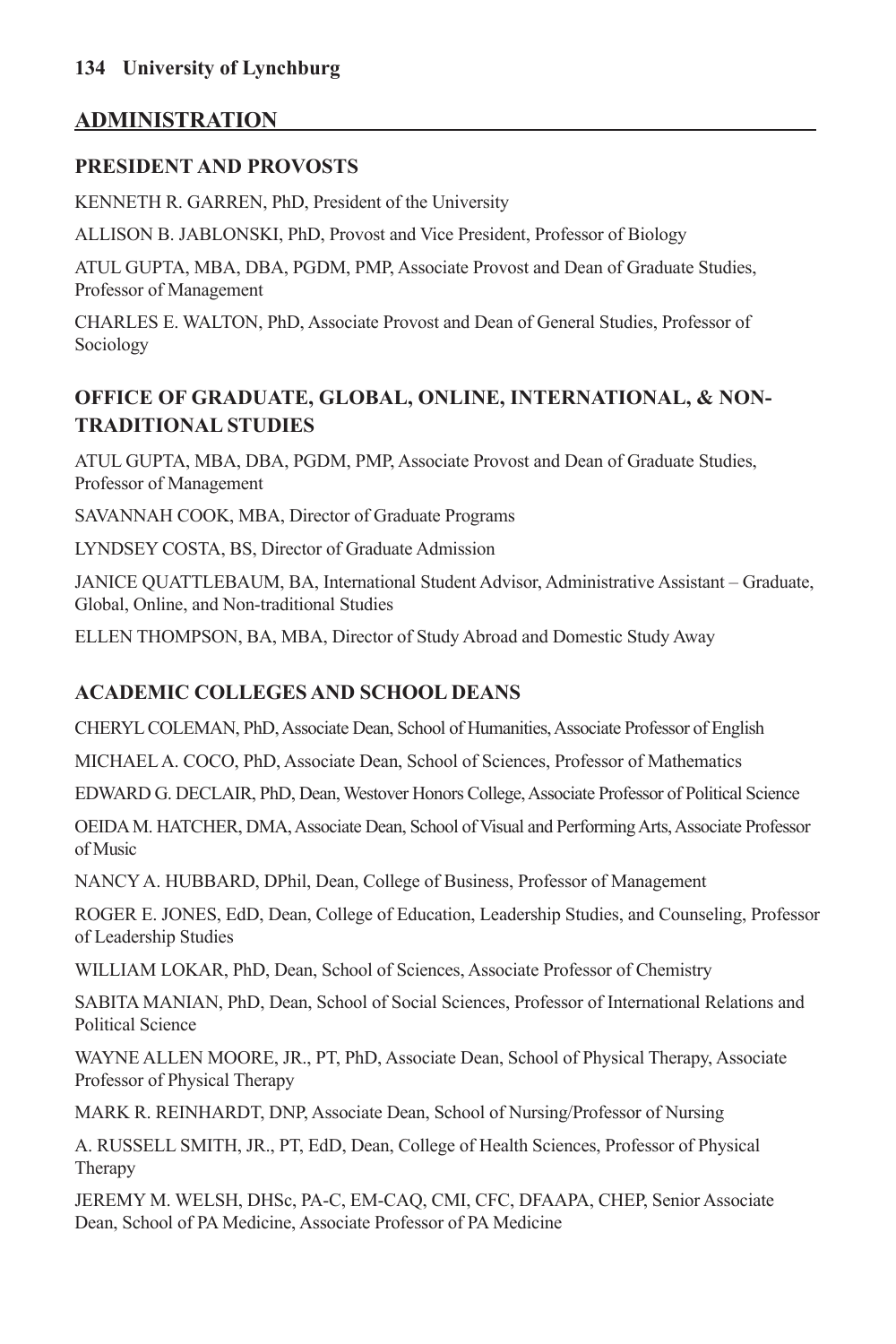## ADMINISTRATION

### PRESIDENT AND PROVOSTS

KENNETH R. GARREN, PhD, President of the University

ALLISON B. JABLONSKI, PhD, Provost and Vice President, Professor of Biology

ATUL GUPTA, MBA, DBA, PGDM, PMP, Associate Provost and Dean of Graduate Studies, Professor of Management

CHARLES E. WALTON, PhD, Associate Provost and Dean of General Studies, Professor of Sociology

### OFFICE OF GRADUATE, GLOBAL, ONLINE, INTERNATIONAL, & NON-TRADITIONAL STUDIES

ATUL GUPTA, MBA, DBA, PGDM, PMP, Associate Provost and Dean of Graduate Studies, Professor of Management

SAVANNAH COOK, MBA, Director of Graduate Programs

LYNDSEY COSTA, BS, Director of Graduate Admission

JANICE QUATTLEBAUM, BA, International Student Advisor, Administrative Assistant – Graduate, Global, Online, and Non-traditional Studies

ELLEN THOMPSON, BA, MBA, Director of Study Abroad and Domestic Study Away

### ACADEMIC COLLEGES AND SCHOOL DEANS

CHERYL COLEMAN, PhD, Associate Dean, School of Humanities, Associate Professor of English

MICHAEL A. COCO, PhD, Associate Dean, School of Sciences, Professor of Mathematics

EDWARD G. DECLAIR, PhD, Dean, Westover Honors College, Associate Professor of Political Science

OEIDA M. HATCHER, DMA, Associate Dean, School of Visual and Performing Arts, Associate Professor of Music

NANCY A. HUBBARD, DPhil, Dean, College of Business, Professor of Management

ROGER E. JONES, EdD, Dean, College of Education, Leadership Studies, and Counseling, Professor of Leadership Studies

WILLIAM LOKAR, PhD, Dean, School of Sciences, Associate Professor of Chemistry

SABITA MANIAN, PhD, Dean, School of Social Sciences, Professor of International Relations and Political Science

WAYNE ALLEN MOORE, JR., PT, PhD, Associate Dean, School of Physical Therapy, Associate Professor of Physical Therapy

MARK R. REINHARDT, DNP, Associate Dean, School of Nursing/Professor of Nursing

A. RUSSELL SMITH, JR., PT, EdD, Dean, College of Health Sciences, Professor of Physical Therapy

JEREMY M. WELSH, DHSc, PA-C, EM-CAQ, CMI, CFC, DFAAPA, CHEP, Senior Associate Dean, School of PA Medicine, Associate Professor of PA Medicine